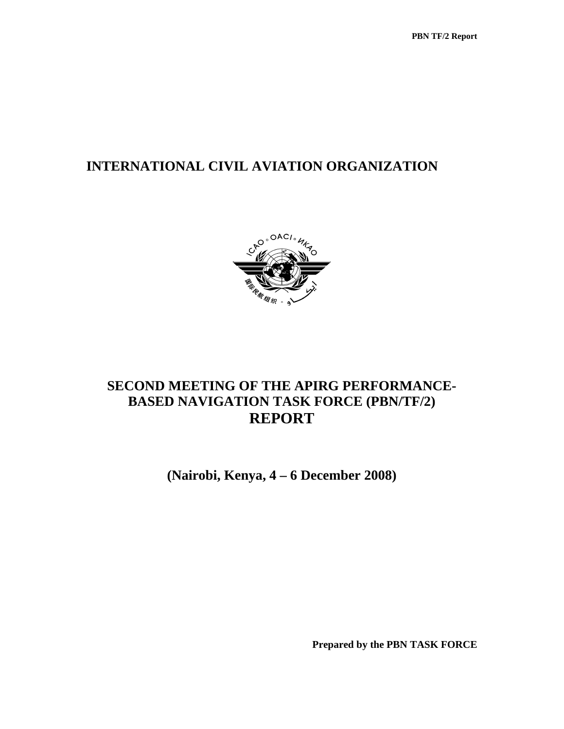# INTERNATIONAL CIVIL AVIATION ORGANIZATION

# SECOND MEETING OF THE APIRG PERFORMANCE-BASED NAVIGATION TASK FORCE (PBN/TF/2)

# REPORT

**(Nairobi, Kenya, 4 – 6 December 2008)**

**Prepared by the PBN TASK FORCE**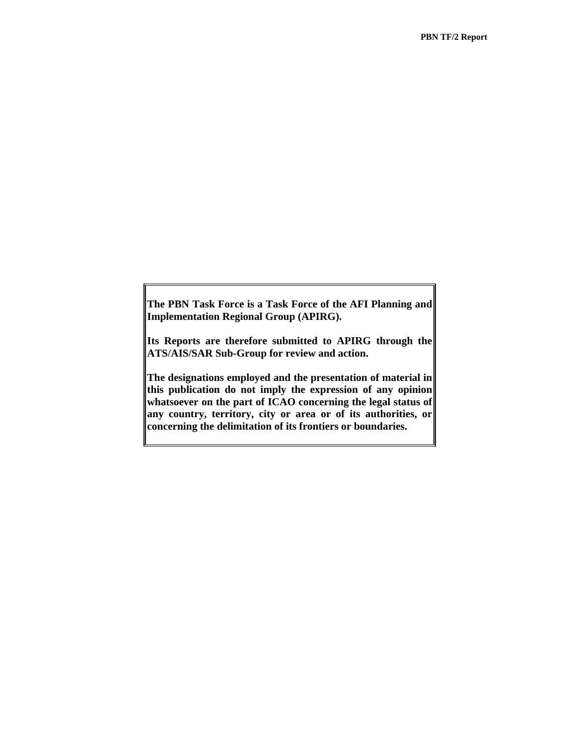**The PBN Task Force is a Task Force of the AFI Planning and Implementation Regional Group (APIRG).**

**Its Reports are therefore submitted to APIRG through the ATS/AIS/SAR Sub-Group for review and action.**

**The designations employed and the presentation of material in this publication do not imply the expression of any opinion whatsoever on the part of ICAO concerning the legal status of any country, territory, city or area or of its authorities, or concerning the delimitation of its frontiers or boundaries.**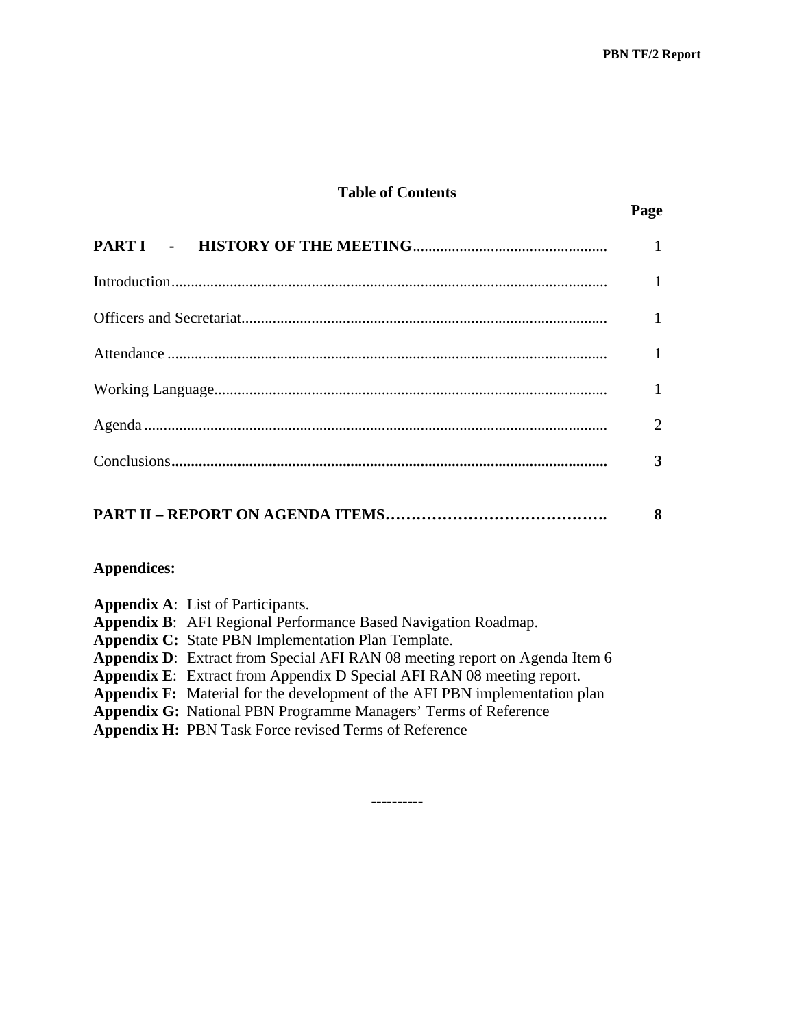## Table of Contents

| | Page |
|---|---|
| **PART I - HISTORY OF THE MEETING** | 1 |
| Introduction | 1 |
| Officers and Secretariat | 1 |
| Attendance | 1 |
| Working Language | 1 |
| Agenda | 2 |
| Conclusions | **3** |
| **PART II – REPORT ON AGENDA ITEMS** | **8** |

**Appendices:**

**Appendix A**: List of Participants.
**Appendix B**: AFI Regional Performance Based Navigation Roadmap.
**Appendix C:** State PBN Implementation Plan Template.
**Appendix D**: Extract from Special AFI RAN 08 meeting report on Agenda Item 6
**Appendix E**: Extract from Appendix D Special AFI RAN 08 meeting report.
**Appendix F:** Material for the development of the AFI PBN implementation plan
**Appendix G:** National PBN Programme Managers' Terms of Reference
**Appendix H:** PBN Task Force revised Terms of Reference

----------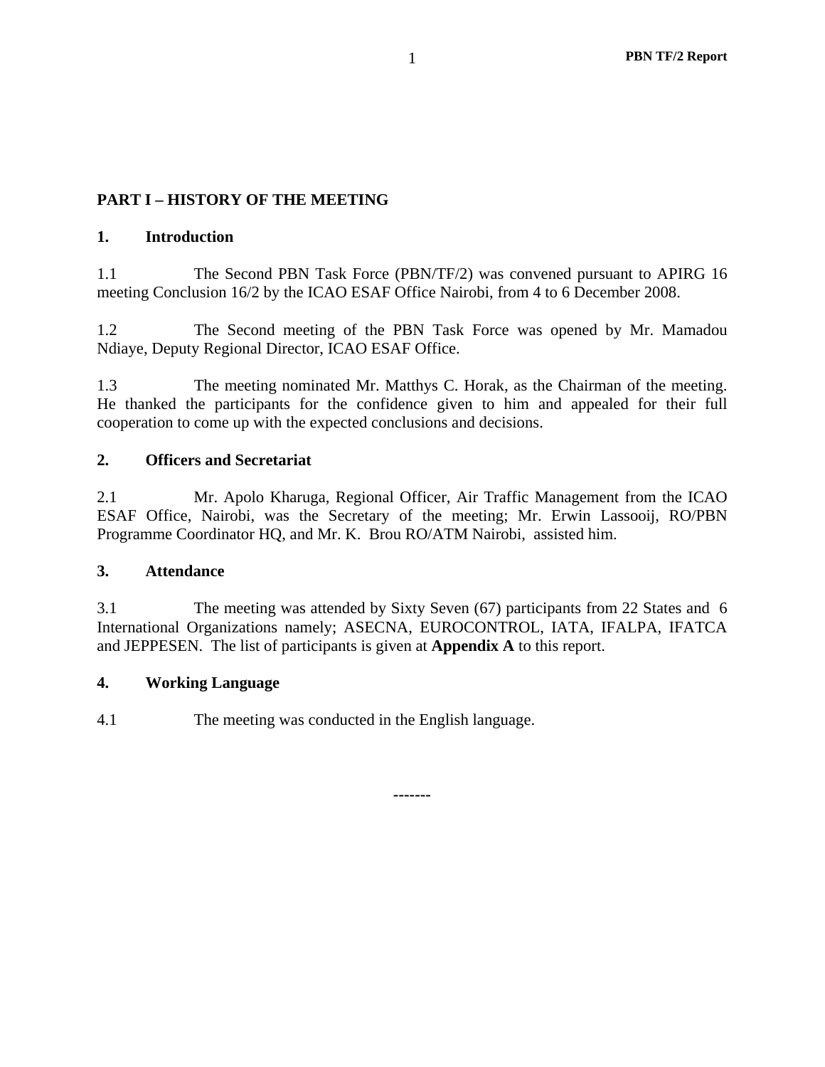## PART I – HISTORY OF THE MEETING

### 1. Introduction

1.1 The Second PBN Task Force (PBN/TF/2) was convened pursuant to APIRG 16 meeting Conclusion 16/2 by the ICAO ESAF Office Nairobi, from 4 to 6 December 2008.

1.2 The Second meeting of the PBN Task Force was opened by Mr. Mamadou Ndiaye, Deputy Regional Director, ICAO ESAF Office.

1.3 The meeting nominated Mr. Matthys C. Horak, as the Chairman of the meeting. He thanked the participants for the confidence given to him and appealed for their full cooperation to come up with the expected conclusions and decisions.

### 2. Officers and Secretariat

2.1 Mr. Apolo Kharuga, Regional Officer, Air Traffic Management from the ICAO ESAF Office, Nairobi, was the Secretary of the meeting; Mr. Erwin Lassooij, RO/PBN Programme Coordinator HQ, and Mr. K. Brou RO/ATM Nairobi, assisted him.

### 3. Attendance

3.1 The meeting was attended by Sixty Seven (67) participants from 22 States and 6 International Organizations namely; ASECNA, EUROCONTROL, IATA, IFALPA, IFATCA and JEPPESEN. The list of participants is given at **Appendix A** to this report.

### 4. Working Language

4.1 The meeting was conducted in the English language.

-------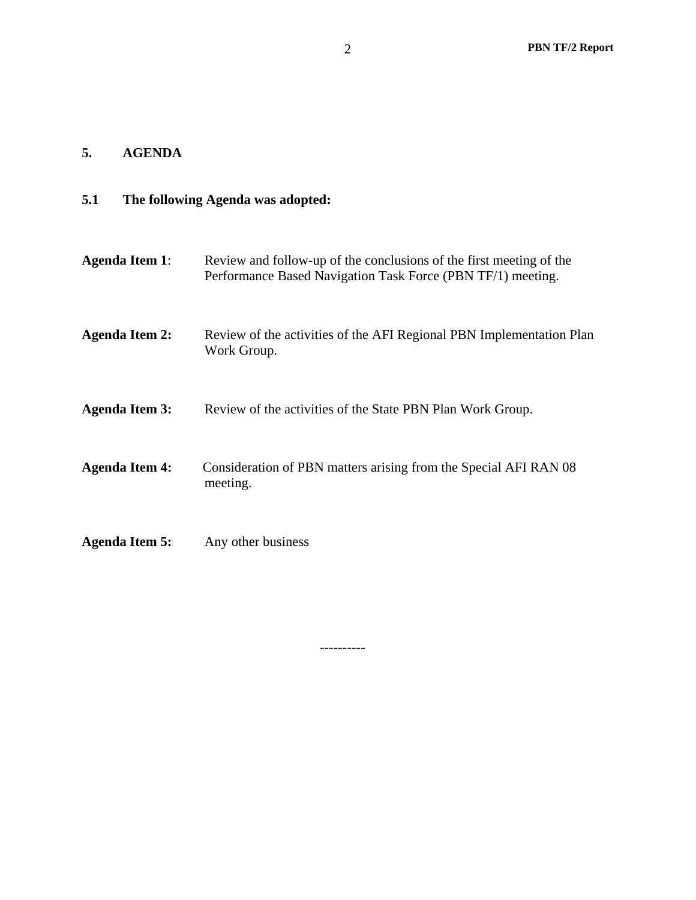## 5. AGENDA

### 5.1 The following Agenda was adopted:

**Agenda Item 1**: Review and follow-up of the conclusions of the first meeting of the Performance Based Navigation Task Force (PBN TF/1) meeting.

**Agenda Item 2:** Review of the activities of the AFI Regional PBN Implementation Plan Work Group.

**Agenda Item 3:** Review of the activities of the State PBN Plan Work Group.

**Agenda Item 4:** Consideration of PBN matters arising from the Special AFI RAN 08 meeting.

**Agenda Item 5:** Any other business

----------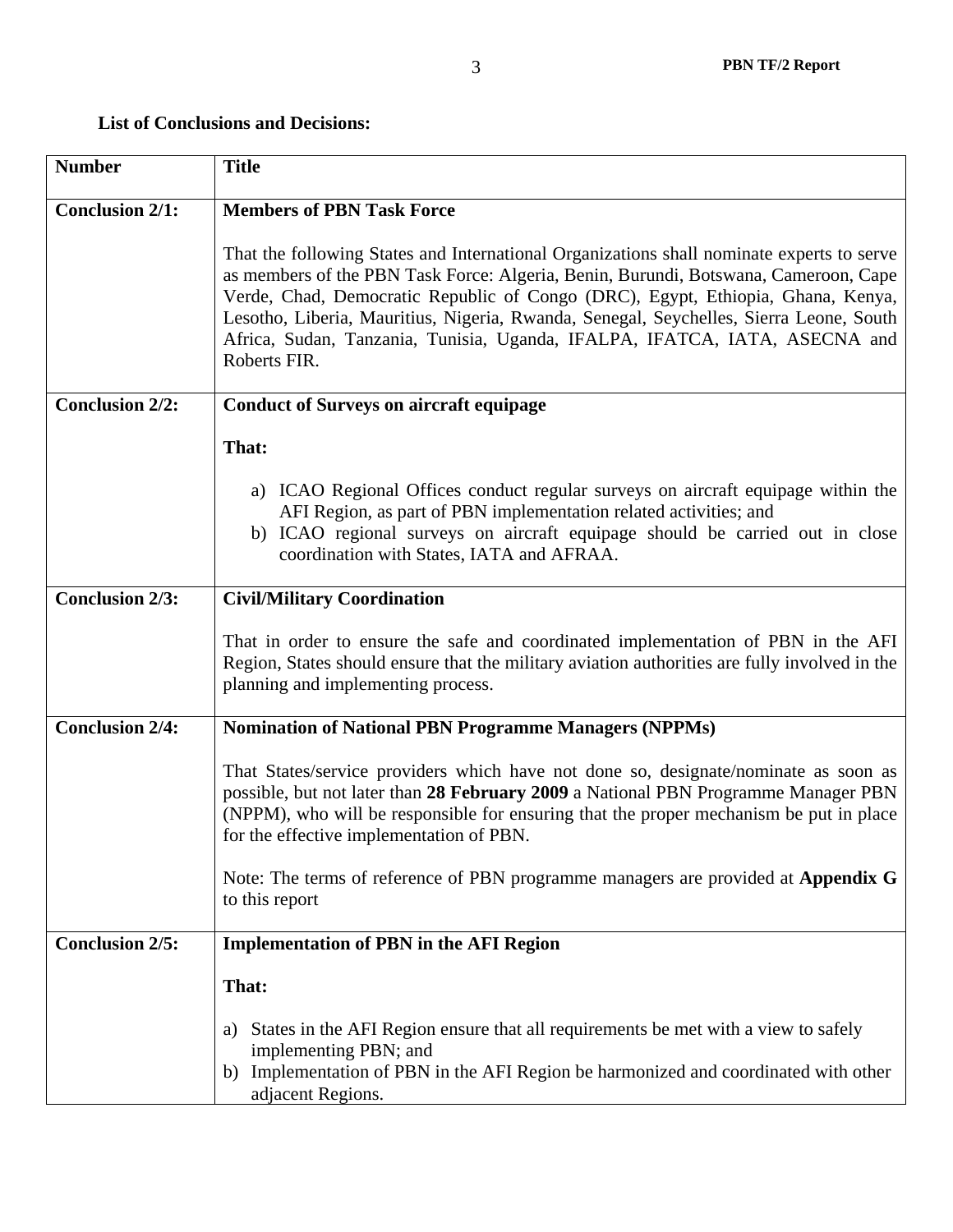**List of Conclusions and Decisions:**

| **Number** | **Title** |
|---|---|
| **Conclusion 2/1:** | **Members of PBN Task Force**<br><br>That the following States and International Organizations shall nominate experts to serve as members of the PBN Task Force: Algeria, Benin, Burundi, Botswana, Cameroon, Cape Verde, Chad, Democratic Republic of Congo (DRC), Egypt, Ethiopia, Ghana, Kenya, Lesotho, Liberia, Mauritius, Nigeria, Rwanda, Senegal, Seychelles, Sierra Leone, South Africa, Sudan, Tanzania, Tunisia, Uganda, IFALPA, IFATCA, IATA, ASECNA and Roberts FIR. |
| **Conclusion 2/2:** | **Conduct of Surveys on aircraft equipage**<br><br>**That:**<br><br>a) ICAO Regional Offices conduct regular surveys on aircraft equipage within the AFI Region, as part of PBN implementation related activities; and<br>b) ICAO regional surveys on aircraft equipage should be carried out in close coordination with States, IATA and AFRAA. |
| **Conclusion 2/3:** | **Civil/Military Coordination**<br><br>That in order to ensure the safe and coordinated implementation of PBN in the AFI Region, States should ensure that the military aviation authorities are fully involved in the planning and implementing process. |
| **Conclusion 2/4:** | **Nomination of National PBN Programme Managers (NPPMs)**<br><br>That States/service providers which have not done so, designate/nominate as soon as possible, but not later than **28 February 2009** a National PBN Programme Manager PBN (NPPM), who will be responsible for ensuring that the proper mechanism be put in place for the effective implementation of PBN.<br><br>Note: The terms of reference of PBN programme managers are provided at **Appendix G** to this report |
| **Conclusion 2/5:** | **Implementation of PBN in the AFI Region**<br><br>**That:**<br><br>a) States in the AFI Region ensure that all requirements be met with a view to safely implementing PBN; and<br>b) Implementation of PBN in the AFI Region be harmonized and coordinated with other adjacent Regions. |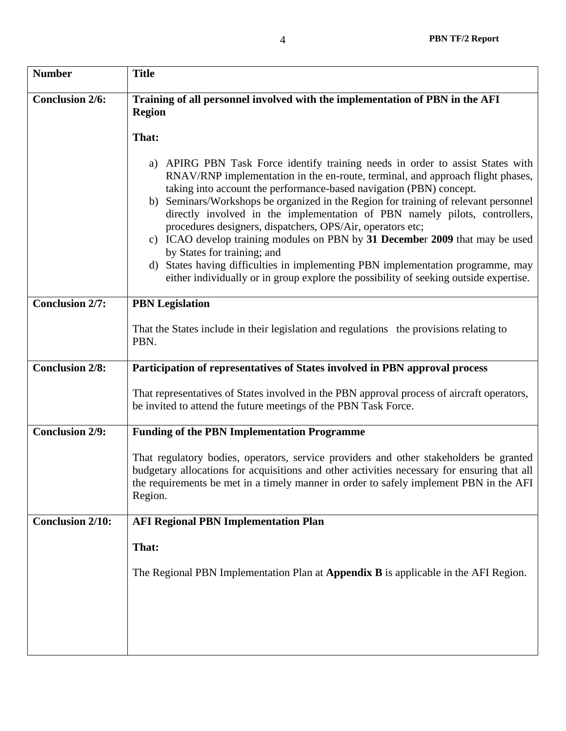| Number | Title |
|---|---|
| **Conclusion 2/6:** | **Training of all personnel involved with the implementation of PBN in the AFI Region**<br><br>**That:**<br><br>a) APIRG PBN Task Force identify training needs in order to assist States with RNAV/RNP implementation in the en-route, terminal, and approach flight phases, taking into account the performance-based navigation (PBN) concept.<br>b) Seminars/Workshops be organized in the Region for training of relevant personnel directly involved in the implementation of PBN namely pilots, controllers, procedures designers, dispatchers, OPS/Air, operators etc;<br>c) ICAO develop training modules on PBN by **31 December 2009** that may be used by States for training; and<br>d) States having difficulties in implementing PBN implementation programme, may either individually or in group explore the possibility of seeking outside expertise. |
| **Conclusion 2/7:** | **PBN Legislation**<br><br>That the States include in their legislation and regulations the provisions relating to PBN. |
| **Conclusion 2/8:** | **Participation of representatives of States involved in PBN approval process**<br><br>That representatives of States involved in the PBN approval process of aircraft operators, be invited to attend the future meetings of the PBN Task Force. |
| **Conclusion 2/9:** | **Funding of the PBN Implementation Programme**<br><br>That regulatory bodies, operators, service providers and other stakeholders be granted budgetary allocations for acquisitions and other activities necessary for ensuring that all the requirements be met in a timely manner in order to safely implement PBN in the AFI Region. |
| **Conclusion 2/10:** | **AFI Regional PBN Implementation Plan**<br><br>**That:**<br><br>The Regional PBN Implementation Plan at **Appendix B** is applicable in the AFI Region. |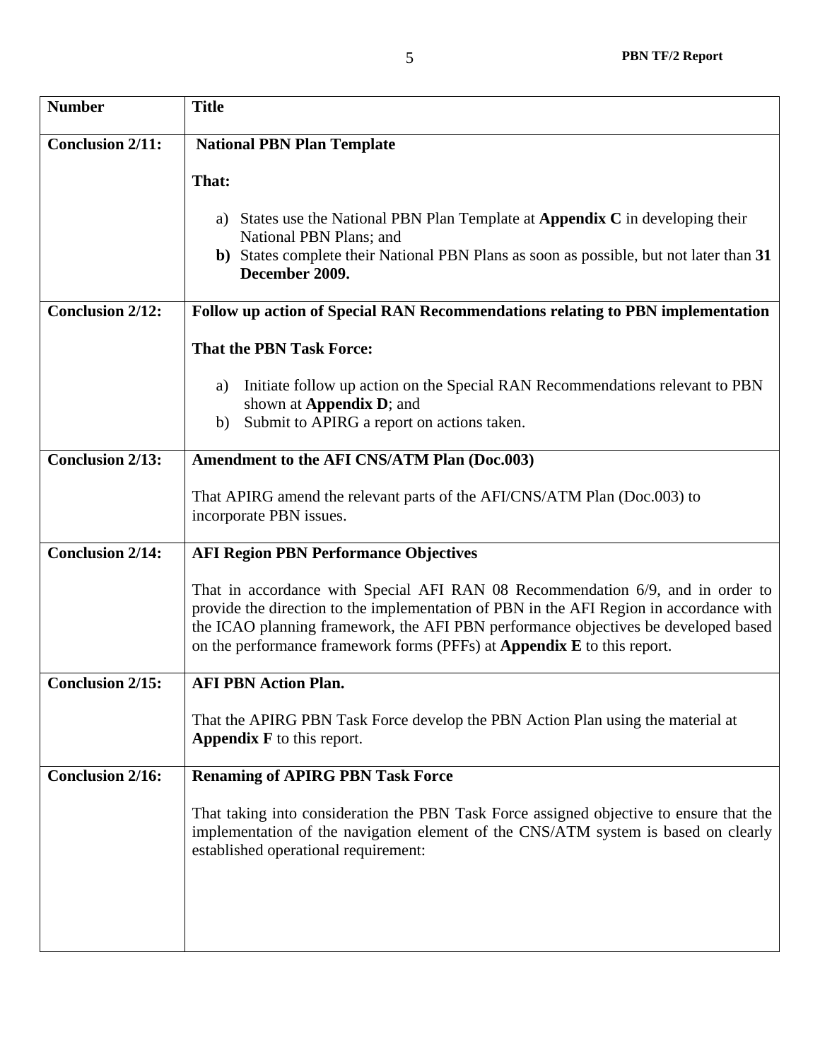| Number | Title |
|---|---|
| **Conclusion 2/11:** | **National PBN Plan Template**<br><br>**That:**<br><br>a) States use the National PBN Plan Template at **Appendix C** in developing their National PBN Plans; and<br>**b)** States complete their National PBN Plans as soon as possible, but not later than **31 December 2009.** |
| **Conclusion 2/12:** | **Follow up action of Special RAN Recommendations relating to PBN implementation**<br><br>**That the PBN Task Force:**<br><br>a) Initiate follow up action on the Special RAN Recommendations relevant to PBN shown at **Appendix D**; and<br>b) Submit to APIRG a report on actions taken. |
| **Conclusion 2/13:** | **Amendment to the AFI CNS/ATM Plan (Doc.003)**<br><br>That APIRG amend the relevant parts of the AFI/CNS/ATM Plan (Doc.003) to incorporate PBN issues. |
| **Conclusion 2/14:** | **AFI Region PBN Performance Objectives**<br><br>That in accordance with Special AFI RAN 08 Recommendation 6/9, and in order to provide the direction to the implementation of PBN in the AFI Region in accordance with the ICAO planning framework, the AFI PBN performance objectives be developed based on the performance framework forms (PFFs) at **Appendix E** to this report. |
| **Conclusion 2/15:** | **AFI PBN Action Plan.**<br><br>That the APIRG PBN Task Force develop the PBN Action Plan using the material at **Appendix F** to this report. |
| **Conclusion 2/16:** | **Renaming of APIRG PBN Task Force**<br><br>That taking into consideration the PBN Task Force assigned objective to ensure that the implementation of the navigation element of the CNS/ATM system is based on clearly established operational requirement: |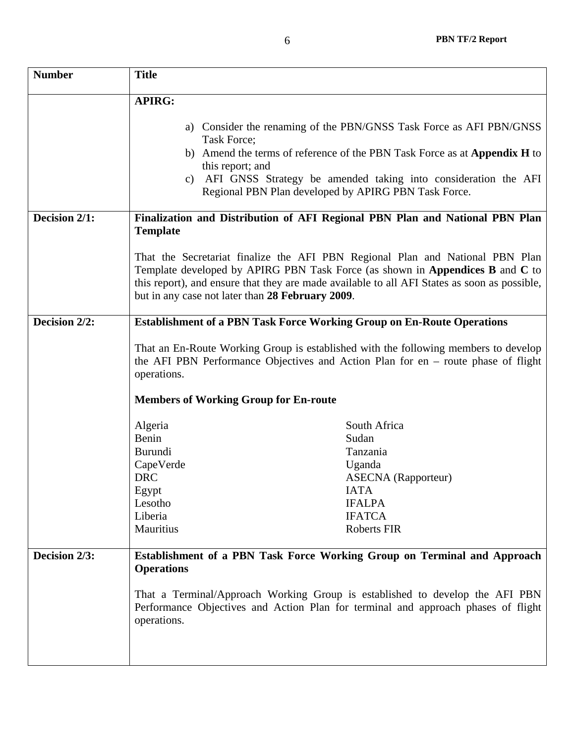| Number | Title |
|---|---|
| | **APIRG:**<br><br>a) Consider the renaming of the PBN/GNSS Task Force as AFI PBN/GNSS Task Force;<br>b) Amend the terms of reference of the PBN Task Force as at **Appendix H** to this report; and<br>c) AFI GNSS Strategy be amended taking into consideration the AFI Regional PBN Plan developed by APIRG PBN Task Force. |
| **Decision 2/1:** | **Finalization and Distribution of AFI Regional PBN Plan and National PBN Plan Template**<br><br>That the Secretariat finalize the AFI PBN Regional Plan and National PBN Plan Template developed by APIRG PBN Task Force (as shown in **Appendices B** and **C** to this report), and ensure that they are made available to all AFI States as soon as possible, but in any case not later than **28 February 2009**. |
| **Decision 2/2:** | **Establishment of a PBN Task Force Working Group on En-Route Operations**<br><br>That an En-Route Working Group is established with the following members to develop the AFI PBN Performance Objectives and Action Plan for en – route phase of flight operations.<br><br>**Members of Working Group for En-route**<br><br>Algeria; Benin; Burundi; CapeVerde; DRC; Egypt; Lesotho; Liberia; Mauritius; South Africa; Sudan; Tanzania; Uganda; ASECNA (Rapporteur); IATA; IFALPA; IFATCA; Roberts FIR |
| **Decision 2/3:** | **Establishment of a PBN Task Force Working Group on Terminal and Approach Operations**<br><br>That a Terminal/Approach Working Group is established to develop the AFI PBN Performance Objectives and Action Plan for terminal and approach phases of flight operations. |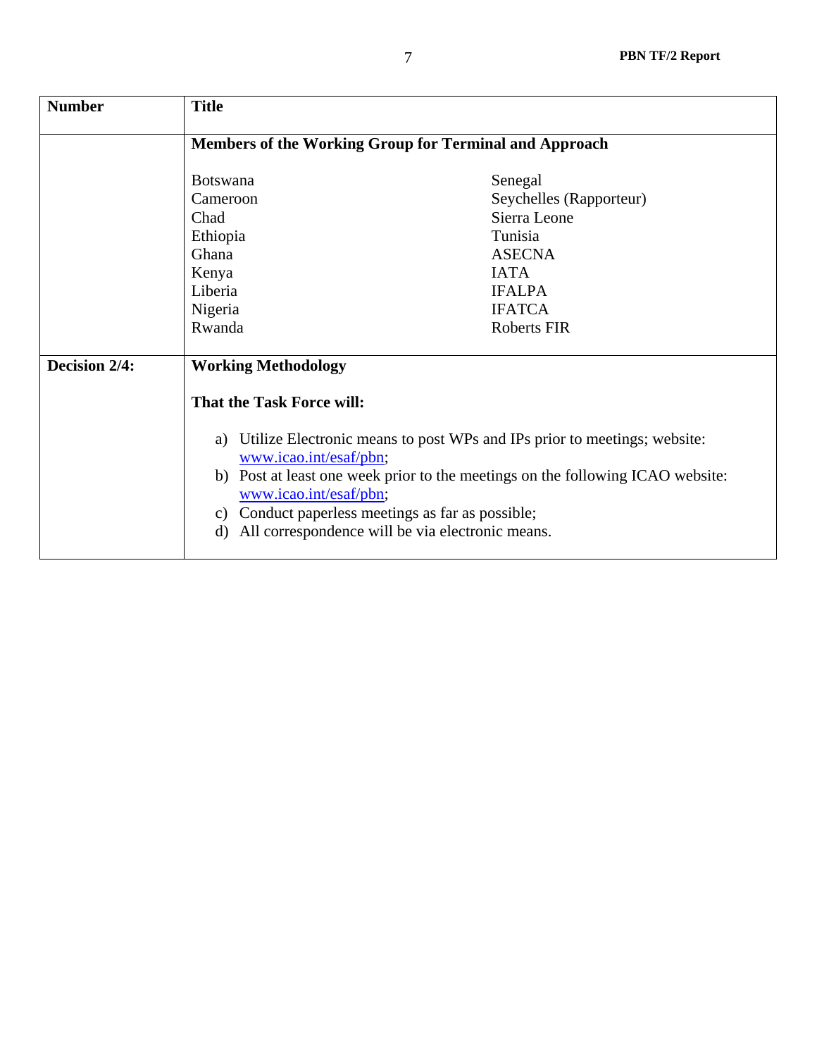| Number | Title |
|---|---|
| | **Members of the Working Group for Terminal and Approach**<br><br>Botswana<br>Cameroon<br>Chad<br>Ethiopia<br>Ghana<br>Kenya<br>Liberia<br>Nigeria<br>Rwanda<br>Senegal<br>Seychelles (Rapporteur)<br>Sierra Leone<br>Tunisia<br>ASECNA<br>IATA<br>IFALPA<br>IFATCA<br>Roberts FIR |
| **Decision 2/4:** | **Working Methodology**<br><br>**That the Task Force will:**<br><br>a) Utilize Electronic means to post WPs and IPs prior to meetings; website: www.icao.int/esaf/pbn;<br>b) Post at least one week prior to the meetings on the following ICAO website: www.icao.int/esaf/pbn;<br>c) Conduct paperless meetings as far as possible;<br>d) All correspondence will be via electronic means. |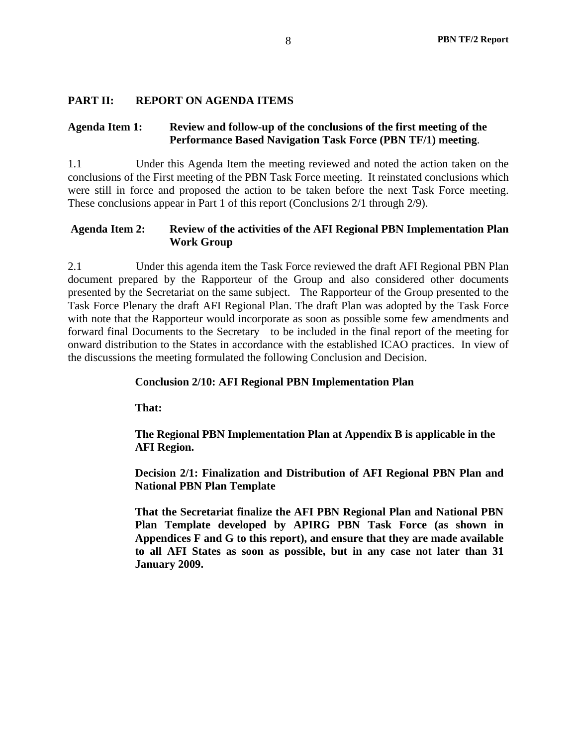## PART II: REPORT ON AGENDA ITEMS

### Agenda Item 1: Review and follow-up of the conclusions of the first meeting of the Performance Based Navigation Task Force (PBN TF/1) meeting.

1.1 Under this Agenda Item the meeting reviewed and noted the action taken on the conclusions of the First meeting of the PBN Task Force meeting. It reinstated conclusions which were still in force and proposed the action to be taken before the next Task Force meeting. These conclusions appear in Part 1 of this report (Conclusions 2/1 through 2/9).

### Agenda Item 2: Review of the activities of the AFI Regional PBN Implementation Plan Work Group

2.1 Under this agenda item the Task Force reviewed the draft AFI Regional PBN Plan document prepared by the Rapporteur of the Group and also considered other documents presented by the Secretariat on the same subject. The Rapporteur of the Group presented to the Task Force Plenary the draft AFI Regional Plan. The draft Plan was adopted by the Task Force with note that the Rapporteur would incorporate as soon as possible some few amendments and forward final Documents to the Secretary to be included in the final report of the meeting for onward distribution to the States in accordance with the established ICAO practices. In view of the discussions the meeting formulated the following Conclusion and Decision.

**Conclusion 2/10: AFI Regional PBN Implementation Plan**

**That:**

**The Regional PBN Implementation Plan at Appendix B is applicable in the AFI Region.**

**Decision 2/1: Finalization and Distribution of AFI Regional PBN Plan and National PBN Plan Template**

**That the Secretariat finalize the AFI PBN Regional Plan and National PBN Plan Template developed by APIRG PBN Task Force (as shown in Appendices F and G to this report), and ensure that they are made available to all AFI States as soon as possible, but in any case not later than 31 January 2009.**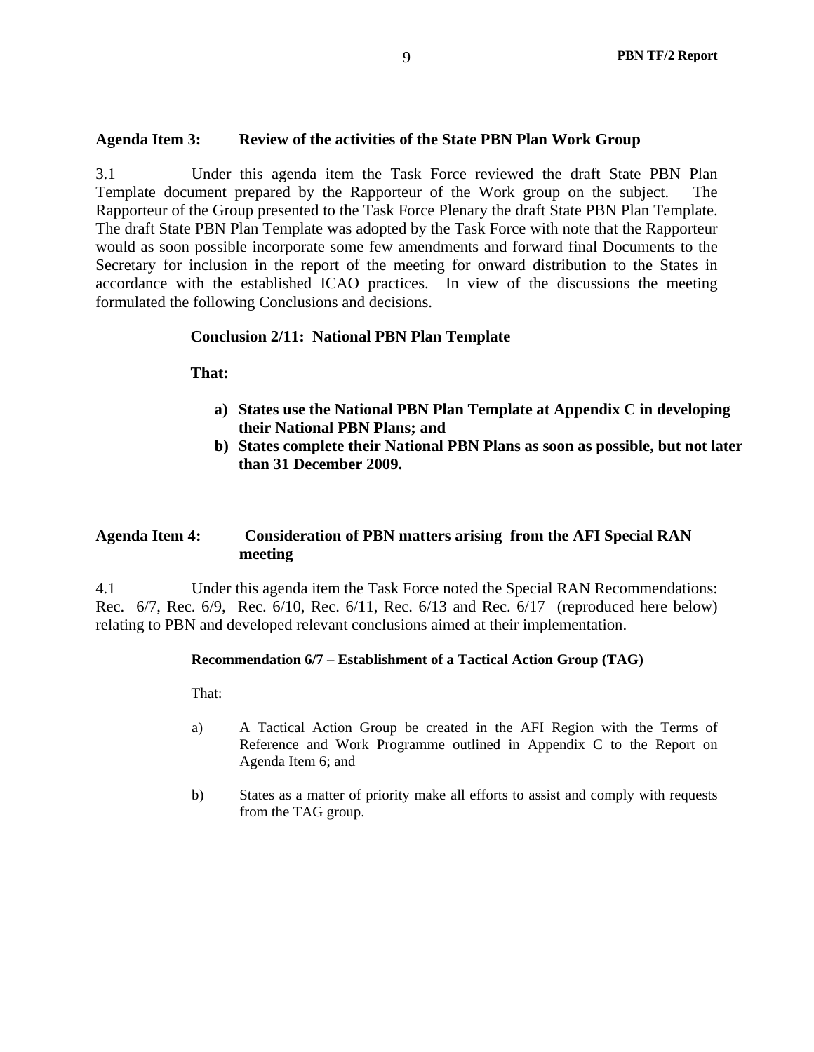**Agenda Item 3: Review of the activities of the State PBN Plan Work Group**

3.1 Under this agenda item the Task Force reviewed the draft State PBN Plan Template document prepared by the Rapporteur of the Work group on the subject. The Rapporteur of the Group presented to the Task Force Plenary the draft State PBN Plan Template. The draft State PBN Plan Template was adopted by the Task Force with note that the Rapporteur would as soon possible incorporate some few amendments and forward final Documents to the Secretary for inclusion in the report of the meeting for onward distribution to the States in accordance with the established ICAO practices. In view of the discussions the meeting formulated the following Conclusions and decisions.

**Conclusion 2/11: National PBN Plan Template**

**That:**

**a) States use the National PBN Plan Template at Appendix C in developing their National PBN Plans; and**

**b) States complete their National PBN Plans as soon as possible, but not later than 31 December 2009.**

**Agenda Item 4: Consideration of PBN matters arising from the AFI Special RAN meeting**

4.1 Under this agenda item the Task Force noted the Special RAN Recommendations: Rec. 6/7, Rec. 6/9, Rec. 6/10, Rec. 6/11, Rec. 6/13 and Rec. 6/17 (reproduced here below) relating to PBN and developed relevant conclusions aimed at their implementation.

**Recommendation 6/7 – Establishment of a Tactical Action Group (TAG)**

That:

a) A Tactical Action Group be created in the AFI Region with the Terms of Reference and Work Programme outlined in Appendix C to the Report on Agenda Item 6; and

b) States as a matter of priority make all efforts to assist and comply with requests from the TAG group.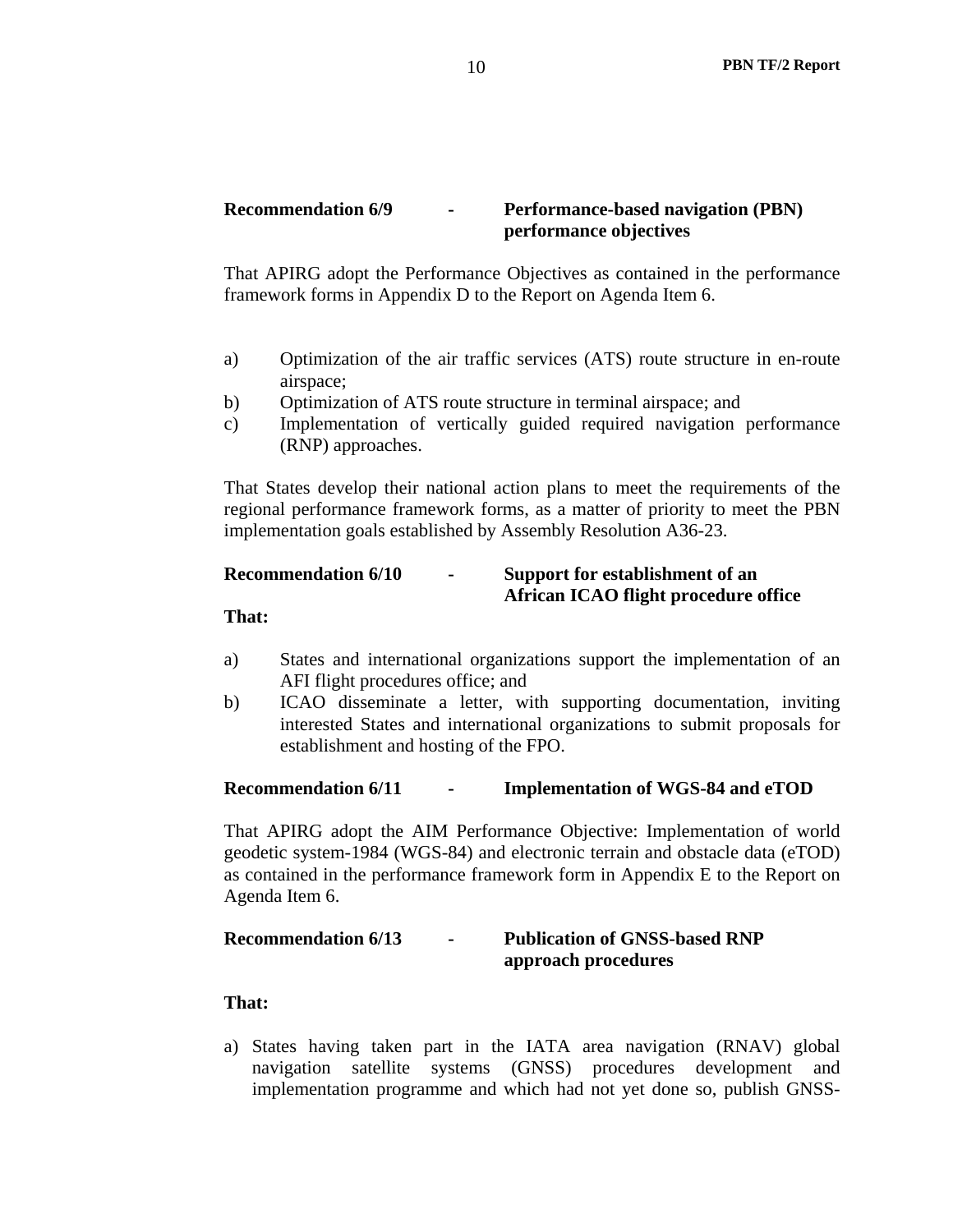**Recommendation 6/9 - Performance-based navigation (PBN) performance objectives**

That APIRG adopt the Performance Objectives as contained in the performance framework forms in Appendix D to the Report on Agenda Item 6.

a) Optimization of the air traffic services (ATS) route structure in en-route airspace;
b) Optimization of ATS route structure in terminal airspace; and
c) Implementation of vertically guided required navigation performance (RNP) approaches.

That States develop their national action plans to meet the requirements of the regional performance framework forms, as a matter of priority to meet the PBN implementation goals established by Assembly Resolution A36-23.

**Recommendation 6/10 - Support for establishment of an African ICAO flight procedure office**

**That:**

a) States and international organizations support the implementation of an AFI flight procedures office; and
b) ICAO disseminate a letter, with supporting documentation, inviting interested States and international organizations to submit proposals for establishment and hosting of the FPO.

**Recommendation 6/11 - Implementation of WGS-84 and eTOD**

That APIRG adopt the AIM Performance Objective: Implementation of world geodetic system-1984 (WGS-84) and electronic terrain and obstacle data (eTOD) as contained in the performance framework form in Appendix E to the Report on Agenda Item 6.

**Recommendation 6/13 - Publication of GNSS-based RNP approach procedures**

**That:**

a) States having taken part in the IATA area navigation (RNAV) global navigation satellite systems (GNSS) procedures development and implementation programme and which had not yet done so, publish GNSS-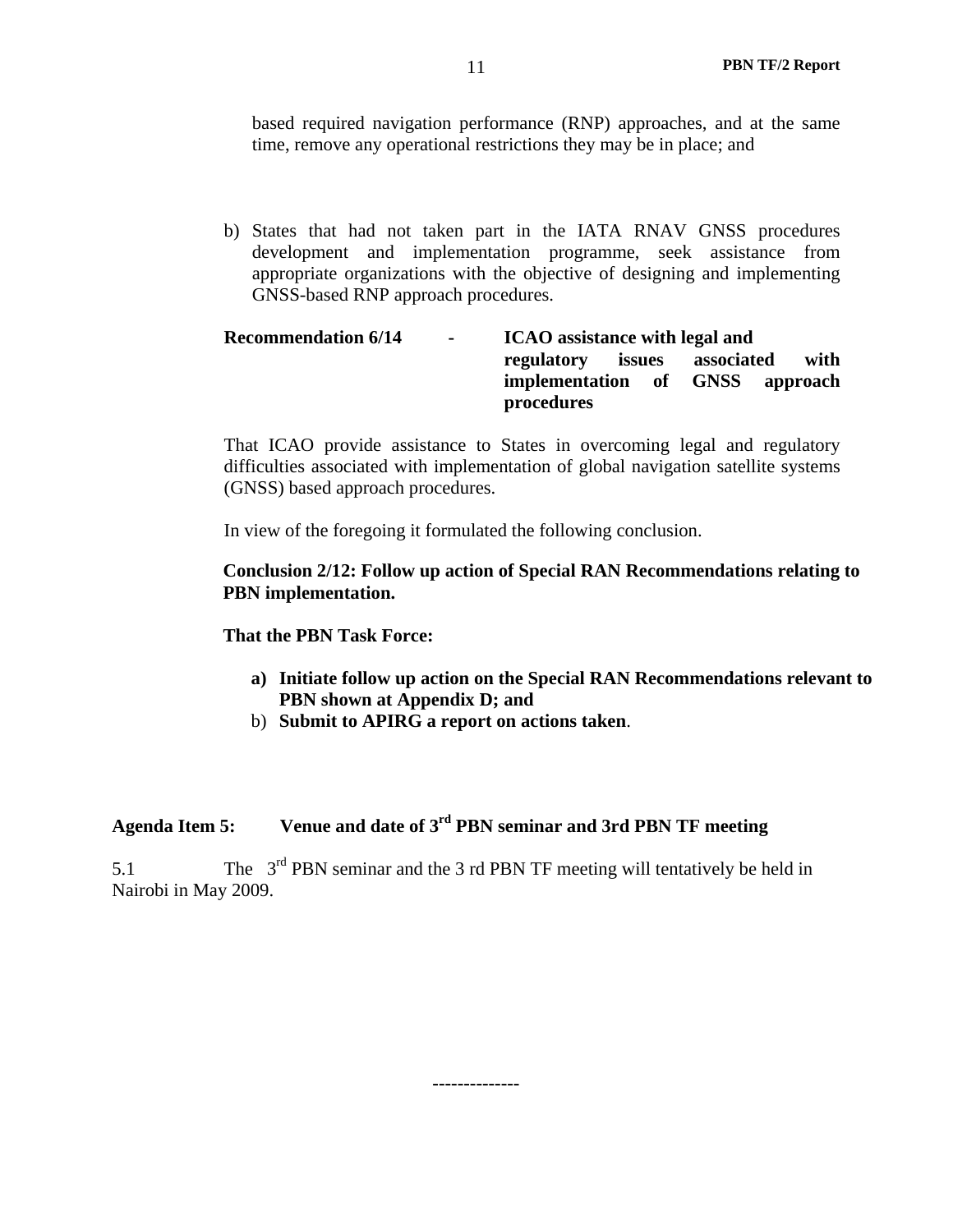based required navigation performance (RNP) approaches, and at the same time, remove any operational restrictions they may be in place; and

b) States that had not taken part in the IATA RNAV GNSS procedures development and implementation programme, seek assistance from appropriate organizations with the objective of designing and implementing GNSS-based RNP approach procedures.

**Recommendation 6/14 - ICAO assistance with legal and regulatory issues associated with implementation of GNSS approach procedures**

That ICAO provide assistance to States in overcoming legal and regulatory difficulties associated with implementation of global navigation satellite systems (GNSS) based approach procedures.

In view of the foregoing it formulated the following conclusion.

**Conclusion 2/12: Follow up action of Special RAN Recommendations relating to PBN implementation.**

**That the PBN Task Force:**

a) **Initiate follow up action on the Special RAN Recommendations relevant to PBN shown at Appendix D; and**
b) **Submit to APIRG a report on actions taken**.

## Agenda Item 5: Venue and date of 3rd PBN seminar and 3rd PBN TF meeting

5.1 The 3rd PBN seminar and the 3 rd PBN TF meeting will tentatively be held in Nairobi in May 2009.

--------------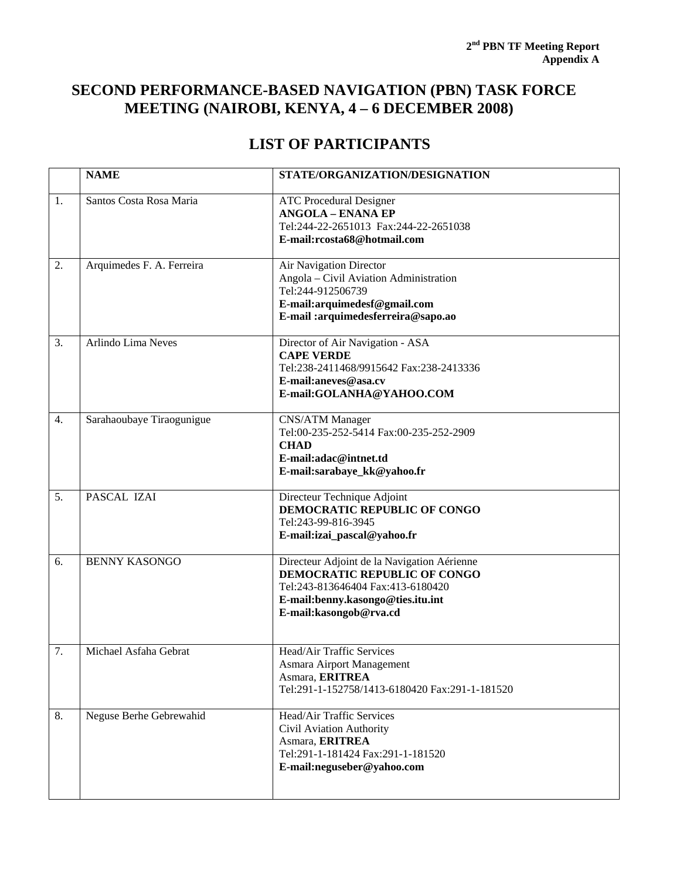**2nd PBN TF Meeting Report**
**Appendix A**

# SECOND PERFORMANCE-BASED NAVIGATION (PBN) TASK FORCE MEETING (NAIROBI, KENYA, 4 – 6 DECEMBER 2008)

## LIST OF PARTICIPANTS

| | NAME | STATE/ORGANIZATION/DESIGNATION |
|---|---|---|
| 1. | Santos Costa Rosa Maria | ATC Procedural Designer<br>**ANGOLA – ENANA EP**<br>Tel:244-22-2651013 Fax:244-22-2651038<br>**E-mail:rcosta68@hotmail.com** |
| 2. | Arquimedes F. A. Ferreira | Air Navigation Director<br>Angola – Civil Aviation Administration<br>Tel:244-912506739<br>**E-mail:arquimedesf@gmail.com**<br>**E-mail :arquimedesferreira@sapo.ao** |
| 3. | Arlindo Lima Neves | Director of Air Navigation - ASA<br>**CAPE VERDE**<br>Tel:238-2411468/9915642 Fax:238-2413336<br>**E-mail:aneves@asa.cv**<br>**E-mail:GOLANHA@YAHOO.COM** |
| 4. | Sarahaoubaye Tiraogunigue | CNS/ATM Manager<br>Tel:00-235-252-5414 Fax:00-235-252-2909<br>**CHAD**<br>**E-mail:adac@intnet.td**<br>**E-mail:sarabaye_kk@yahoo.fr** |
| 5. | PASCAL IZAI | Directeur Technique Adjoint<br>**DEMOCRATIC REPUBLIC OF CONGO**<br>Tel:243-99-816-3945<br>**E-mail:izai_pascal@yahoo.fr** |
| 6. | BENNY KASONGO | Directeur Adjoint de la Navigation Aérienne<br>**DEMOCRATIC REPUBLIC OF CONGO**<br>Tel:243-813646404 Fax:413-6180420<br>**E-mail:benny.kasongo@ties.itu.int**<br>**E-mail:kasongob@rva.cd** |
| 7. | Michael Asfaha Gebrat | Head/Air Traffic Services<br>Asmara Airport Management<br>Asmara, **ERITREA**<br>Tel:291-1-152758/1413-6180420 Fax:291-1-181520 |
| 8. | Neguse Berhe Gebrewahid | Head/Air Traffic Services<br>Civil Aviation Authority<br>Asmara, **ERITREA**<br>Tel:291-1-181424 Fax:291-1-181520<br>**E-mail:neguseber@yahoo.com** |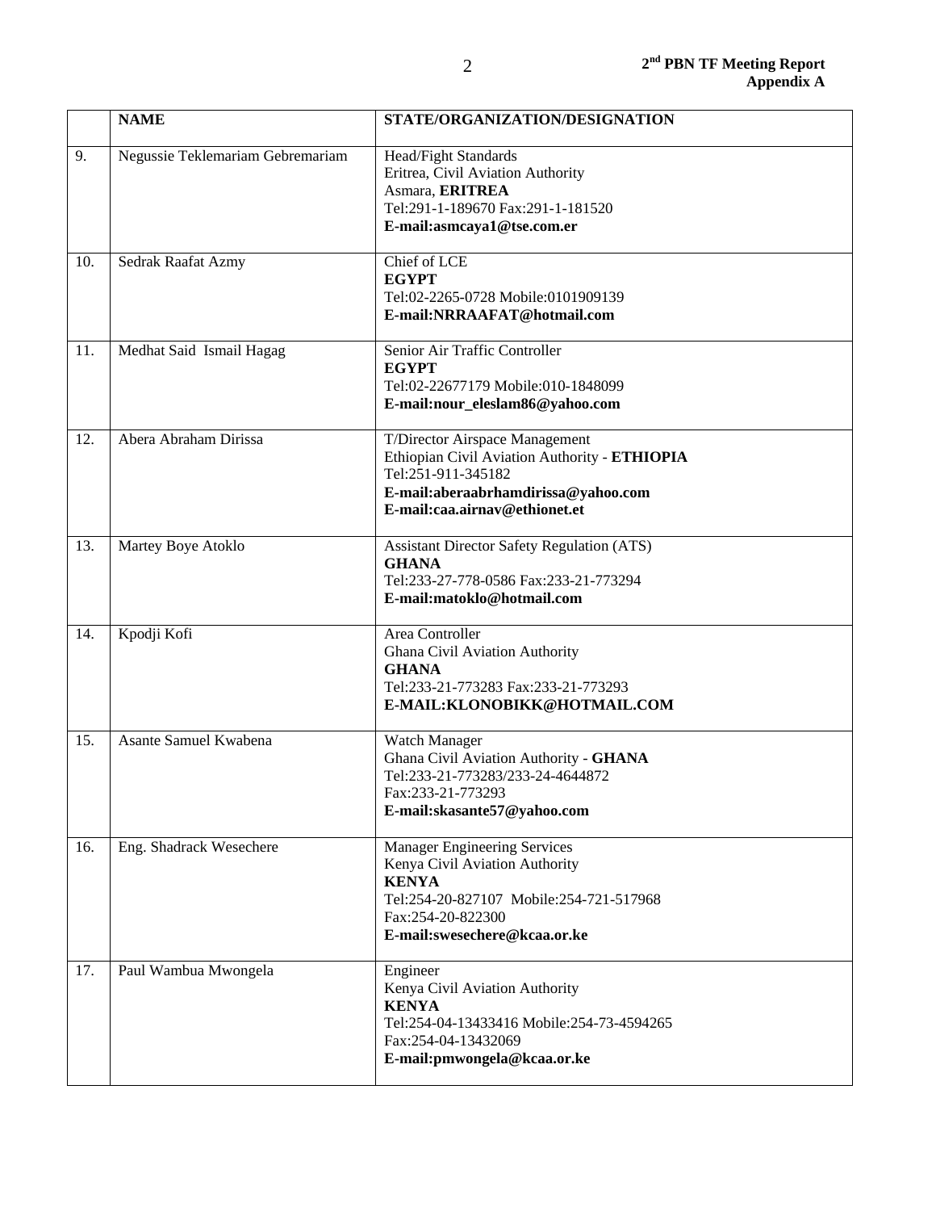|  | **NAME** | **STATE/ORGANIZATION/DESIGNATION** |
|---|---|---|
| 9. | Negussie Teklemariam Gebremariam | Head/Fight Standards<br>Eritrea, Civil Aviation Authority<br>Asmara, **ERITREA**<br>Tel:291-1-189670 Fax:291-1-181520<br>**E-mail:asmcaya1@tse.com.er** |
| 10. | Sedrak Raafat Azmy | Chief of LCE<br>**EGYPT**<br>Tel:02-2265-0728 Mobile:0101909139<br>**E-mail:NRRAAFAT@hotmail.com** |
| 11. | Medhat Said Ismail Hagag | Senior Air Traffic Controller<br>**EGYPT**<br>Tel:02-22677179 Mobile:010-1848099<br>**E-mail:nour_eleslam86@yahoo.com** |
| 12. | Abera Abraham Dirissa | T/Director Airspace Management<br>Ethiopian Civil Aviation Authority - **ETHIOPIA**<br>Tel:251-911-345182<br>**E-mail:aberaabrhamdirissa@yahoo.com**<br>**E-mail:caa.airnav@ethionet.et** |
| 13. | Martey Boye Atoklo | Assistant Director Safety Regulation (ATS)<br>**GHANA**<br>Tel:233-27-778-0586 Fax:233-21-773294<br>**E-mail:matoklo@hotmail.com** |
| 14. | Kpodji Kofi | Area Controller<br>Ghana Civil Aviation Authority<br>**GHANA**<br>Tel:233-21-773283 Fax:233-21-773293<br>**E-MAIL:KLONOBIKK@HOTMAIL.COM** |
| 15. | Asante Samuel Kwabena | Watch Manager<br>Ghana Civil Aviation Authority - **GHANA**<br>Tel:233-21-773283/233-24-4644872<br>Fax:233-21-773293<br>**E-mail:skasante57@yahoo.com** |
| 16. | Eng. Shadrack Wesechere | Manager Engineering Services<br>Kenya Civil Aviation Authority<br>**KENYA**<br>Tel:254-20-827107 Mobile:254-721-517968<br>Fax:254-20-822300<br>**E-mail:swesechere@kcaa.or.ke** |
| 17. | Paul Wambua Mwongela | Engineer<br>Kenya Civil Aviation Authority<br>**KENYA**<br>Tel:254-04-13433416 Mobile:254-73-4594265<br>Fax:254-04-13432069<br>**E-mail:pmwongela@kcaa.or.ke** |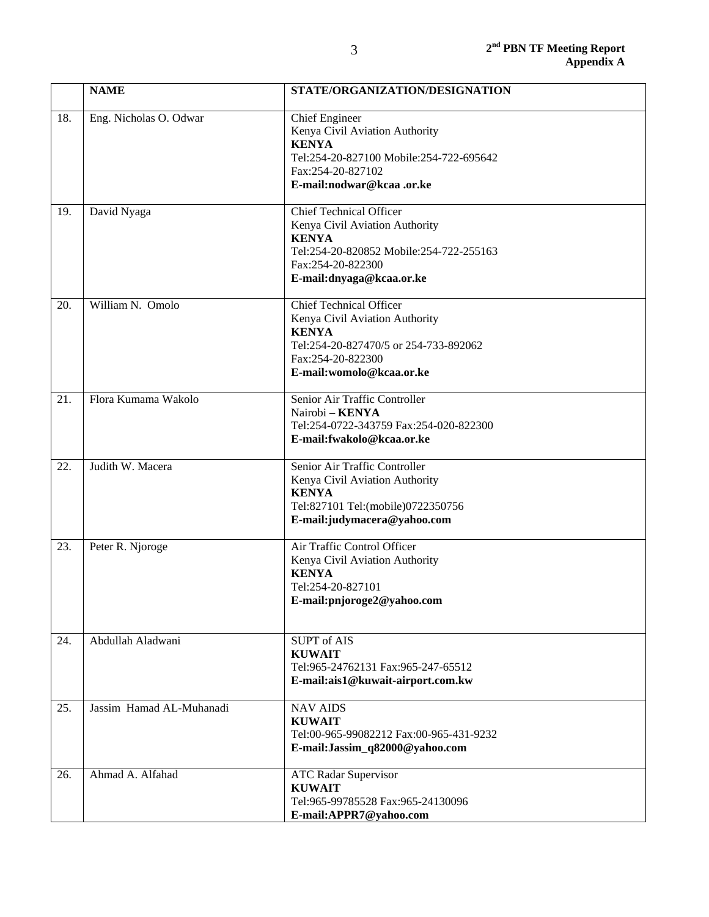|  | NAME | STATE/ORGANIZATION/DESIGNATION |
|---|---|---|
| 18. | Eng. Nicholas O. Odwar | Chief Engineer<br>Kenya Civil Aviation Authority<br>**KENYA**<br>Tel:254-20-827100 Mobile:254-722-695642<br>Fax:254-20-827102<br>**E-mail:nodwar@kcaa .or.ke** |
| 19. | David Nyaga | Chief Technical Officer<br>Kenya Civil Aviation Authority<br>**KENYA**<br>Tel:254-20-820852 Mobile:254-722-255163<br>Fax:254-20-822300<br>**E-mail:dnyaga@kcaa.or.ke** |
| 20. | William N. Omolo | Chief Technical Officer<br>Kenya Civil Aviation Authority<br>**KENYA**<br>Tel:254-20-827470/5 or 254-733-892062<br>Fax:254-20-822300<br>**E-mail:womolo@kcaa.or.ke** |
| 21. | Flora Kumama Wakolo | Senior Air Traffic Controller<br>Nairobi – **KENYA**<br>Tel:254-0722-343759 Fax:254-020-822300<br>**E-mail:fwakolo@kcaa.or.ke** |
| 22. | Judith W. Macera | Senior Air Traffic Controller<br>Kenya Civil Aviation Authority<br>**KENYA**<br>Tel:827101 Tel:(mobile)0722350756<br>**E-mail:judymacera@yahoo.com** |
| 23. | Peter R. Njoroge | Air Traffic Control Officer<br>Kenya Civil Aviation Authority<br>**KENYA**<br>Tel:254-20-827101<br>**E-mail:pnjoroge2@yahoo.com** |
| 24. | Abdullah Aladwani | SUPT of AIS<br>**KUWAIT**<br>Tel:965-24762131 Fax:965-247-65512<br>**E-mail:ais1@kuwait-airport.com.kw** |
| 25. | Jassim Hamad AL-Muhanadi | NAV AIDS<br>**KUWAIT**<br>Tel:00-965-99082212 Fax:00-965-431-9232<br>**E-mail:Jassim_q82000@yahoo.com** |
| 26. | Ahmad A. Alfahad | ATC Radar Supervisor<br>**KUWAIT**<br>Tel:965-99785528 Fax:965-24130096<br>**E-mail:APPR7@yahoo.com** |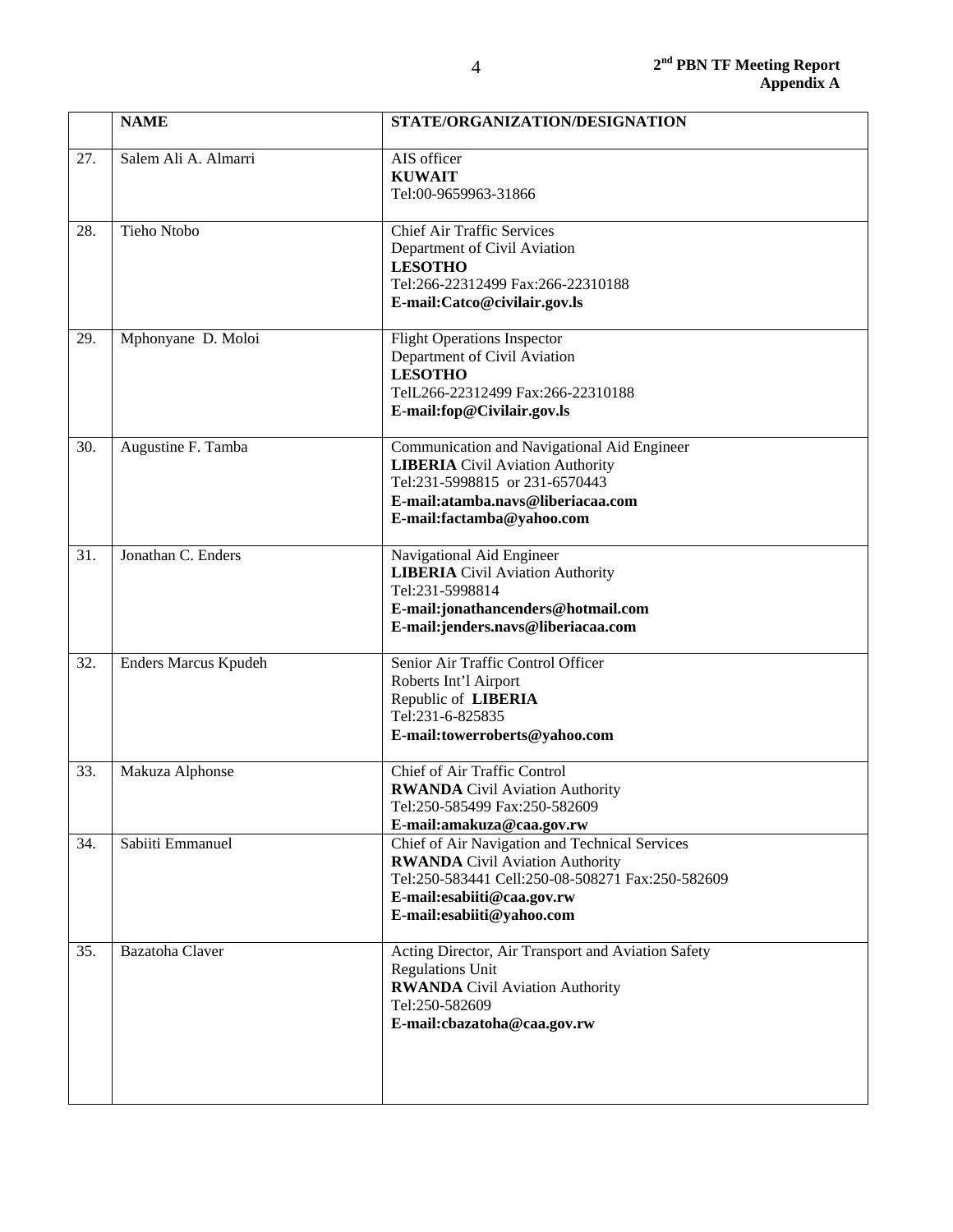| | NAME | STATE/ORGANIZATION/DESIGNATION |
|---|---|---|
| 27. | Salem Ali A. Almarri | AIS officer<br>**KUWAIT**<br>Tel:00-9659963-31866 |
| 28. | Tieho Ntobo | Chief Air Traffic Services<br>Department of Civil Aviation<br>**LESOTHO**<br>Tel:266-22312499 Fax:266-22310188<br>**E-mail:Catco@civilair.gov.ls** |
| 29. | Mphonyane D. Moloi | Flight Operations Inspector<br>Department of Civil Aviation<br>**LESOTHO**<br>TelL266-22312499 Fax:266-22310188<br>**E-mail:fop@Civilair.gov.ls** |
| 30. | Augustine F. Tamba | Communication and Navigational Aid Engineer<br>**LIBERIA** Civil Aviation Authority<br>Tel:231-5998815 or 231-6570443<br>**E-mail:atamba.navs@liberiacaa.com**<br>**E-mail:factamba@yahoo.com** |
| 31. | Jonathan C. Enders | Navigational Aid Engineer<br>**LIBERIA** Civil Aviation Authority<br>Tel:231-5998814<br>**E-mail:jonathancenders@hotmail.com**<br>**E-mail:jenders.navs@liberiacaa.com** |
| 32. | Enders Marcus Kpudeh | Senior Air Traffic Control Officer<br>Roberts Int'l Airport<br>Republic of **LIBERIA**<br>Tel:231-6-825835<br>**E-mail:towerroberts@yahoo.com** |
| 33. | Makuza Alphonse | Chief of Air Traffic Control<br>**RWANDA** Civil Aviation Authority<br>Tel:250-585499 Fax:250-582609<br>**E-mail:amakuza@caa.gov.rw** |
| 34. | Sabiiti Emmanuel | Chief of Air Navigation and Technical Services<br>**RWANDA** Civil Aviation Authority<br>Tel:250-583441 Cell:250-08-508271 Fax:250-582609<br>**E-mail:esabiiti@caa.gov.rw**<br>**E-mail:esabiiti@yahoo.com** |
| 35. | Bazatoha Claver | Acting Director, Air Transport and Aviation Safety Regulations Unit<br>**RWANDA** Civil Aviation Authority<br>Tel:250-582609<br>**E-mail:cbazatoha@caa.gov.rw** |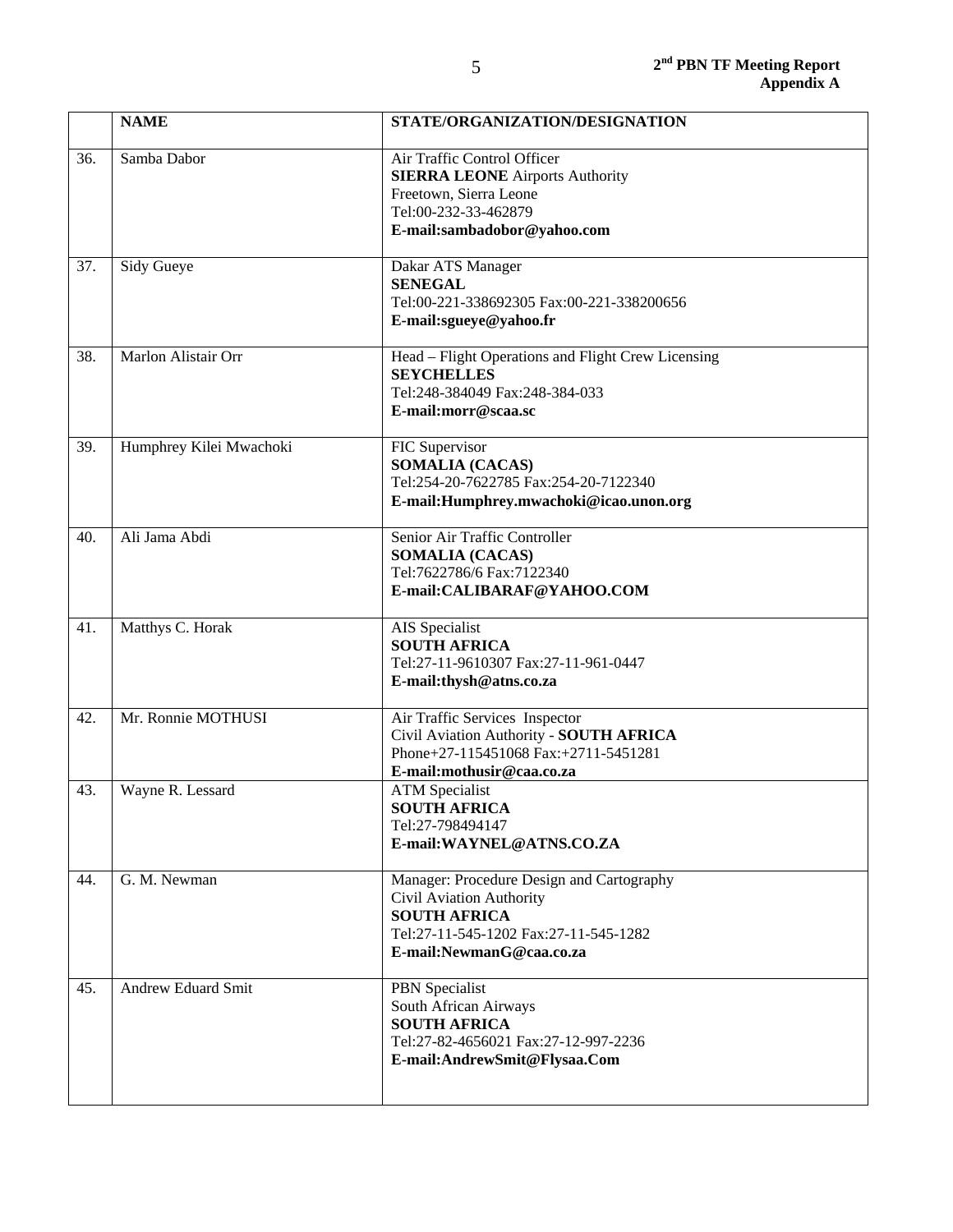|  | **NAME** | **STATE/ORGANIZATION/DESIGNATION** |
|---|---|---|
| 36. | Samba Dabor | Air Traffic Control Officer<br>**SIERRA LEONE** Airports Authority<br>Freetown, Sierra Leone<br>Tel:00-232-33-462879<br>**E-mail:sambadobor@yahoo.com** |
| 37. | Sidy Gueye | Dakar ATS Manager<br>**SENEGAL**<br>Tel:00-221-338692305 Fax:00-221-338200656<br>**E-mail:sgueye@yahoo.fr** |
| 38. | Marlon Alistair Orr | Head – Flight Operations and Flight Crew Licensing<br>**SEYCHELLES**<br>Tel:248-384049 Fax:248-384-033<br>**E-mail:morr@scaa.sc** |
| 39. | Humphrey Kilei Mwachoki | FIC Supervisor<br>**SOMALIA (CACAS)**<br>Tel:254-20-7622785 Fax:254-20-7122340<br>**E-mail:Humphrey.mwachoki@icao.unon.org** |
| 40. | Ali Jama Abdi | Senior Air Traffic Controller<br>**SOMALIA (CACAS)**<br>Tel:7622786/6 Fax:7122340<br>**E-mail:CALIBARAF@YAHOO.COM** |
| 41. | Matthys C. Horak | AIS Specialist<br>**SOUTH AFRICA**<br>Tel:27-11-9610307 Fax:27-11-961-0447<br>**E-mail:thysh@atns.co.za** |
| 42. | Mr. Ronnie MOTHUSI | Air Traffic Services Inspector<br>Civil Aviation Authority - **SOUTH AFRICA**<br>Phone+27-115451068 Fax:+2711-5451281<br>**E-mail:mothusir@caa.co.za** |
| 43. | Wayne R. Lessard | ATM Specialist<br>**SOUTH AFRICA**<br>Tel:27-798494147<br>**E-mail:WAYNEL@ATNS.CO.ZA** |
| 44. | G. M. Newman | Manager: Procedure Design and Cartography<br>Civil Aviation Authority<br>**SOUTH AFRICA**<br>Tel:27-11-545-1202 Fax:27-11-545-1282<br>**E-mail:NewmanG@caa.co.za** |
| 45. | Andrew Eduard Smit | PBN Specialist<br>South African Airways<br>**SOUTH AFRICA**<br>Tel:27-82-4656021 Fax:27-12-997-2236<br>**E-mail:AndrewSmit@Flysaa.Com** |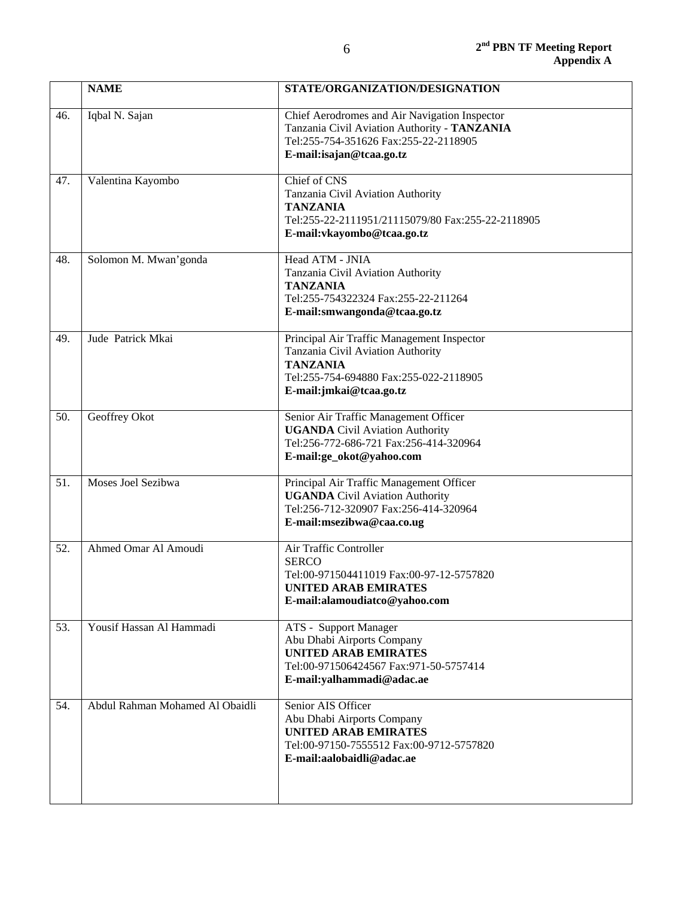| | NAME | STATE/ORGANIZATION/DESIGNATION |
|---|---|---|
| 46. | Iqbal N. Sajan | Chief Aerodromes and Air Navigation Inspector<br>Tanzania Civil Aviation Authority - **TANZANIA**<br>Tel:255-754-351626 Fax:255-22-2118905<br>**E-mail:isajan@tcaa.go.tz** |
| 47. | Valentina Kayombo | Chief of CNS<br>Tanzania Civil Aviation Authority<br>**TANZANIA**<br>Tel:255-22-2111951/21115079/80 Fax:255-22-2118905<br>**E-mail:vkayombo@tcaa.go.tz** |
| 48. | Solomon M. Mwan'gonda | Head ATM - JNIA<br>Tanzania Civil Aviation Authority<br>**TANZANIA**<br>Tel:255-754322324 Fax:255-22-211264<br>**E-mail:smwangonda@tcaa.go.tz** |
| 49. | Jude Patrick Mkai | Principal Air Traffic Management Inspector<br>Tanzania Civil Aviation Authority<br>**TANZANIA**<br>Tel:255-754-694880 Fax:255-022-2118905<br>**E-mail:jmkai@tcaa.go.tz** |
| 50. | Geoffrey Okot | Senior Air Traffic Management Officer<br>**UGANDA** Civil Aviation Authority<br>Tel:256-772-686-721 Fax:256-414-320964<br>**E-mail:ge_okot@yahoo.com** |
| 51. | Moses Joel Sezibwa | Principal Air Traffic Management Officer<br>**UGANDA** Civil Aviation Authority<br>Tel:256-712-320907 Fax:256-414-320964<br>**E-mail:msezibwa@caa.co.ug** |
| 52. | Ahmed Omar Al Amoudi | Air Traffic Controller<br>SERCO<br>Tel:00-971504411019 Fax:00-97-12-5757820<br>**UNITED ARAB EMIRATES**<br>**E-mail:alamoudiatco@yahoo.com** |
| 53. | Yousif Hassan Al Hammadi | ATS - Support Manager<br>Abu Dhabi Airports Company<br>**UNITED ARAB EMIRATES**<br>Tel:00-971506424567 Fax:971-50-5757414<br>**E-mail:yalhammadi@adac.ae** |
| 54. | Abdul Rahman Mohamed Al Obaidli | Senior AIS Officer<br>Abu Dhabi Airports Company<br>**UNITED ARAB EMIRATES**<br>Tel:00-97150-7555512 Fax:00-9712-5757820<br>**E-mail:aalobaidli@adac.ae** |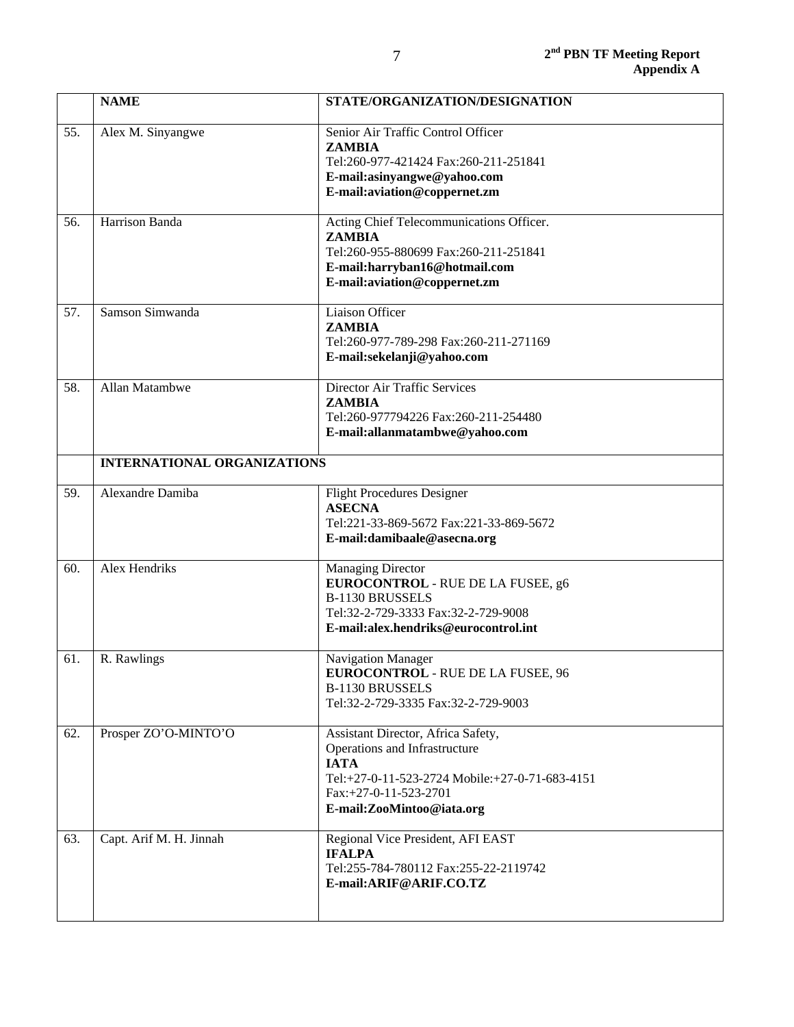|  | NAME | STATE/ORGANIZATION/DESIGNATION |
|---|---|---|
| 55. | Alex M. Sinyangwe | Senior Air Traffic Control Officer<br>**ZAMBIA**<br>Tel:260-977-421424 Fax:260-211-251841<br>**E-mail:asinyangwe@yahoo.com**<br>**E-mail:aviation@coppernet.zm** |
| 56. | Harrison Banda | Acting Chief Telecommunications Officer.<br>**ZAMBIA**<br>Tel:260-955-880699 Fax:260-211-251841<br>**E-mail:harryban16@hotmail.com**<br>**E-mail:aviation@coppernet.zm** |
| 57. | Samson Simwanda | Liaison Officer<br>**ZAMBIA**<br>Tel:260-977-789-298 Fax:260-211-271169<br>**E-mail:sekelanji@yahoo.com** |
| 58. | Allan Matambwe | Director Air Traffic Services<br>**ZAMBIA**<br>Tel:260-977794226 Fax:260-211-254480<br>**E-mail:allanmatambwe@yahoo.com** |
|  | **INTERNATIONAL ORGANIZATIONS** |  |
| 59. | Alexandre Damiba | Flight Procedures Designer<br>**ASECNA**<br>Tel:221-33-869-5672 Fax:221-33-869-5672<br>**E-mail:damibaale@asecna.org** |
| 60. | Alex Hendriks | Managing Director<br>**EUROCONTROL** - RUE DE LA FUSEE, g6<br>B-1130 BRUSSELS<br>Tel:32-2-729-3333 Fax:32-2-729-9008<br>**E-mail:alex.hendriks@eurocontrol.int** |
| 61. | R. Rawlings | Navigation Manager<br>**EUROCONTROL** - RUE DE LA FUSEE, 96<br>B-1130 BRUSSELS<br>Tel:32-2-729-3335 Fax:32-2-729-9003 |
| 62. | Prosper ZO'O-MINTO'O | Assistant Director, Africa Safety,<br>Operations and Infrastructure<br>**IATA**<br>Tel:+27-0-11-523-2724 Mobile:+27-0-71-683-4151<br>Fax:+27-0-11-523-2701<br>**E-mail:ZooMintoo@iata.org** |
| 63. | Capt. Arif M. H. Jinnah | Regional Vice President, AFI EAST<br>**IFALPA**<br>Tel:255-784-780112 Fax:255-22-2119742<br>**E-mail:ARIF@ARIF.CO.TZ** |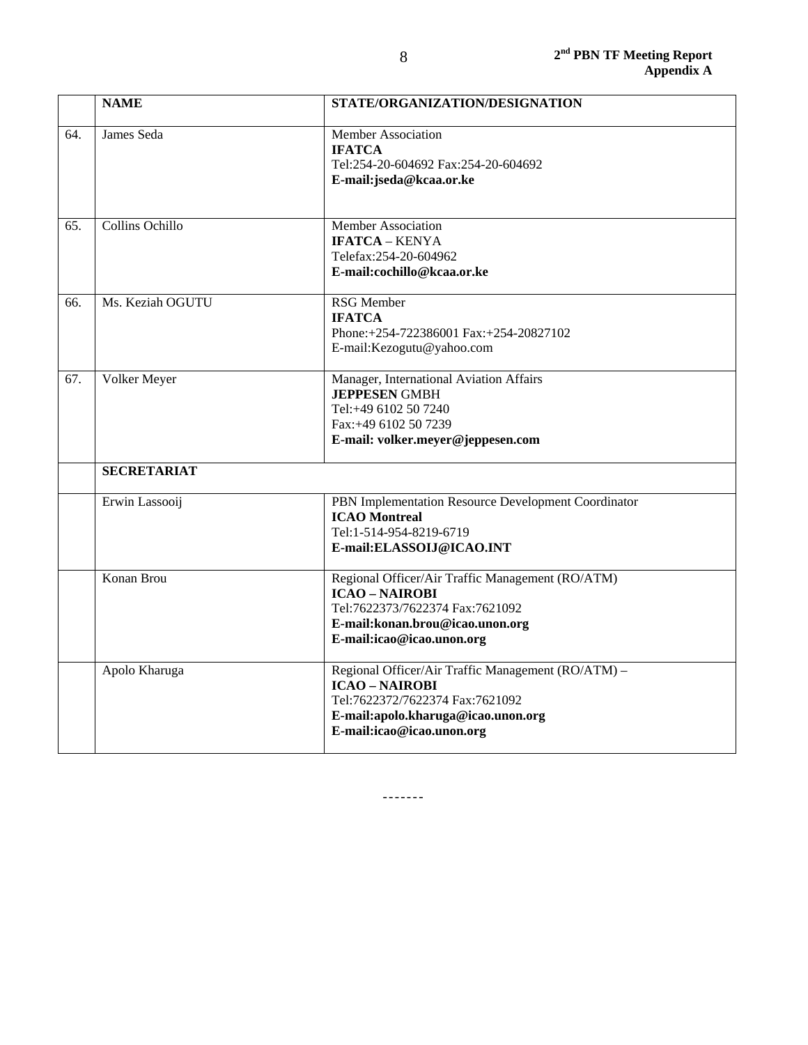| | NAME | STATE/ORGANIZATION/DESIGNATION |
|---|---|---|
| 64. | James Seda | Member Association<br>**IFATCA**<br>Tel:254-20-604692 Fax:254-20-604692<br>**E-mail:jseda@kcaa.or.ke** |
| 65. | Collins Ochillo | Member Association<br>**IFATCA** – KENYA<br>Telefax:254-20-604962<br>**E-mail:cochillo@kcaa.or.ke** |
| 66. | Ms. Keziah OGUTU | RSG Member<br>**IFATCA**<br>Phone:+254-722386001 Fax:+254-20827102<br>E-mail:Kezogutu@yahoo.com |
| 67. | Volker Meyer | Manager, International Aviation Affairs<br>**JEPPESEN** GMBH<br>Tel:+49 6102 50 7240<br>Fax:+49 6102 50 7239<br>**E-mail: volker.meyer@jeppesen.com** |
| | **SECRETARIAT** | |
| | Erwin Lassooij | PBN Implementation Resource Development Coordinator<br>**ICAO Montreal**<br>Tel:1-514-954-8219-6719<br>**E-mail:ELASSOIJ@ICAO.INT** |
| | Konan Brou | Regional Officer/Air Traffic Management (RO/ATM)<br>**ICAO – NAIROBI**<br>Tel:7622373/7622374 Fax:7621092<br>**E-mail:konan.brou@icao.unon.org**<br>**E-mail:icao@icao.unon.org** |
| | Apolo Kharuga | Regional Officer/Air Traffic Management (RO/ATM) –<br>**ICAO – NAIROBI**<br>Tel:7622372/7622374 Fax:7621092<br>**E-mail:apolo.kharuga@icao.unon.org**<br>**E-mail:icao@icao.unon.org** |

-------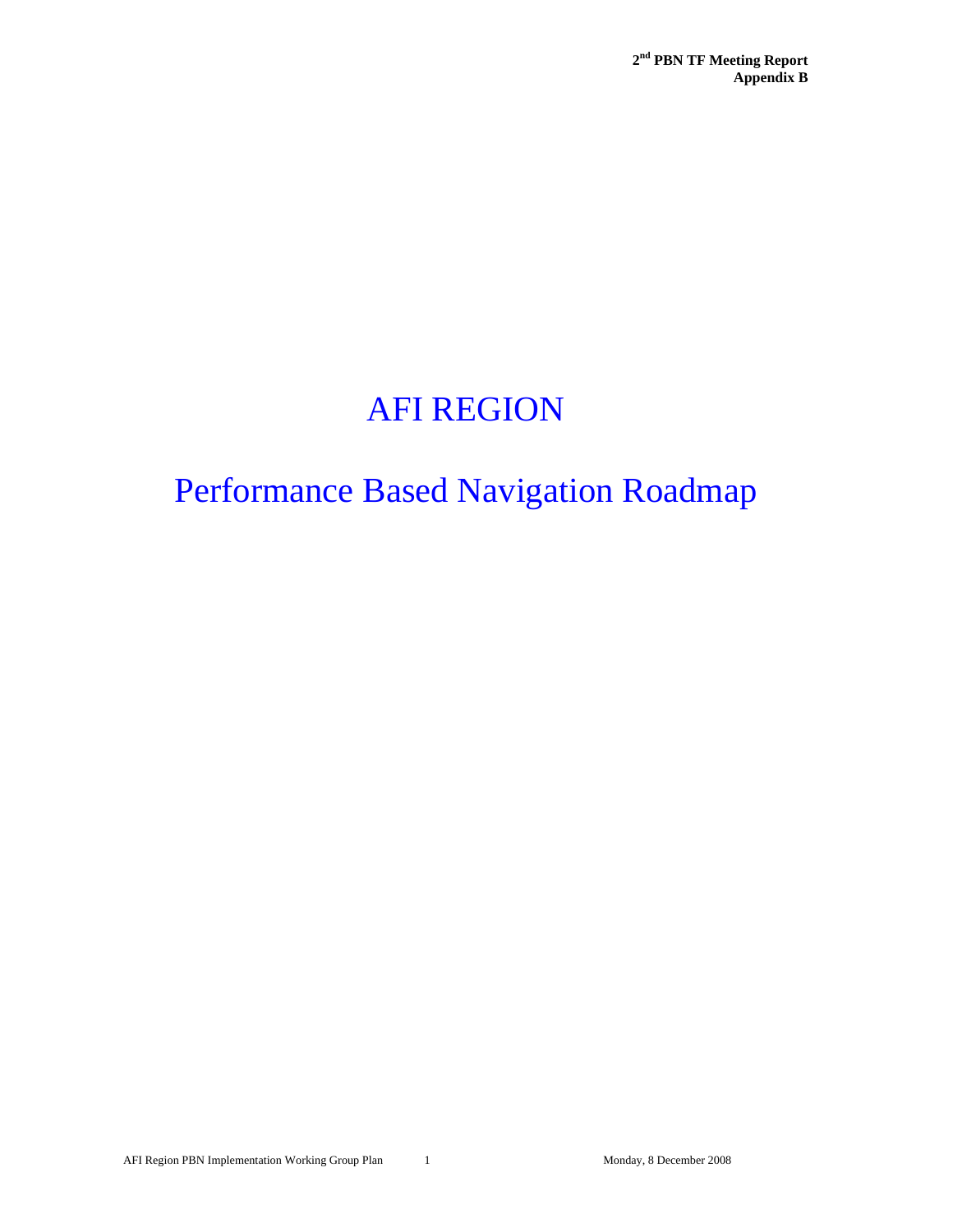# AFI REGION

# Performance Based Navigation Roadmap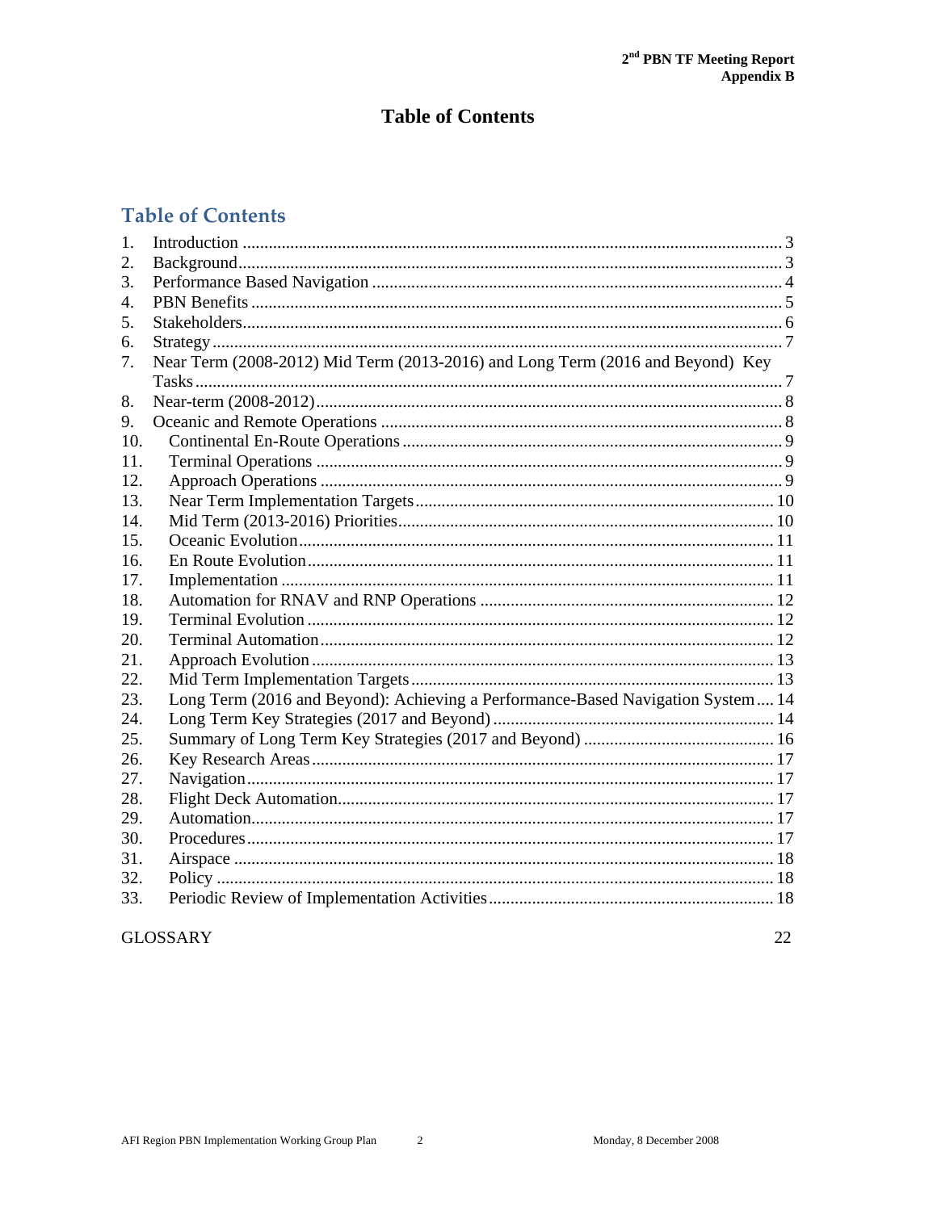# Table of Contents

## Table of Contents

1. Introduction ........................................................................................................ 3
2. Background........................................................................................................ 3
3. Performance Based Navigation ........................................................................ 4
4. PBN Benefits ...................................................................................................... 5
5. Stakeholders....................................................................................................... 6
6. Strategy .............................................................................................................. 7
7. Near Term (2008-2012) Mid Term (2013-2016) and Long Term (2016 and Beyond) Key Tasks ................................................................................................................... 7
8. Near-term (2008-2012)...................................................................................... 8
9. Oceanic and Remote Operations ...................................................................... 8
10. Continental En-Route Operations ................................................................... 9
11. Terminal Operations ........................................................................................ 9
12. Approach Operations ....................................................................................... 9
13. Near Term Implementation Targets ............................................................... 10
14. Mid Term (2013-2016) Priorities.................................................................... 10
15. Oceanic Evolution........................................................................................... 11
16. En Route Evolution......................................................................................... 11
17. Implementation ............................................................................................... 11
18. Automation for RNAV and RNP Operations ................................................. 12
19. Terminal Evolution ......................................................................................... 12
20. Terminal Automation...................................................................................... 12
21. Approach Evolution ........................................................................................ 13
22. Mid Term Implementation Targets ................................................................ 13
23. Long Term (2016 and Beyond): Achieving a Performance-Based Navigation System .... 14
24. Long Term Key Strategies (2017 and Beyond) ............................................... 14
25. Summary of Long Term Key Strategies (2017 and Beyond) .......................... 16
26. Key Research Areas ......................................................................................... 17
27. Navigation........................................................................................................ 17
28. Flight Deck Automation.................................................................................. 17
29. Automation....................................................................................................... 17
30. Procedures........................................................................................................ 17
31. Airspace ........................................................................................................... 18
32. Policy ............................................................................................................... 18
33. Periodic Review of Implementation Activities............................................... 18

GLOSSARY 22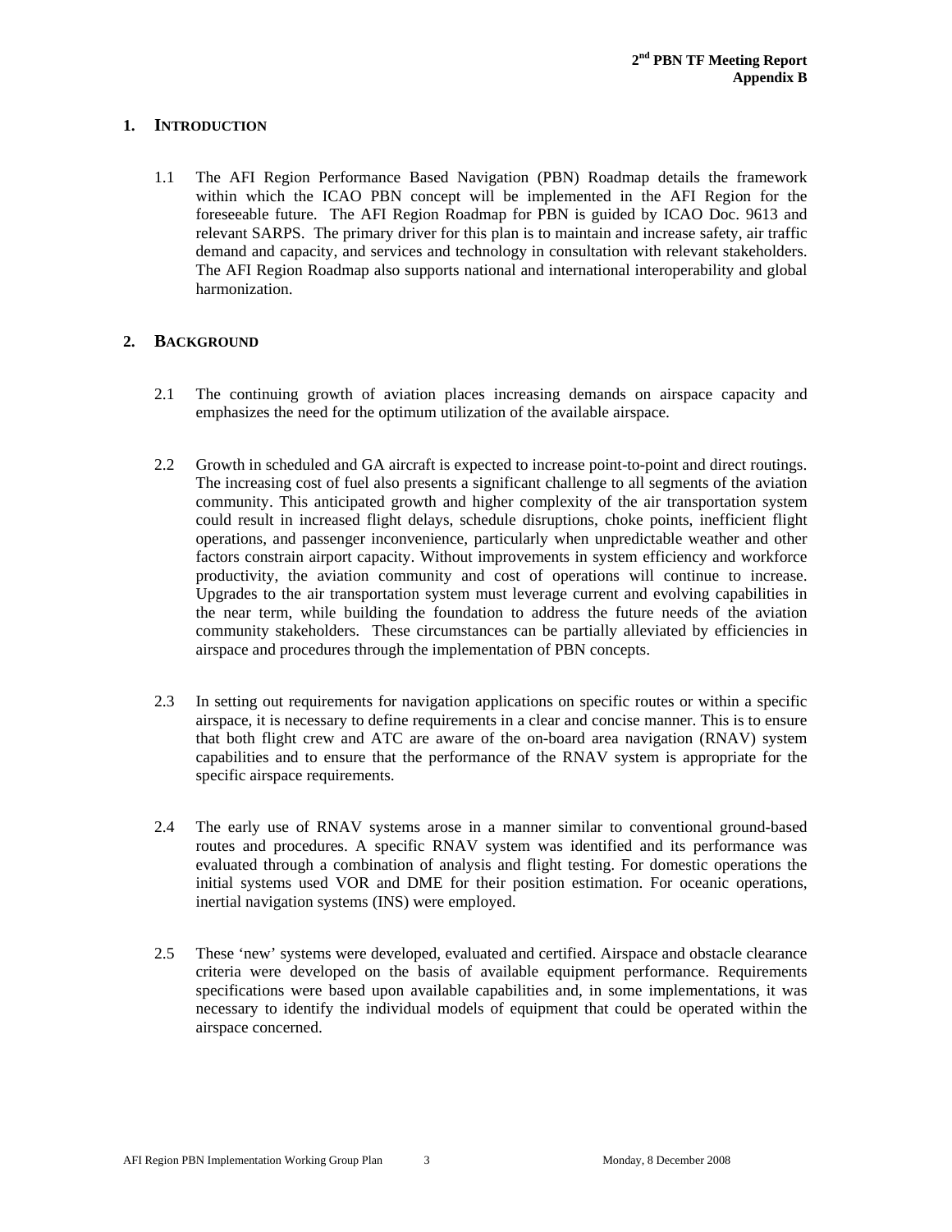## 1. INTRODUCTION

1.1 The AFI Region Performance Based Navigation (PBN) Roadmap details the framework within which the ICAO PBN concept will be implemented in the AFI Region for the foreseeable future. The AFI Region Roadmap for PBN is guided by ICAO Doc. 9613 and relevant SARPS. The primary driver for this plan is to maintain and increase safety, air traffic demand and capacity, and services and technology in consultation with relevant stakeholders. The AFI Region Roadmap also supports national and international interoperability and global harmonization.

## 2. BACKGROUND

2.1 The continuing growth of aviation places increasing demands on airspace capacity and emphasizes the need for the optimum utilization of the available airspace.

2.2 Growth in scheduled and GA aircraft is expected to increase point-to-point and direct routings. The increasing cost of fuel also presents a significant challenge to all segments of the aviation community. This anticipated growth and higher complexity of the air transportation system could result in increased flight delays, schedule disruptions, choke points, inefficient flight operations, and passenger inconvenience, particularly when unpredictable weather and other factors constrain airport capacity. Without improvements in system efficiency and workforce productivity, the aviation community and cost of operations will continue to increase. Upgrades to the air transportation system must leverage current and evolving capabilities in the near term, while building the foundation to address the future needs of the aviation community stakeholders. These circumstances can be partially alleviated by efficiencies in airspace and procedures through the implementation of PBN concepts.

2.3 In setting out requirements for navigation applications on specific routes or within a specific airspace, it is necessary to define requirements in a clear and concise manner. This is to ensure that both flight crew and ATC are aware of the on-board area navigation (RNAV) system capabilities and to ensure that the performance of the RNAV system is appropriate for the specific airspace requirements.

2.4 The early use of RNAV systems arose in a manner similar to conventional ground-based routes and procedures. A specific RNAV system was identified and its performance was evaluated through a combination of analysis and flight testing. For domestic operations the initial systems used VOR and DME for their position estimation. For oceanic operations, inertial navigation systems (INS) were employed.

2.5 These 'new' systems were developed, evaluated and certified. Airspace and obstacle clearance criteria were developed on the basis of available equipment performance. Requirements specifications were based upon available capabilities and, in some implementations, it was necessary to identify the individual models of equipment that could be operated within the airspace concerned.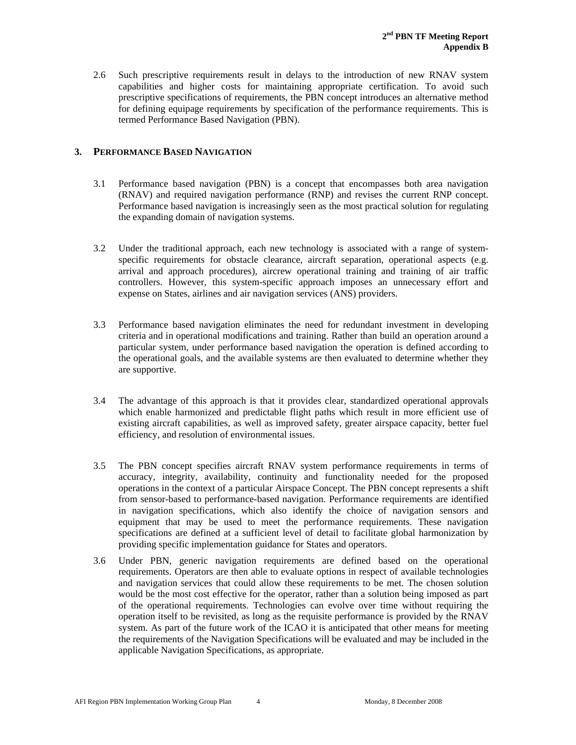2.6 Such prescriptive requirements result in delays to the introduction of new RNAV system capabilities and higher costs for maintaining appropriate certification. To avoid such prescriptive specifications of requirements, the PBN concept introduces an alternative method for defining equipage requirements by specification of the performance requirements. This is termed Performance Based Navigation (PBN).

## 3. PERFORMANCE BASED NAVIGATION

3.1 Performance based navigation (PBN) is a concept that encompasses both area navigation (RNAV) and required navigation performance (RNP) and revises the current RNP concept. Performance based navigation is increasingly seen as the most practical solution for regulating the expanding domain of navigation systems.

3.2 Under the traditional approach, each new technology is associated with a range of system-specific requirements for obstacle clearance, aircraft separation, operational aspects (e.g. arrival and approach procedures), aircrew operational training and training of air traffic controllers. However, this system-specific approach imposes an unnecessary effort and expense on States, airlines and air navigation services (ANS) providers.

3.3 Performance based navigation eliminates the need for redundant investment in developing criteria and in operational modifications and training. Rather than build an operation around a particular system, under performance based navigation the operation is defined according to the operational goals, and the available systems are then evaluated to determine whether they are supportive.

3.4 The advantage of this approach is that it provides clear, standardized operational approvals which enable harmonized and predictable flight paths which result in more efficient use of existing aircraft capabilities, as well as improved safety, greater airspace capacity, better fuel efficiency, and resolution of environmental issues.

3.5 The PBN concept specifies aircraft RNAV system performance requirements in terms of accuracy, integrity, availability, continuity and functionality needed for the proposed operations in the context of a particular Airspace Concept. The PBN concept represents a shift from sensor-based to performance-based navigation. Performance requirements are identified in navigation specifications, which also identify the choice of navigation sensors and equipment that may be used to meet the performance requirements. These navigation specifications are defined at a sufficient level of detail to facilitate global harmonization by providing specific implementation guidance for States and operators.

3.6 Under PBN, generic navigation requirements are defined based on the operational requirements. Operators are then able to evaluate options in respect of available technologies and navigation services that could allow these requirements to be met. The chosen solution would be the most cost effective for the operator, rather than a solution being imposed as part of the operational requirements. Technologies can evolve over time without requiring the operation itself to be revisited, as long as the requisite performance is provided by the RNAV system. As part of the future work of the ICAO it is anticipated that other means for meeting the requirements of the Navigation Specifications will be evaluated and may be included in the applicable Navigation Specifications, as appropriate.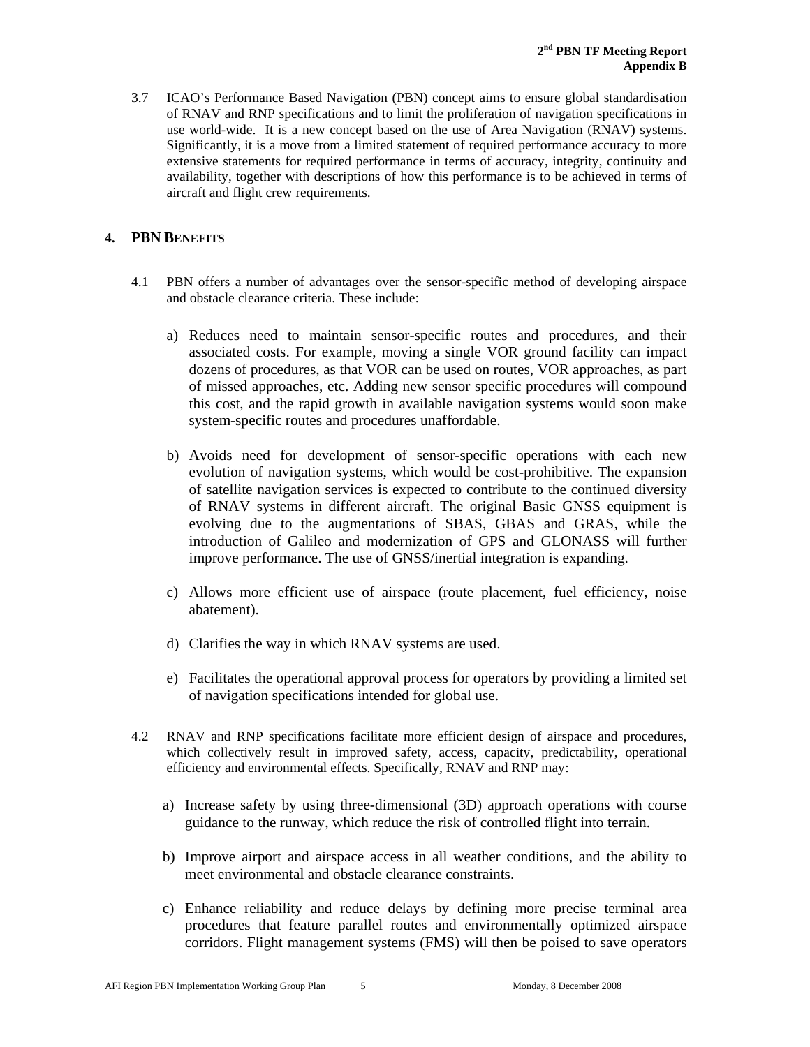3.7 ICAO's Performance Based Navigation (PBN) concept aims to ensure global standardisation of RNAV and RNP specifications and to limit the proliferation of navigation specifications in use world-wide. It is a new concept based on the use of Area Navigation (RNAV) systems. Significantly, it is a move from a limited statement of required performance accuracy to more extensive statements for required performance in terms of accuracy, integrity, continuity and availability, together with descriptions of how this performance is to be achieved in terms of aircraft and flight crew requirements.

## 4. PBN BENEFITS

4.1 PBN offers a number of advantages over the sensor-specific method of developing airspace and obstacle clearance criteria. These include:

a) Reduces need to maintain sensor-specific routes and procedures, and their associated costs. For example, moving a single VOR ground facility can impact dozens of procedures, as that VOR can be used on routes, VOR approaches, as part of missed approaches, etc. Adding new sensor specific procedures will compound this cost, and the rapid growth in available navigation systems would soon make system-specific routes and procedures unaffordable.

b) Avoids need for development of sensor-specific operations with each new evolution of navigation systems, which would be cost-prohibitive. The expansion of satellite navigation services is expected to contribute to the continued diversity of RNAV systems in different aircraft. The original Basic GNSS equipment is evolving due to the augmentations of SBAS, GBAS and GRAS, while the introduction of Galileo and modernization of GPS and GLONASS will further improve performance. The use of GNSS/inertial integration is expanding.

c) Allows more efficient use of airspace (route placement, fuel efficiency, noise abatement).

d) Clarifies the way in which RNAV systems are used.

e) Facilitates the operational approval process for operators by providing a limited set of navigation specifications intended for global use.

4.2 RNAV and RNP specifications facilitate more efficient design of airspace and procedures, which collectively result in improved safety, access, capacity, predictability, operational efficiency and environmental effects. Specifically, RNAV and RNP may:

a) Increase safety by using three-dimensional (3D) approach operations with course guidance to the runway, which reduce the risk of controlled flight into terrain.

b) Improve airport and airspace access in all weather conditions, and the ability to meet environmental and obstacle clearance constraints.

c) Enhance reliability and reduce delays by defining more precise terminal area procedures that feature parallel routes and environmentally optimized airspace corridors. Flight management systems (FMS) will then be poised to save operators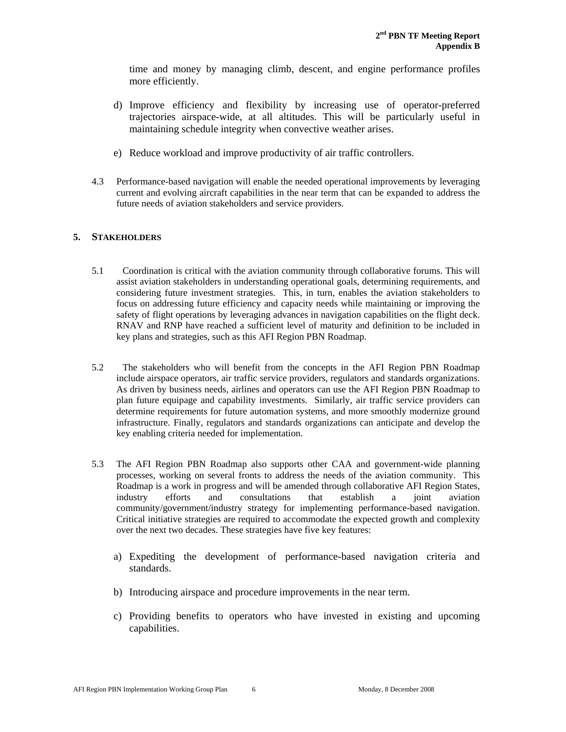time and money by managing climb, descent, and engine performance profiles more efficiently.

d) Improve efficiency and flexibility by increasing use of operator-preferred trajectories airspace-wide, at all altitudes. This will be particularly useful in maintaining schedule integrity when convective weather arises.

e) Reduce workload and improve productivity of air traffic controllers.

4.3 Performance-based navigation will enable the needed operational improvements by leveraging current and evolving aircraft capabilities in the near term that can be expanded to address the future needs of aviation stakeholders and service providers.

## 5. STAKEHOLDERS

5.1 Coordination is critical with the aviation community through collaborative forums. This will assist aviation stakeholders in understanding operational goals, determining requirements, and considering future investment strategies. This, in turn, enables the aviation stakeholders to focus on addressing future efficiency and capacity needs while maintaining or improving the safety of flight operations by leveraging advances in navigation capabilities on the flight deck. RNAV and RNP have reached a sufficient level of maturity and definition to be included in key plans and strategies, such as this AFI Region PBN Roadmap.

5.2 The stakeholders who will benefit from the concepts in the AFI Region PBN Roadmap include airspace operators, air traffic service providers, regulators and standards organizations. As driven by business needs, airlines and operators can use the AFI Region PBN Roadmap to plan future equipage and capability investments. Similarly, air traffic service providers can determine requirements for future automation systems, and more smoothly modernize ground infrastructure. Finally, regulators and standards organizations can anticipate and develop the key enabling criteria needed for implementation.

5.3 The AFI Region PBN Roadmap also supports other CAA and government-wide planning processes, working on several fronts to address the needs of the aviation community. This Roadmap is a work in progress and will be amended through collaborative AFI Region States, industry efforts and consultations that establish a joint aviation community/government/industry strategy for implementing performance-based navigation. Critical initiative strategies are required to accommodate the expected growth and complexity over the next two decades. These strategies have five key features:

a) Expediting the development of performance-based navigation criteria and standards.

b) Introducing airspace and procedure improvements in the near term.

c) Providing benefits to operators who have invested in existing and upcoming capabilities.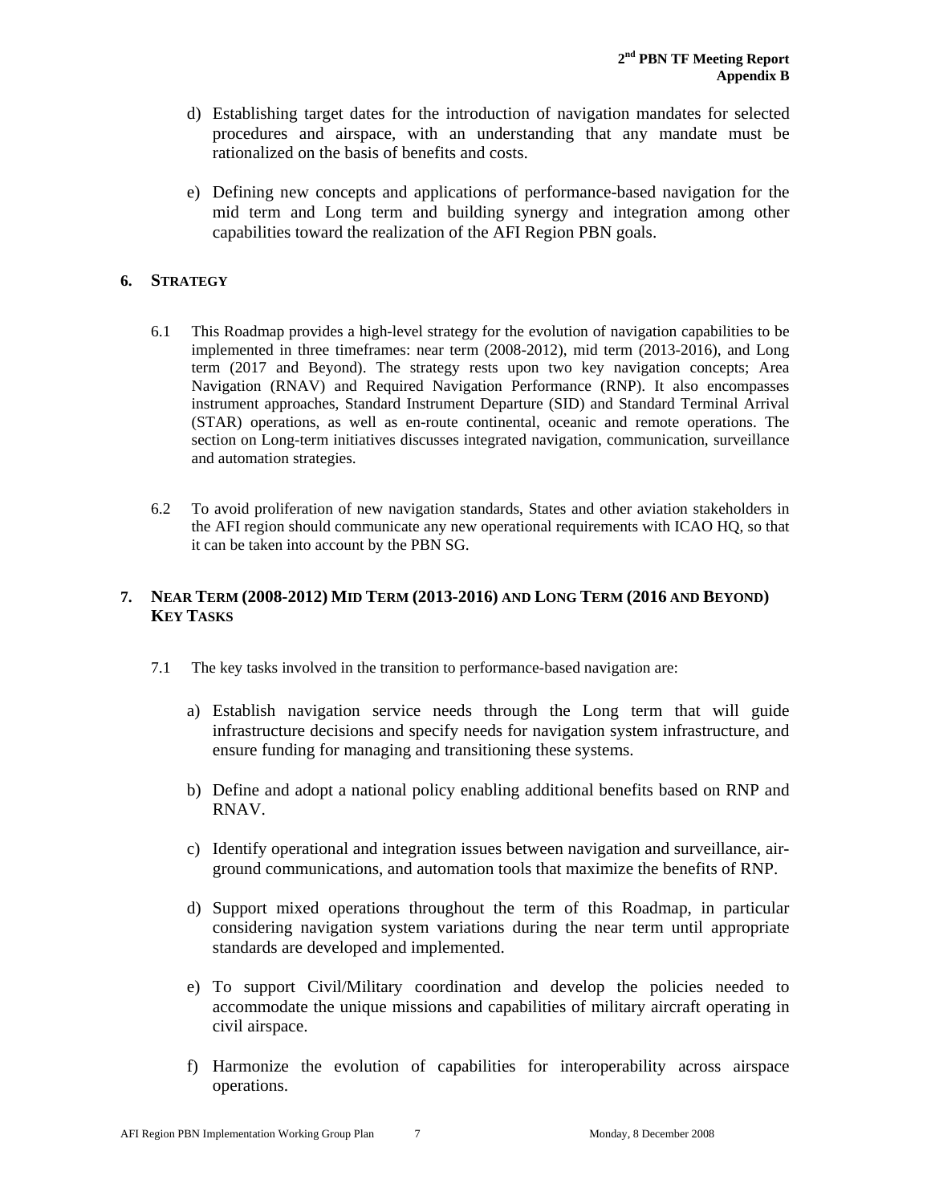d) Establishing target dates for the introduction of navigation mandates for selected procedures and airspace, with an understanding that any mandate must be rationalized on the basis of benefits and costs.

e) Defining new concepts and applications of performance-based navigation for the mid term and Long term and building synergy and integration among other capabilities toward the realization of the AFI Region PBN goals.

## 6. STRATEGY

6.1 This Roadmap provides a high-level strategy for the evolution of navigation capabilities to be implemented in three timeframes: near term (2008-2012), mid term (2013-2016), and Long term (2017 and Beyond). The strategy rests upon two key navigation concepts; Area Navigation (RNAV) and Required Navigation Performance (RNP). It also encompasses instrument approaches, Standard Instrument Departure (SID) and Standard Terminal Arrival (STAR) operations, as well as en-route continental, oceanic and remote operations. The section on Long-term initiatives discusses integrated navigation, communication, surveillance and automation strategies.

6.2 To avoid proliferation of new navigation standards, States and other aviation stakeholders in the AFI region should communicate any new operational requirements with ICAO HQ, so that it can be taken into account by the PBN SG.

## 7. NEAR TERM (2008-2012) MID TERM (2013-2016) AND LONG TERM (2016 AND BEYOND) KEY TASKS

7.1 The key tasks involved in the transition to performance-based navigation are:

a) Establish navigation service needs through the Long term that will guide infrastructure decisions and specify needs for navigation system infrastructure, and ensure funding for managing and transitioning these systems.

b) Define and adopt a national policy enabling additional benefits based on RNP and RNAV.

c) Identify operational and integration issues between navigation and surveillance, air-ground communications, and automation tools that maximize the benefits of RNP.

d) Support mixed operations throughout the term of this Roadmap, in particular considering navigation system variations during the near term until appropriate standards are developed and implemented.

e) To support Civil/Military coordination and develop the policies needed to accommodate the unique missions and capabilities of military aircraft operating in civil airspace.

f) Harmonize the evolution of capabilities for interoperability across airspace operations.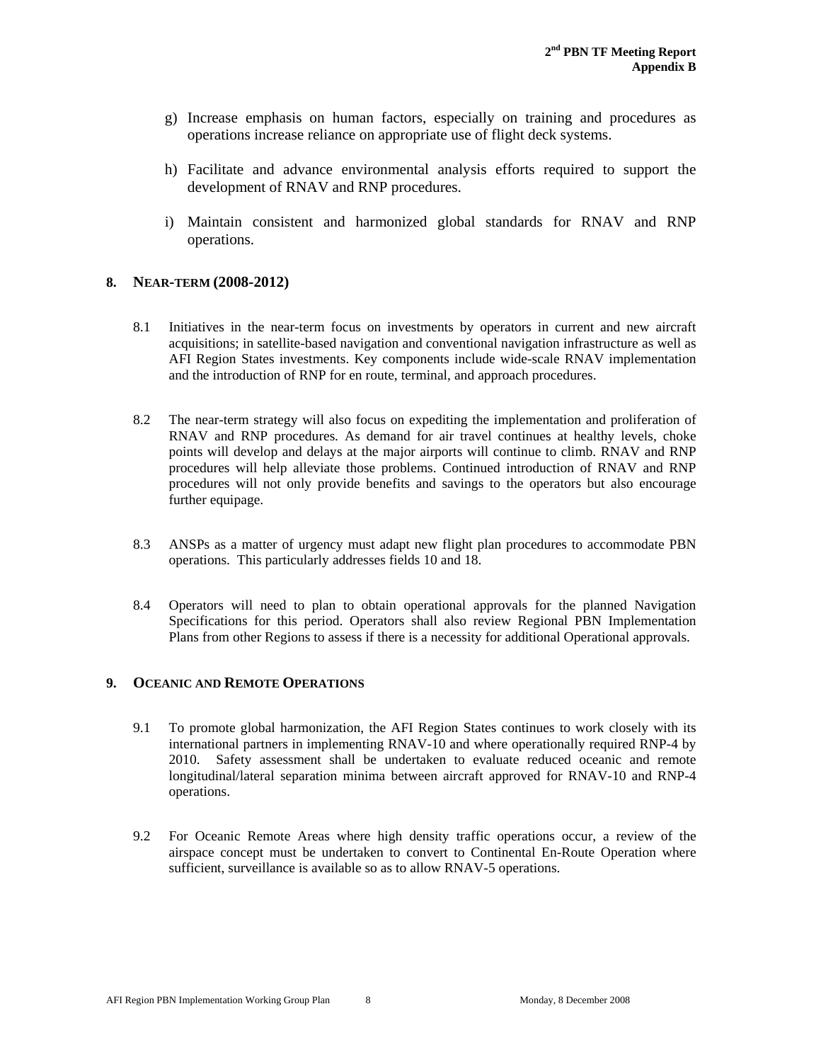g) Increase emphasis on human factors, especially on training and procedures as operations increase reliance on appropriate use of flight deck systems.

h) Facilitate and advance environmental analysis efforts required to support the development of RNAV and RNP procedures.

i) Maintain consistent and harmonized global standards for RNAV and RNP operations.

## 8. NEAR-TERM (2008-2012)

8.1 Initiatives in the near-term focus on investments by operators in current and new aircraft acquisitions; in satellite-based navigation and conventional navigation infrastructure as well as AFI Region States investments. Key components include wide-scale RNAV implementation and the introduction of RNP for en route, terminal, and approach procedures.

8.2 The near-term strategy will also focus on expediting the implementation and proliferation of RNAV and RNP procedures. As demand for air travel continues at healthy levels, choke points will develop and delays at the major airports will continue to climb. RNAV and RNP procedures will help alleviate those problems. Continued introduction of RNAV and RNP procedures will not only provide benefits and savings to the operators but also encourage further equipage.

8.3 ANSPs as a matter of urgency must adapt new flight plan procedures to accommodate PBN operations. This particularly addresses fields 10 and 18.

8.4 Operators will need to plan to obtain operational approvals for the planned Navigation Specifications for this period. Operators shall also review Regional PBN Implementation Plans from other Regions to assess if there is a necessity for additional Operational approvals.

## 9. OCEANIC AND REMOTE OPERATIONS

9.1 To promote global harmonization, the AFI Region States continues to work closely with its international partners in implementing RNAV-10 and where operationally required RNP-4 by 2010. Safety assessment shall be undertaken to evaluate reduced oceanic and remote longitudinal/lateral separation minima between aircraft approved for RNAV-10 and RNP-4 operations.

9.2 For Oceanic Remote Areas where high density traffic operations occur, a review of the airspace concept must be undertaken to convert to Continental En-Route Operation where sufficient, surveillance is available so as to allow RNAV-5 operations.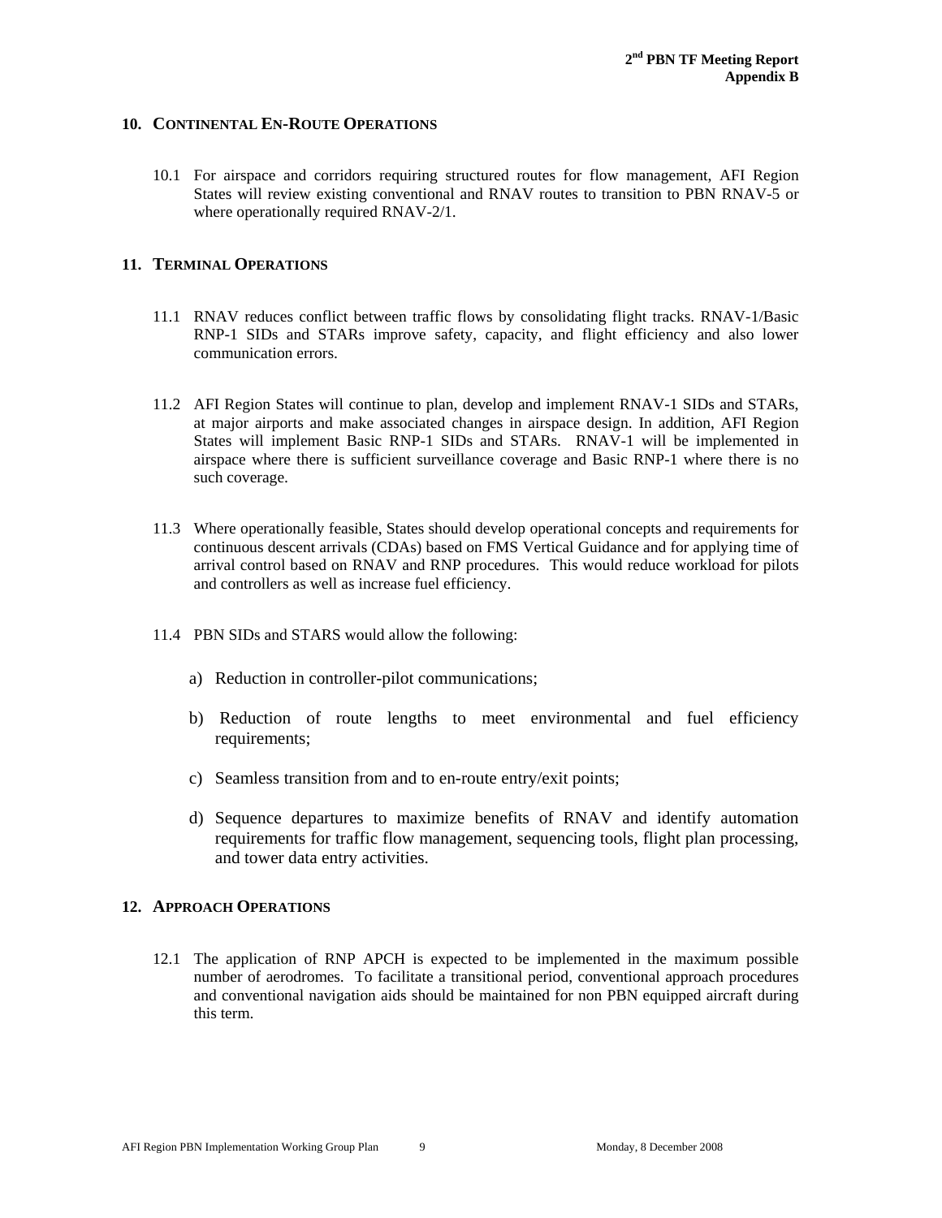## 10. Continental En-Route Operations

10.1 For airspace and corridors requiring structured routes for flow management, AFI Region States will review existing conventional and RNAV routes to transition to PBN RNAV-5 or where operationally required RNAV-2/1.

## 11. Terminal Operations

11.1 RNAV reduces conflict between traffic flows by consolidating flight tracks. RNAV-1/Basic RNP-1 SIDs and STARs improve safety, capacity, and flight efficiency and also lower communication errors.

11.2 AFI Region States will continue to plan, develop and implement RNAV-1 SIDs and STARs, at major airports and make associated changes in airspace design. In addition, AFI Region States will implement Basic RNP-1 SIDs and STARs. RNAV-1 will be implemented in airspace where there is sufficient surveillance coverage and Basic RNP-1 where there is no such coverage.

11.3 Where operationally feasible, States should develop operational concepts and requirements for continuous descent arrivals (CDAs) based on FMS Vertical Guidance and for applying time of arrival control based on RNAV and RNP procedures. This would reduce workload for pilots and controllers as well as increase fuel efficiency.

11.4 PBN SIDs and STARS would allow the following:

a) Reduction in controller-pilot communications;

b) Reduction of route lengths to meet environmental and fuel efficiency requirements;

c) Seamless transition from and to en-route entry/exit points;

d) Sequence departures to maximize benefits of RNAV and identify automation requirements for traffic flow management, sequencing tools, flight plan processing, and tower data entry activities.

## 12. Approach Operations

12.1 The application of RNP APCH is expected to be implemented in the maximum possible number of aerodromes. To facilitate a transitional period, conventional approach procedures and conventional navigation aids should be maintained for non PBN equipped aircraft during this term.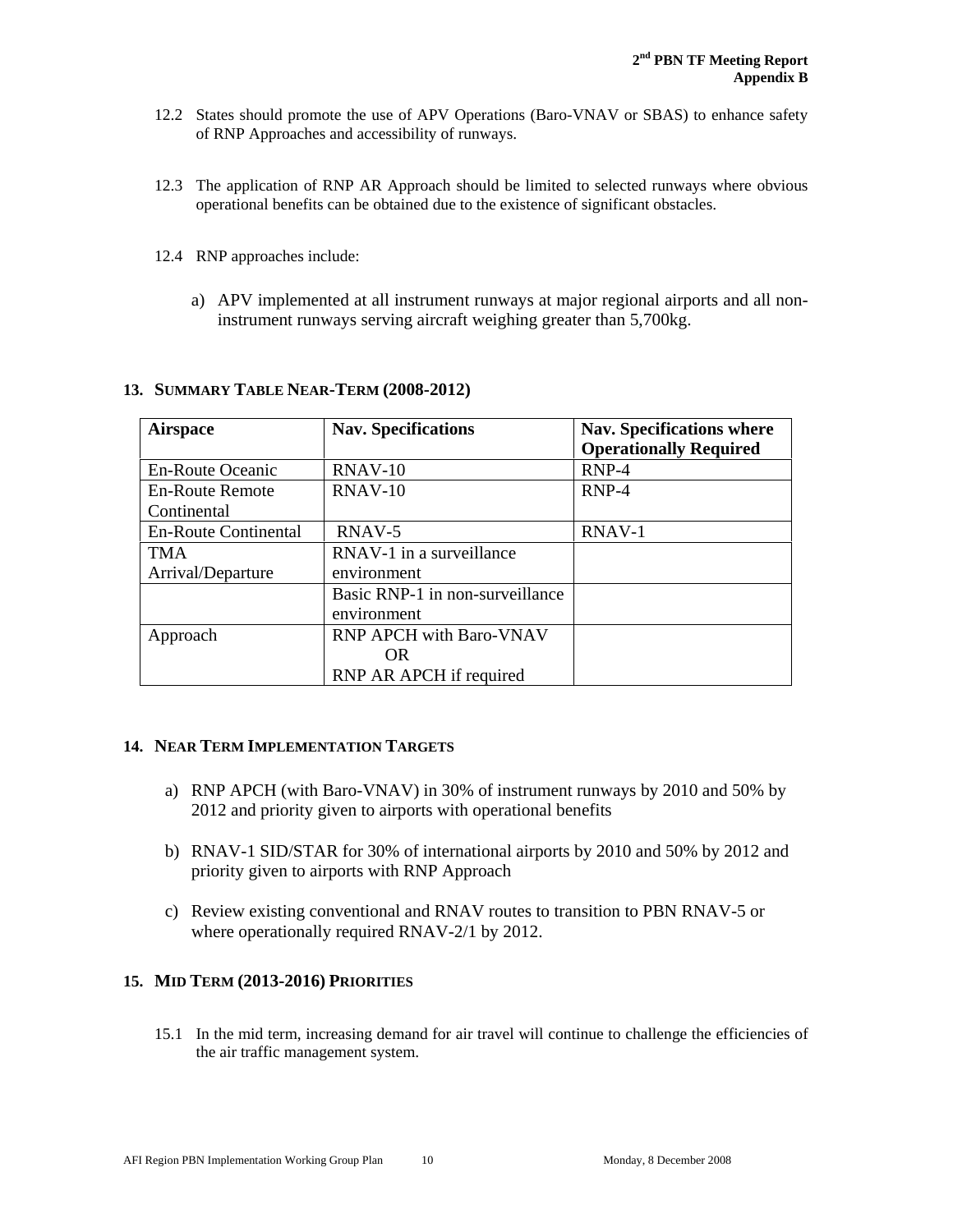12.2 States should promote the use of APV Operations (Baro-VNAV or SBAS) to enhance safety of RNP Approaches and accessibility of runways.

12.3 The application of RNP AR Approach should be limited to selected runways where obvious operational benefits can be obtained due to the existence of significant obstacles.

12.4 RNP approaches include:

a) APV implemented at all instrument runways at major regional airports and all non-instrument runways serving aircraft weighing greater than 5,700kg.

## 13. SUMMARY TABLE NEAR-TERM (2008-2012)

| Airspace | Nav. Specifications | Nav. Specifications where Operationally Required |
|---|---|---|
| En-Route Oceanic | RNAV-10 | RNP-4 |
| En-Route Remote Continental | RNAV-10 | RNP-4 |
| En-Route Continental | RNAV-5 | RNAV-1 |
| TMA Arrival/Departure | RNAV-1 in a surveillance environment | |
| | Basic RNP-1 in non-surveillance environment | |
| Approach | RNP APCH with Baro-VNAV OR RNP AR APCH if required | |

## 14. NEAR TERM IMPLEMENTATION TARGETS

a) RNP APCH (with Baro-VNAV) in 30% of instrument runways by 2010 and 50% by 2012 and priority given to airports with operational benefits

b) RNAV-1 SID/STAR for 30% of international airports by 2010 and 50% by 2012 and priority given to airports with RNP Approach

c) Review existing conventional and RNAV routes to transition to PBN RNAV-5 or where operationally required RNAV-2/1 by 2012.

## 15. MID TERM (2013-2016) PRIORITIES

15.1 In the mid term, increasing demand for air travel will continue to challenge the efficiencies of the air traffic management system.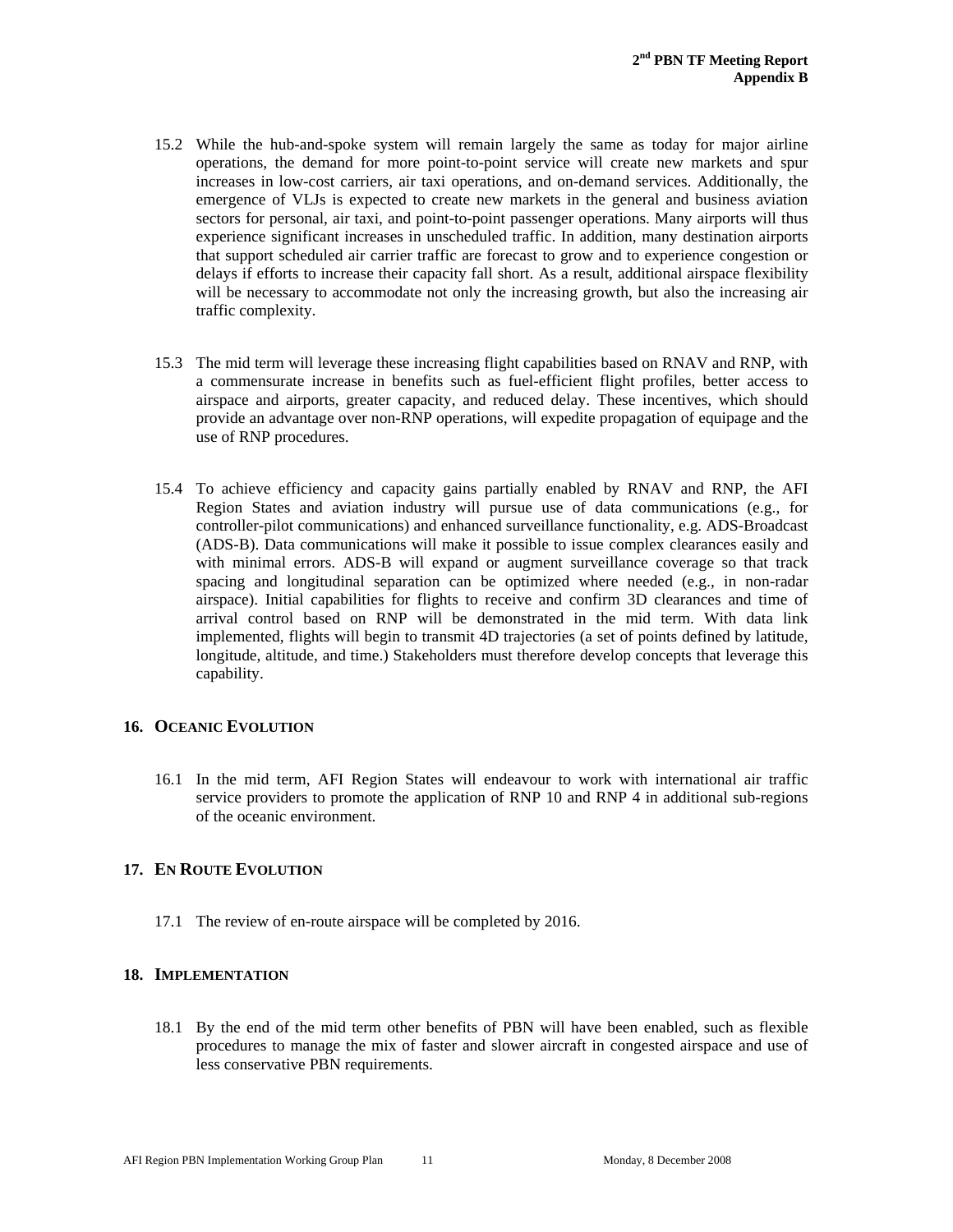15.2 While the hub-and-spoke system will remain largely the same as today for major airline operations, the demand for more point-to-point service will create new markets and spur increases in low-cost carriers, air taxi operations, and on-demand services. Additionally, the emergence of VLJs is expected to create new markets in the general and business aviation sectors for personal, air taxi, and point-to-point passenger operations. Many airports will thus experience significant increases in unscheduled traffic. In addition, many destination airports that support scheduled air carrier traffic are forecast to grow and to experience congestion or delays if efforts to increase their capacity fall short. As a result, additional airspace flexibility will be necessary to accommodate not only the increasing growth, but also the increasing air traffic complexity.

15.3 The mid term will leverage these increasing flight capabilities based on RNAV and RNP, with a commensurate increase in benefits such as fuel-efficient flight profiles, better access to airspace and airports, greater capacity, and reduced delay. These incentives, which should provide an advantage over non-RNP operations, will expedite propagation of equipage and the use of RNP procedures.

15.4 To achieve efficiency and capacity gains partially enabled by RNAV and RNP, the AFI Region States and aviation industry will pursue use of data communications (e.g., for controller-pilot communications) and enhanced surveillance functionality, e.g. ADS-Broadcast (ADS-B). Data communications will make it possible to issue complex clearances easily and with minimal errors. ADS-B will expand or augment surveillance coverage so that track spacing and longitudinal separation can be optimized where needed (e.g., in non-radar airspace). Initial capabilities for flights to receive and confirm 3D clearances and time of arrival control based on RNP will be demonstrated in the mid term. With data link implemented, flights will begin to transmit 4D trajectories (a set of points defined by latitude, longitude, altitude, and time.) Stakeholders must therefore develop concepts that leverage this capability.

## 16. OCEANIC EVOLUTION

16.1 In the mid term, AFI Region States will endeavour to work with international air traffic service providers to promote the application of RNP 10 and RNP 4 in additional sub-regions of the oceanic environment.

## 17. EN ROUTE EVOLUTION

17.1 The review of en-route airspace will be completed by 2016.

## 18. IMPLEMENTATION

18.1 By the end of the mid term other benefits of PBN will have been enabled, such as flexible procedures to manage the mix of faster and slower aircraft in congested airspace and use of less conservative PBN requirements.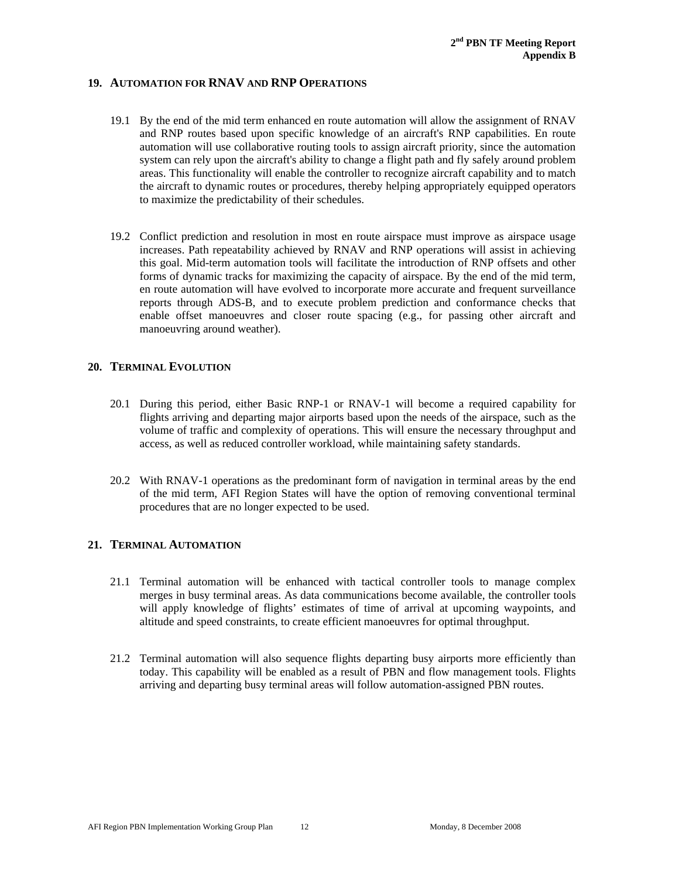## 19. AUTOMATION FOR RNAV AND RNP OPERATIONS

19.1 By the end of the mid term enhanced en route automation will allow the assignment of RNAV and RNP routes based upon specific knowledge of an aircraft's RNP capabilities. En route automation will use collaborative routing tools to assign aircraft priority, since the automation system can rely upon the aircraft's ability to change a flight path and fly safely around problem areas. This functionality will enable the controller to recognize aircraft capability and to match the aircraft to dynamic routes or procedures, thereby helping appropriately equipped operators to maximize the predictability of their schedules.

19.2 Conflict prediction and resolution in most en route airspace must improve as airspace usage increases. Path repeatability achieved by RNAV and RNP operations will assist in achieving this goal. Mid-term automation tools will facilitate the introduction of RNP offsets and other forms of dynamic tracks for maximizing the capacity of airspace. By the end of the mid term, en route automation will have evolved to incorporate more accurate and frequent surveillance reports through ADS-B, and to execute problem prediction and conformance checks that enable offset manoeuvres and closer route spacing (e.g., for passing other aircraft and manoeuvring around weather).

## 20. TERMINAL EVOLUTION

20.1 During this period, either Basic RNP-1 or RNAV-1 will become a required capability for flights arriving and departing major airports based upon the needs of the airspace, such as the volume of traffic and complexity of operations. This will ensure the necessary throughput and access, as well as reduced controller workload, while maintaining safety standards.

20.2 With RNAV-1 operations as the predominant form of navigation in terminal areas by the end of the mid term, AFI Region States will have the option of removing conventional terminal procedures that are no longer expected to be used.

## 21. TERMINAL AUTOMATION

21.1 Terminal automation will be enhanced with tactical controller tools to manage complex merges in busy terminal areas. As data communications become available, the controller tools will apply knowledge of flights' estimates of time of arrival at upcoming waypoints, and altitude and speed constraints, to create efficient manoeuvres for optimal throughput.

21.2 Terminal automation will also sequence flights departing busy airports more efficiently than today. This capability will be enabled as a result of PBN and flow management tools. Flights arriving and departing busy terminal areas will follow automation-assigned PBN routes.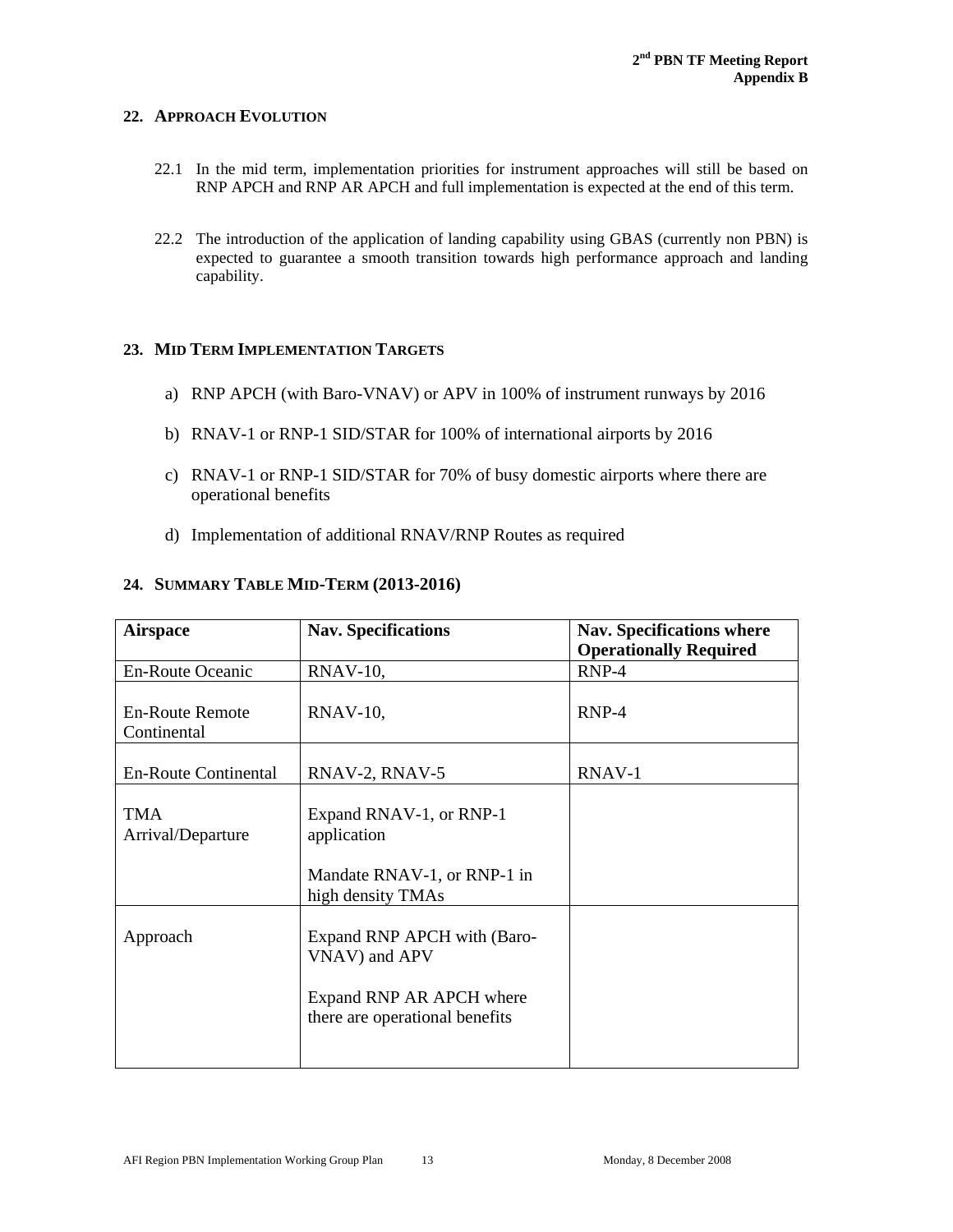## 22. APPROACH EVOLUTION

22.1 In the mid term, implementation priorities for instrument approaches will still be based on RNP APCH and RNP AR APCH and full implementation is expected at the end of this term.

22.2 The introduction of the application of landing capability using GBAS (currently non PBN) is expected to guarantee a smooth transition towards high performance approach and landing capability.

## 23. MID TERM IMPLEMENTATION TARGETS

a) RNP APCH (with Baro-VNAV) or APV in 100% of instrument runways by 2016

b) RNAV-1 or RNP-1 SID/STAR for 100% of international airports by 2016

c) RNAV-1 or RNP-1 SID/STAR for 70% of busy domestic airports where there are operational benefits

d) Implementation of additional RNAV/RNP Routes as required

## 24. SUMMARY TABLE MID-TERM (2013-2016)

| Airspace | Nav. Specifications | Nav. Specifications where Operationally Required |
|---|---|---|
| En-Route Oceanic | RNAV-10, | RNP-4 |
| En-Route Remote Continental | RNAV-10, | RNP-4 |
| En-Route Continental | RNAV-2, RNAV-5 | RNAV-1 |
| TMA Arrival/Departure | Expand RNAV-1, or RNP-1 application<br><br>Mandate RNAV-1, or RNP-1 in high density TMAs | |
| Approach | Expand RNP APCH with (Baro-VNAV) and APV<br><br>Expand RNP AR APCH where there are operational benefits | |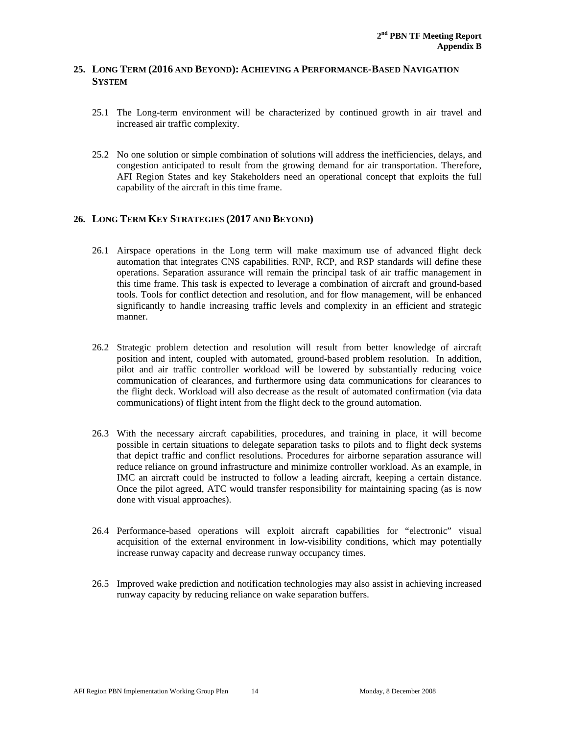## 25. LONG TERM (2016 AND BEYOND): ACHIEVING A PERFORMANCE-BASED NAVIGATION SYSTEM

25.1 The Long-term environment will be characterized by continued growth in air travel and increased air traffic complexity.

25.2 No one solution or simple combination of solutions will address the inefficiencies, delays, and congestion anticipated to result from the growing demand for air transportation. Therefore, AFI Region States and key Stakeholders need an operational concept that exploits the full capability of the aircraft in this time frame.

## 26. LONG TERM KEY STRATEGIES (2017 AND BEYOND)

26.1 Airspace operations in the Long term will make maximum use of advanced flight deck automation that integrates CNS capabilities. RNP, RCP, and RSP standards will define these operations. Separation assurance will remain the principal task of air traffic management in this time frame. This task is expected to leverage a combination of aircraft and ground-based tools. Tools for conflict detection and resolution, and for flow management, will be enhanced significantly to handle increasing traffic levels and complexity in an efficient and strategic manner.

26.2 Strategic problem detection and resolution will result from better knowledge of aircraft position and intent, coupled with automated, ground-based problem resolution. In addition, pilot and air traffic controller workload will be lowered by substantially reducing voice communication of clearances, and furthermore using data communications for clearances to the flight deck. Workload will also decrease as the result of automated confirmation (via data communications) of flight intent from the flight deck to the ground automation.

26.3 With the necessary aircraft capabilities, procedures, and training in place, it will become possible in certain situations to delegate separation tasks to pilots and to flight deck systems that depict traffic and conflict resolutions. Procedures for airborne separation assurance will reduce reliance on ground infrastructure and minimize controller workload. As an example, in IMC an aircraft could be instructed to follow a leading aircraft, keeping a certain distance. Once the pilot agreed, ATC would transfer responsibility for maintaining spacing (as is now done with visual approaches).

26.4 Performance-based operations will exploit aircraft capabilities for "electronic" visual acquisition of the external environment in low-visibility conditions, which may potentially increase runway capacity and decrease runway occupancy times.

26.5 Improved wake prediction and notification technologies may also assist in achieving increased runway capacity by reducing reliance on wake separation buffers.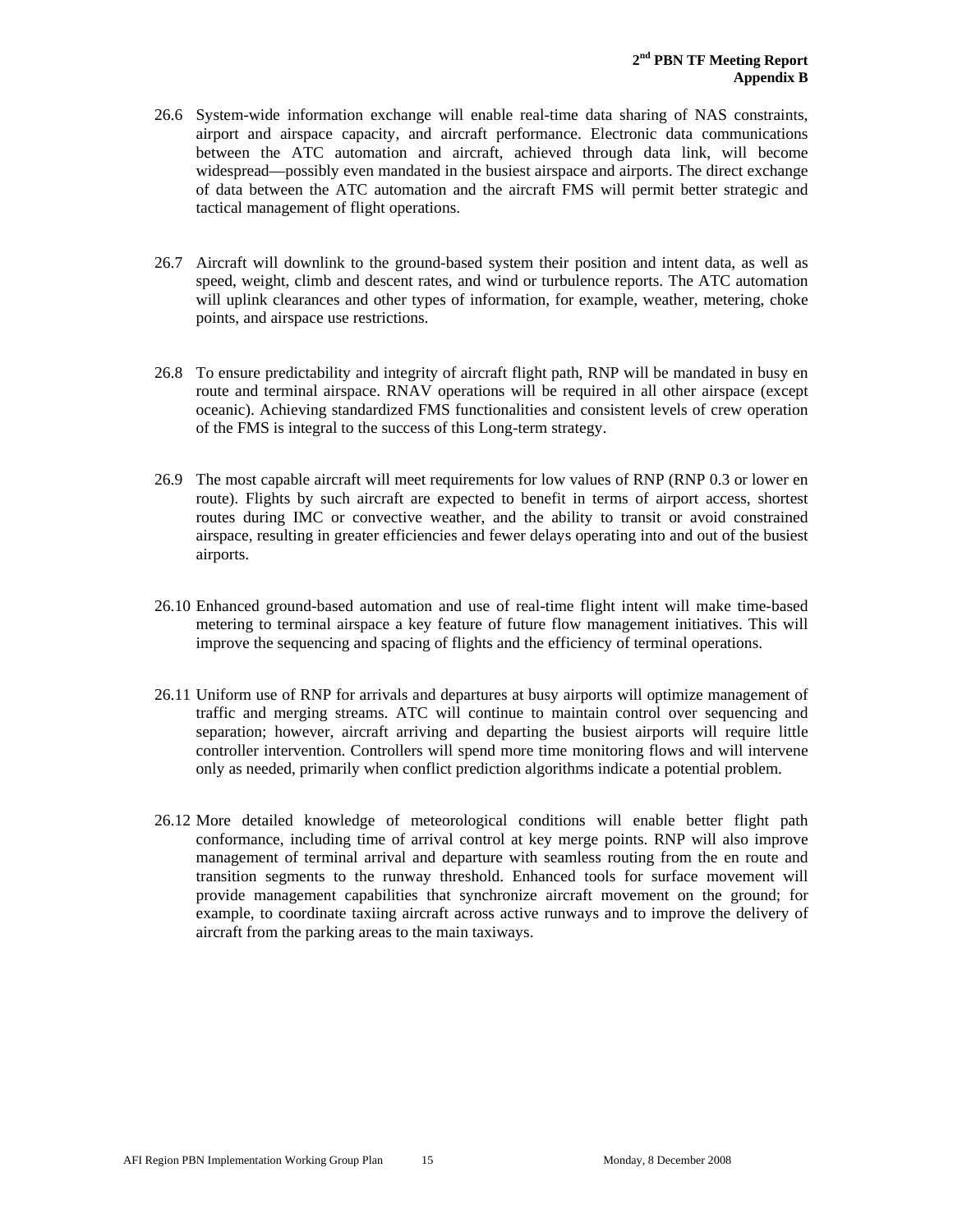26.6 System-wide information exchange will enable real-time data sharing of NAS constraints, airport and airspace capacity, and aircraft performance. Electronic data communications between the ATC automation and aircraft, achieved through data link, will become widespread—possibly even mandated in the busiest airspace and airports. The direct exchange of data between the ATC automation and the aircraft FMS will permit better strategic and tactical management of flight operations.

26.7 Aircraft will downlink to the ground-based system their position and intent data, as well as speed, weight, climb and descent rates, and wind or turbulence reports. The ATC automation will uplink clearances and other types of information, for example, weather, metering, choke points, and airspace use restrictions.

26.8 To ensure predictability and integrity of aircraft flight path, RNP will be mandated in busy en route and terminal airspace. RNAV operations will be required in all other airspace (except oceanic). Achieving standardized FMS functionalities and consistent levels of crew operation of the FMS is integral to the success of this Long-term strategy.

26.9 The most capable aircraft will meet requirements for low values of RNP (RNP 0.3 or lower en route). Flights by such aircraft are expected to benefit in terms of airport access, shortest routes during IMC or convective weather, and the ability to transit or avoid constrained airspace, resulting in greater efficiencies and fewer delays operating into and out of the busiest airports.

26.10 Enhanced ground-based automation and use of real-time flight intent will make time-based metering to terminal airspace a key feature of future flow management initiatives. This will improve the sequencing and spacing of flights and the efficiency of terminal operations.

26.11 Uniform use of RNP for arrivals and departures at busy airports will optimize management of traffic and merging streams. ATC will continue to maintain control over sequencing and separation; however, aircraft arriving and departing the busiest airports will require little controller intervention. Controllers will spend more time monitoring flows and will intervene only as needed, primarily when conflict prediction algorithms indicate a potential problem.

26.12 More detailed knowledge of meteorological conditions will enable better flight path conformance, including time of arrival control at key merge points. RNP will also improve management of terminal arrival and departure with seamless routing from the en route and transition segments to the runway threshold. Enhanced tools for surface movement will provide management capabilities that synchronize aircraft movement on the ground; for example, to coordinate taxiing aircraft across active runways and to improve the delivery of aircraft from the parking areas to the main taxiways.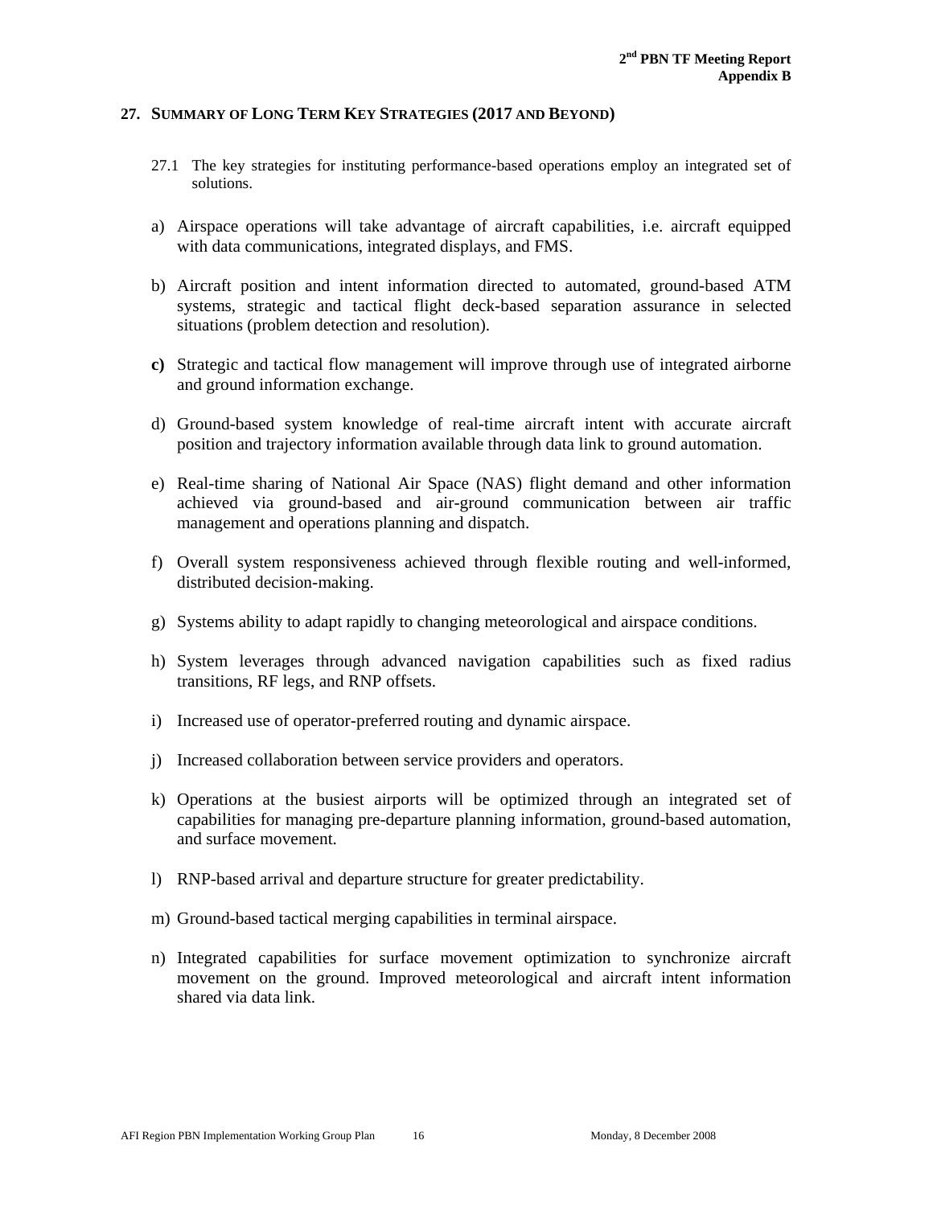## 27. SUMMARY OF LONG TERM KEY STRATEGIES (2017 AND BEYOND)

27.1 The key strategies for instituting performance-based operations employ an integrated set of solutions.

a) Airspace operations will take advantage of aircraft capabilities, i.e. aircraft equipped with data communications, integrated displays, and FMS.

b) Aircraft position and intent information directed to automated, ground-based ATM systems, strategic and tactical flight deck-based separation assurance in selected situations (problem detection and resolution).

**c)** Strategic and tactical flow management will improve through use of integrated airborne and ground information exchange.

d) Ground-based system knowledge of real-time aircraft intent with accurate aircraft position and trajectory information available through data link to ground automation.

e) Real-time sharing of National Air Space (NAS) flight demand and other information achieved via ground-based and air-ground communication between air traffic management and operations planning and dispatch.

f) Overall system responsiveness achieved through flexible routing and well-informed, distributed decision-making.

g) Systems ability to adapt rapidly to changing meteorological and airspace conditions.

h) System leverages through advanced navigation capabilities such as fixed radius transitions, RF legs, and RNP offsets.

i) Increased use of operator-preferred routing and dynamic airspace.

j) Increased collaboration between service providers and operators.

k) Operations at the busiest airports will be optimized through an integrated set of capabilities for managing pre-departure planning information, ground-based automation, and surface movement.

l) RNP-based arrival and departure structure for greater predictability.

m) Ground-based tactical merging capabilities in terminal airspace.

n) Integrated capabilities for surface movement optimization to synchronize aircraft movement on the ground. Improved meteorological and aircraft intent information shared via data link.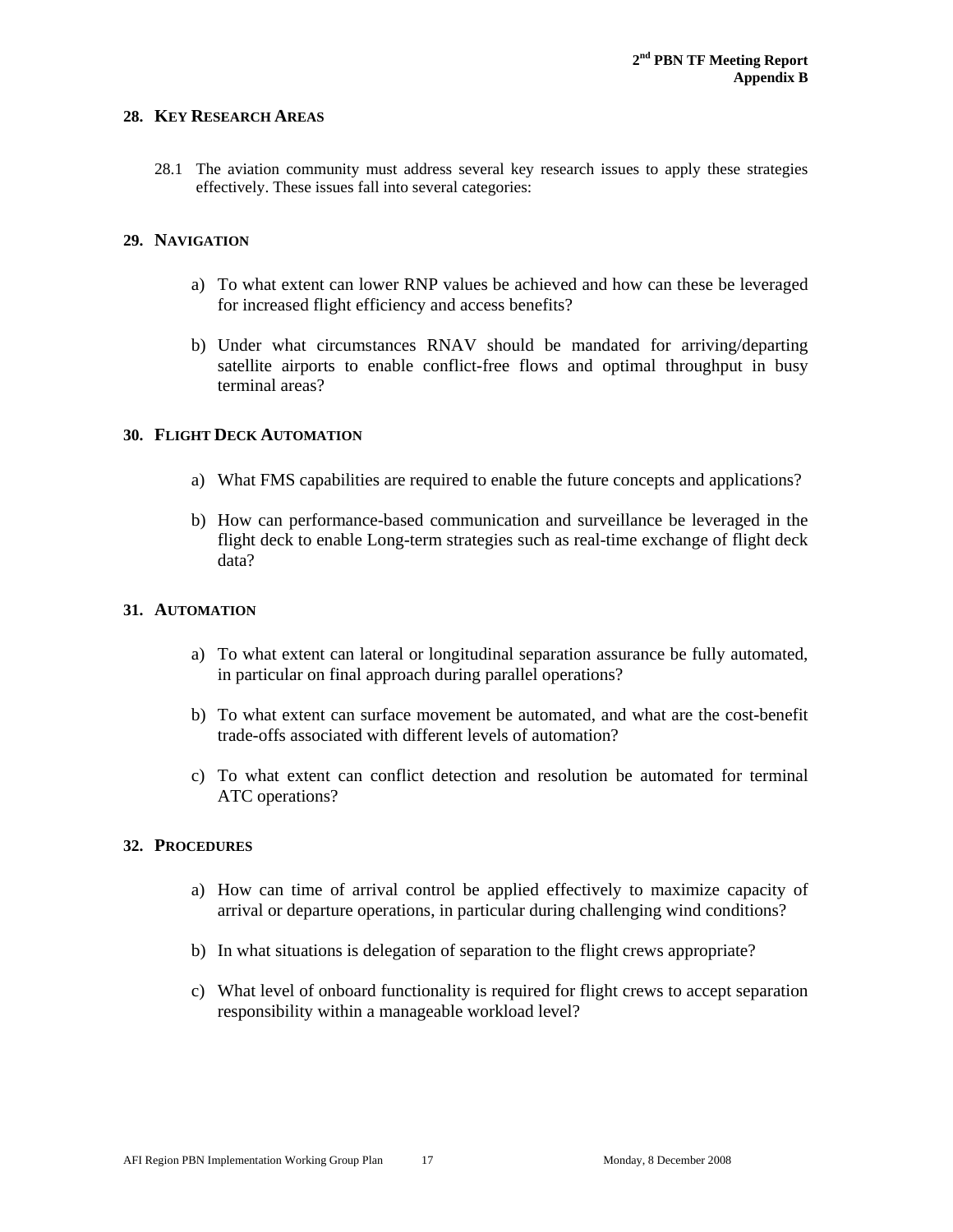## 28. KEY RESEARCH AREAS

28.1 The aviation community must address several key research issues to apply these strategies effectively. These issues fall into several categories:

## 29. NAVIGATION

a) To what extent can lower RNP values be achieved and how can these be leveraged for increased flight efficiency and access benefits?

b) Under what circumstances RNAV should be mandated for arriving/departing satellite airports to enable conflict-free flows and optimal throughput in busy terminal areas?

## 30. FLIGHT DECK AUTOMATION

a) What FMS capabilities are required to enable the future concepts and applications?

b) How can performance-based communication and surveillance be leveraged in the flight deck to enable Long-term strategies such as real-time exchange of flight deck data?

## 31. AUTOMATION

a) To what extent can lateral or longitudinal separation assurance be fully automated, in particular on final approach during parallel operations?

b) To what extent can surface movement be automated, and what are the cost-benefit trade-offs associated with different levels of automation?

c) To what extent can conflict detection and resolution be automated for terminal ATC operations?

## 32. PROCEDURES

a) How can time of arrival control be applied effectively to maximize capacity of arrival or departure operations, in particular during challenging wind conditions?

b) In what situations is delegation of separation to the flight crews appropriate?

c) What level of onboard functionality is required for flight crews to accept separation responsibility within a manageable workload level?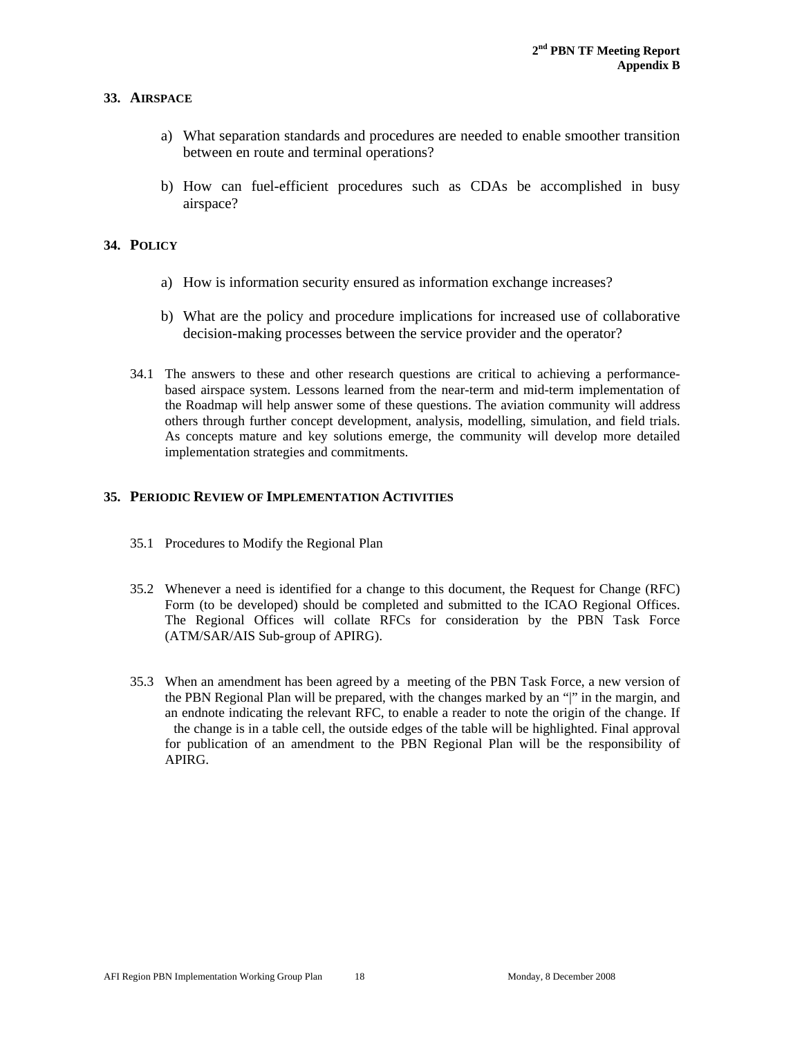## 33. AIRSPACE

a) What separation standards and procedures are needed to enable smoother transition between en route and terminal operations?

b) How can fuel-efficient procedures such as CDAs be accomplished in busy airspace?

## 34. POLICY

a) How is information security ensured as information exchange increases?

b) What are the policy and procedure implications for increased use of collaborative decision-making processes between the service provider and the operator?

34.1 The answers to these and other research questions are critical to achieving a performance-based airspace system. Lessons learned from the near-term and mid-term implementation of the Roadmap will help answer some of these questions. The aviation community will address others through further concept development, analysis, modelling, simulation, and field trials. As concepts mature and key solutions emerge, the community will develop more detailed implementation strategies and commitments.

## 35. PERIODIC REVIEW OF IMPLEMENTATION ACTIVITIES

35.1 Procedures to Modify the Regional Plan

35.2 Whenever a need is identified for a change to this document, the Request for Change (RFC) Form (to be developed) should be completed and submitted to the ICAO Regional Offices. The Regional Offices will collate RFCs for consideration by the PBN Task Force (ATM/SAR/AIS Sub-group of APIRG).

35.3 When an amendment has been agreed by a meeting of the PBN Task Force, a new version of the PBN Regional Plan will be prepared, with the changes marked by an "|" in the margin, and an endnote indicating the relevant RFC, to enable a reader to note the origin of the change. If the change is in a table cell, the outside edges of the table will be highlighted. Final approval for publication of an amendment to the PBN Regional Plan will be the responsibility of APIRG.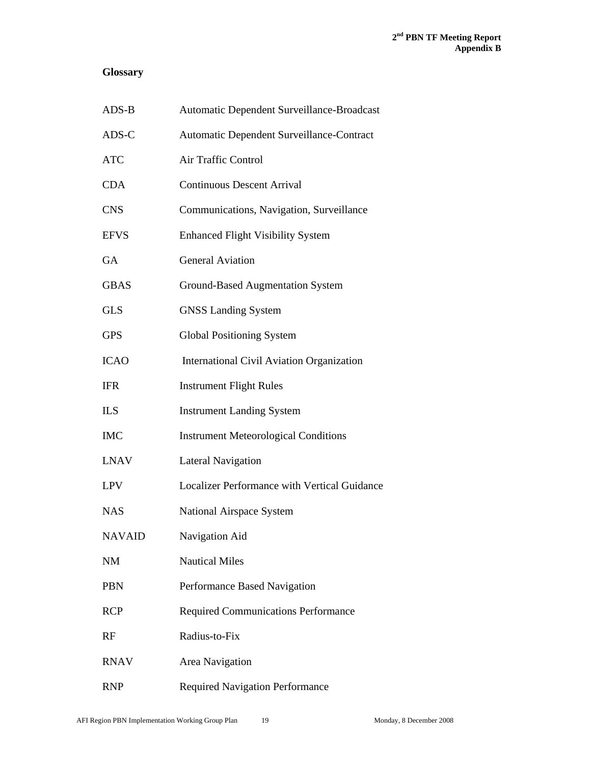## Glossary

| | |
|---|---|
| ADS-B | Automatic Dependent Surveillance-Broadcast |
| ADS-C | Automatic Dependent Surveillance-Contract |
| ATC | Air Traffic Control |
| CDA | Continuous Descent Arrival |
| CNS | Communications, Navigation, Surveillance |
| EFVS | Enhanced Flight Visibility System |
| GA | General Aviation |
| GBAS | Ground-Based Augmentation System |
| GLS | GNSS Landing System |
| GPS | Global Positioning System |
| ICAO | International Civil Aviation Organization |
| IFR | Instrument Flight Rules |
| ILS | Instrument Landing System |
| IMC | Instrument Meteorological Conditions |
| LNAV | Lateral Navigation |
| LPV | Localizer Performance with Vertical Guidance |
| NAS | National Airspace System |
| NAVAID | Navigation Aid |
| NM | Nautical Miles |
| PBN | Performance Based Navigation |
| RCP | Required Communications Performance |
| RF | Radius-to-Fix |
| RNAV | Area Navigation |
| RNP | Required Navigation Performance |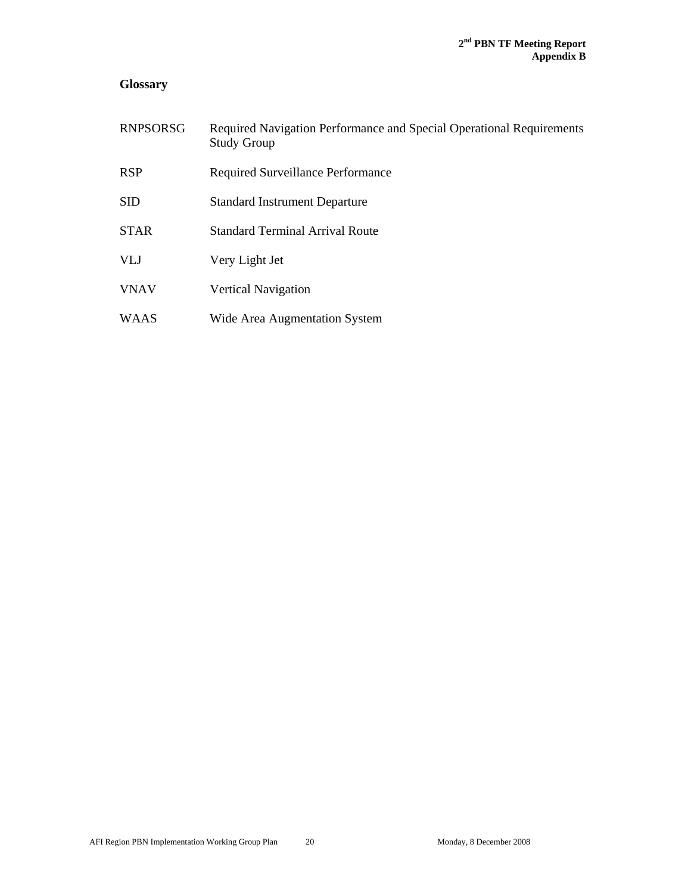## Glossary

| | |
|---|---|
| RNPSORSG | Required Navigation Performance and Special Operational Requirements Study Group |
| RSP | Required Surveillance Performance |
| SID | Standard Instrument Departure |
| STAR | Standard Terminal Arrival Route |
| VLJ | Very Light Jet |
| VNAV | Vertical Navigation |
| WAAS | Wide Area Augmentation System |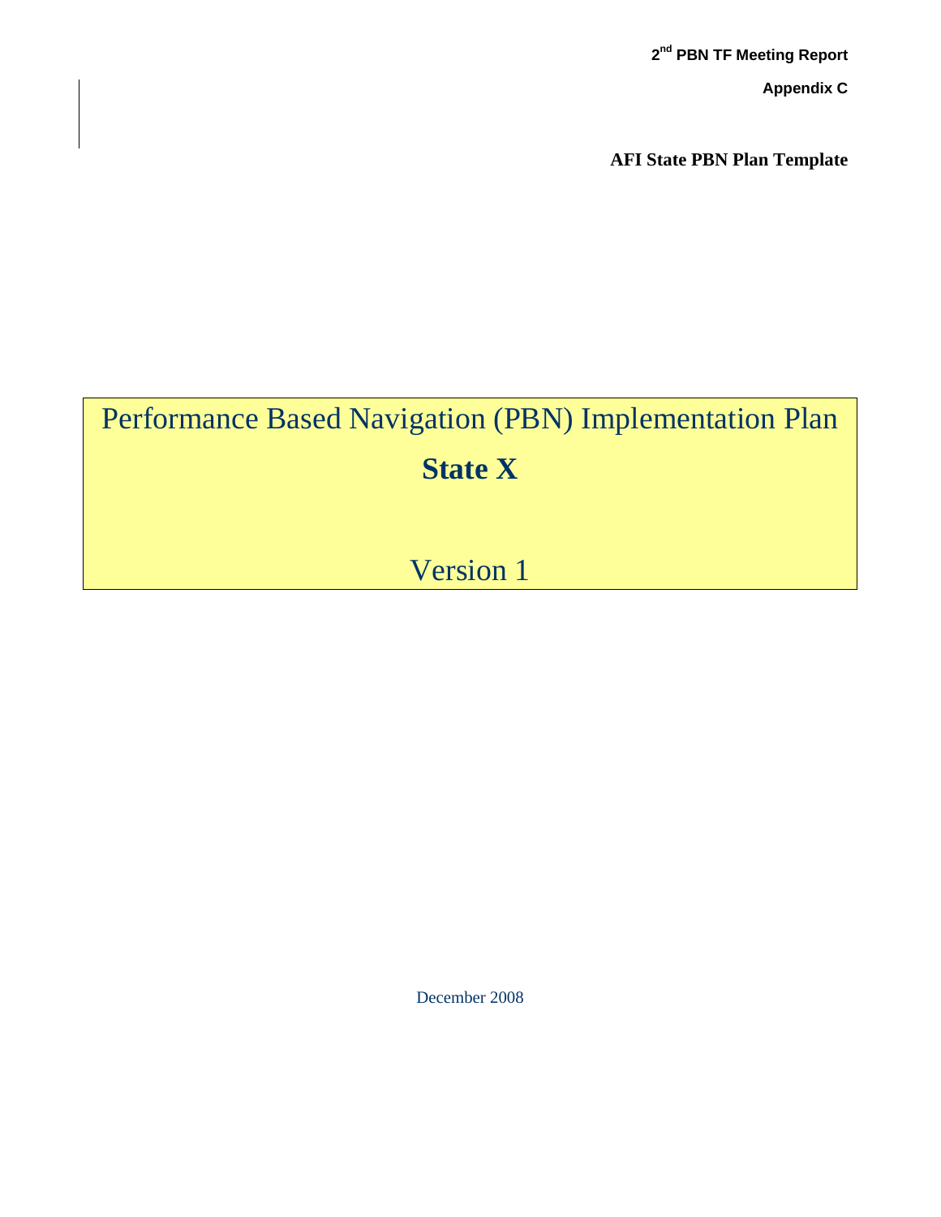**2[nd] PBN TF Meeting Report**

**Appendix C**

**AFI State PBN Plan Template**

# Performance Based Navigation (PBN) Implementation Plan

## State X

Version 1

December 2008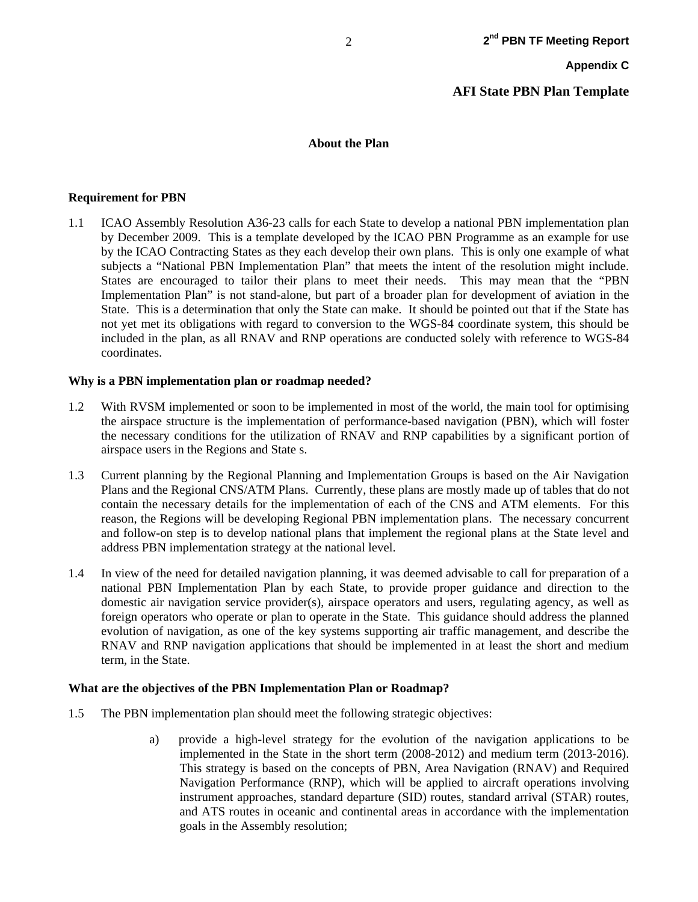**Appendix C**

# AFI State PBN Plan Template

## About the Plan

### Requirement for PBN

1.1 ICAO Assembly Resolution A36-23 calls for each State to develop a national PBN implementation plan by December 2009. This is a template developed by the ICAO PBN Programme as an example for use by the ICAO Contracting States as they each develop their own plans. This is only one example of what subjects a "National PBN Implementation Plan" that meets the intent of the resolution might include. States are encouraged to tailor their plans to meet their needs. This may mean that the "PBN Implementation Plan" is not stand-alone, but part of a broader plan for development of aviation in the State. This is a determination that only the State can make. It should be pointed out that if the State has not yet met its obligations with regard to conversion to the WGS-84 coordinate system, this should be included in the plan, as all RNAV and RNP operations are conducted solely with reference to WGS-84 coordinates.

### Why is a PBN implementation plan or roadmap needed?

1.2 With RVSM implemented or soon to be implemented in most of the world, the main tool for optimising the airspace structure is the implementation of performance-based navigation (PBN), which will foster the necessary conditions for the utilization of RNAV and RNP capabilities by a significant portion of airspace users in the Regions and State s.

1.3 Current planning by the Regional Planning and Implementation Groups is based on the Air Navigation Plans and the Regional CNS/ATM Plans. Currently, these plans are mostly made up of tables that do not contain the necessary details for the implementation of each of the CNS and ATM elements. For this reason, the Regions will be developing Regional PBN implementation plans. The necessary concurrent and follow-on step is to develop national plans that implement the regional plans at the State level and address PBN implementation strategy at the national level.

1.4 In view of the need for detailed navigation planning, it was deemed advisable to call for preparation of a national PBN Implementation Plan by each State, to provide proper guidance and direction to the domestic air navigation service provider(s), airspace operators and users, regulating agency, as well as foreign operators who operate or plan to operate in the State. This guidance should address the planned evolution of navigation, as one of the key systems supporting air traffic management, and describe the RNAV and RNP navigation applications that should be implemented in at least the short and medium term, in the State.

### What are the objectives of the PBN Implementation Plan or Roadmap?

1.5 The PBN implementation plan should meet the following strategic objectives:

a) provide a high-level strategy for the evolution of the navigation applications to be implemented in the State in the short term (2008-2012) and medium term (2013-2016). This strategy is based on the concepts of PBN, Area Navigation (RNAV) and Required Navigation Performance (RNP), which will be applied to aircraft operations involving instrument approaches, standard departure (SID) routes, standard arrival (STAR) routes, and ATS routes in oceanic and continental areas in accordance with the implementation goals in the Assembly resolution;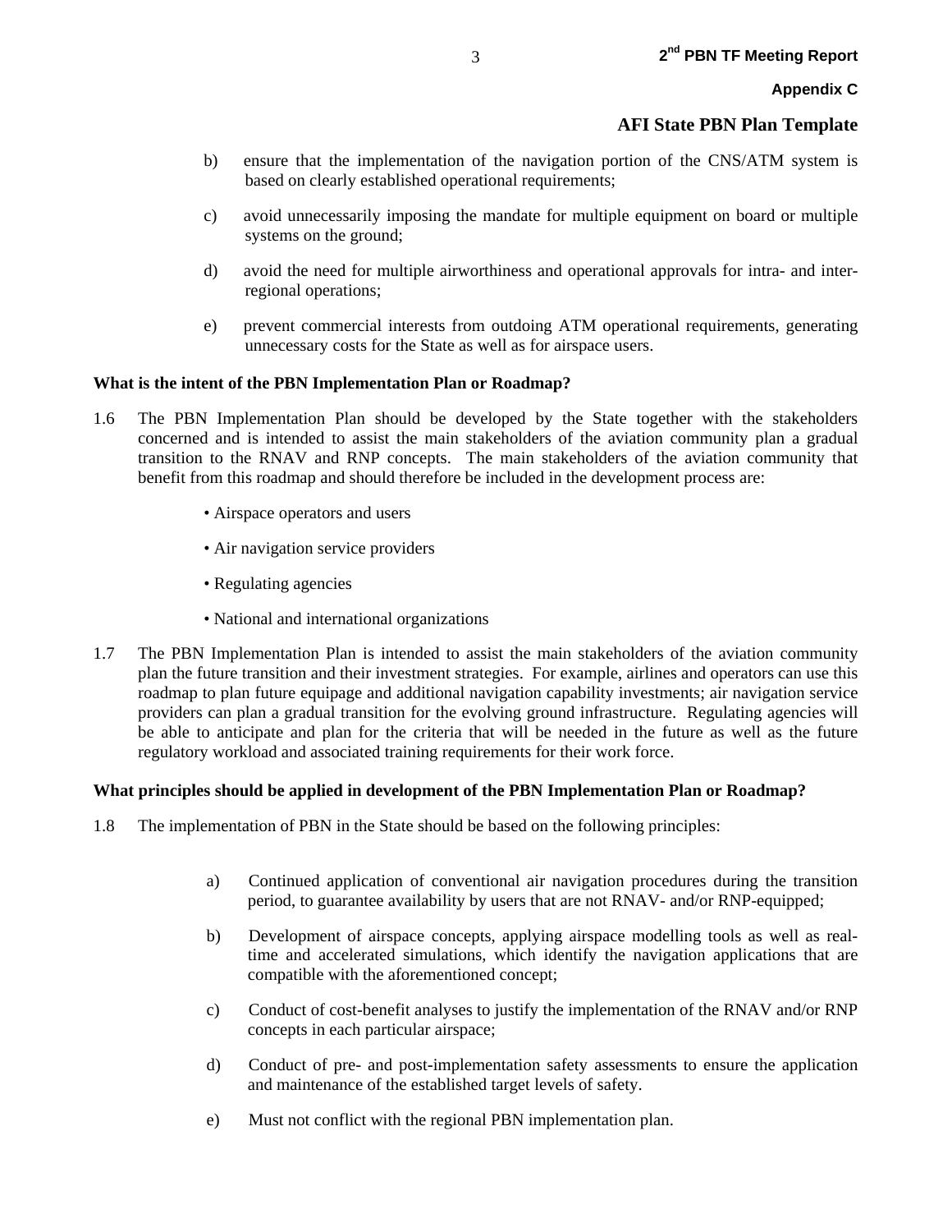b) ensure that the implementation of the navigation portion of the CNS/ATM system is based on clearly established operational requirements;

c) avoid unnecessarily imposing the mandate for multiple equipment on board or multiple systems on the ground;

d) avoid the need for multiple airworthiness and operational approvals for intra- and inter-regional operations;

e) prevent commercial interests from outdoing ATM operational requirements, generating unnecessary costs for the State as well as for airspace users.

**What is the intent of the PBN Implementation Plan or Roadmap?**

1.6 The PBN Implementation Plan should be developed by the State together with the stakeholders concerned and is intended to assist the main stakeholders of the aviation community plan a gradual transition to the RNAV and RNP concepts. The main stakeholders of the aviation community that benefit from this roadmap and should therefore be included in the development process are:

- Airspace operators and users
- Air navigation service providers
- Regulating agencies
- National and international organizations

1.7 The PBN Implementation Plan is intended to assist the main stakeholders of the aviation community plan the future transition and their investment strategies. For example, airlines and operators can use this roadmap to plan future equipage and additional navigation capability investments; air navigation service providers can plan a gradual transition for the evolving ground infrastructure. Regulating agencies will be able to anticipate and plan for the criteria that will be needed in the future as well as the future regulatory workload and associated training requirements for their work force.

**What principles should be applied in development of the PBN Implementation Plan or Roadmap?**

1.8 The implementation of PBN in the State should be based on the following principles:

a) Continued application of conventional air navigation procedures during the transition period, to guarantee availability by users that are not RNAV- and/or RNP-equipped;

b) Development of airspace concepts, applying airspace modelling tools as well as real-time and accelerated simulations, which identify the navigation applications that are compatible with the aforementioned concept;

c) Conduct of cost-benefit analyses to justify the implementation of the RNAV and/or RNP concepts in each particular airspace;

d) Conduct of pre- and post-implementation safety assessments to ensure the application and maintenance of the established target levels of safety.

e) Must not conflict with the regional PBN implementation plan.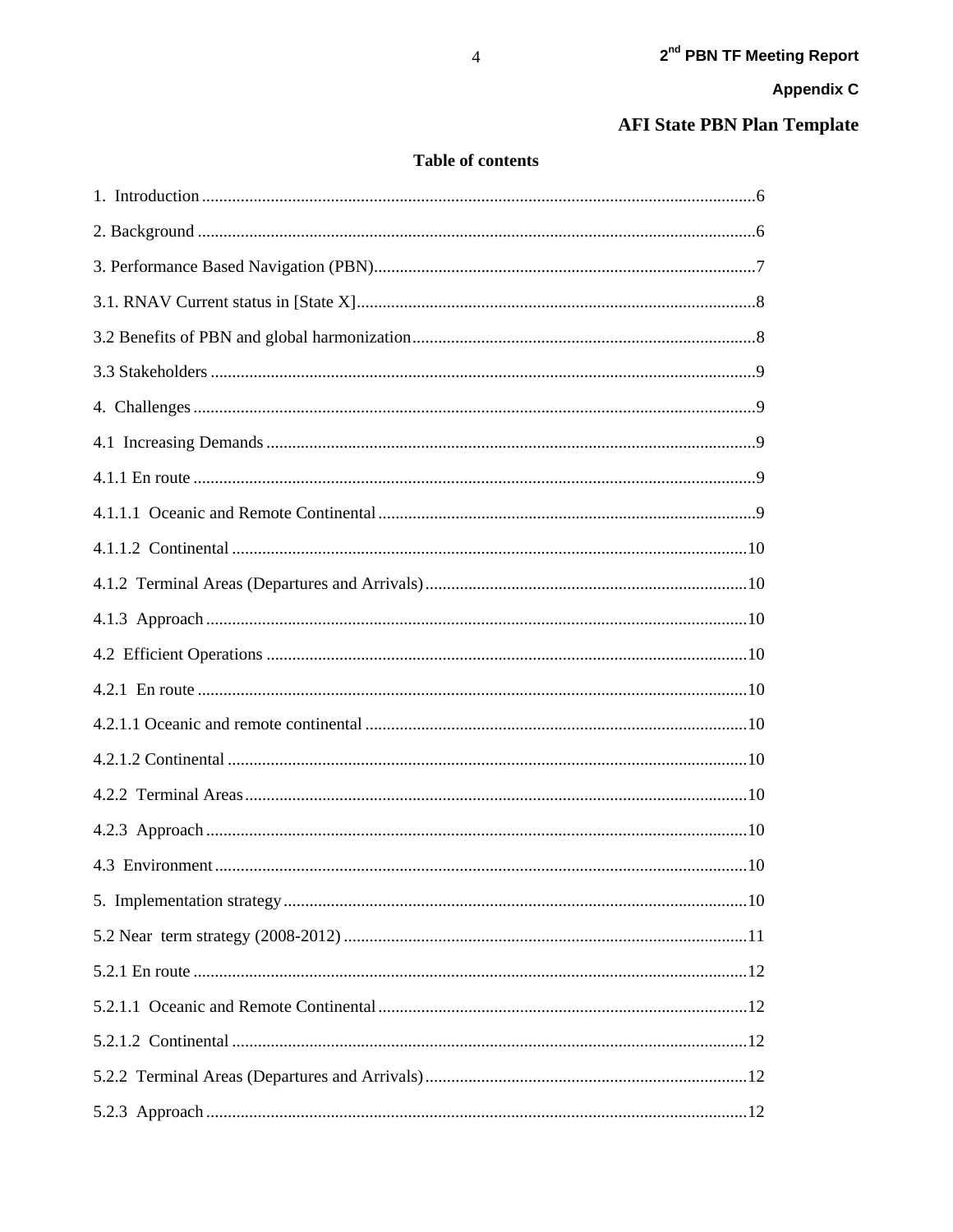# AFI State PBN Plan Template

## Table of contents

1. Introduction ........................................................................................................................6

2. Background .........................................................................................................................6

3. Performance Based Navigation (PBN)..........................................................................................7

3.1. RNAV Current status in [State X]...........................................................................................8

3.2 Benefits of PBN and global harmonization................................................................................8

3.3 Stakeholders ..........................................................................................................................9

4. Challenges ............................................................................................................................9

4.1 Increasing Demands ...............................................................................................................9

4.1.1 En route ..............................................................................................................................9

4.1.1.1 Oceanic and Remote Continental ..........................................................................................9

4.1.1.2 Continental ......................................................................................................................10

4.1.2 Terminal Areas (Departures and Arrivals) ...............................................................................10

4.1.3 Approach ...........................................................................................................................10

4.2 Efficient Operations ..............................................................................................................10

4.2.1 En route .............................................................................................................................10

4.2.1.1 Oceanic and remote continental ...........................................................................................10

4.2.1.2 Continental .........................................................................................................................10

4.2.2 Terminal Areas ....................................................................................................................10

4.2.3 Approach ............................................................................................................................10

4.3 Environment ...........................................................................................................................10

5. Implementation strategy ..........................................................................................................10

5.2 Near term strategy (2008-2012) ..............................................................................................11

5.2.1 En route ................................................................................................................................12

5.2.1.1 Oceanic and Remote Continental ...........................................................................................12

5.2.1.2 Continental ........................................................................................................................12

5.2.2 Terminal Areas (Departures and Arrivals) ...................................................................................12

5.2.3 Approach ..............................................................................................................................12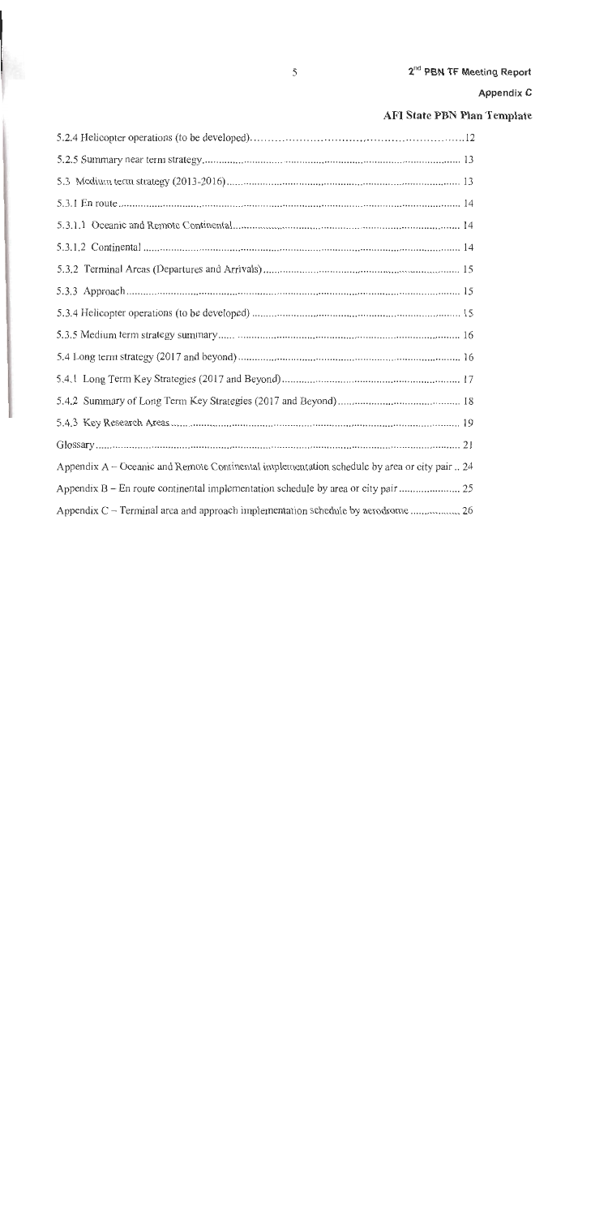5.2.4 Helicopter operations (to be developed)..........12

5.2.5 Summary near term strategy..........13

5.3 Medium term strategy (2013-2016)..........13

5.3.1 En route..........14

5.3.1.1 Oceanic and Remote Continental..........14

5.3.1.2 Continental..........14

5.3.2 Terminal Areas (Departures and Arrivals)..........15

5.3.3 Approach..........15

5.3.4 Helicopter operations (to be developed)..........15

5.3.5 Medium term strategy summary..........16

5.4 Long term strategy (2017 and beyond)..........16

5.4.1 Long Term Key Strategies (2017 and Beyond)..........17

5.4.2 Summary of Long Term Key Strategies (2017 and Beyond)..........18

5.4.3 Key Research Areas..........19

Glossary..........21

Appendix A – Oceanic and Remote Continental implementation schedule by area or city pair..24

Appendix B – En route continental implementation schedule by area or city pair..........25

Appendix C – Terminal area and approach implementation schedule by aerodrome..........26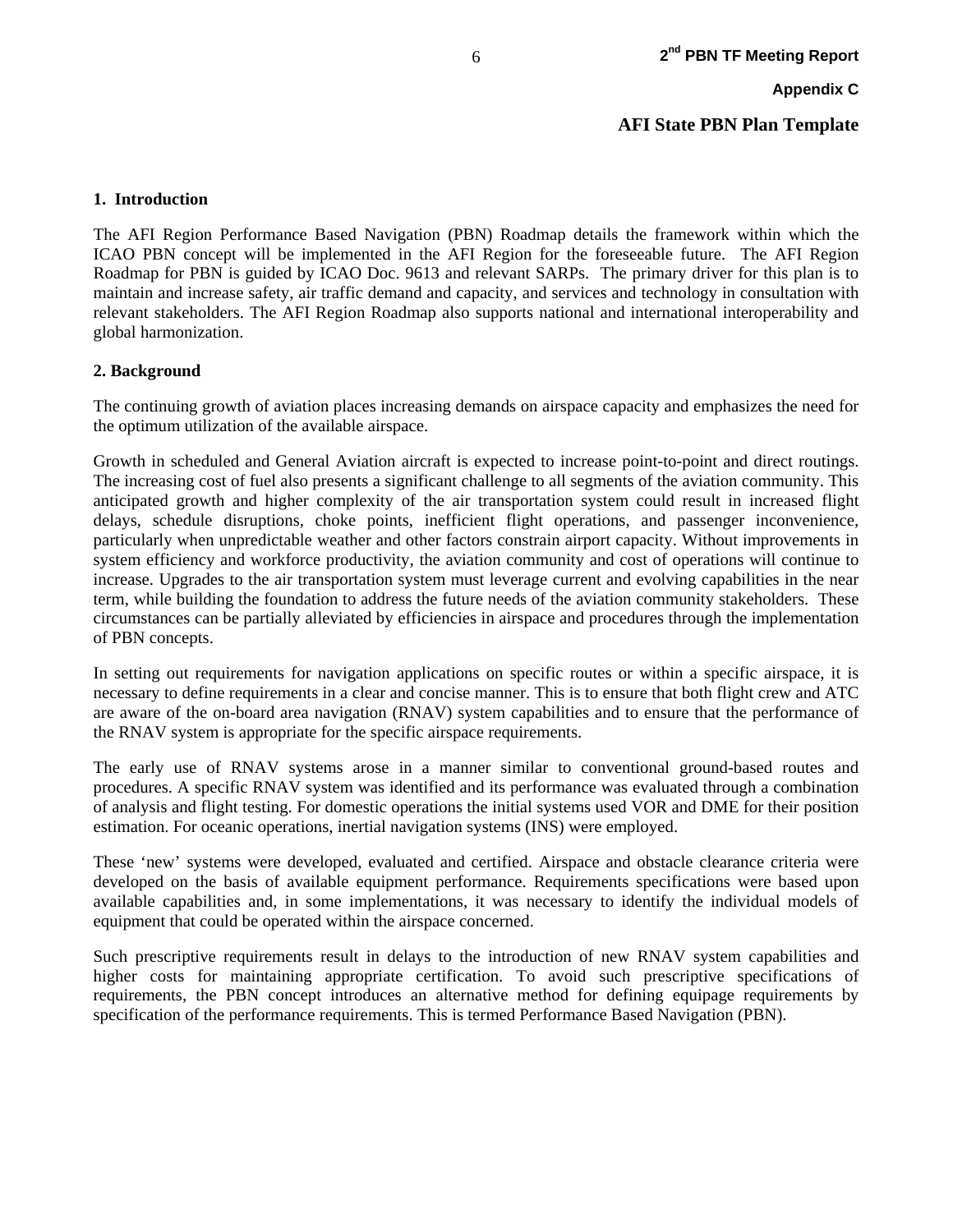# AFI State PBN Plan Template

## 1. Introduction

The AFI Region Performance Based Navigation (PBN) Roadmap details the framework within which the ICAO PBN concept will be implemented in the AFI Region for the foreseeable future. The AFI Region Roadmap for PBN is guided by ICAO Doc. 9613 and relevant SARPs. The primary driver for this plan is to maintain and increase safety, air traffic demand and capacity, and services and technology in consultation with relevant stakeholders. The AFI Region Roadmap also supports national and international interoperability and global harmonization.

## 2. Background

The continuing growth of aviation places increasing demands on airspace capacity and emphasizes the need for the optimum utilization of the available airspace.

Growth in scheduled and General Aviation aircraft is expected to increase point-to-point and direct routings. The increasing cost of fuel also presents a significant challenge to all segments of the aviation community. This anticipated growth and higher complexity of the air transportation system could result in increased flight delays, schedule disruptions, choke points, inefficient flight operations, and passenger inconvenience, particularly when unpredictable weather and other factors constrain airport capacity. Without improvements in system efficiency and workforce productivity, the aviation community and cost of operations will continue to increase. Upgrades to the air transportation system must leverage current and evolving capabilities in the near term, while building the foundation to address the future needs of the aviation community stakeholders. These circumstances can be partially alleviated by efficiencies in airspace and procedures through the implementation of PBN concepts.

In setting out requirements for navigation applications on specific routes or within a specific airspace, it is necessary to define requirements in a clear and concise manner. This is to ensure that both flight crew and ATC are aware of the on-board area navigation (RNAV) system capabilities and to ensure that the performance of the RNAV system is appropriate for the specific airspace requirements.

The early use of RNAV systems arose in a manner similar to conventional ground-based routes and procedures. A specific RNAV system was identified and its performance was evaluated through a combination of analysis and flight testing. For domestic operations the initial systems used VOR and DME for their position estimation. For oceanic operations, inertial navigation systems (INS) were employed.

These 'new' systems were developed, evaluated and certified. Airspace and obstacle clearance criteria were developed on the basis of available equipment performance. Requirements specifications were based upon available capabilities and, in some implementations, it was necessary to identify the individual models of equipment that could be operated within the airspace concerned.

Such prescriptive requirements result in delays to the introduction of new RNAV system capabilities and higher costs for maintaining appropriate certification. To avoid such prescriptive specifications of requirements, the PBN concept introduces an alternative method for defining equipage requirements by specification of the performance requirements. This is termed Performance Based Navigation (PBN).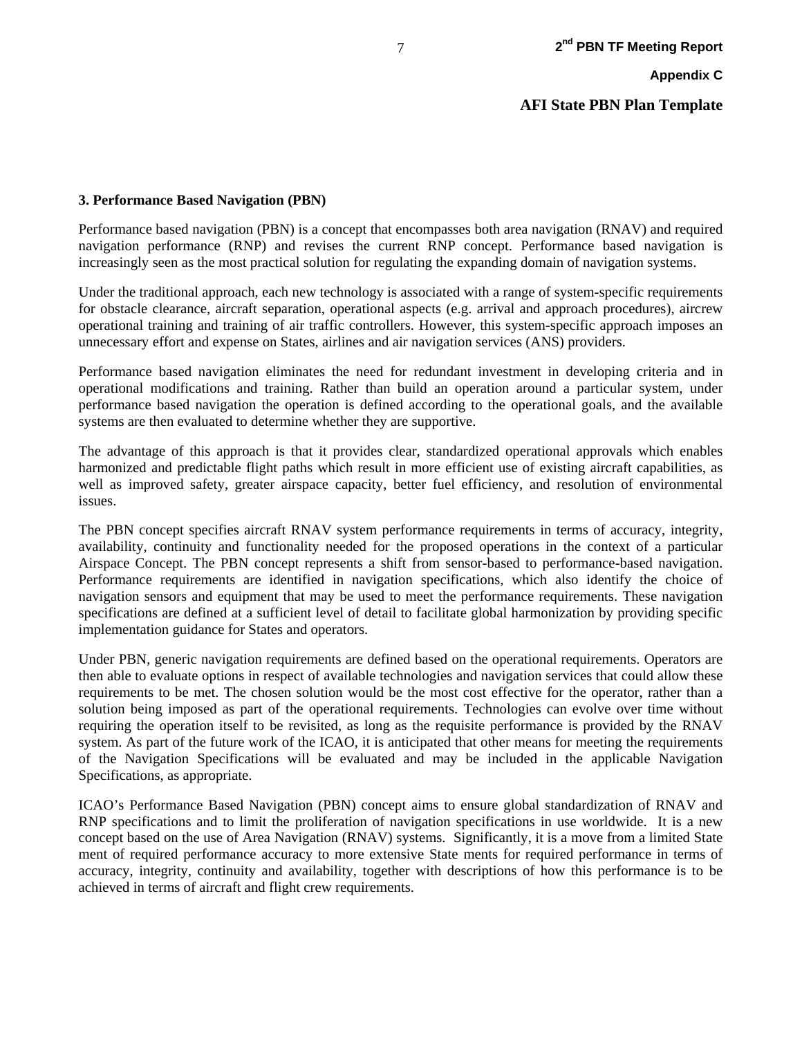### 3. Performance Based Navigation (PBN)

Performance based navigation (PBN) is a concept that encompasses both area navigation (RNAV) and required navigation performance (RNP) and revises the current RNP concept. Performance based navigation is increasingly seen as the most practical solution for regulating the expanding domain of navigation systems.

Under the traditional approach, each new technology is associated with a range of system-specific requirements for obstacle clearance, aircraft separation, operational aspects (e.g. arrival and approach procedures), aircrew operational training and training of air traffic controllers. However, this system-specific approach imposes an unnecessary effort and expense on States, airlines and air navigation services (ANS) providers.

Performance based navigation eliminates the need for redundant investment in developing criteria and in operational modifications and training. Rather than build an operation around a particular system, under performance based navigation the operation is defined according to the operational goals, and the available systems are then evaluated to determine whether they are supportive.

The advantage of this approach is that it provides clear, standardized operational approvals which enables harmonized and predictable flight paths which result in more efficient use of existing aircraft capabilities, as well as improved safety, greater airspace capacity, better fuel efficiency, and resolution of environmental issues.

The PBN concept specifies aircraft RNAV system performance requirements in terms of accuracy, integrity, availability, continuity and functionality needed for the proposed operations in the context of a particular Airspace Concept. The PBN concept represents a shift from sensor-based to performance-based navigation. Performance requirements are identified in navigation specifications, which also identify the choice of navigation sensors and equipment that may be used to meet the performance requirements. These navigation specifications are defined at a sufficient level of detail to facilitate global harmonization by providing specific implementation guidance for States and operators.

Under PBN, generic navigation requirements are defined based on the operational requirements. Operators are then able to evaluate options in respect of available technologies and navigation services that could allow these requirements to be met. The chosen solution would be the most cost effective for the operator, rather than a solution being imposed as part of the operational requirements. Technologies can evolve over time without requiring the operation itself to be revisited, as long as the requisite performance is provided by the RNAV system. As part of the future work of the ICAO, it is anticipated that other means for meeting the requirements of the Navigation Specifications will be evaluated and may be included in the applicable Navigation Specifications, as appropriate.

ICAO's Performance Based Navigation (PBN) concept aims to ensure global standardization of RNAV and RNP specifications and to limit the proliferation of navigation specifications in use worldwide. It is a new concept based on the use of Area Navigation (RNAV) systems. Significantly, it is a move from a limited State ment of required performance accuracy to more extensive State ments for required performance in terms of accuracy, integrity, continuity and availability, together with descriptions of how this performance is to be achieved in terms of aircraft and flight crew requirements.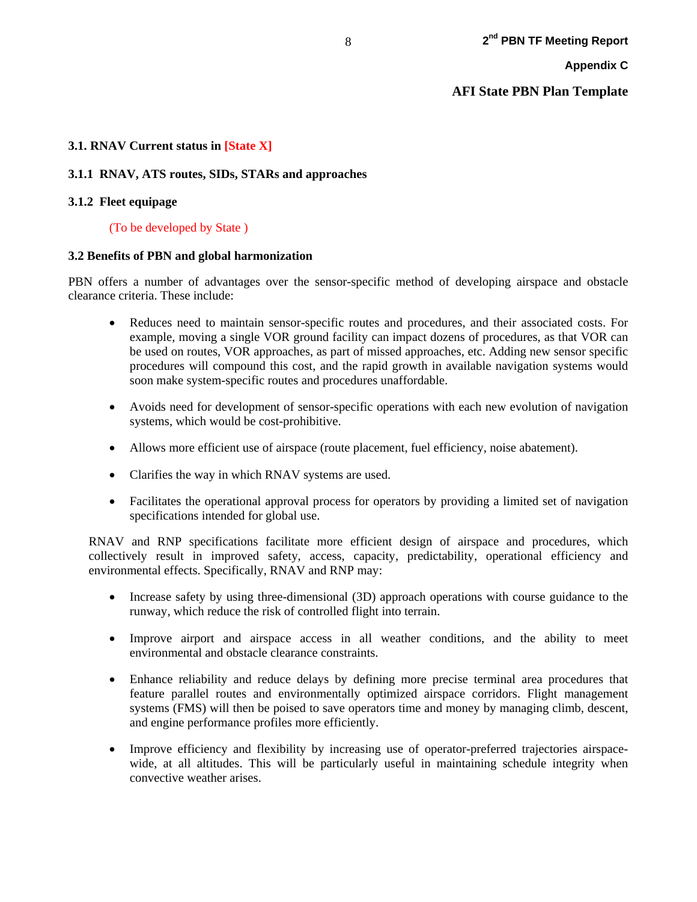### 3.1. RNAV Current status in [State X]

#### 3.1.1 RNAV, ATS routes, SIDs, STARs and approaches

#### 3.1.2 Fleet equipage

(To be developed by State )

### 3.2 Benefits of PBN and global harmonization

PBN offers a number of advantages over the sensor-specific method of developing airspace and obstacle clearance criteria. These include:

- Reduces need to maintain sensor-specific routes and procedures, and their associated costs. For example, moving a single VOR ground facility can impact dozens of procedures, as that VOR can be used on routes, VOR approaches, as part of missed approaches, etc. Adding new sensor specific procedures will compound this cost, and the rapid growth in available navigation systems would soon make system-specific routes and procedures unaffordable.

- Avoids need for development of sensor-specific operations with each new evolution of navigation systems, which would be cost-prohibitive.

- Allows more efficient use of airspace (route placement, fuel efficiency, noise abatement).

- Clarifies the way in which RNAV systems are used.

- Facilitates the operational approval process for operators by providing a limited set of navigation specifications intended for global use.

RNAV and RNP specifications facilitate more efficient design of airspace and procedures, which collectively result in improved safety, access, capacity, predictability, operational efficiency and environmental effects. Specifically, RNAV and RNP may:

- Increase safety by using three-dimensional (3D) approach operations with course guidance to the runway, which reduce the risk of controlled flight into terrain.

- Improve airport and airspace access in all weather conditions, and the ability to meet environmental and obstacle clearance constraints.

- Enhance reliability and reduce delays by defining more precise terminal area procedures that feature parallel routes and environmentally optimized airspace corridors. Flight management systems (FMS) will then be poised to save operators time and money by managing climb, descent, and engine performance profiles more efficiently.

- Improve efficiency and flexibility by increasing use of operator-preferred trajectories airspace-wide, at all altitudes. This will be particularly useful in maintaining schedule integrity when convective weather arises.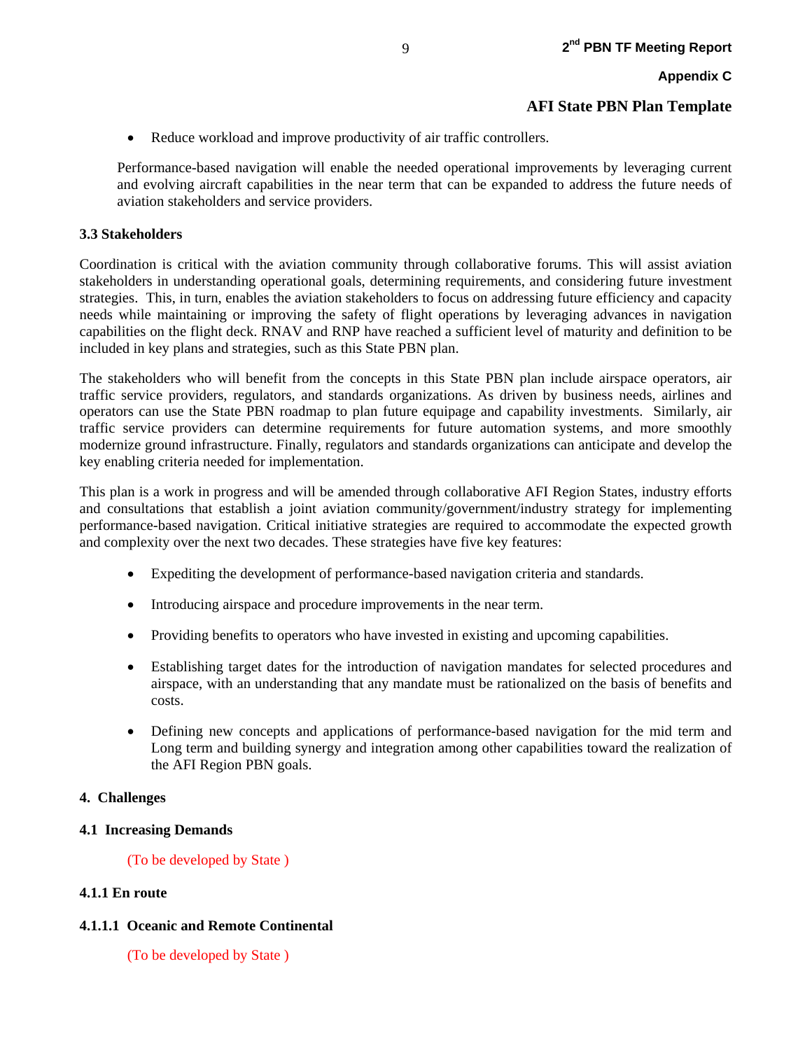- Reduce workload and improve productivity of air traffic controllers.

Performance-based navigation will enable the needed operational improvements by leveraging current and evolving aircraft capabilities in the near term that can be expanded to address the future needs of aviation stakeholders and service providers.

**3.3 Stakeholders**

Coordination is critical with the aviation community through collaborative forums. This will assist aviation stakeholders in understanding operational goals, determining requirements, and considering future investment strategies. This, in turn, enables the aviation stakeholders to focus on addressing future efficiency and capacity needs while maintaining or improving the safety of flight operations by leveraging advances in navigation capabilities on the flight deck. RNAV and RNP have reached a sufficient level of maturity and definition to be included in key plans and strategies, such as this State PBN plan.

The stakeholders who will benefit from the concepts in this State PBN plan include airspace operators, air traffic service providers, regulators, and standards organizations. As driven by business needs, airlines and operators can use the State PBN roadmap to plan future equipage and capability investments. Similarly, air traffic service providers can determine requirements for future automation systems, and more smoothly modernize ground infrastructure. Finally, regulators and standards organizations can anticipate and develop the key enabling criteria needed for implementation.

This plan is a work in progress and will be amended through collaborative AFI Region States, industry efforts and consultations that establish a joint aviation community/government/industry strategy for implementing performance-based navigation. Critical initiative strategies are required to accommodate the expected growth and complexity over the next two decades. These strategies have five key features:

- Expediting the development of performance-based navigation criteria and standards.
- Introducing airspace and procedure improvements in the near term.
- Providing benefits to operators who have invested in existing and upcoming capabilities.
- Establishing target dates for the introduction of navigation mandates for selected procedures and airspace, with an understanding that any mandate must be rationalized on the basis of benefits and costs.
- Defining new concepts and applications of performance-based navigation for the mid term and Long term and building synergy and integration among other capabilities toward the realization of the AFI Region PBN goals.

**4. Challenges**

**4.1 Increasing Demands**

(To be developed by State )

**4.1.1 En route**

**4.1.1.1 Oceanic and Remote Continental**

(To be developed by State )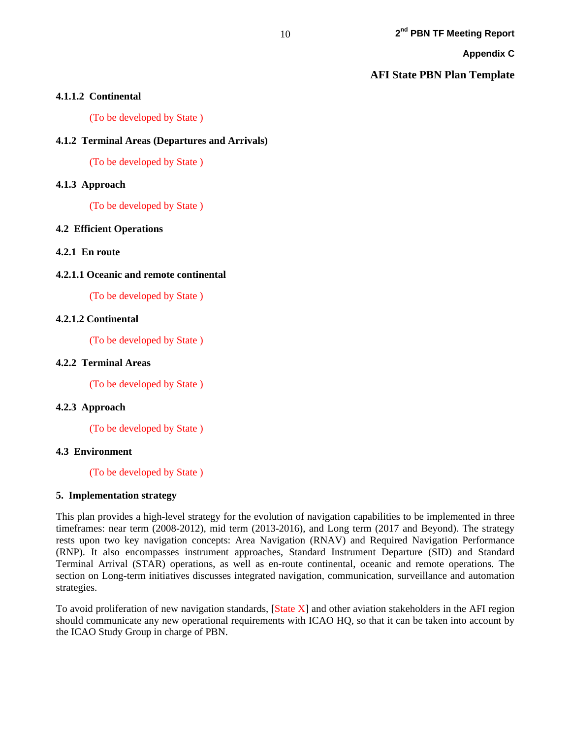#### 4.1.1.2 Continental

(To be developed by State )

### 4.1.2 Terminal Areas (Departures and Arrivals)

(To be developed by State )

### 4.1.3 Approach

(To be developed by State )

## 4.2 Efficient Operations

### 4.2.1 En route

#### 4.2.1.1 Oceanic and remote continental

(To be developed by State )

#### 4.2.1.2 Continental

(To be developed by State )

### 4.2.2 Terminal Areas

(To be developed by State )

### 4.2.3 Approach

(To be developed by State )

## 4.3 Environment

(To be developed by State )

# 5. Implementation strategy

This plan provides a high-level strategy for the evolution of navigation capabilities to be implemented in three timeframes: near term (2008-2012), mid term (2013-2016), and Long term (2017 and Beyond). The strategy rests upon two key navigation concepts: Area Navigation (RNAV) and Required Navigation Performance (RNP). It also encompasses instrument approaches, Standard Instrument Departure (SID) and Standard Terminal Arrival (STAR) operations, as well as en-route continental, oceanic and remote operations. The section on Long-term initiatives discusses integrated navigation, communication, surveillance and automation strategies.

To avoid proliferation of new navigation standards, [State X] and other aviation stakeholders in the AFI region should communicate any new operational requirements with ICAO HQ, so that it can be taken into account by the ICAO Study Group in charge of PBN.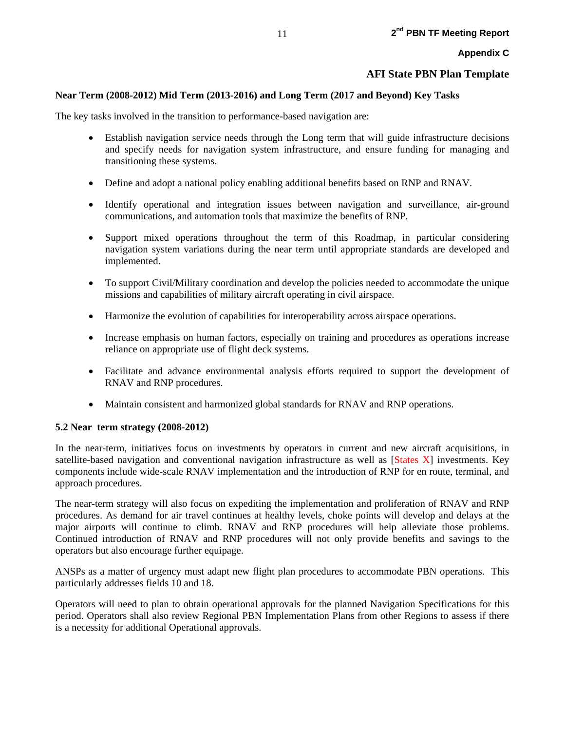## Appendix C

## AFI State PBN Plan Template

**Near Term (2008-2012) Mid Term (2013-2016) and Long Term (2017 and Beyond) Key Tasks**

The key tasks involved in the transition to performance-based navigation are:

- Establish navigation service needs through the Long term that will guide infrastructure decisions and specify needs for navigation system infrastructure, and ensure funding for managing and transitioning these systems.
- Define and adopt a national policy enabling additional benefits based on RNP and RNAV.
- Identify operational and integration issues between navigation and surveillance, air-ground communications, and automation tools that maximize the benefits of RNP.
- Support mixed operations throughout the term of this Roadmap, in particular considering navigation system variations during the near term until appropriate standards are developed and implemented.
- To support Civil/Military coordination and develop the policies needed to accommodate the unique missions and capabilities of military aircraft operating in civil airspace.
- Harmonize the evolution of capabilities for interoperability across airspace operations.
- Increase emphasis on human factors, especially on training and procedures as operations increase reliance on appropriate use of flight deck systems.
- Facilitate and advance environmental analysis efforts required to support the development of RNAV and RNP procedures.
- Maintain consistent and harmonized global standards for RNAV and RNP operations.

### 5.2 Near term strategy (2008-2012)

In the near-term, initiatives focus on investments by operators in current and new aircraft acquisitions, in satellite-based navigation and conventional navigation infrastructure as well as [States X] investments. Key components include wide-scale RNAV implementation and the introduction of RNP for en route, terminal, and approach procedures.

The near-term strategy will also focus on expediting the implementation and proliferation of RNAV and RNP procedures. As demand for air travel continues at healthy levels, choke points will develop and delays at the major airports will continue to climb. RNAV and RNP procedures will help alleviate those problems. Continued introduction of RNAV and RNP procedures will not only provide benefits and savings to the operators but also encourage further equipage.

ANSPs as a matter of urgency must adapt new flight plan procedures to accommodate PBN operations. This particularly addresses fields 10 and 18.

Operators will need to plan to obtain operational approvals for the planned Navigation Specifications for this period. Operators shall also review Regional PBN Implementation Plans from other Regions to assess if there is a necessity for additional Operational approvals.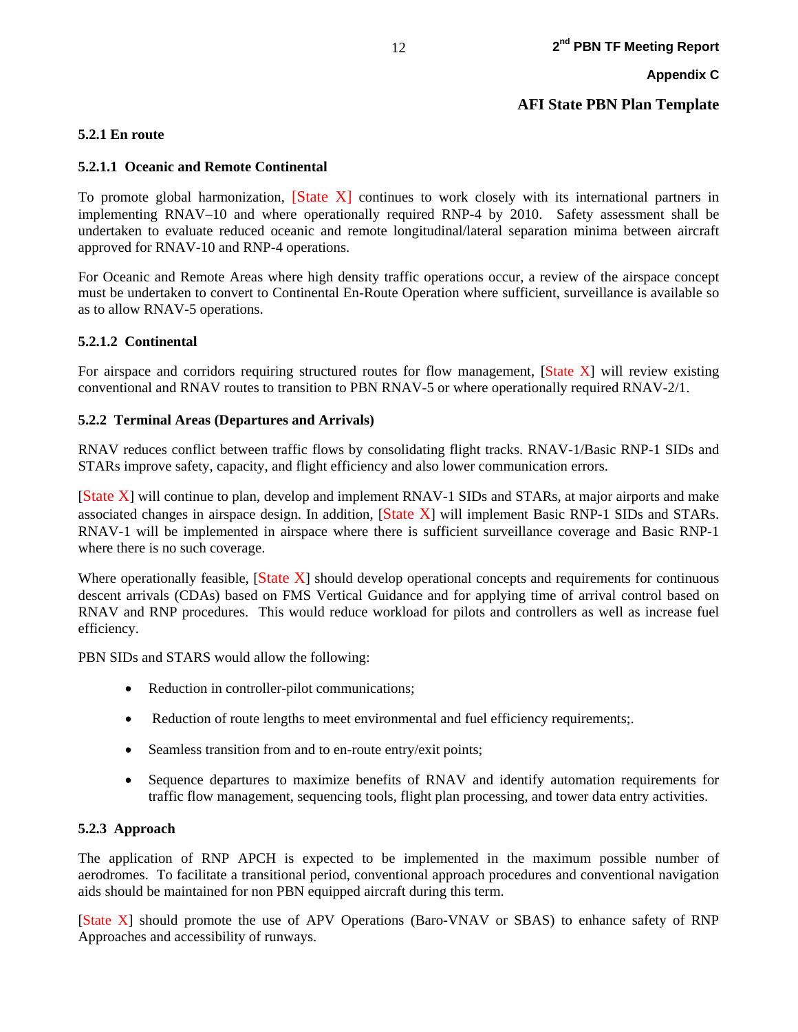#### 5.2.1 En route

##### 5.2.1.1 Oceanic and Remote Continental

To promote global harmonization, [State X] continues to work closely with its international partners in implementing RNAV–10 and where operationally required RNP-4 by 2010. Safety assessment shall be undertaken to evaluate reduced oceanic and remote longitudinal/lateral separation minima between aircraft approved for RNAV-10 and RNP-4 operations.

For Oceanic and Remote Areas where high density traffic operations occur, a review of the airspace concept must be undertaken to convert to Continental En-Route Operation where sufficient, surveillance is available so as to allow RNAV-5 operations.

##### 5.2.1.2 Continental

For airspace and corridors requiring structured routes for flow management, [State X] will review existing conventional and RNAV routes to transition to PBN RNAV-5 or where operationally required RNAV-2/1.

#### 5.2.2 Terminal Areas (Departures and Arrivals)

RNAV reduces conflict between traffic flows by consolidating flight tracks. RNAV-1/Basic RNP-1 SIDs and STARs improve safety, capacity, and flight efficiency and also lower communication errors.

[State X] will continue to plan, develop and implement RNAV-1 SIDs and STARs, at major airports and make associated changes in airspace design. In addition, [State X] will implement Basic RNP-1 SIDs and STARs. RNAV-1 will be implemented in airspace where there is sufficient surveillance coverage and Basic RNP-1 where there is no such coverage.

Where operationally feasible, [State X] should develop operational concepts and requirements for continuous descent arrivals (CDAs) based on FMS Vertical Guidance and for applying time of arrival control based on RNAV and RNP procedures. This would reduce workload for pilots and controllers as well as increase fuel efficiency.

PBN SIDs and STARS would allow the following:

- Reduction in controller-pilot communications;
- Reduction of route lengths to meet environmental and fuel efficiency requirements;.
- Seamless transition from and to en-route entry/exit points;
- Sequence departures to maximize benefits of RNAV and identify automation requirements for traffic flow management, sequencing tools, flight plan processing, and tower data entry activities.

#### 5.2.3 Approach

The application of RNP APCH is expected to be implemented in the maximum possible number of aerodromes. To facilitate a transitional period, conventional approach procedures and conventional navigation aids should be maintained for non PBN equipped aircraft during this term.

[State X] should promote the use of APV Operations (Baro-VNAV or SBAS) to enhance safety of RNP Approaches and accessibility of runways.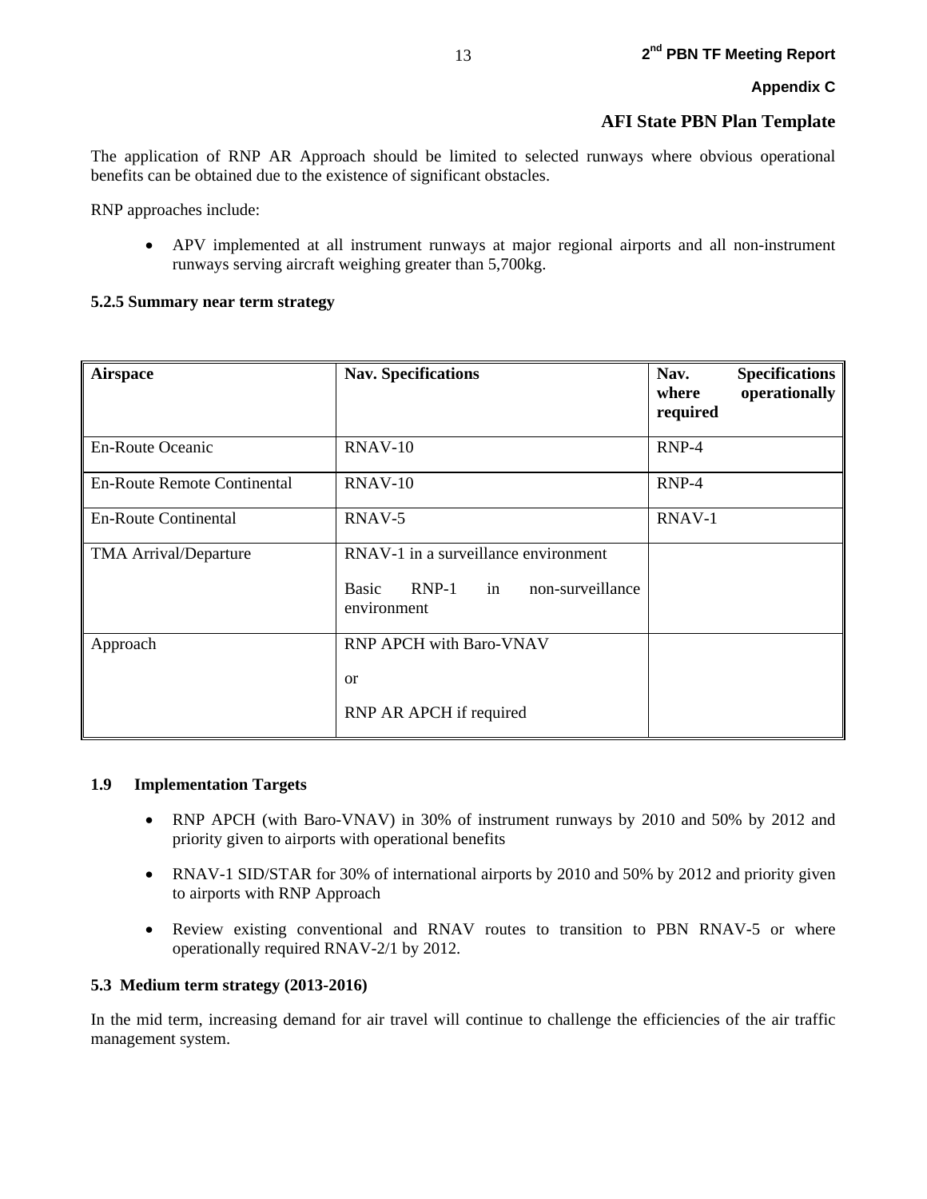The application of RNP AR Approach should be limited to selected runways where obvious operational benefits can be obtained due to the existence of significant obstacles.

RNP approaches include:

- APV implemented at all instrument runways at major regional airports and all non-instrument runways serving aircraft weighing greater than 5,700kg.

**5.2.5 Summary near term strategy**

| Airspace | Nav. Specifications | Nav. Specifications where operationally required |
|---|---|---|
| En-Route Oceanic | RNAV-10 | RNP-4 |
| En-Route Remote Continental | RNAV-10 | RNP-4 |
| En-Route Continental | RNAV-5 | RNAV-1 |
| TMA Arrival/Departure | RNAV-1 in a surveillance environment<br><br>Basic RNP-1 in non-surveillance environment | |
| Approach | RNP APCH with Baro-VNAV<br><br>or<br><br>RNP AR APCH if required | |

**1.9 Implementation Targets**

- RNP APCH (with Baro-VNAV) in 30% of instrument runways by 2010 and 50% by 2012 and priority given to airports with operational benefits
- RNAV-1 SID/STAR for 30% of international airports by 2010 and 50% by 2012 and priority given to airports with RNP Approach
- Review existing conventional and RNAV routes to transition to PBN RNAV-5 or where operationally required RNAV-2/1 by 2012.

**5.3 Medium term strategy (2013-2016)**

In the mid term, increasing demand for air travel will continue to challenge the efficiencies of the air traffic management system.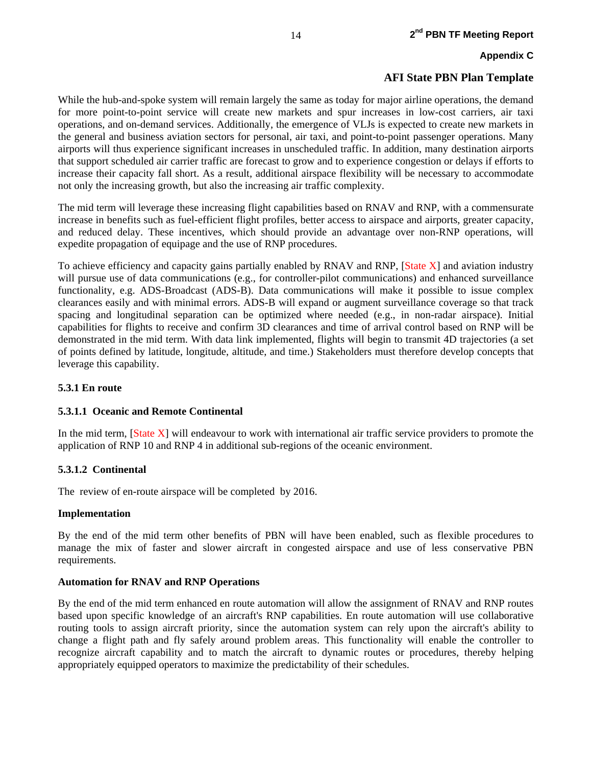While the hub-and-spoke system will remain largely the same as today for major airline operations, the demand for more point-to-point service will create new markets and spur increases in low-cost carriers, air taxi operations, and on-demand services. Additionally, the emergence of VLJs is expected to create new markets in the general and business aviation sectors for personal, air taxi, and point-to-point passenger operations. Many airports will thus experience significant increases in unscheduled traffic. In addition, many destination airports that support scheduled air carrier traffic are forecast to grow and to experience congestion or delays if efforts to increase their capacity fall short. As a result, additional airspace flexibility will be necessary to accommodate not only the increasing growth, but also the increasing air traffic complexity.

The mid term will leverage these increasing flight capabilities based on RNAV and RNP, with a commensurate increase in benefits such as fuel-efficient flight profiles, better access to airspace and airports, greater capacity, and reduced delay. These incentives, which should provide an advantage over non-RNP operations, will expedite propagation of equipage and the use of RNP procedures.

To achieve efficiency and capacity gains partially enabled by RNAV and RNP, [State X] and aviation industry will pursue use of data communications (e.g., for controller-pilot communications) and enhanced surveillance functionality, e.g. ADS-Broadcast (ADS-B). Data communications will make it possible to issue complex clearances easily and with minimal errors. ADS-B will expand or augment surveillance coverage so that track spacing and longitudinal separation can be optimized where needed (e.g., in non-radar airspace). Initial capabilities for flights to receive and confirm 3D clearances and time of arrival control based on RNP will be demonstrated in the mid term. With data link implemented, flights will begin to transmit 4D trajectories (a set of points defined by latitude, longitude, altitude, and time.) Stakeholders must therefore develop concepts that leverage this capability.

### 5.3.1 En route

#### 5.3.1.1 Oceanic and Remote Continental

In the mid term, [State X] will endeavour to work with international air traffic service providers to promote the application of RNP 10 and RNP 4 in additional sub-regions of the oceanic environment.

#### 5.3.1.2 Continental

The review of en-route airspace will be completed by 2016.

**Implementation**

By the end of the mid term other benefits of PBN will have been enabled, such as flexible procedures to manage the mix of faster and slower aircraft in congested airspace and use of less conservative PBN requirements.

**Automation for RNAV and RNP Operations**

By the end of the mid term enhanced en route automation will allow the assignment of RNAV and RNP routes based upon specific knowledge of an aircraft's RNP capabilities. En route automation will use collaborative routing tools to assign aircraft priority, since the automation system can rely upon the aircraft's ability to change a flight path and fly safely around problem areas. This functionality will enable the controller to recognize aircraft capability and to match the aircraft to dynamic routes or procedures, thereby helping appropriately equipped operators to maximize the predictability of their schedules.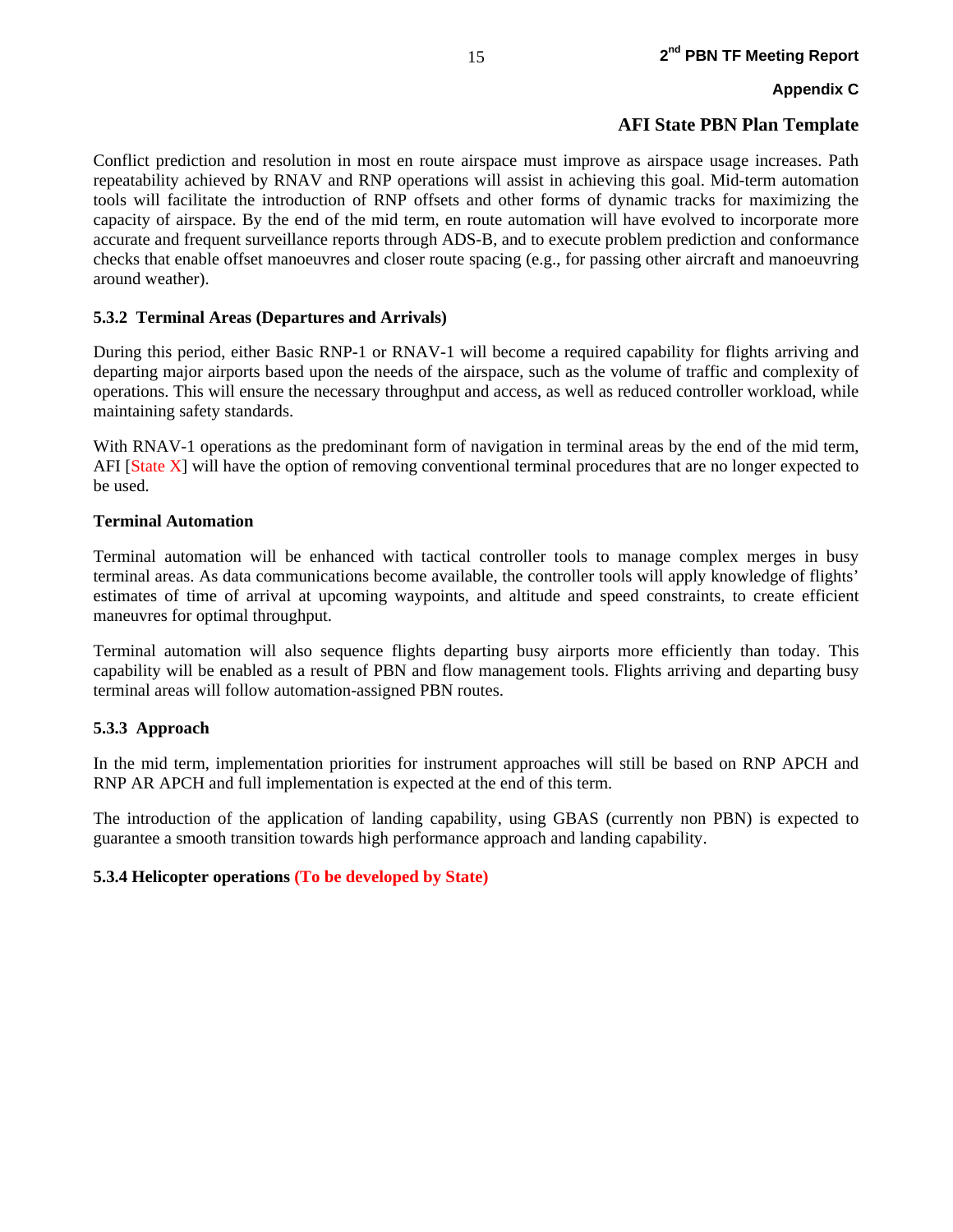Conflict prediction and resolution in most en route airspace must improve as airspace usage increases. Path repeatability achieved by RNAV and RNP operations will assist in achieving this goal. Mid-term automation tools will facilitate the introduction of RNP offsets and other forms of dynamic tracks for maximizing the capacity of airspace. By the end of the mid term, en route automation will have evolved to incorporate more accurate and frequent surveillance reports through ADS-B, and to execute problem prediction and conformance checks that enable offset manoeuvres and closer route spacing (e.g., for passing other aircraft and manoeuvring around weather).

### 5.3.2 Terminal Areas (Departures and Arrivals)

During this period, either Basic RNP-1 or RNAV-1 will become a required capability for flights arriving and departing major airports based upon the needs of the airspace, such as the volume of traffic and complexity of operations. This will ensure the necessary throughput and access, as well as reduced controller workload, while maintaining safety standards.

With RNAV-1 operations as the predominant form of navigation in terminal areas by the end of the mid term, AFI [State X] will have the option of removing conventional terminal procedures that are no longer expected to be used.

**Terminal Automation**

Terminal automation will be enhanced with tactical controller tools to manage complex merges in busy terminal areas. As data communications become available, the controller tools will apply knowledge of flights' estimates of time of arrival at upcoming waypoints, and altitude and speed constraints, to create efficient maneuvres for optimal throughput.

Terminal automation will also sequence flights departing busy airports more efficiently than today. This capability will be enabled as a result of PBN and flow management tools. Flights arriving and departing busy terminal areas will follow automation-assigned PBN routes.

### 5.3.3 Approach

In the mid term, implementation priorities for instrument approaches will still be based on RNP APCH and RNP AR APCH and full implementation is expected at the end of this term.

The introduction of the application of landing capability, using GBAS (currently non PBN) is expected to guarantee a smooth transition towards high performance approach and landing capability.

### 5.3.4 Helicopter operations (To be developed by State)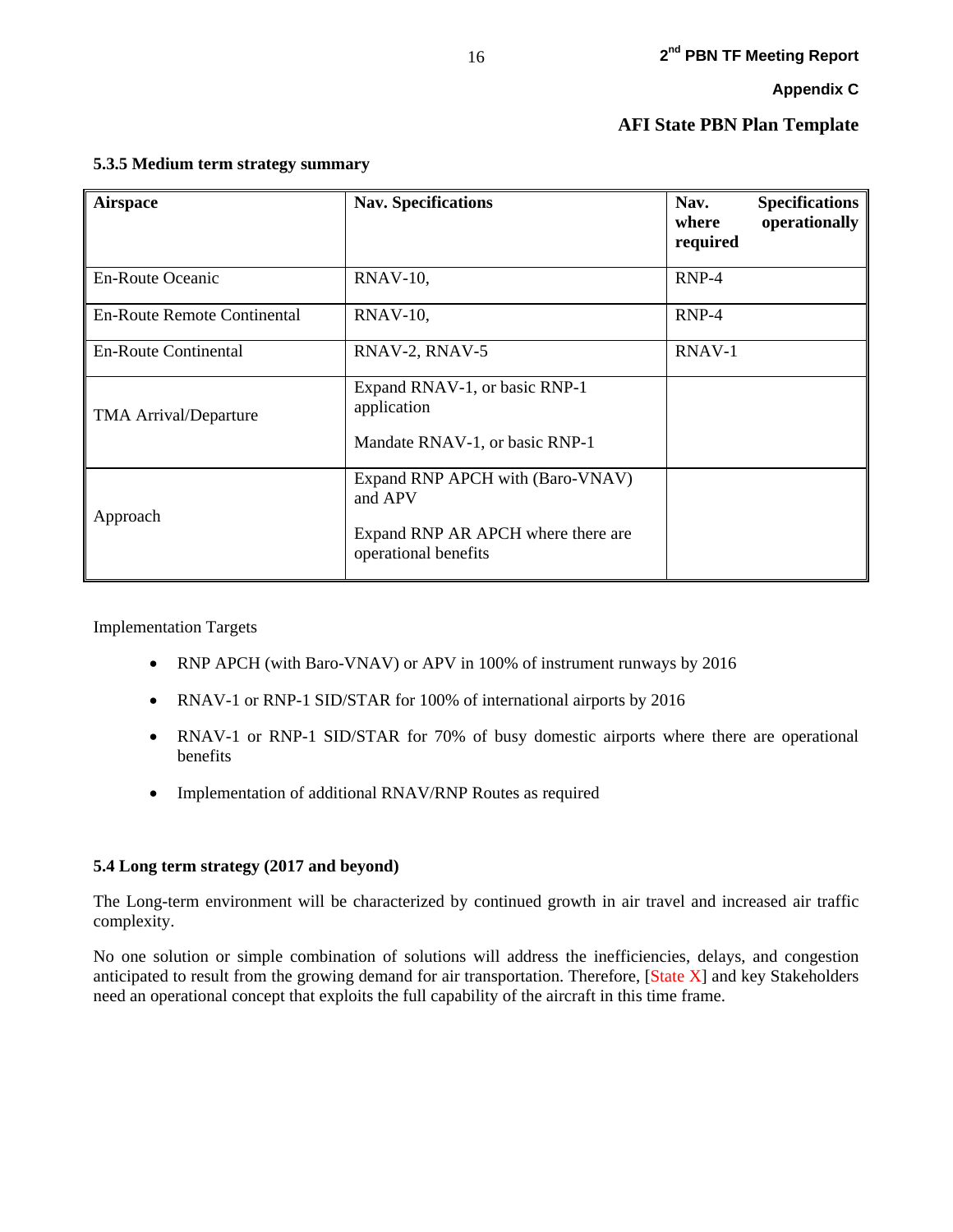### 5.3.5 Medium term strategy summary

| Airspace | Nav. Specifications | Nav. Specifications where operationally required |
|---|---|---|
| En-Route Oceanic | RNAV-10, | RNP-4 |
| En-Route Remote Continental | RNAV-10, | RNP-4 |
| En-Route Continental | RNAV-2, RNAV-5 | RNAV-1 |
| TMA Arrival/Departure | Expand RNAV-1, or basic RNP-1 application<br><br>Mandate RNAV-1, or basic RNP-1 | |
| Approach | Expand RNP APCH with (Baro-VNAV) and APV<br><br>Expand RNP AR APCH where there are operational benefits | |

Implementation Targets

- RNP APCH (with Baro-VNAV) or APV in 100% of instrument runways by 2016
- RNAV-1 or RNP-1 SID/STAR for 100% of international airports by 2016
- RNAV-1 or RNP-1 SID/STAR for 70% of busy domestic airports where there are operational benefits
- Implementation of additional RNAV/RNP Routes as required

### 5.4 Long term strategy (2017 and beyond)

The Long-term environment will be characterized by continued growth in air travel and increased air traffic complexity.

No one solution or simple combination of solutions will address the inefficiencies, delays, and congestion anticipated to result from the growing demand for air transportation. Therefore, [State X] and key Stakeholders need an operational concept that exploits the full capability of the aircraft in this time frame.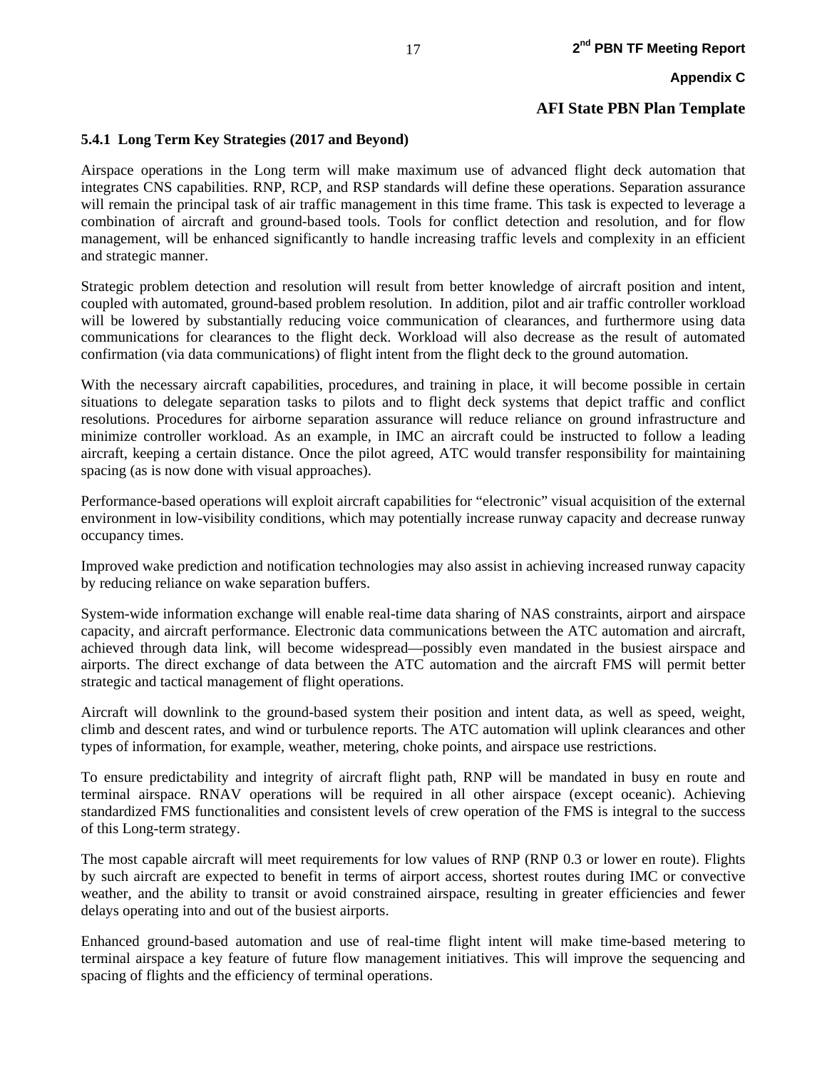#### 5.4.1 Long Term Key Strategies (2017 and Beyond)

Airspace operations in the Long term will make maximum use of advanced flight deck automation that integrates CNS capabilities. RNP, RCP, and RSP standards will define these operations. Separation assurance will remain the principal task of air traffic management in this time frame. This task is expected to leverage a combination of aircraft and ground-based tools. Tools for conflict detection and resolution, and for flow management, will be enhanced significantly to handle increasing traffic levels and complexity in an efficient and strategic manner.

Strategic problem detection and resolution will result from better knowledge of aircraft position and intent, coupled with automated, ground-based problem resolution. In addition, pilot and air traffic controller workload will be lowered by substantially reducing voice communication of clearances, and furthermore using data communications for clearances to the flight deck. Workload will also decrease as the result of automated confirmation (via data communications) of flight intent from the flight deck to the ground automation.

With the necessary aircraft capabilities, procedures, and training in place, it will become possible in certain situations to delegate separation tasks to pilots and to flight deck systems that depict traffic and conflict resolutions. Procedures for airborne separation assurance will reduce reliance on ground infrastructure and minimize controller workload. As an example, in IMC an aircraft could be instructed to follow a leading aircraft, keeping a certain distance. Once the pilot agreed, ATC would transfer responsibility for maintaining spacing (as is now done with visual approaches).

Performance-based operations will exploit aircraft capabilities for "electronic" visual acquisition of the external environment in low-visibility conditions, which may potentially increase runway capacity and decrease runway occupancy times.

Improved wake prediction and notification technologies may also assist in achieving increased runway capacity by reducing reliance on wake separation buffers.

System-wide information exchange will enable real-time data sharing of NAS constraints, airport and airspace capacity, and aircraft performance. Electronic data communications between the ATC automation and aircraft, achieved through data link, will become widespread—possibly even mandated in the busiest airspace and airports. The direct exchange of data between the ATC automation and the aircraft FMS will permit better strategic and tactical management of flight operations.

Aircraft will downlink to the ground-based system their position and intent data, as well as speed, weight, climb and descent rates, and wind or turbulence reports. The ATC automation will uplink clearances and other types of information, for example, weather, metering, choke points, and airspace use restrictions.

To ensure predictability and integrity of aircraft flight path, RNP will be mandated in busy en route and terminal airspace. RNAV operations will be required in all other airspace (except oceanic). Achieving standardized FMS functionalities and consistent levels of crew operation of the FMS is integral to the success of this Long-term strategy.

The most capable aircraft will meet requirements for low values of RNP (RNP 0.3 or lower en route). Flights by such aircraft are expected to benefit in terms of airport access, shortest routes during IMC or convective weather, and the ability to transit or avoid constrained airspace, resulting in greater efficiencies and fewer delays operating into and out of the busiest airports.

Enhanced ground-based automation and use of real-time flight intent will make time-based metering to terminal airspace a key feature of future flow management initiatives. This will improve the sequencing and spacing of flights and the efficiency of terminal operations.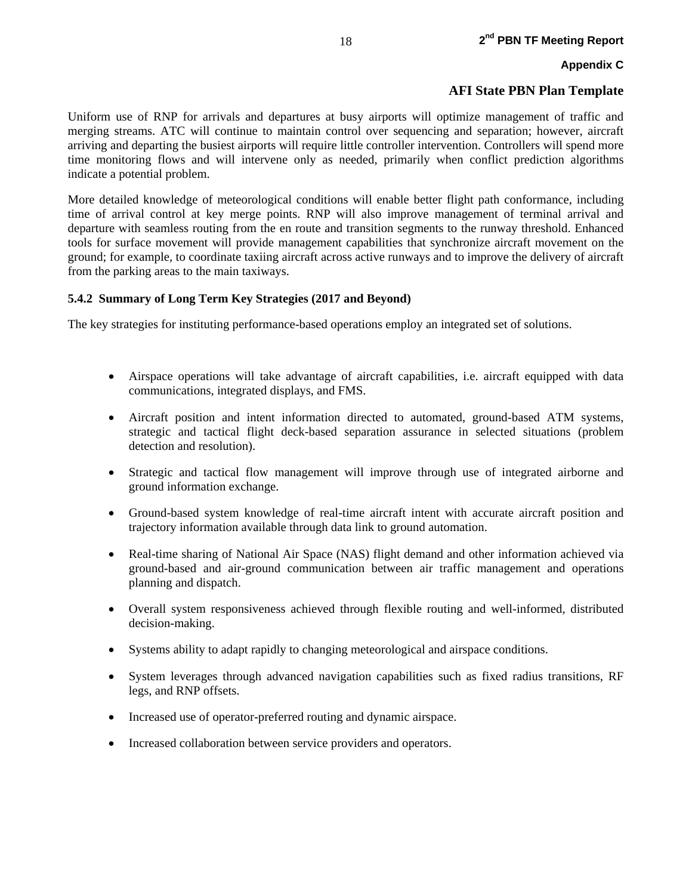Uniform use of RNP for arrivals and departures at busy airports will optimize management of traffic and merging streams. ATC will continue to maintain control over sequencing and separation; however, aircraft arriving and departing the busiest airports will require little controller intervention. Controllers will spend more time monitoring flows and will intervene only as needed, primarily when conflict prediction algorithms indicate a potential problem.

More detailed knowledge of meteorological conditions will enable better flight path conformance, including time of arrival control at key merge points. RNP will also improve management of terminal arrival and departure with seamless routing from the en route and transition segments to the runway threshold. Enhanced tools for surface movement will provide management capabilities that synchronize aircraft movement on the ground; for example, to coordinate taxiing aircraft across active runways and to improve the delivery of aircraft from the parking areas to the main taxiways.

### 5.4.2 Summary of Long Term Key Strategies (2017 and Beyond)

The key strategies for instituting performance-based operations employ an integrated set of solutions.

- Airspace operations will take advantage of aircraft capabilities, i.e. aircraft equipped with data communications, integrated displays, and FMS.
- Aircraft position and intent information directed to automated, ground-based ATM systems, strategic and tactical flight deck-based separation assurance in selected situations (problem detection and resolution).
- Strategic and tactical flow management will improve through use of integrated airborne and ground information exchange.
- Ground-based system knowledge of real-time aircraft intent with accurate aircraft position and trajectory information available through data link to ground automation.
- Real-time sharing of National Air Space (NAS) flight demand and other information achieved via ground-based and air-ground communication between air traffic management and operations planning and dispatch.
- Overall system responsiveness achieved through flexible routing and well-informed, distributed decision-making.
- Systems ability to adapt rapidly to changing meteorological and airspace conditions.
- System leverages through advanced navigation capabilities such as fixed radius transitions, RF legs, and RNP offsets.
- Increased use of operator-preferred routing and dynamic airspace.
- Increased collaboration between service providers and operators.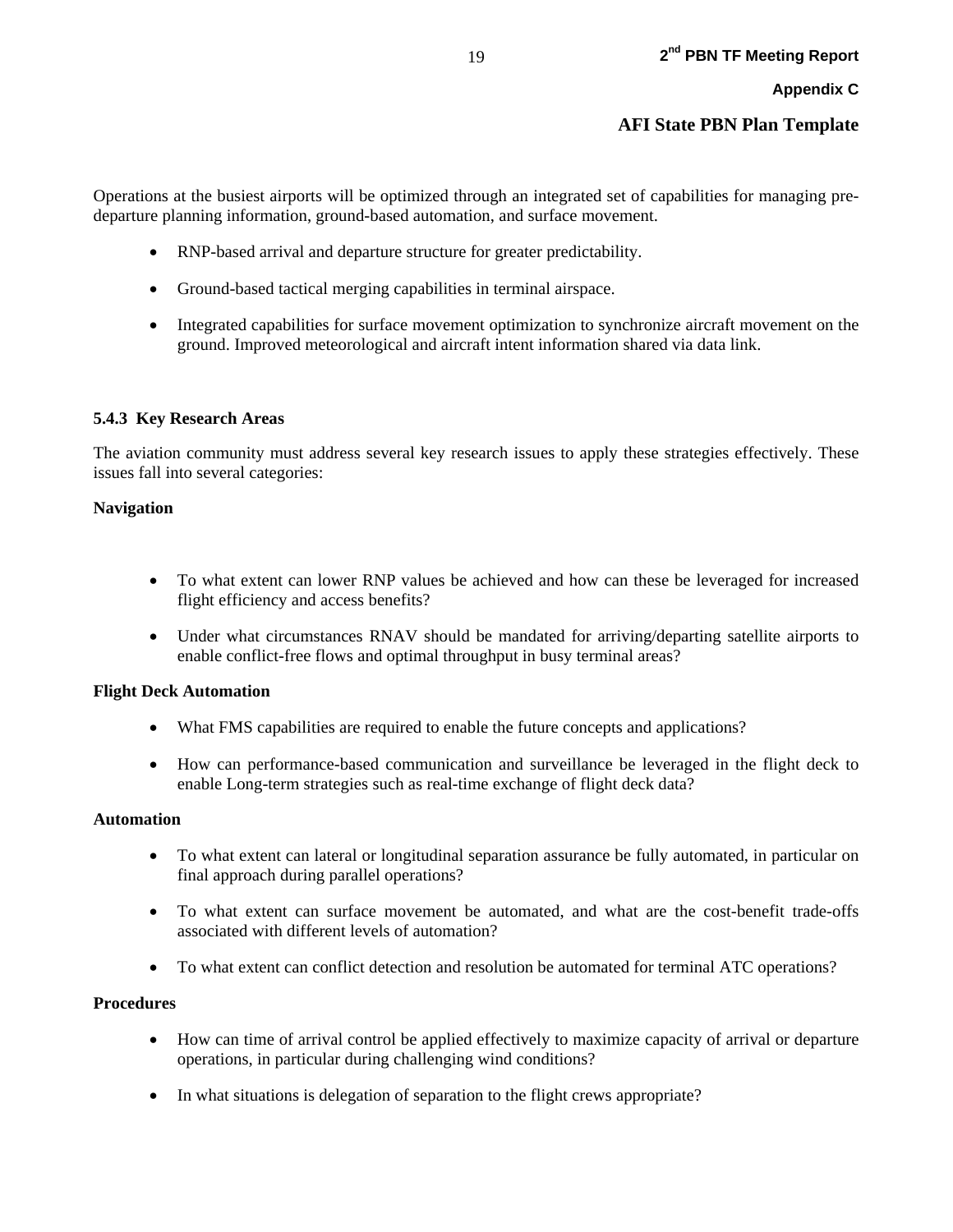Operations at the busiest airports will be optimized through an integrated set of capabilities for managing pre-departure planning information, ground-based automation, and surface movement.

- RNP-based arrival and departure structure for greater predictability.
- Ground-based tactical merging capabilities in terminal airspace.
- Integrated capabilities for surface movement optimization to synchronize aircraft movement on the ground. Improved meteorological and aircraft intent information shared via data link.

### 5.4.3 Key Research Areas

The aviation community must address several key research issues to apply these strategies effectively. These issues fall into several categories:

**Navigation**

- To what extent can lower RNP values be achieved and how can these be leveraged for increased flight efficiency and access benefits?
- Under what circumstances RNAV should be mandated for arriving/departing satellite airports to enable conflict-free flows and optimal throughput in busy terminal areas?

**Flight Deck Automation**

- What FMS capabilities are required to enable the future concepts and applications?
- How can performance-based communication and surveillance be leveraged in the flight deck to enable Long-term strategies such as real-time exchange of flight deck data?

**Automation**

- To what extent can lateral or longitudinal separation assurance be fully automated, in particular on final approach during parallel operations?
- To what extent can surface movement be automated, and what are the cost-benefit trade-offs associated with different levels of automation?
- To what extent can conflict detection and resolution be automated for terminal ATC operations?

**Procedures**

- How can time of arrival control be applied effectively to maximize capacity of arrival or departure operations, in particular during challenging wind conditions?
- In what situations is delegation of separation to the flight crews appropriate?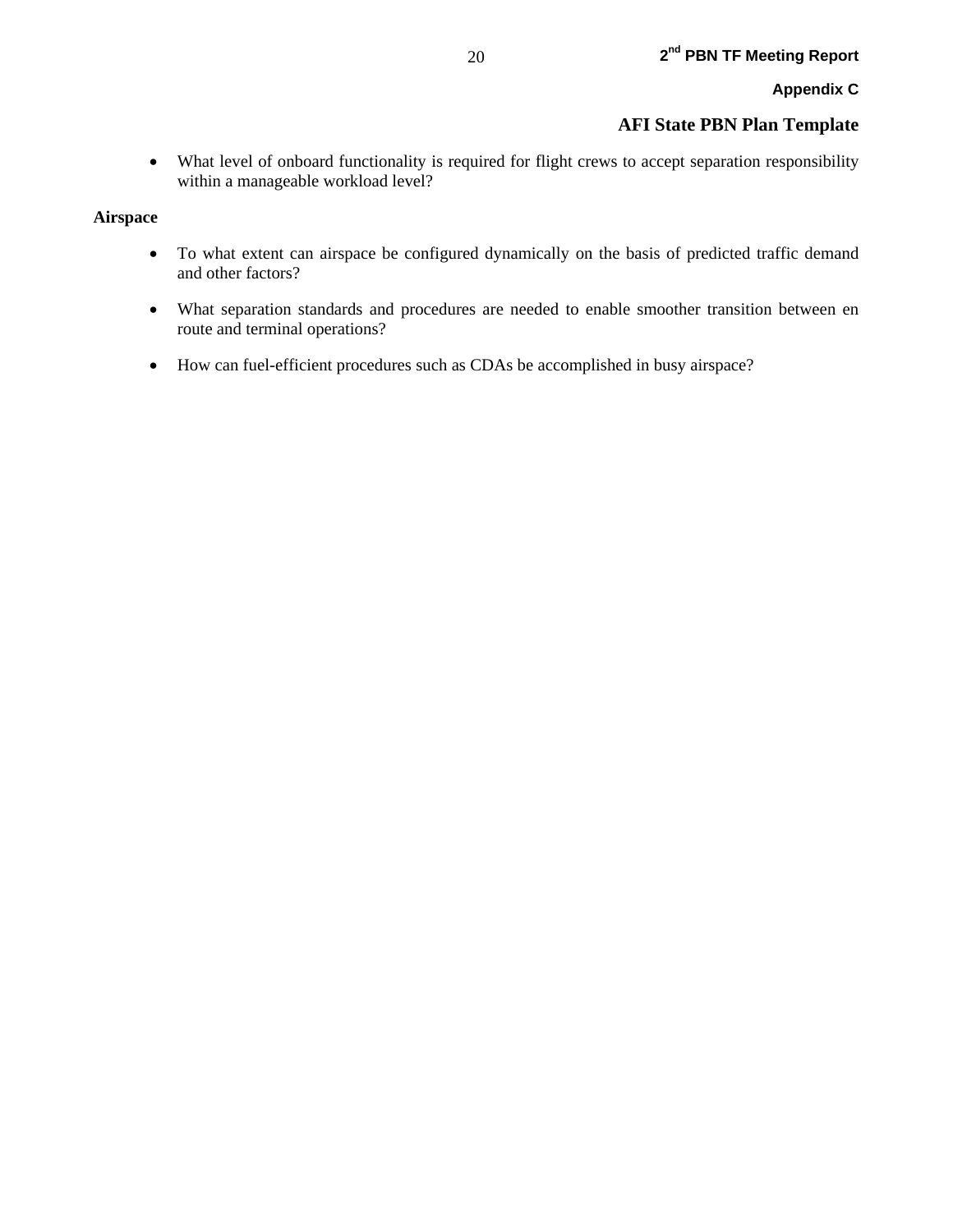- What level of onboard functionality is required for flight crews to accept separation responsibility within a manageable workload level?

**Airspace**

- To what extent can airspace be configured dynamically on the basis of predicted traffic demand and other factors?
- What separation standards and procedures are needed to enable smoother transition between en route and terminal operations?
- How can fuel-efficient procedures such as CDAs be accomplished in busy airspace?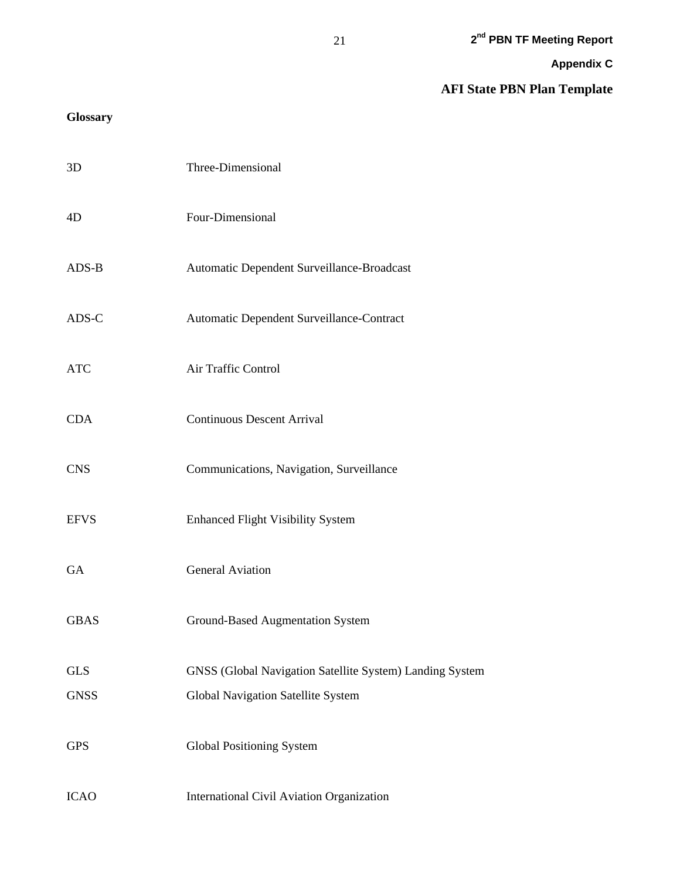## AFI State PBN Plan Template

**Glossary**

| | |
|---|---|
| 3D | Three-Dimensional |
| 4D | Four-Dimensional |
| ADS-B | Automatic Dependent Surveillance-Broadcast |
| ADS-C | Automatic Dependent Surveillance-Contract |
| ATC | Air Traffic Control |
| CDA | Continuous Descent Arrival |
| CNS | Communications, Navigation, Surveillance |
| EFVS | Enhanced Flight Visibility System |
| GA | General Aviation |
| GBAS | Ground-Based Augmentation System |
| GLS | GNSS (Global Navigation Satellite System) Landing System |
| GNSS | Global Navigation Satellite System |
| GPS | Global Positioning System |
| ICAO | International Civil Aviation Organization |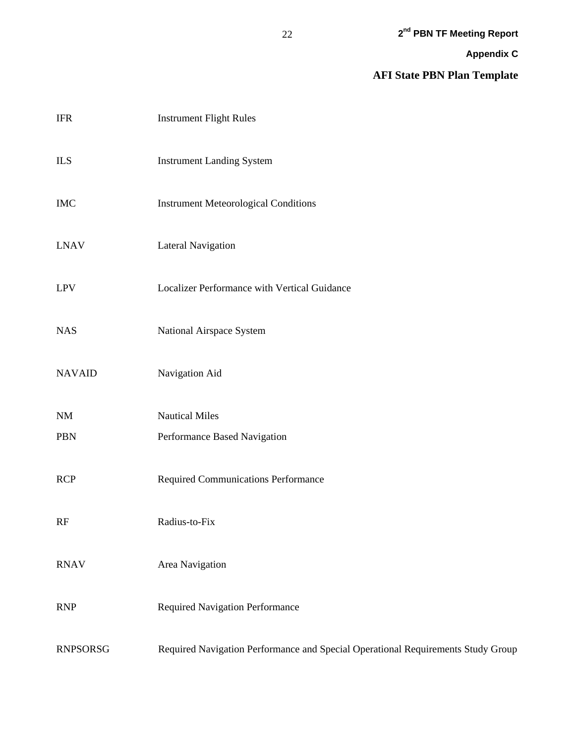| | |
|---|---|
| IFR | Instrument Flight Rules |
| ILS | Instrument Landing System |
| IMC | Instrument Meteorological Conditions |
| LNAV | Lateral Navigation |
| LPV | Localizer Performance with Vertical Guidance |
| NAS | National Airspace System |
| NAVAID | Navigation Aid |
| NM | Nautical Miles |
| PBN | Performance Based Navigation |
| RCP | Required Communications Performance |
| RF | Radius-to-Fix |
| RNAV | Area Navigation |
| RNP | Required Navigation Performance |
| RNPSORSG | Required Navigation Performance and Special Operational Requirements Study Group |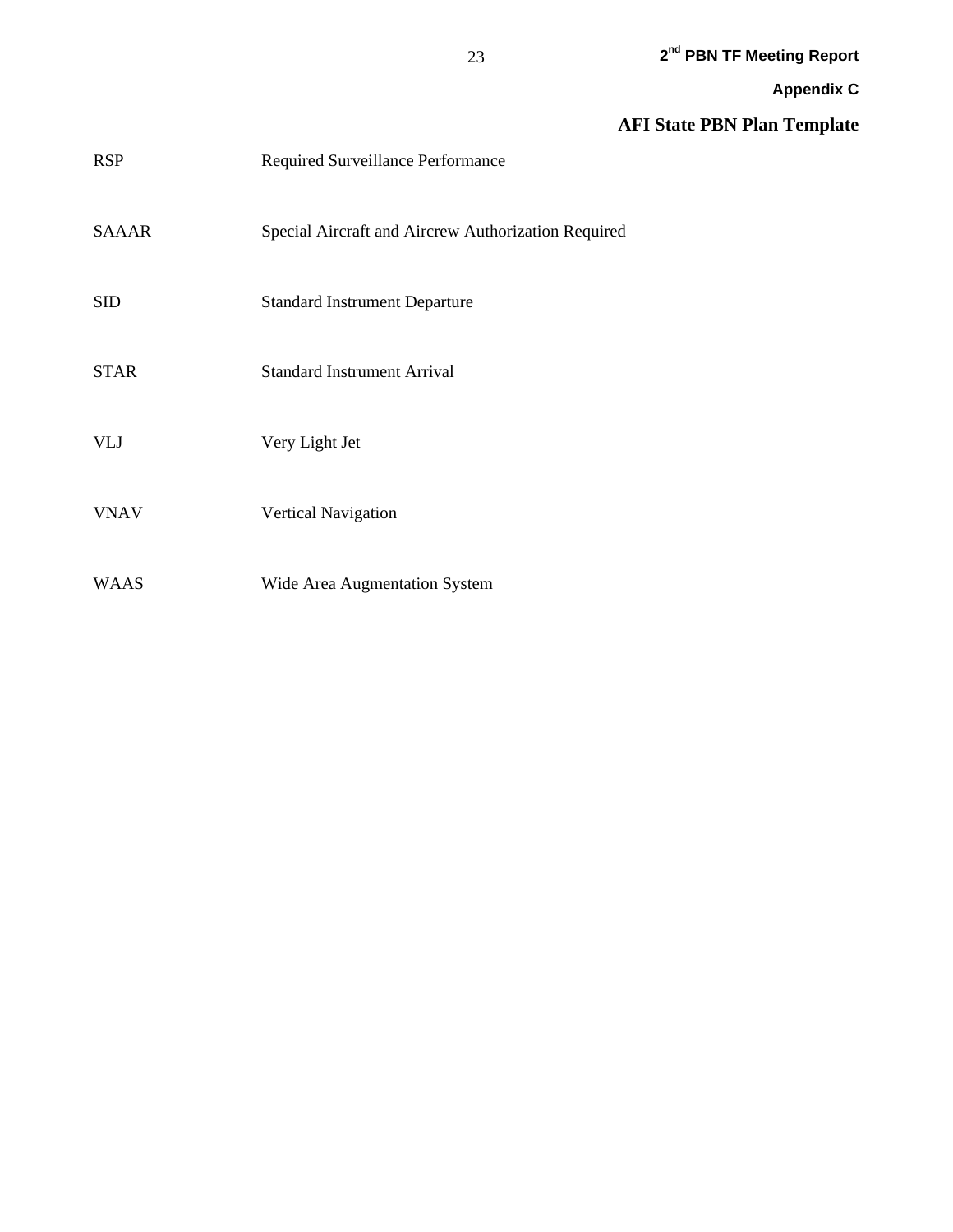| | |
|---|---|
| RSP | Required Surveillance Performance |
| SAAAR | Special Aircraft and Aircrew Authorization Required |
| SID | Standard Instrument Departure |
| STAR | Standard Instrument Arrival |
| VLJ | Very Light Jet |
| VNAV | Vertical Navigation |
| WAAS | Wide Area Augmentation System |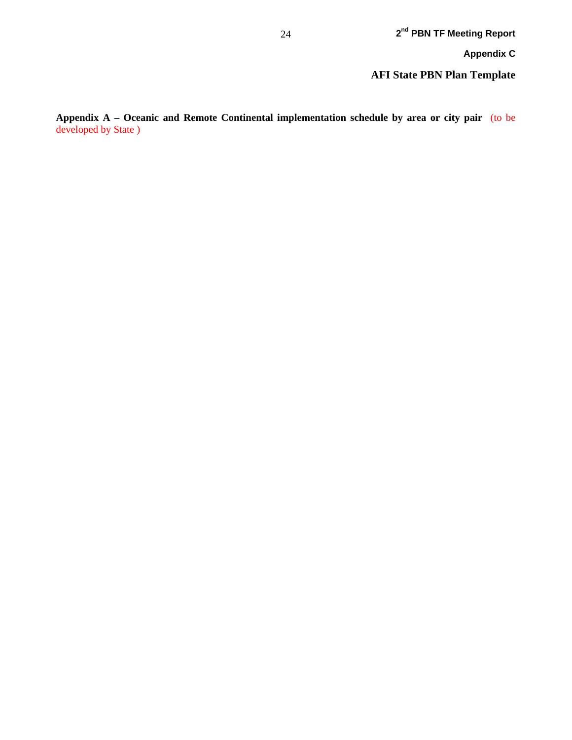**Appendix A – Oceanic and Remote Continental implementation schedule by area or city pair** (to be developed by State )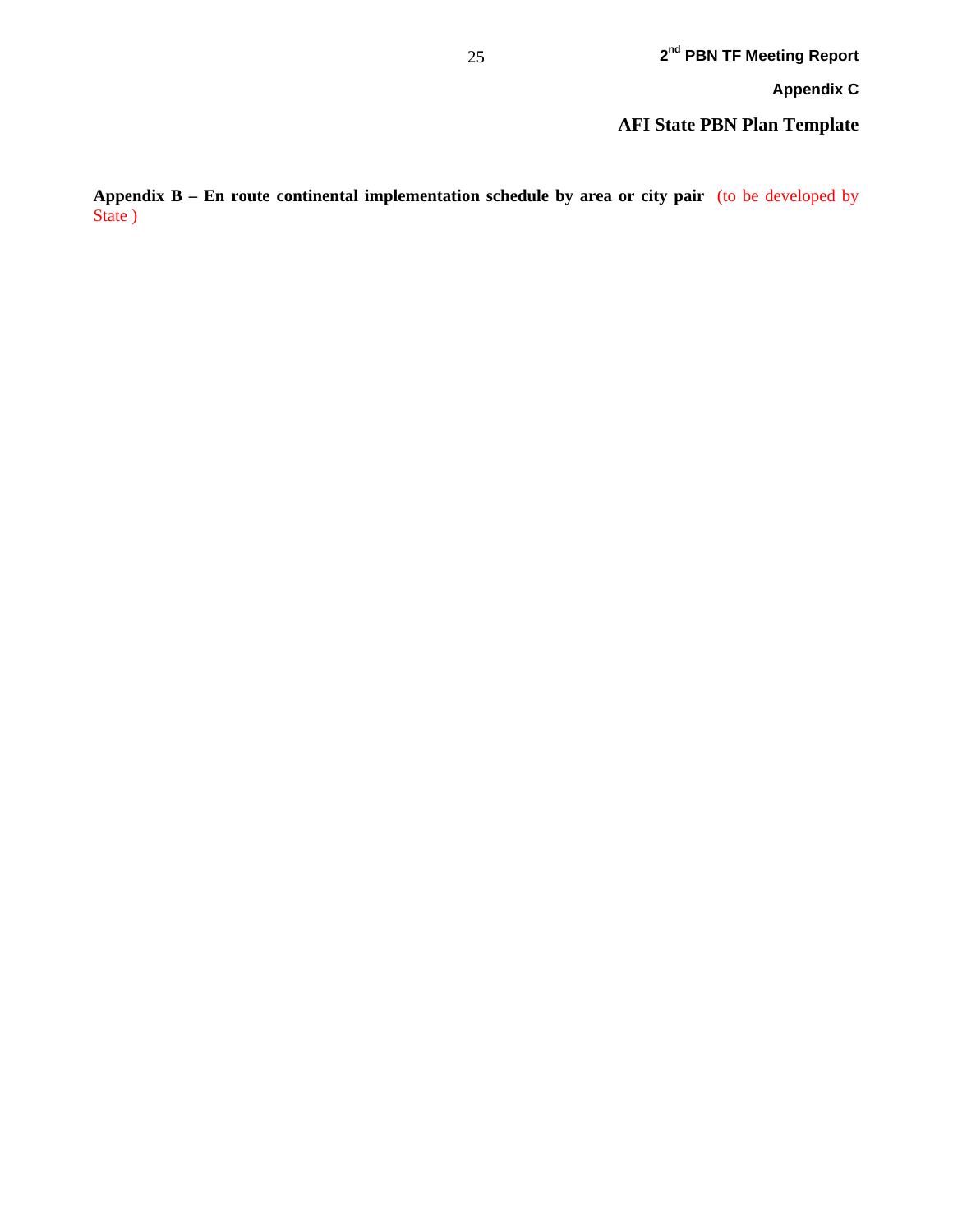**Appendix B – En route continental implementation schedule by area or city pair** (to be developed by State )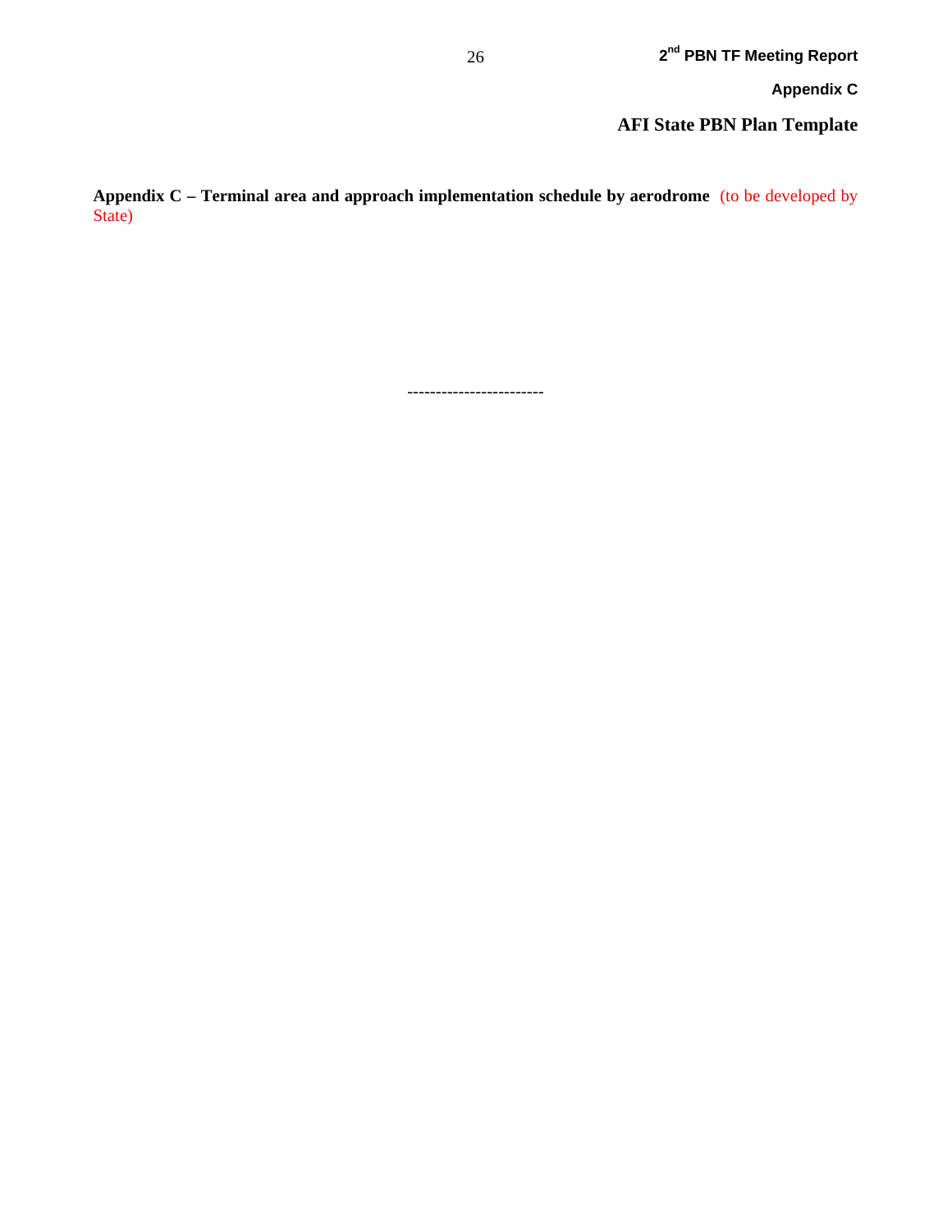## AFI State PBN Plan Template

**Appendix C – Terminal area and approach implementation schedule by aerodrome** (to be developed by State)

-----------------------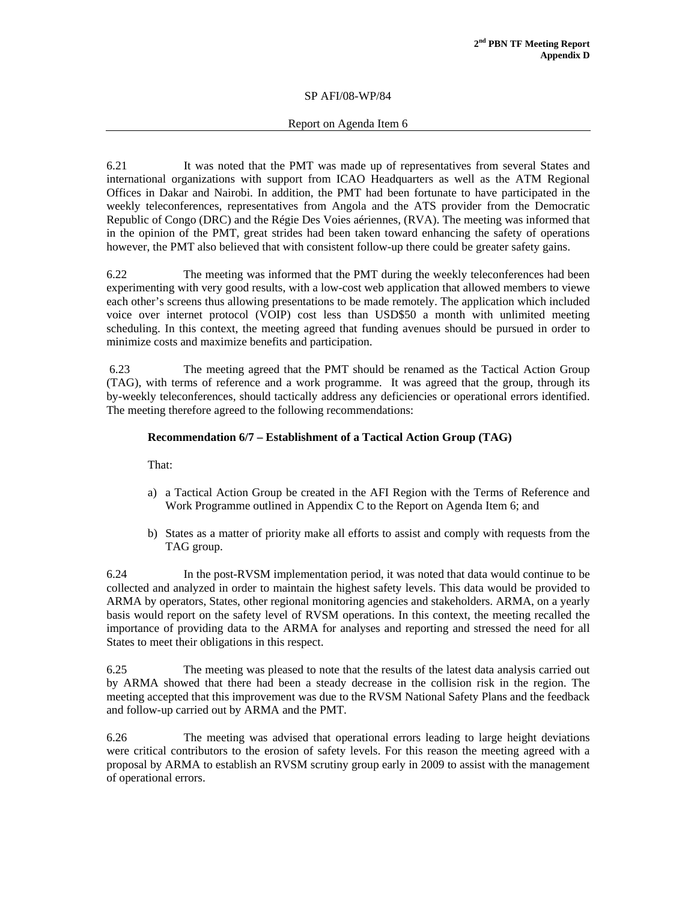SP AFI/08-WP/84

Report on Agenda Item 6

6.21 It was noted that the PMT was made up of representatives from several States and international organizations with support from ICAO Headquarters as well as the ATM Regional Offices in Dakar and Nairobi. In addition, the PMT had been fortunate to have participated in the weekly teleconferences, representatives from Angola and the ATS provider from the Democratic Republic of Congo (DRC) and the Régie Des Voies aériennes, (RVA). The meeting was informed that in the opinion of the PMT, great strides had been taken toward enhancing the safety of operations however, the PMT also believed that with consistent follow-up there could be greater safety gains.

6.22 The meeting was informed that the PMT during the weekly teleconferences had been experimenting with very good results, with a low-cost web application that allowed members to viewe each other's screens thus allowing presentations to be made remotely. The application which included voice over internet protocol (VOIP) cost less than USD$50 a month with unlimited meeting scheduling. In this context, the meeting agreed that funding avenues should be pursued in order to minimize costs and maximize benefits and participation.

6.23 The meeting agreed that the PMT should be renamed as the Tactical Action Group (TAG), with terms of reference and a work programme. It was agreed that the group, through its by-weekly teleconferences, should tactically address any deficiencies or operational errors identified. The meeting therefore agreed to the following recommendations:

**Recommendation 6/7 – Establishment of a Tactical Action Group (TAG)**

That:

a) a Tactical Action Group be created in the AFI Region with the Terms of Reference and Work Programme outlined in Appendix C to the Report on Agenda Item 6; and

b) States as a matter of priority make all efforts to assist and comply with requests from the TAG group.

6.24 In the post-RVSM implementation period, it was noted that data would continue to be collected and analyzed in order to maintain the highest safety levels. This data would be provided to ARMA by operators, States, other regional monitoring agencies and stakeholders. ARMA, on a yearly basis would report on the safety level of RVSM operations. In this context, the meeting recalled the importance of providing data to the ARMA for analyses and reporting and stressed the need for all States to meet their obligations in this respect.

6.25 The meeting was pleased to note that the results of the latest data analysis carried out by ARMA showed that there had been a steady decrease in the collision risk in the region. The meeting accepted that this improvement was due to the RVSM National Safety Plans and the feedback and follow-up carried out by ARMA and the PMT.

6.26 The meeting was advised that operational errors leading to large height deviations were critical contributors to the erosion of safety levels. For this reason the meeting agreed with a proposal by ARMA to establish an RVSM scrutiny group early in 2009 to assist with the management of operational errors.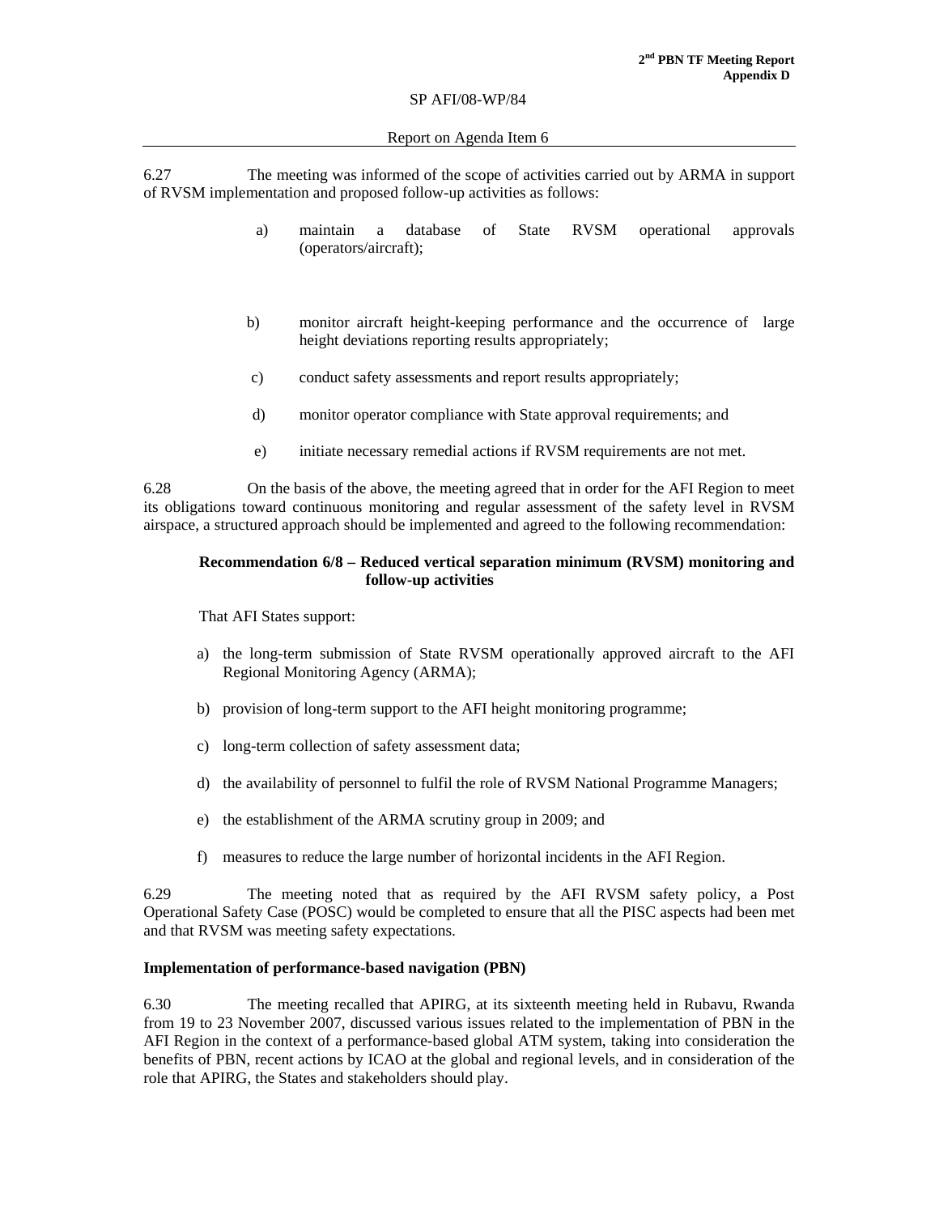SP AFI/08-WP/84

Report on Agenda Item 6

6.27 The meeting was informed of the scope of activities carried out by ARMA in support of RVSM implementation and proposed follow-up activities as follows:

a) maintain a database of State RVSM operational approvals (operators/aircraft);

b) monitor aircraft height-keeping performance and the occurrence of large height deviations reporting results appropriately;

c) conduct safety assessments and report results appropriately;

d) monitor operator compliance with State approval requirements; and

e) initiate necessary remedial actions if RVSM requirements are not met.

6.28 On the basis of the above, the meeting agreed that in order for the AFI Region to meet its obligations toward continuous monitoring and regular assessment of the safety level in RVSM airspace, a structured approach should be implemented and agreed to the following recommendation:

**Recommendation 6/8 – Reduced vertical separation minimum (RVSM) monitoring and follow-up activities**

That AFI States support:

a) the long-term submission of State RVSM operationally approved aircraft to the AFI Regional Monitoring Agency (ARMA);

b) provision of long-term support to the AFI height monitoring programme;

c) long-term collection of safety assessment data;

d) the availability of personnel to fulfil the role of RVSM National Programme Managers;

e) the establishment of the ARMA scrutiny group in 2009; and

f) measures to reduce the large number of horizontal incidents in the AFI Region.

6.29 The meeting noted that as required by the AFI RVSM safety policy, a Post Operational Safety Case (POSC) would be completed to ensure that all the PISC aspects had been met and that RVSM was meeting safety expectations.

**Implementation of performance-based navigation (PBN)**

6.30 The meeting recalled that APIRG, at its sixteenth meeting held in Rubavu, Rwanda from 19 to 23 November 2007, discussed various issues related to the implementation of PBN in the AFI Region in the context of a performance-based global ATM system, taking into consideration the benefits of PBN, recent actions by ICAO at the global and regional levels, and in consideration of the role that APIRG, the States and stakeholders should play.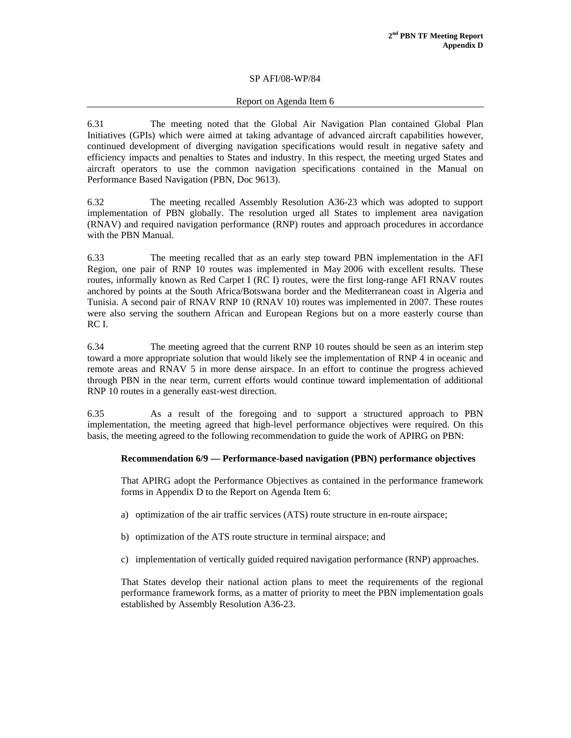SP AFI/08-WP/84

Report on Agenda Item 6

6.31 The meeting noted that the Global Air Navigation Plan contained Global Plan Initiatives (GPIs) which were aimed at taking advantage of advanced aircraft capabilities however, continued development of diverging navigation specifications would result in negative safety and efficiency impacts and penalties to States and industry. In this respect, the meeting urged States and aircraft operators to use the common navigation specifications contained in the Manual on Performance Based Navigation (PBN, Doc 9613).

6.32 The meeting recalled Assembly Resolution A36-23 which was adopted to support implementation of PBN globally. The resolution urged all States to implement area navigation (RNAV) and required navigation performance (RNP) routes and approach procedures in accordance with the PBN Manual.

6.33 The meeting recalled that as an early step toward PBN implementation in the AFI Region, one pair of RNP 10 routes was implemented in May 2006 with excellent results. These routes, informally known as Red Carpet I (RC I) routes, were the first long-range AFI RNAV routes anchored by points at the South Africa/Botswana border and the Mediterranean coast in Algeria and Tunisia. A second pair of RNAV RNP 10 (RNAV 10) routes was implemented in 2007. These routes were also serving the southern African and European Regions but on a more easterly course than RC I.

6.34 The meeting agreed that the current RNP 10 routes should be seen as an interim step toward a more appropriate solution that would likely see the implementation of RNP 4 in oceanic and remote areas and RNAV 5 in more dense airspace. In an effort to continue the progress achieved through PBN in the near term, current efforts would continue toward implementation of additional RNP 10 routes in a generally east-west direction.

6.35 As a result of the foregoing and to support a structured approach to PBN implementation, the meeting agreed that high-level performance objectives were required. On this basis, the meeting agreed to the following recommendation to guide the work of APIRG on PBN:

**Recommendation 6/9 — Performance-based navigation (PBN) performance objectives**

That APIRG adopt the Performance Objectives as contained in the performance framework forms in Appendix D to the Report on Agenda Item 6:

a) optimization of the air traffic services (ATS) route structure in en-route airspace;

b) optimization of the ATS route structure in terminal airspace; and

c) implementation of vertically guided required navigation performance (RNP) approaches.

That States develop their national action plans to meet the requirements of the regional performance framework forms, as a matter of priority to meet the PBN implementation goals established by Assembly Resolution A36-23.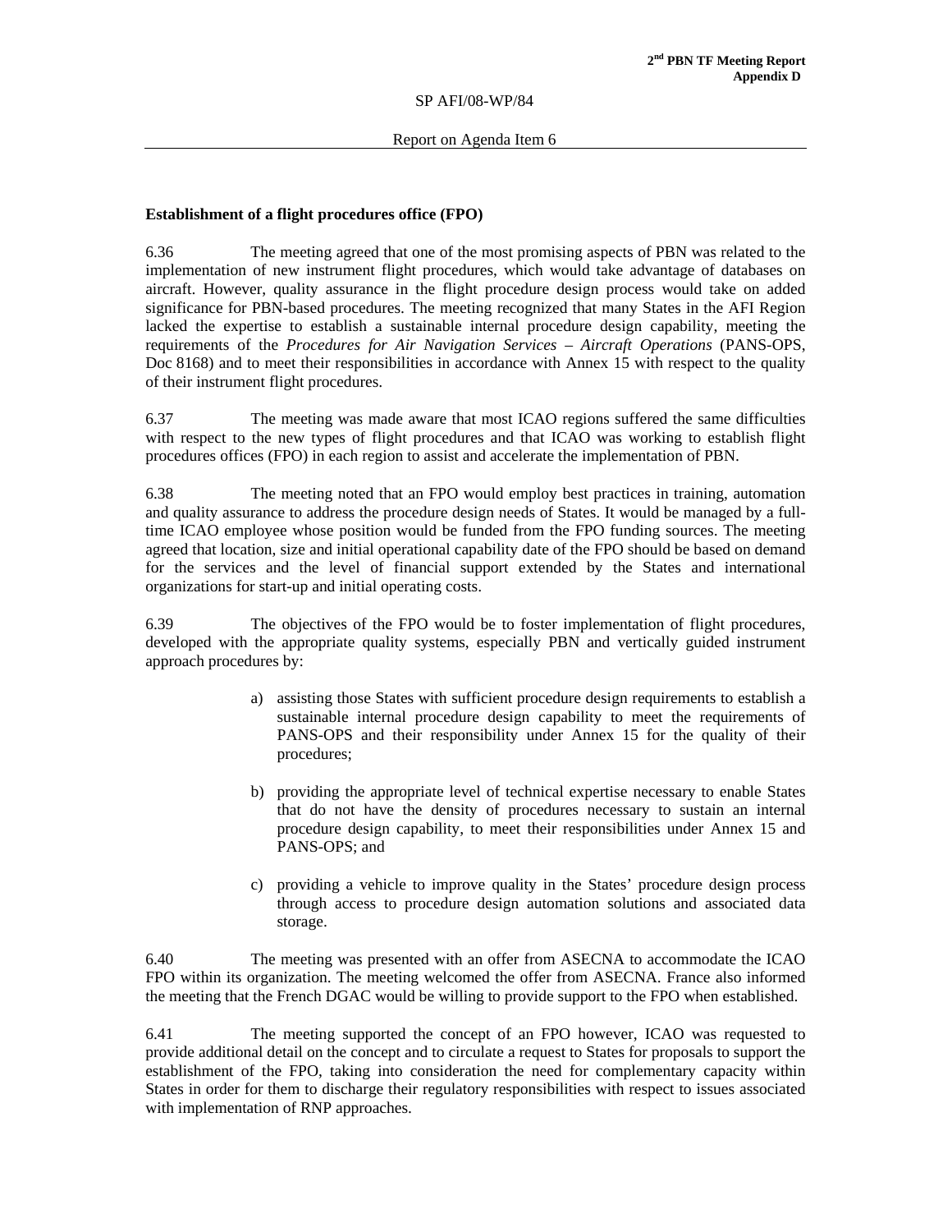**Establishment of a flight procedures office (FPO)**

6.36 The meeting agreed that one of the most promising aspects of PBN was related to the implementation of new instrument flight procedures, which would take advantage of databases on aircraft. However, quality assurance in the flight procedure design process would take on added significance for PBN-based procedures. The meeting recognized that many States in the AFI Region lacked the expertise to establish a sustainable internal procedure design capability, meeting the requirements of the *Procedures for Air Navigation Services – Aircraft Operations* (PANS-OPS, Doc 8168) and to meet their responsibilities in accordance with Annex 15 with respect to the quality of their instrument flight procedures.

6.37 The meeting was made aware that most ICAO regions suffered the same difficulties with respect to the new types of flight procedures and that ICAO was working to establish flight procedures offices (FPO) in each region to assist and accelerate the implementation of PBN.

6.38 The meeting noted that an FPO would employ best practices in training, automation and quality assurance to address the procedure design needs of States. It would be managed by a full-time ICAO employee whose position would be funded from the FPO funding sources. The meeting agreed that location, size and initial operational capability date of the FPO should be based on demand for the services and the level of financial support extended by the States and international organizations for start-up and initial operating costs.

6.39 The objectives of the FPO would be to foster implementation of flight procedures, developed with the appropriate quality systems, especially PBN and vertically guided instrument approach procedures by:

a) assisting those States with sufficient procedure design requirements to establish a sustainable internal procedure design capability to meet the requirements of PANS-OPS and their responsibility under Annex 15 for the quality of their procedures;

b) providing the appropriate level of technical expertise necessary to enable States that do not have the density of procedures necessary to sustain an internal procedure design capability, to meet their responsibilities under Annex 15 and PANS-OPS; and

c) providing a vehicle to improve quality in the States' procedure design process through access to procedure design automation solutions and associated data storage.

6.40 The meeting was presented with an offer from ASECNA to accommodate the ICAO FPO within its organization. The meeting welcomed the offer from ASECNA. France also informed the meeting that the French DGAC would be willing to provide support to the FPO when established.

6.41 The meeting supported the concept of an FPO however, ICAO was requested to provide additional detail on the concept and to circulate a request to States for proposals to support the establishment of the FPO, taking into consideration the need for complementary capacity within States in order for them to discharge their regulatory responsibilities with respect to issues associated with implementation of RNP approaches.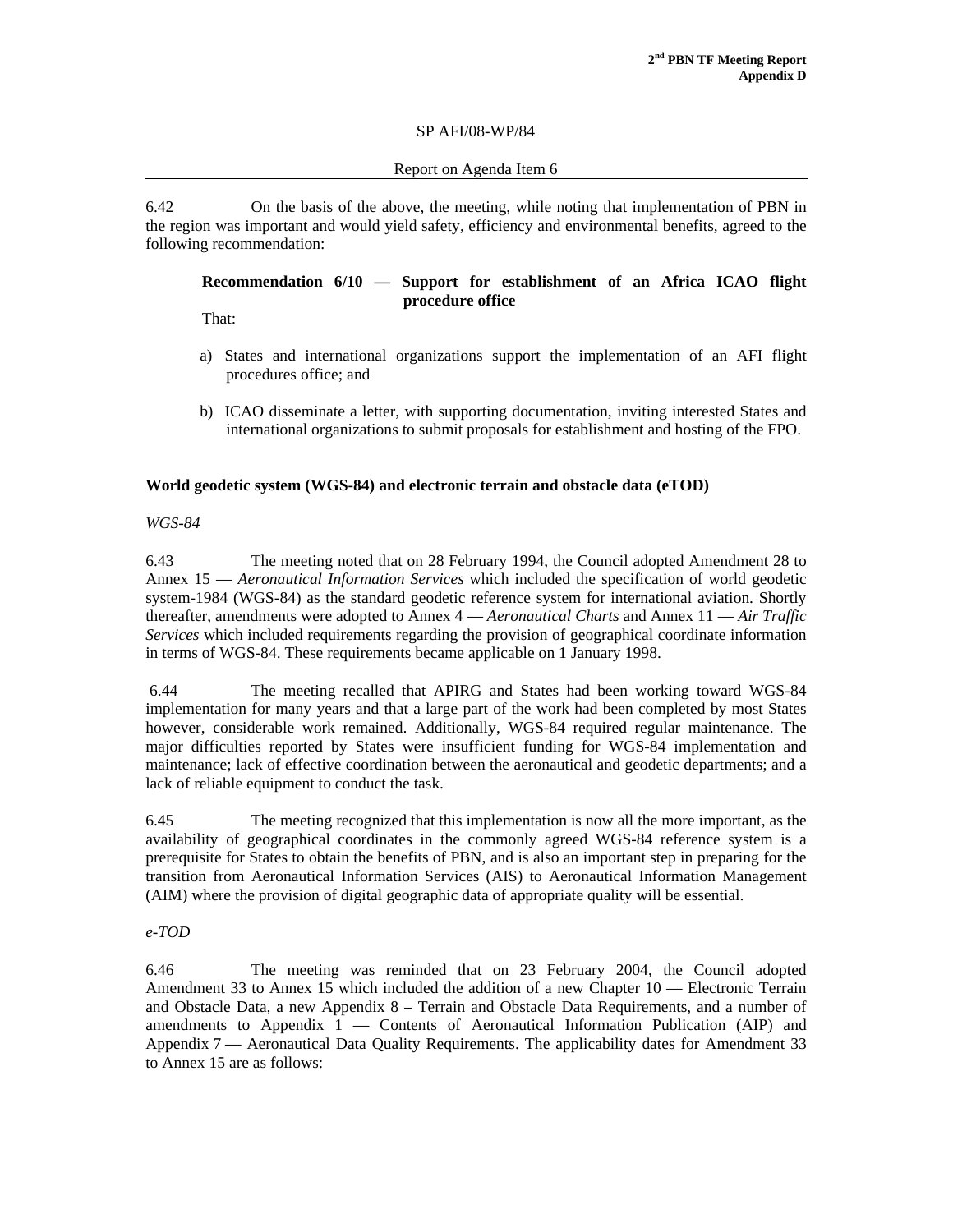SP AFI/08-WP/84

Report on Agenda Item 6

6.42 On the basis of the above, the meeting, while noting that implementation of PBN in the region was important and would yield safety, efficiency and environmental benefits, agreed to the following recommendation:

**Recommendation 6/10 — Support for establishment of an Africa ICAO flight procedure office**

That:

a) States and international organizations support the implementation of an AFI flight procedures office; and

b) ICAO disseminate a letter, with supporting documentation, inviting interested States and international organizations to submit proposals for establishment and hosting of the FPO.

**World geodetic system (WGS-84) and electronic terrain and obstacle data (eTOD)**

*WGS-84*

6.43 The meeting noted that on 28 February 1994, the Council adopted Amendment 28 to Annex 15 — *Aeronautical Information Services* which included the specification of world geodetic system-1984 (WGS-84) as the standard geodetic reference system for international aviation. Shortly thereafter, amendments were adopted to Annex 4 — *Aeronautical Charts* and Annex 11 — *Air Traffic Services* which included requirements regarding the provision of geographical coordinate information in terms of WGS-84. These requirements became applicable on 1 January 1998.

6.44 The meeting recalled that APIRG and States had been working toward WGS-84 implementation for many years and that a large part of the work had been completed by most States however, considerable work remained. Additionally, WGS-84 required regular maintenance. The major difficulties reported by States were insufficient funding for WGS-84 implementation and maintenance; lack of effective coordination between the aeronautical and geodetic departments; and a lack of reliable equipment to conduct the task.

6.45 The meeting recognized that this implementation is now all the more important, as the availability of geographical coordinates in the commonly agreed WGS-84 reference system is a prerequisite for States to obtain the benefits of PBN, and is also an important step in preparing for the transition from Aeronautical Information Services (AIS) to Aeronautical Information Management (AIM) where the provision of digital geographic data of appropriate quality will be essential.

*e-TOD*

6.46 The meeting was reminded that on 23 February 2004, the Council adopted Amendment 33 to Annex 15 which included the addition of a new Chapter 10 — Electronic Terrain and Obstacle Data, a new Appendix 8 – Terrain and Obstacle Data Requirements, and a number of amendments to Appendix 1 — Contents of Aeronautical Information Publication (AIP) and Appendix 7 — Aeronautical Data Quality Requirements. The applicability dates for Amendment 33 to Annex 15 are as follows: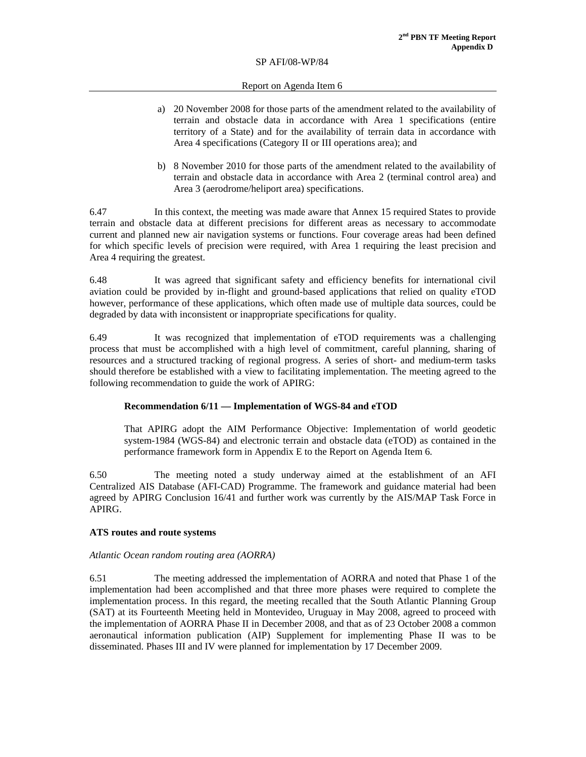a) 20 November 2008 for those parts of the amendment related to the availability of terrain and obstacle data in accordance with Area 1 specifications (entire territory of a State) and for the availability of terrain data in accordance with Area 4 specifications (Category II or III operations area); and

b) 8 November 2010 for those parts of the amendment related to the availability of terrain and obstacle data in accordance with Area 2 (terminal control area) and Area 3 (aerodrome/heliport area) specifications.

6.47 In this context, the meeting was made aware that Annex 15 required States to provide terrain and obstacle data at different precisions for different areas as necessary to accommodate current and planned new air navigation systems or functions. Four coverage areas had been defined for which specific levels of precision were required, with Area 1 requiring the least precision and Area 4 requiring the greatest.

6.48 It was agreed that significant safety and efficiency benefits for international civil aviation could be provided by in-flight and ground-based applications that relied on quality eTOD however, performance of these applications, which often made use of multiple data sources, could be degraded by data with inconsistent or inappropriate specifications for quality.

6.49 It was recognized that implementation of eTOD requirements was a challenging process that must be accomplished with a high level of commitment, careful planning, sharing of resources and a structured tracking of regional progress. A series of short- and medium-term tasks should therefore be established with a view to facilitating implementation. The meeting agreed to the following recommendation to guide the work of APIRG:

**Recommendation 6/11 — Implementation of WGS-84 and eTOD**

That APIRG adopt the AIM Performance Objective: Implementation of world geodetic system-1984 (WGS-84) and electronic terrain and obstacle data (eTOD) as contained in the performance framework form in Appendix E to the Report on Agenda Item 6.

6.50 The meeting noted a study underway aimed at the establishment of an AFI Centralized AIS Database (AFI-CAD) Programme. The framework and guidance material had been agreed by APIRG Conclusion 16/41 and further work was currently by the AIS/MAP Task Force in APIRG.

**ATS routes and route systems**

*Atlantic Ocean random routing area (AORRA)*

6.51 The meeting addressed the implementation of AORRA and noted that Phase 1 of the implementation had been accomplished and that three more phases were required to complete the implementation process. In this regard, the meeting recalled that the South Atlantic Planning Group (SAT) at its Fourteenth Meeting held in Montevideo, Uruguay in May 2008, agreed to proceed with the implementation of AORRA Phase II in December 2008, and that as of 23 October 2008 a common aeronautical information publication (AIP) Supplement for implementing Phase II was to be disseminated. Phases III and IV were planned for implementation by 17 December 2009.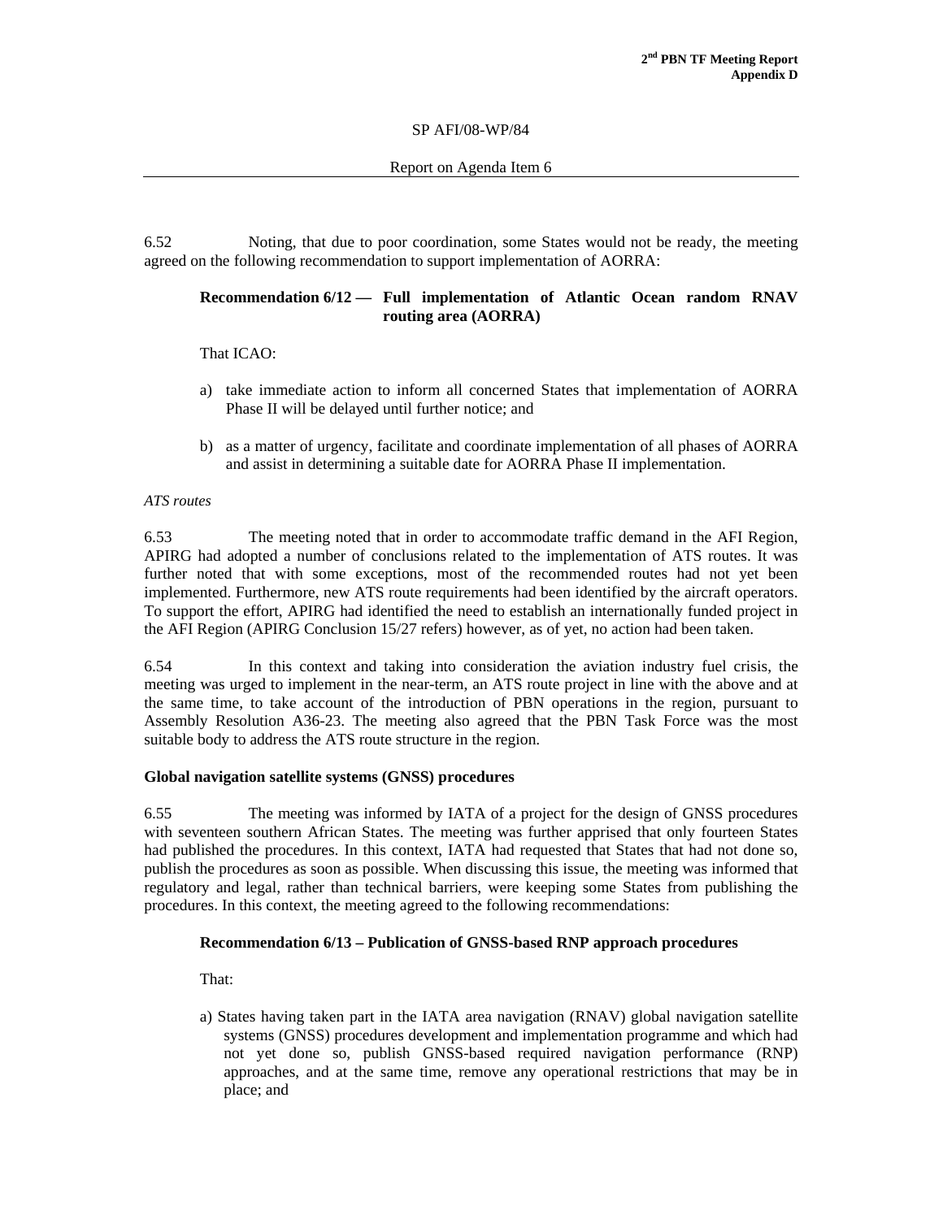SP AFI/08-WP/84

Report on Agenda Item 6

6.52 Noting, that due to poor coordination, some States would not be ready, the meeting agreed on the following recommendation to support implementation of AORRA:

**Recommendation 6/12 — Full implementation of Atlantic Ocean random RNAV routing area (AORRA)**

That ICAO:

a) take immediate action to inform all concerned States that implementation of AORRA Phase II will be delayed until further notice; and

b) as a matter of urgency, facilitate and coordinate implementation of all phases of AORRA and assist in determining a suitable date for AORRA Phase II implementation.

*ATS routes*

6.53 The meeting noted that in order to accommodate traffic demand in the AFI Region, APIRG had adopted a number of conclusions related to the implementation of ATS routes. It was further noted that with some exceptions, most of the recommended routes had not yet been implemented. Furthermore, new ATS route requirements had been identified by the aircraft operators. To support the effort, APIRG had identified the need to establish an internationally funded project in the AFI Region (APIRG Conclusion 15/27 refers) however, as of yet, no action had been taken.

6.54 In this context and taking into consideration the aviation industry fuel crisis, the meeting was urged to implement in the near-term, an ATS route project in line with the above and at the same time, to take account of the introduction of PBN operations in the region, pursuant to Assembly Resolution A36-23. The meeting also agreed that the PBN Task Force was the most suitable body to address the ATS route structure in the region.

**Global navigation satellite systems (GNSS) procedures**

6.55 The meeting was informed by IATA of a project for the design of GNSS procedures with seventeen southern African States. The meeting was further apprised that only fourteen States had published the procedures. In this context, IATA had requested that States that had not done so, publish the procedures as soon as possible. When discussing this issue, the meeting was informed that regulatory and legal, rather than technical barriers, were keeping some States from publishing the procedures. In this context, the meeting agreed to the following recommendations:

**Recommendation 6/13 – Publication of GNSS-based RNP approach procedures**

That:

a) States having taken part in the IATA area navigation (RNAV) global navigation satellite systems (GNSS) procedures development and implementation programme and which had not yet done so, publish GNSS-based required navigation performance (RNP) approaches, and at the same time, remove any operational restrictions that may be in place; and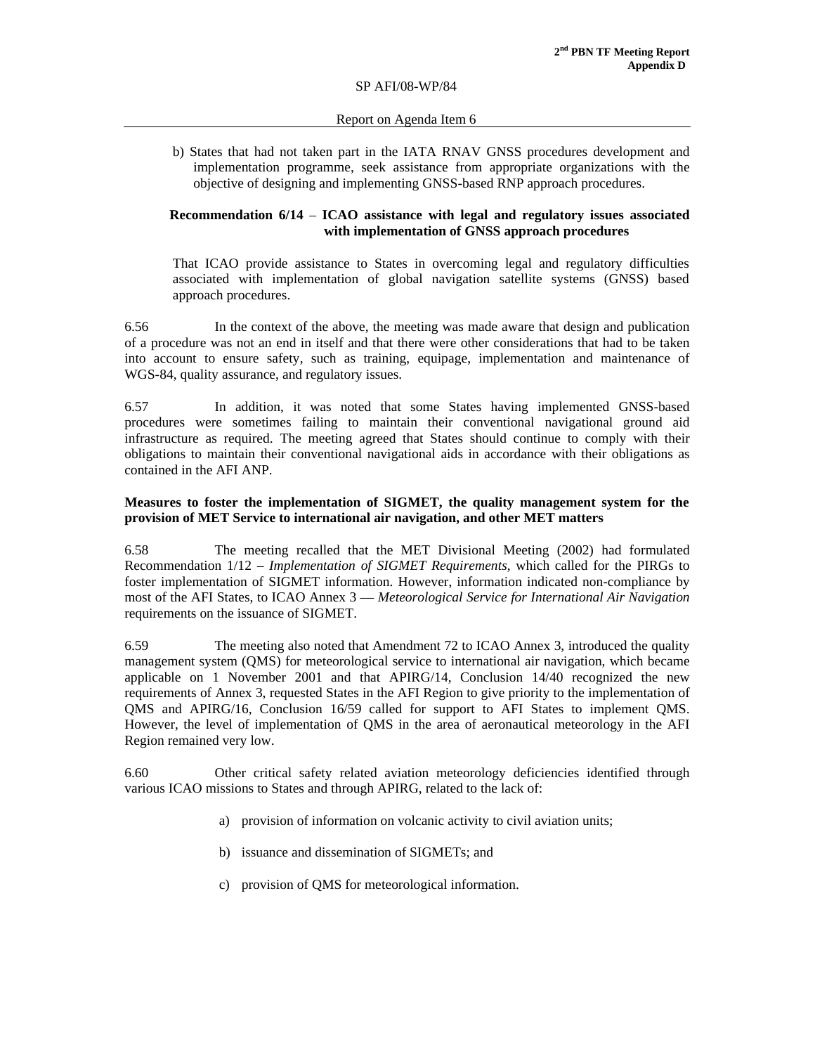b) States that had not taken part in the IATA RNAV GNSS procedures development and implementation programme, seek assistance from appropriate organizations with the objective of designing and implementing GNSS-based RNP approach procedures.

**Recommendation 6/14** – **ICAO assistance with legal and regulatory issues associated with implementation of GNSS approach procedures**

That ICAO provide assistance to States in overcoming legal and regulatory difficulties associated with implementation of global navigation satellite systems (GNSS) based approach procedures.

6.56 In the context of the above, the meeting was made aware that design and publication of a procedure was not an end in itself and that there were other considerations that had to be taken into account to ensure safety, such as training, equipage, implementation and maintenance of WGS-84, quality assurance, and regulatory issues.

6.57 In addition, it was noted that some States having implemented GNSS-based procedures were sometimes failing to maintain their conventional navigational ground aid infrastructure as required. The meeting agreed that States should continue to comply with their obligations to maintain their conventional navigational aids in accordance with their obligations as contained in the AFI ANP.

**Measures to foster the implementation of SIGMET, the quality management system for the provision of MET Service to international air navigation, and other MET matters**

6.58 The meeting recalled that the MET Divisional Meeting (2002) had formulated Recommendation 1/12 – *Implementation of SIGMET Requirements*, which called for the PIRGs to foster implementation of SIGMET information. However, information indicated non-compliance by most of the AFI States, to ICAO Annex 3 — *Meteorological Service for International Air Navigation* requirements on the issuance of SIGMET.

6.59 The meeting also noted that Amendment 72 to ICAO Annex 3, introduced the quality management system (QMS) for meteorological service to international air navigation, which became applicable on 1 November 2001 and that APIRG/14, Conclusion 14/40 recognized the new requirements of Annex 3, requested States in the AFI Region to give priority to the implementation of QMS and APIRG/16, Conclusion 16/59 called for support to AFI States to implement QMS. However, the level of implementation of QMS in the area of aeronautical meteorology in the AFI Region remained very low.

6.60 Other critical safety related aviation meteorology deficiencies identified through various ICAO missions to States and through APIRG, related to the lack of:

a) provision of information on volcanic activity to civil aviation units;

b) issuance and dissemination of SIGMETs; and

c) provision of QMS for meteorological information.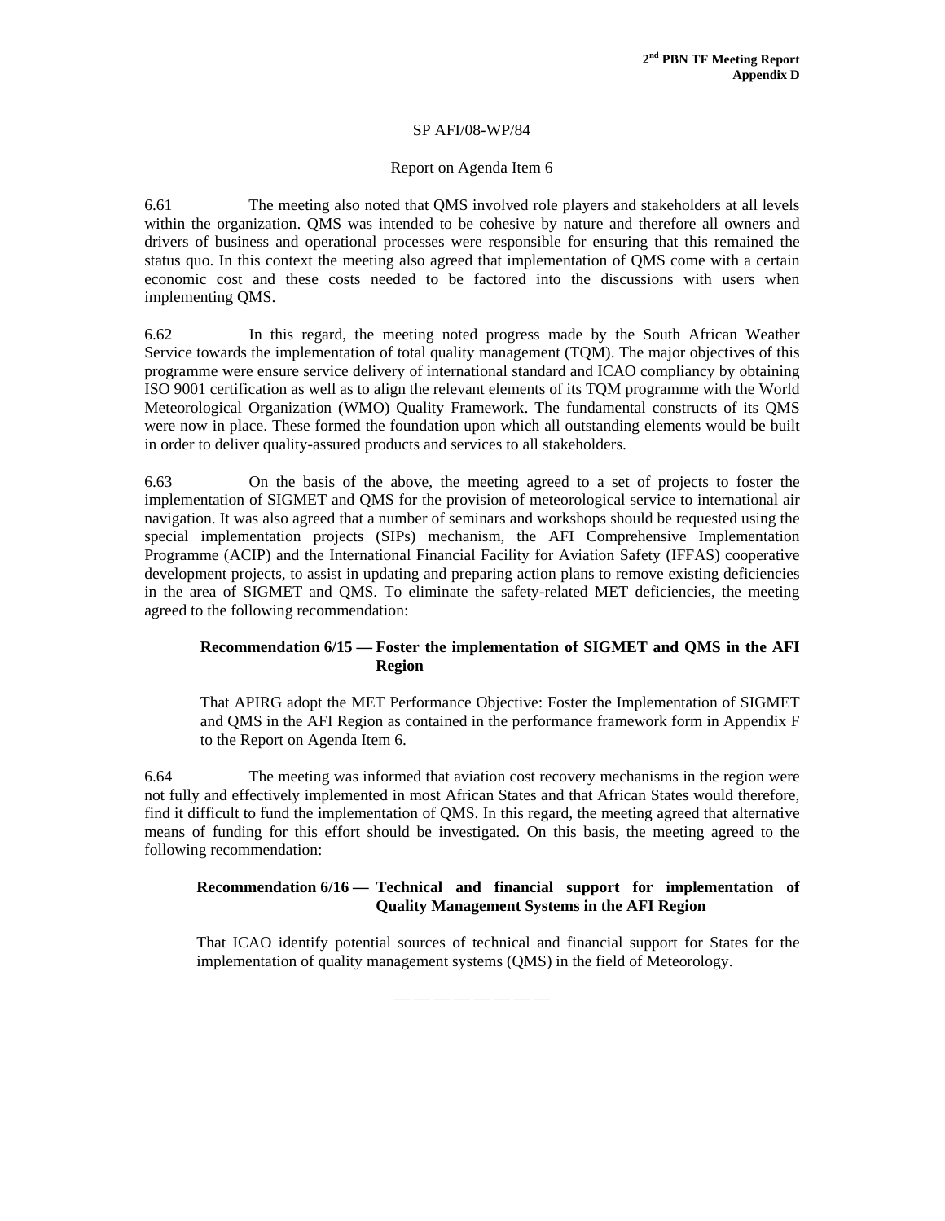SP AFI/08-WP/84

Report on Agenda Item 6

6.61 The meeting also noted that QMS involved role players and stakeholders at all levels within the organization. QMS was intended to be cohesive by nature and therefore all owners and drivers of business and operational processes were responsible for ensuring that this remained the status quo. In this context the meeting also agreed that implementation of QMS come with a certain economic cost and these costs needed to be factored into the discussions with users when implementing QMS.

6.62 In this regard, the meeting noted progress made by the South African Weather Service towards the implementation of total quality management (TQM). The major objectives of this programme were ensure service delivery of international standard and ICAO compliancy by obtaining ISO 9001 certification as well as to align the relevant elements of its TQM programme with the World Meteorological Organization (WMO) Quality Framework. The fundamental constructs of its QMS were now in place. These formed the foundation upon which all outstanding elements would be built in order to deliver quality-assured products and services to all stakeholders.

6.63 On the basis of the above, the meeting agreed to a set of projects to foster the implementation of SIGMET and QMS for the provision of meteorological service to international air navigation. It was also agreed that a number of seminars and workshops should be requested using the special implementation projects (SIPs) mechanism, the AFI Comprehensive Implementation Programme (ACIP) and the International Financial Facility for Aviation Safety (IFFAS) cooperative development projects, to assist in updating and preparing action plans to remove existing deficiencies in the area of SIGMET and QMS. To eliminate the safety-related MET deficiencies, the meeting agreed to the following recommendation:

**Recommendation 6/15 — Foster the implementation of SIGMET and QMS in the AFI Region**

That APIRG adopt the MET Performance Objective: Foster the Implementation of SIGMET and QMS in the AFI Region as contained in the performance framework form in Appendix F to the Report on Agenda Item 6.

6.64 The meeting was informed that aviation cost recovery mechanisms in the region were not fully and effectively implemented in most African States and that African States would therefore, find it difficult to fund the implementation of QMS. In this regard, the meeting agreed that alternative means of funding for this effort should be investigated. On this basis, the meeting agreed to the following recommendation:

**Recommendation 6/16 — Technical and financial support for implementation of Quality Management Systems in the AFI Region**

That ICAO identify potential sources of technical and financial support for States for the implementation of quality management systems (QMS) in the field of Meteorology.

— — — — — — — —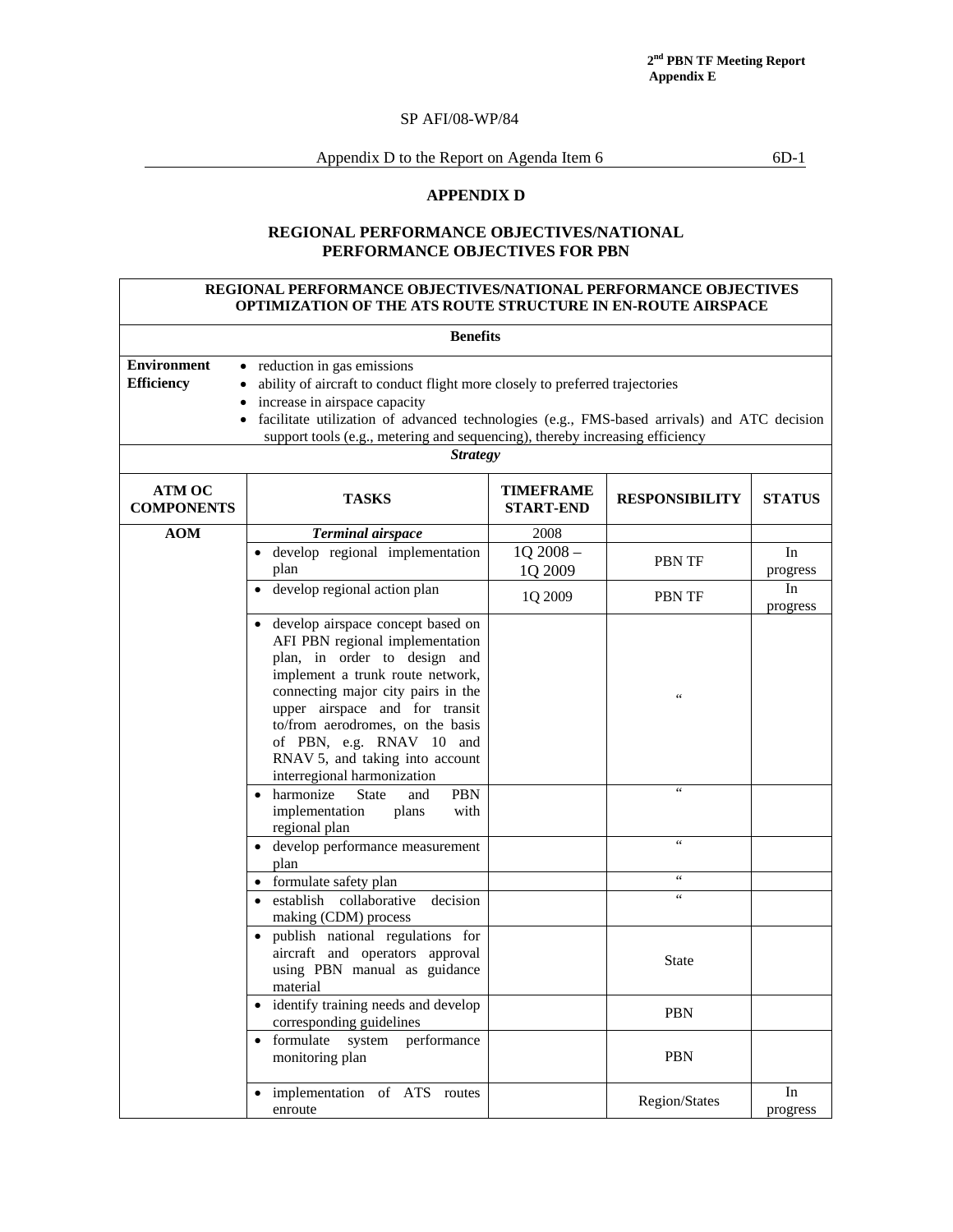SP AFI/08-WP/84

Appendix D to the Report on Agenda Item 6 6D-1

## APPENDIX D

## REGIONAL PERFORMANCE OBJECTIVES/NATIONAL PERFORMANCE OBJECTIVES FOR PBN

**REGIONAL PERFORMANCE OBJECTIVES/NATIONAL PERFORMANCE OBJECTIVES OPTIMIZATION OF THE ATS ROUTE STRUCTURE IN EN-ROUTE AIRSPACE**

**Benefits**

| | |
|---|---|
| **Environment** | • reduction in gas emissions |
| **Efficiency** | • ability of aircraft to conduct flight more closely to preferred trajectories<br>• increase in airspace capacity<br>• facilitate utilization of advanced technologies (e.g., FMS-based arrivals) and ATC decision support tools (e.g., metering and sequencing), thereby increasing efficiency |

***Strategy***

| ATM OC COMPONENTS | TASKS | TIMEFRAME START-END | RESPONSIBILITY | STATUS |
|---|---|---|---|---|
| **AOM** | ***Terminal airspace*** | 2008 | | |
| | • develop regional implementation plan | 1Q 2008 – 1Q 2009 | PBN TF | In progress |
| | • develop regional action plan | 1Q 2009 | PBN TF | In progress |
| | • develop airspace concept based on AFI PBN regional implementation plan, in order to design and implement a trunk route network, connecting major city pairs in the upper airspace and for transit to/from aerodromes, on the basis of PBN, e.g. RNAV 10 and RNAV 5, and taking into account interregional harmonization | | " | |
| | • harmonize State and PBN implementation plans with regional plan | | " | |
| | • develop performance measurement plan | | " | |
| | • formulate safety plan | | " | |
| | • establish collaborative decision making (CDM) process | | " | |
| | • publish national regulations for aircraft and operators approval using PBN manual as guidance material | | State | |
| | • identify training needs and develop corresponding guidelines | | PBN | |
| | • formulate system performance monitoring plan | | PBN | |
| | • implementation of ATS routes enroute | | Region/States | In progress |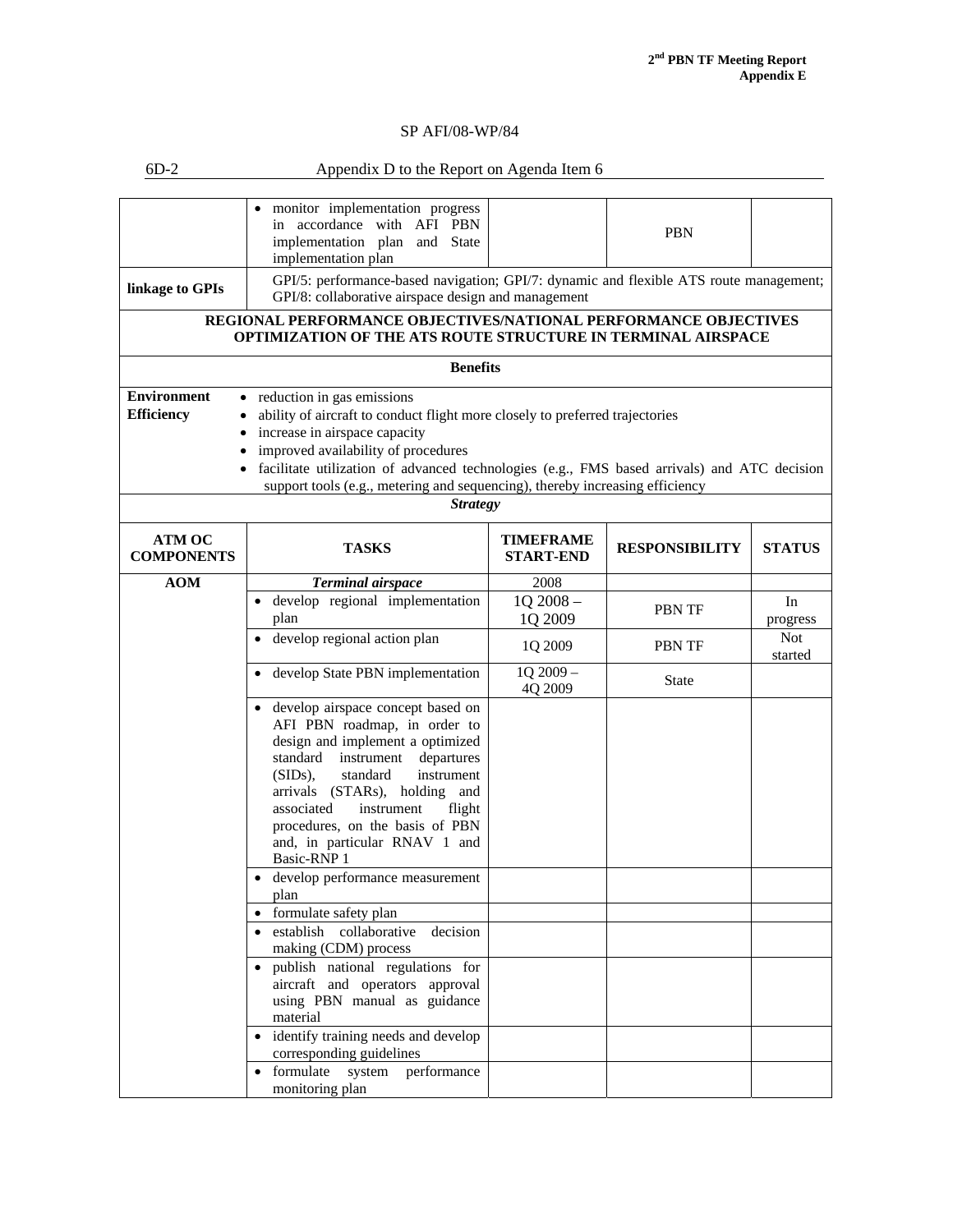SP AFI/08-WP/84

6D-2 Appendix D to the Report on Agenda Item 6

| | | | | |
|---|---|---|---|---|
| | • monitor implementation progress in accordance with AFI PBN implementation plan and State implementation plan | | PBN | |
| **linkage to GPIs** | GPI/5: performance-based navigation; GPI/7: dynamic and flexible ATS route management; GPI/8: collaborative airspace design and management | | | |
| **REGIONAL PERFORMANCE OBJECTIVES/NATIONAL PERFORMANCE OBJECTIVES OPTIMIZATION OF THE ATS ROUTE STRUCTURE IN TERMINAL AIRSPACE** | | | | |
| **Benefits** | | | | |
| **Environment**<br>**Efficiency** | • reduction in gas emissions<br>• ability of aircraft to conduct flight more closely to preferred trajectories<br>• increase in airspace capacity<br>• improved availability of procedures<br>• facilitate utilization of advanced technologies (e.g., FMS based arrivals) and ATC decision support tools (e.g., metering and sequencing), thereby increasing efficiency | | | |
| ***Strategy*** | | | | |
| **ATM OC COMPONENTS** | **TASKS** | **TIMEFRAME START-END** | **RESPONSIBILITY** | **STATUS** |
| **AOM** | ***Terminal airspace*** | 2008 | | |
| | • develop regional implementation plan | 1Q 2008 – 1Q 2009 | PBN TF | In progress |
| | • develop regional action plan | 1Q 2009 | PBN TF | Not started |
| | • develop State PBN implementation | 1Q 2009 – 4Q 2009 | State | |
| | • develop airspace concept based on AFI PBN roadmap, in order to design and implement a optimized standard instrument departures (SIDs), standard instrument arrivals (STARs), holding and associated instrument flight procedures, on the basis of PBN and, in particular RNAV 1 and Basic-RNP 1 | | | |
| | • develop performance measurement plan | | | |
| | • formulate safety plan | | | |
| | • establish collaborative decision making (CDM) process | | | |
| | • publish national regulations for aircraft and operators approval using PBN manual as guidance material | | | |
| | • identify training needs and develop corresponding guidelines | | | |
| | • formulate system performance monitoring plan | | | |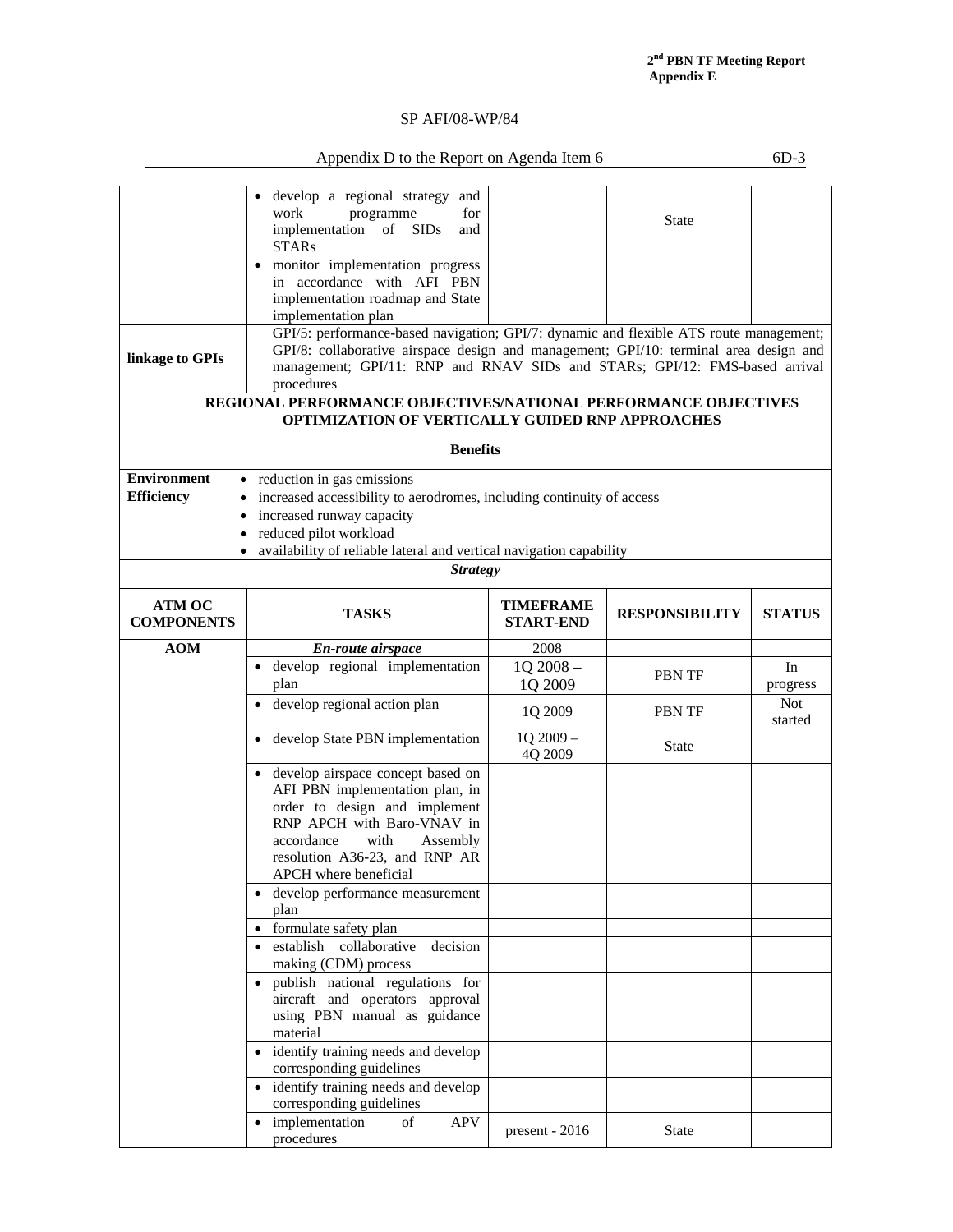SP AFI/08-WP/84

Appendix D to the Report on Agenda Item 6

| | | | | |
|---|---|---|---|---|
| | • develop a regional strategy and work programme for implementation of SIDs and STARs | | State | |
| | • monitor implementation progress in accordance with AFI PBN implementation roadmap and State implementation plan | | | |
| **linkage to GPIs** | GPI/5: performance-based navigation; GPI/7: dynamic and flexible ATS route management; GPI/8: collaborative airspace design and management; GPI/10: terminal area design and management; GPI/11: RNP and RNAV SIDs and STARs; GPI/12: FMS-based arrival procedures | | | |

| | | | | |
|---|---|---|---|---|
| **REGIONAL PERFORMANCE OBJECTIVES/NATIONAL PERFORMANCE OBJECTIVES OPTIMIZATION OF VERTICALLY GUIDED RNP APPROACHES** | | | | |
| **Benefits** | | | | |
| **Environment** | • reduction in gas emissions | | | |
| **Efficiency** | • increased accessibility to aerodromes, including continuity of access<br>• increased runway capacity<br>• reduced pilot workload<br>• availability of reliable lateral and vertical navigation capability | | | |
| ***Strategy*** | | | | |
| **ATM OC COMPONENTS** | **TASKS** | **TIMEFRAME START-END** | **RESPONSIBILITY** | **STATUS** |
| **AOM** | ***En-route airspace*** | 2008 | | |
| | • develop regional implementation plan | 1Q 2008 – 1Q 2009 | PBN TF | In progress |
| | • develop regional action plan | 1Q 2009 | PBN TF | Not started |
| | • develop State PBN implementation | 1Q 2009 – 4Q 2009 | State | |
| | • develop airspace concept based on AFI PBN implementation plan, in order to design and implement RNP APCH with Baro-VNAV in accordance with Assembly resolution A36-23, and RNP AR APCH where beneficial | | | |
| | • develop performance measurement plan | | | |
| | • formulate safety plan | | | |
| | • establish collaborative decision making (CDM) process | | | |
| | • publish national regulations for aircraft and operators approval using PBN manual as guidance material | | | |
| | • identify training needs and develop corresponding guidelines | | | |
| | • identify training needs and develop corresponding guidelines | | | |
| | • implementation of APV procedures | present - 2016 | State | |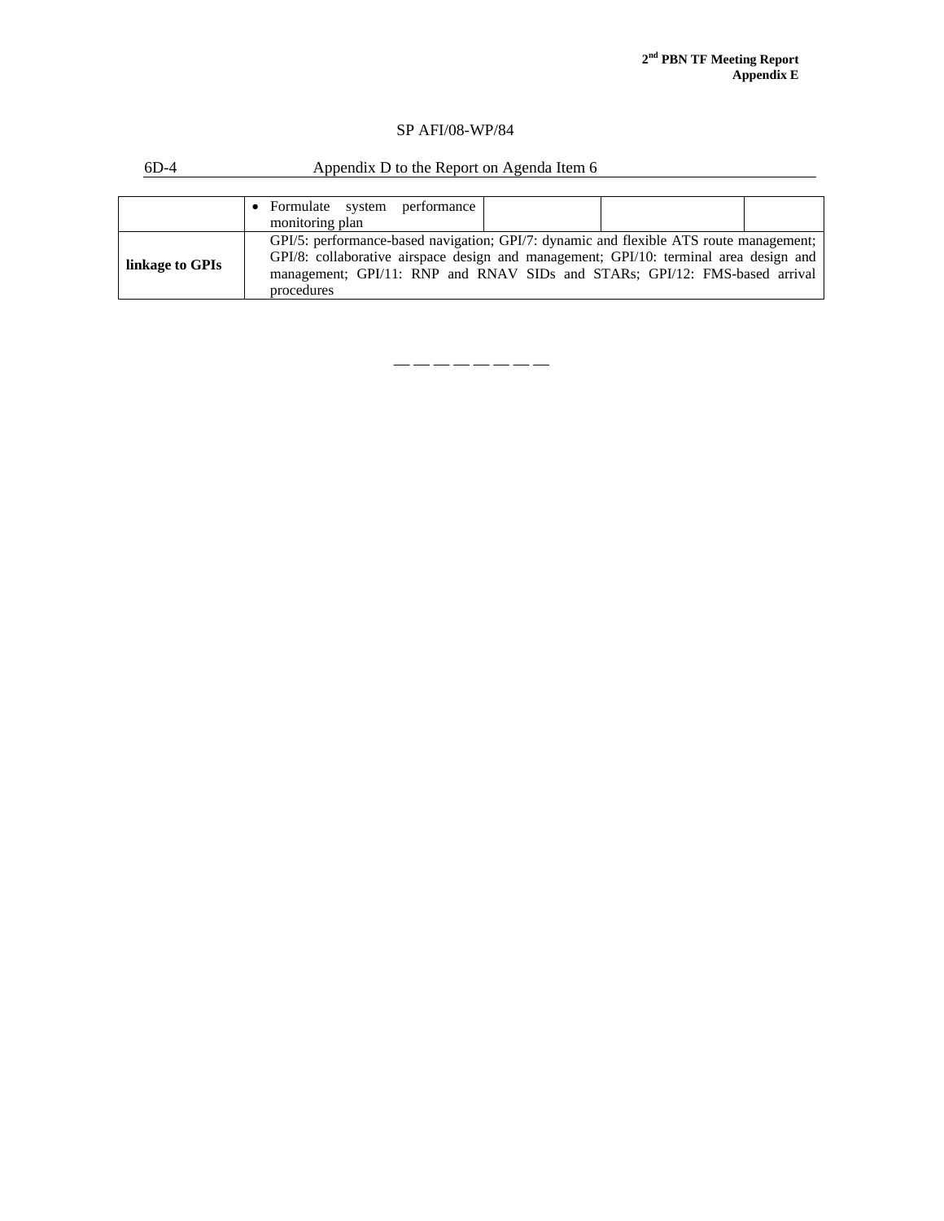SP AFI/08-WP/84

6D-4 Appendix D to the Report on Agenda Item 6

| | | | | |
|---|---|---|---|---|
| | • Formulate system performance monitoring plan | | | |
| **linkage to GPIs** | GPI/5: performance-based navigation; GPI/7: dynamic and flexible ATS route management; GPI/8: collaborative airspace design and management; GPI/10: terminal area design and management; GPI/11: RNP and RNAV SIDs and STARs; GPI/12: FMS-based arrival procedures | | | |

— — — — — — — —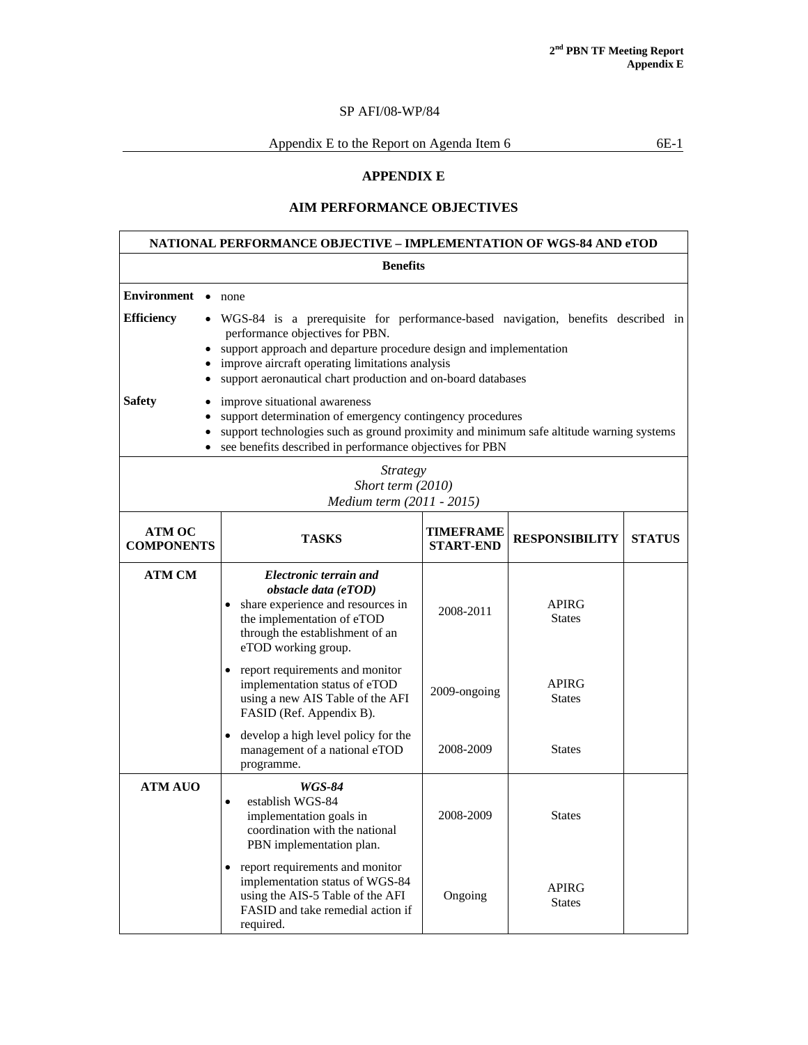SP AFI/08-WP/84

Appendix E to the Report on Agenda Item 6

# APPENDIX E

## AIM PERFORMANCE OBJECTIVES

**NATIONAL PERFORMANCE OBJECTIVE – IMPLEMENTATION OF WGS-84 AND eTOD**

**Benefits**

**Environment**
- none

**Efficiency**
- WGS-84 is a prerequisite for performance-based navigation, benefits described in performance objectives for PBN.
- support approach and departure procedure design and implementation
- improve aircraft operating limitations analysis
- support aeronautical chart production and on-board databases

**Safety**
- improve situational awareness
- support determination of emergency contingency procedures
- support technologies such as ground proximity and minimum safe altitude warning systems
- see benefits described in performance objectives for PBN

*Strategy*
*Short term (2010)*
*Medium term (2011 - 2015)*

| ATM OC COMPONENTS | TASKS | TIMEFRAME START-END | RESPONSIBILITY | STATUS |
|---|---|---|---|---|
| ATM CM | ***Electronic terrain and obstacle data (eTOD)*** | | | |
| | • share experience and resources in the implementation of eTOD through the establishment of an eTOD working group. | 2008-2011 | APIRG States | |
| | • report requirements and monitor implementation status of eTOD using a new AIS Table of the AFI FASID (Ref. Appendix B). | 2009-ongoing | APIRG States | |
| | • develop a high level policy for the management of a national eTOD programme. | 2008-2009 | States | |
| ATM AUO | ***WGS-84*** | | | |
| | • establish WGS-84 implementation goals in coordination with the national PBN implementation plan. | 2008-2009 | States | |
| | • report requirements and monitor implementation status of WGS-84 using the AIS-5 Table of the AFI FASID and take remedial action if required. | Ongoing | APIRG States | |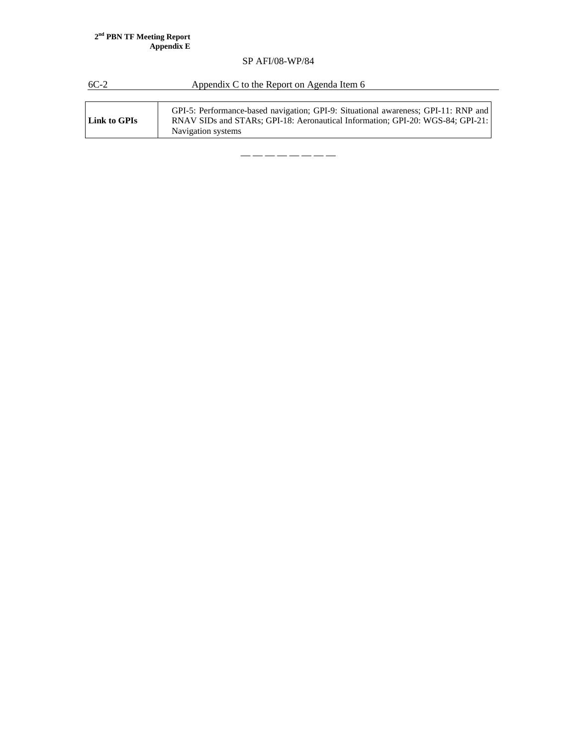| Link to GPIs | GPI-5: Performance-based navigation; GPI-9: Situational awareness; GPI-11: RNP and RNAV SIDs and STARs; GPI-18: Aeronautical Information; GPI-20: WGS-84; GPI-21: Navigation systems |
|---|---|

— — — — — — — —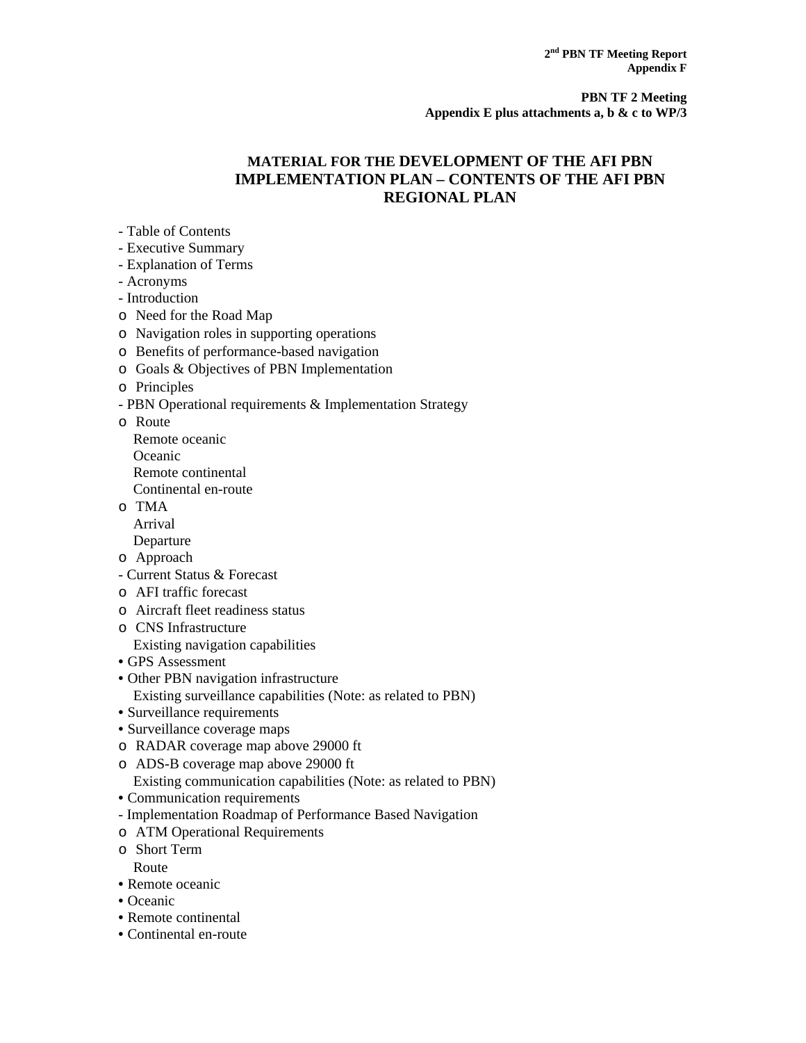**PBN TF 2 Meeting**
**Appendix E plus attachments a, b & c to WP/3**

## MATERIAL FOR THE DEVELOPMENT OF THE AFI PBN IMPLEMENTATION PLAN – CONTENTS OF THE AFI PBN REGIONAL PLAN

- Table of Contents
- Executive Summary
- Explanation of Terms
- Acronyms
- Introduction
  - o Need for the Road Map
  - o Navigation roles in supporting operations
  - o Benefits of performance-based navigation
  - o Goals & Objectives of PBN Implementation
  - o Principles
- PBN Operational requirements & Implementation Strategy
  - o Route
    - Remote oceanic
    - Oceanic
    - Remote continental
    - Continental en-route
  - o TMA
    - Arrival
    - Departure
  - o Approach
- Current Status & Forecast
  - o AFI traffic forecast
  - o Aircraft fleet readiness status
  - o CNS Infrastructure
    - Existing navigation capabilities
      - • GPS Assessment
      - • Other PBN navigation infrastructure
    - Existing surveillance capabilities (Note: as related to PBN)
      - • Surveillance requirements
      - • Surveillance coverage maps
        - o RADAR coverage map above 29000 ft
        - o ADS-B coverage map above 29000 ft
    - Existing communication capabilities (Note: as related to PBN)
      - • Communication requirements
- Implementation Roadmap of Performance Based Navigation
  - o ATM Operational Requirements
  - o Short Term
    - Route
      - • Remote oceanic
      - • Oceanic
      - • Remote continental
      - • Continental en-route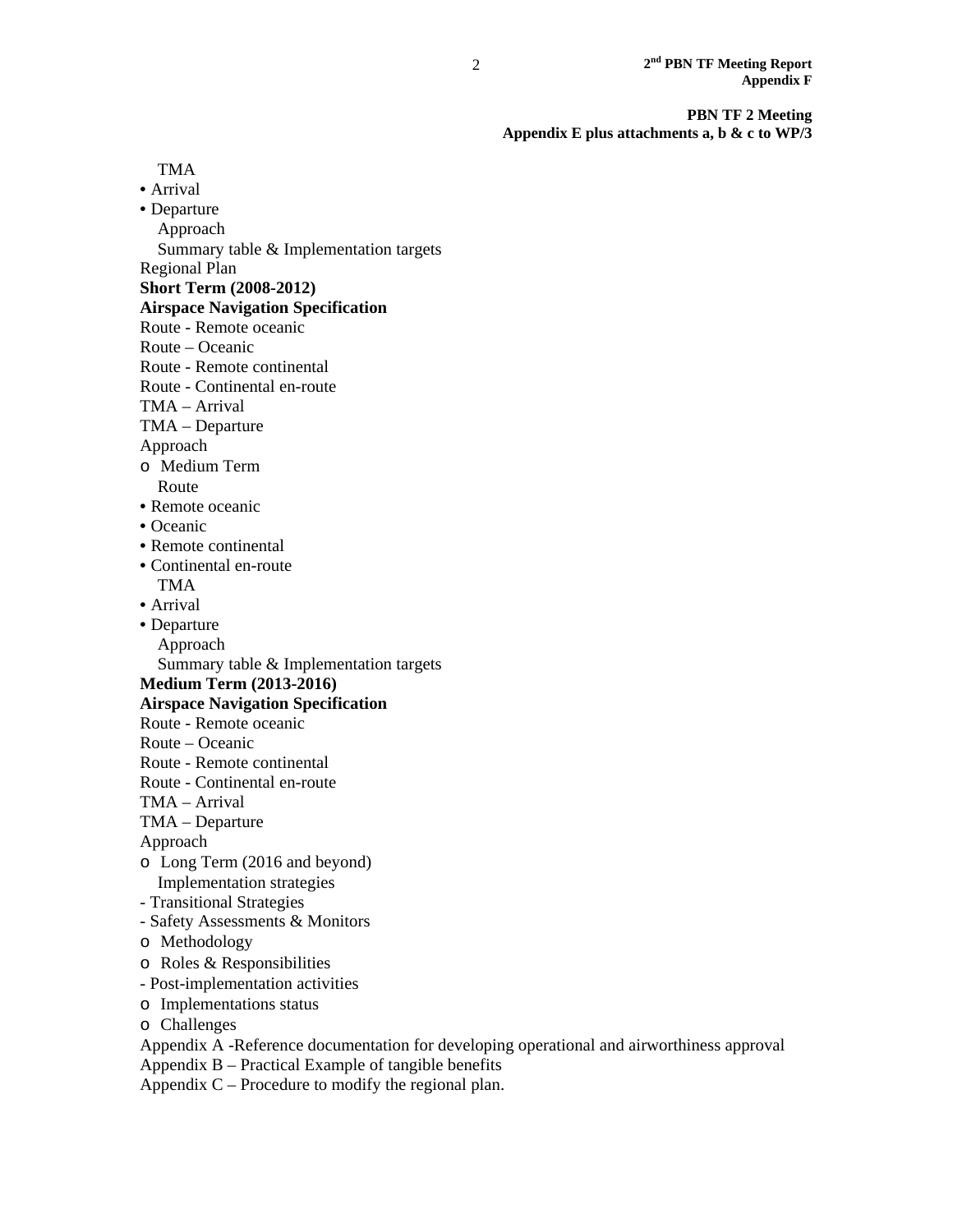TMA

- Arrival
- Departure

Approach

Summary table & Implementation targets

Regional Plan

**Short Term (2008-2012)**

**Airspace Navigation Specification**

Route - Remote oceanic

Route – Oceanic

Route - Remote continental

Route - Continental en-route

TMA – Arrival

TMA – Departure

Approach

- Medium Term

Route

- Remote oceanic
- Oceanic
- Remote continental
- Continental en-route

TMA

- Arrival
- Departure

Approach

Summary table & Implementation targets

**Medium Term (2013-2016)**

**Airspace Navigation Specification**

Route - Remote oceanic

Route – Oceanic

Route - Remote continental

Route - Continental en-route

TMA – Arrival

TMA – Departure

Approach

- Long Term (2016 and beyond)

Implementation strategies

- Transitional Strategies
- Safety Assessments & Monitors
  - Methodology
  - Roles & Responsibilities
- Post-implementation activities
  - Implementations status
  - Challenges

Appendix A -Reference documentation for developing operational and airworthiness approval

Appendix B – Practical Example of tangible benefits

Appendix C – Procedure to modify the regional plan.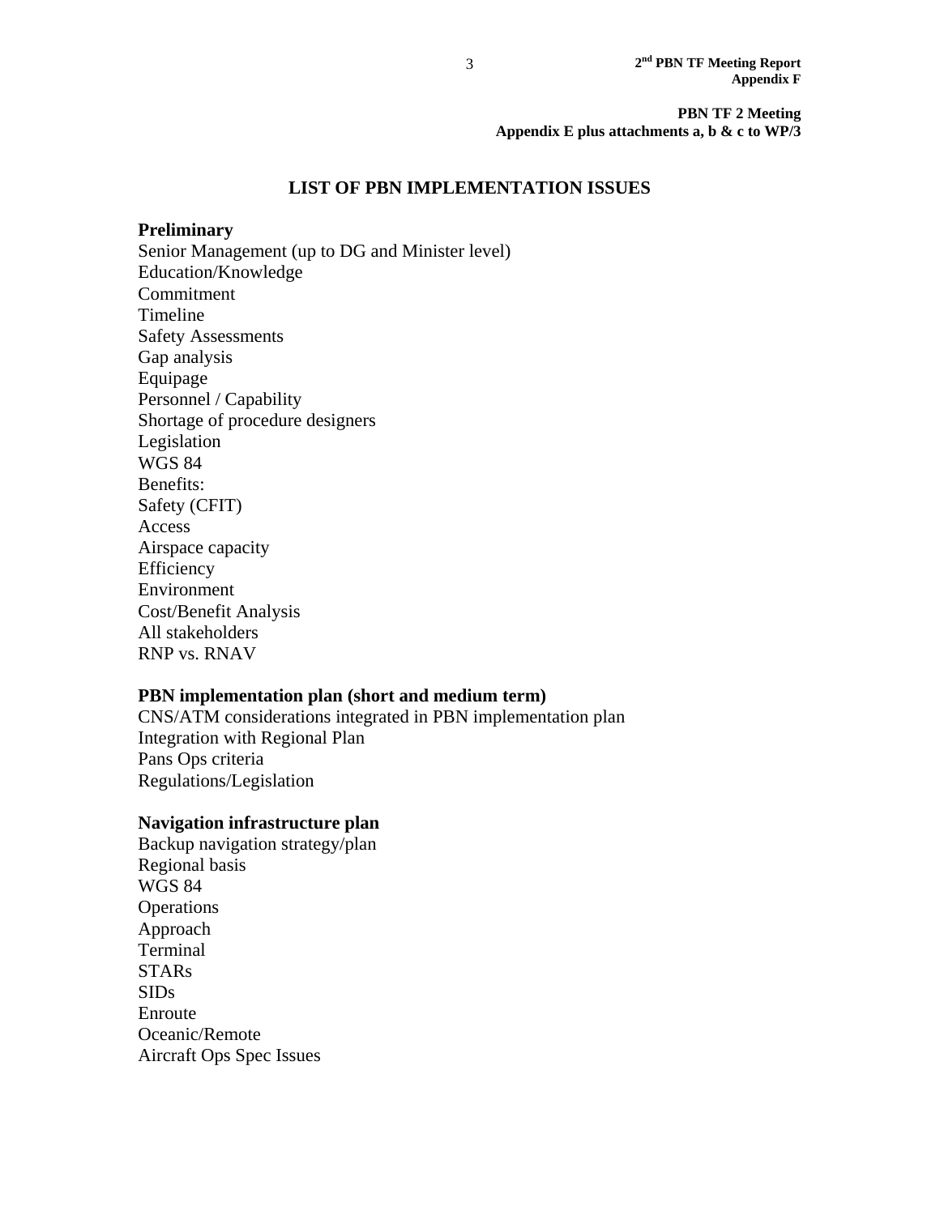**PBN TF 2 Meeting**
**Appendix E plus attachments a, b & c to WP/3**

## LIST OF PBN IMPLEMENTATION ISSUES

**Preliminary**

Senior Management (up to DG and Minister level)
Education/Knowledge
Commitment
Timeline
Safety Assessments
Gap analysis
Equipage
Personnel / Capability
Shortage of procedure designers
Legislation
WGS 84
Benefits:
Safety (CFIT)
Access
Airspace capacity
Efficiency
Environment
Cost/Benefit Analysis
All stakeholders
RNP vs. RNAV

**PBN implementation plan (short and medium term)**

CNS/ATM considerations integrated in PBN implementation plan
Integration with Regional Plan
Pans Ops criteria
Regulations/Legislation

**Navigation infrastructure plan**

Backup navigation strategy/plan
Regional basis
WGS 84
Operations
Approach
Terminal
STARs
SIDs
Enroute
Oceanic/Remote
Aircraft Ops Spec Issues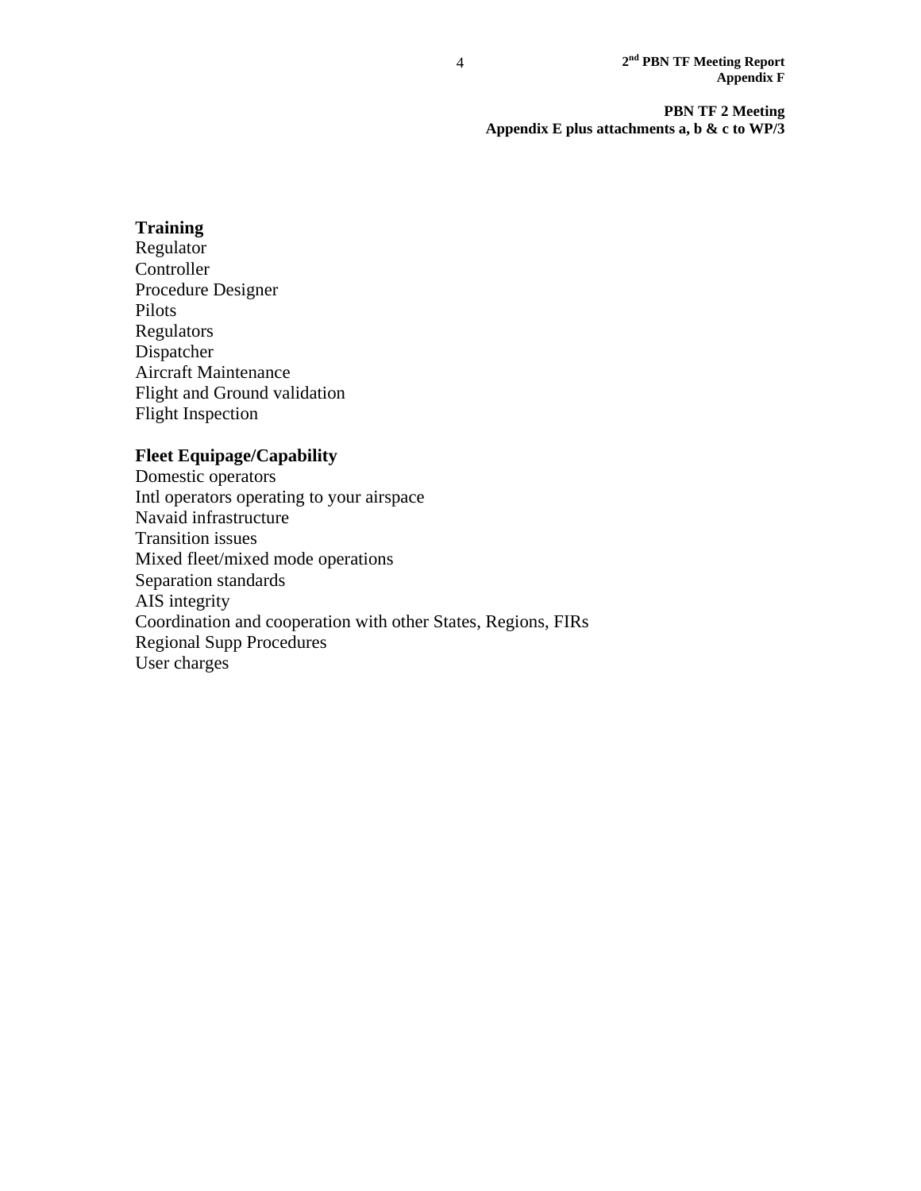**Training**

Regulator
Controller
Procedure Designer
Pilots
Regulators
Dispatcher
Aircraft Maintenance
Flight and Ground validation
Flight Inspection

**Fleet Equipage/Capability**

Domestic operators
Intl operators operating to your airspace
Navaid infrastructure
Transition issues
Mixed fleet/mixed mode operations
Separation standards
AIS integrity
Coordination and cooperation with other States, Regions, FIRs
Regional Supp Procedures
User charges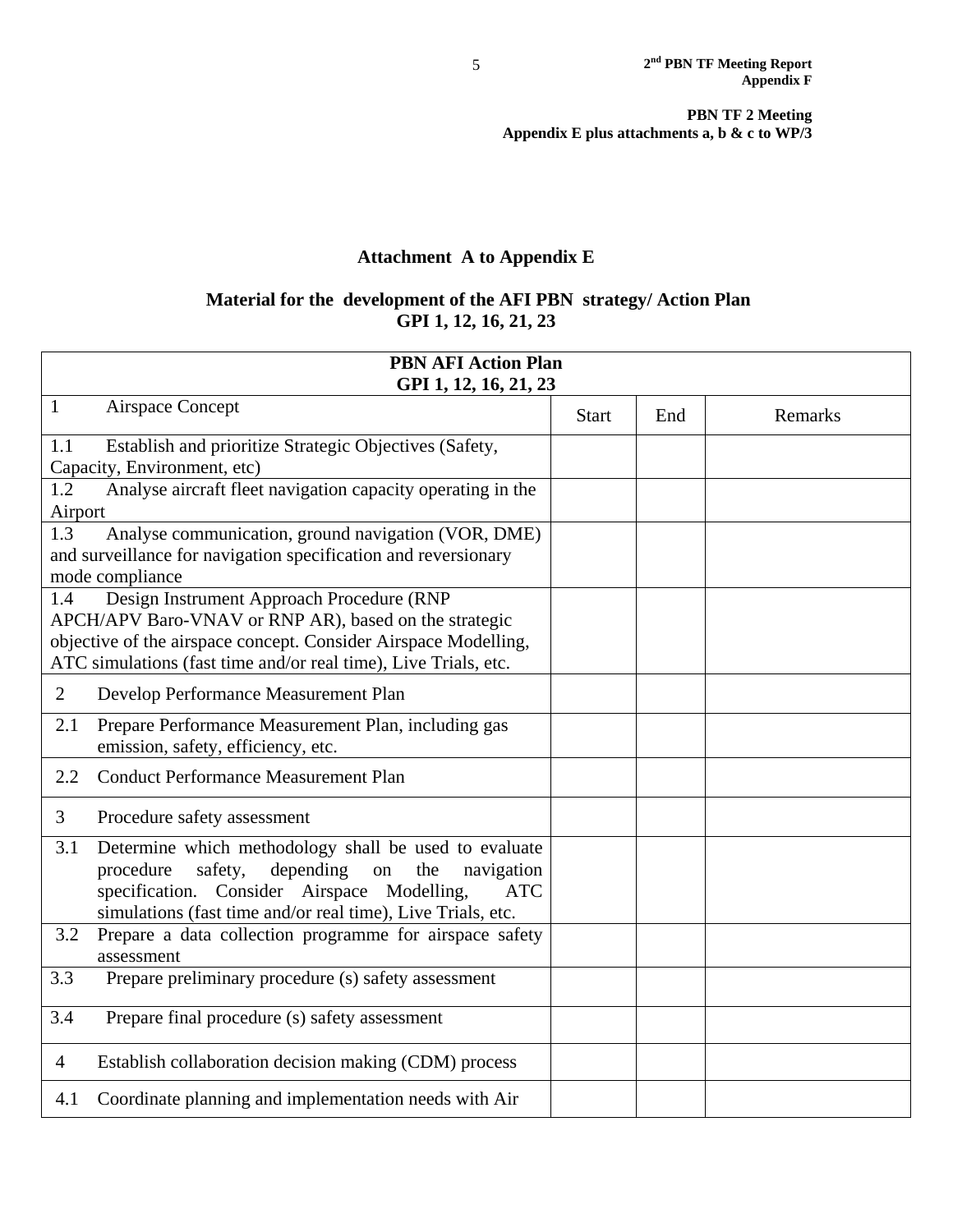PBN TF 2 Meeting
Appendix E plus attachments a, b & c to WP/3

## Attachment A to Appendix E

## Material for the development of the AFI PBN strategy/ Action Plan
## GPI 1, 12, 16, 21, 23

| PBN AFI Action Plan<br>GPI 1, 12, 16, 21, 23 | | | |
|---|---|---|---|
| 1 Airspace Concept | Start | End | Remarks |
| 1.1 Establish and prioritize Strategic Objectives (Safety, Capacity, Environment, etc) | | | |
| 1.2 Analyse aircraft fleet navigation capacity operating in the Airport | | | |
| 1.3 Analyse communication, ground navigation (VOR, DME) and surveillance for navigation specification and reversionary mode compliance | | | |
| 1.4 Design Instrument Approach Procedure (RNP APCH/APV Baro-VNAV or RNP AR), based on the strategic objective of the airspace concept. Consider Airspace Modelling, ATC simulations (fast time and/or real time), Live Trials, etc. | | | |
| 2 Develop Performance Measurement Plan | | | |
| 2.1 Prepare Performance Measurement Plan, including gas emission, safety, efficiency, etc. | | | |
| 2.2 Conduct Performance Measurement Plan | | | |
| 3 Procedure safety assessment | | | |
| 3.1 Determine which methodology shall be used to evaluate procedure safety, depending on the navigation specification. Consider Airspace Modelling, ATC simulations (fast time and/or real time), Live Trials, etc. | | | |
| 3.2 Prepare a data collection programme for airspace safety assessment | | | |
| 3.3 Prepare preliminary procedure (s) safety assessment | | | |
| 3.4 Prepare final procedure (s) safety assessment | | | |
| 4 Establish collaboration decision making (CDM) process | | | |
| 4.1 Coordinate planning and implementation needs with Air | | | |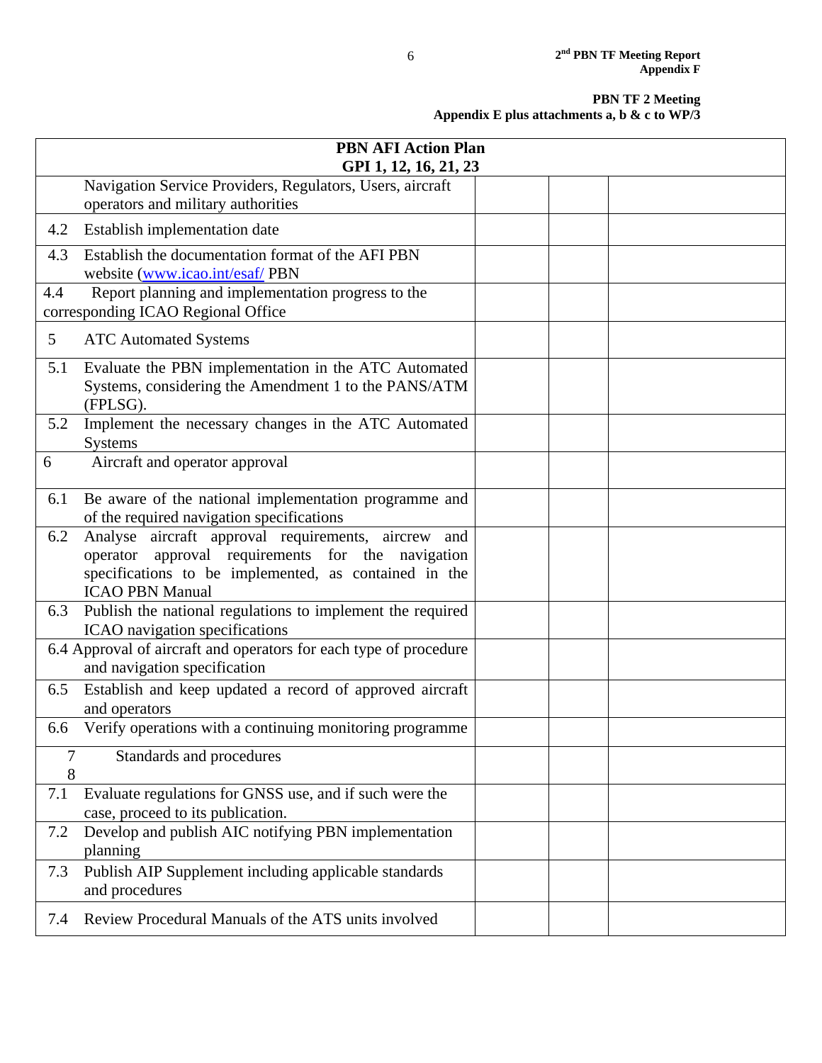**PBN TF 2 Meeting**
**Appendix E plus attachments a, b & c to WP/3**

| PBN AFI Action Plan GPI 1, 12, 16, 21, 23 | | | |
|---|---|---|---|
| Navigation Service Providers, Regulators, Users, aircraft operators and military authorities | | | |
| 4.2 Establish implementation date | | | |
| 4.3 Establish the documentation format of the AFI PBN website (www.icao.int/esaf/ PBN | | | |
| 4.4 Report planning and implementation progress to the corresponding ICAO Regional Office | | | |
| 5 ATC Automated Systems | | | |
| 5.1 Evaluate the PBN implementation in the ATC Automated Systems, considering the Amendment 1 to the PANS/ATM (FPLSG). | | | |
| 5.2 Implement the necessary changes in the ATC Automated Systems | | | |
| 6 Aircraft and operator approval | | | |
| 6.1 Be aware of the national implementation programme and of the required navigation specifications | | | |
| 6.2 Analyse aircraft approval requirements, aircrew and operator approval requirements for the navigation specifications to be implemented, as contained in the ICAO PBN Manual | | | |
| 6.3 Publish the national regulations to implement the required ICAO navigation specifications | | | |
| 6.4 Approval of aircraft and operators for each type of procedure and navigation specification | | | |
| 6.5 Establish and keep updated a record of approved aircraft and operators | | | |
| 6.6 Verify operations with a continuing monitoring programme | | | |
| 7 8 Standards and procedures | | | |
| 7.1 Evaluate regulations for GNSS use, and if such were the case, proceed to its publication. | | | |
| 7.2 Develop and publish AIC notifying PBN implementation planning | | | |
| 7.3 Publish AIP Supplement including applicable standards and procedures | | | |
| 7.4 Review Procedural Manuals of the ATS units involved | | | |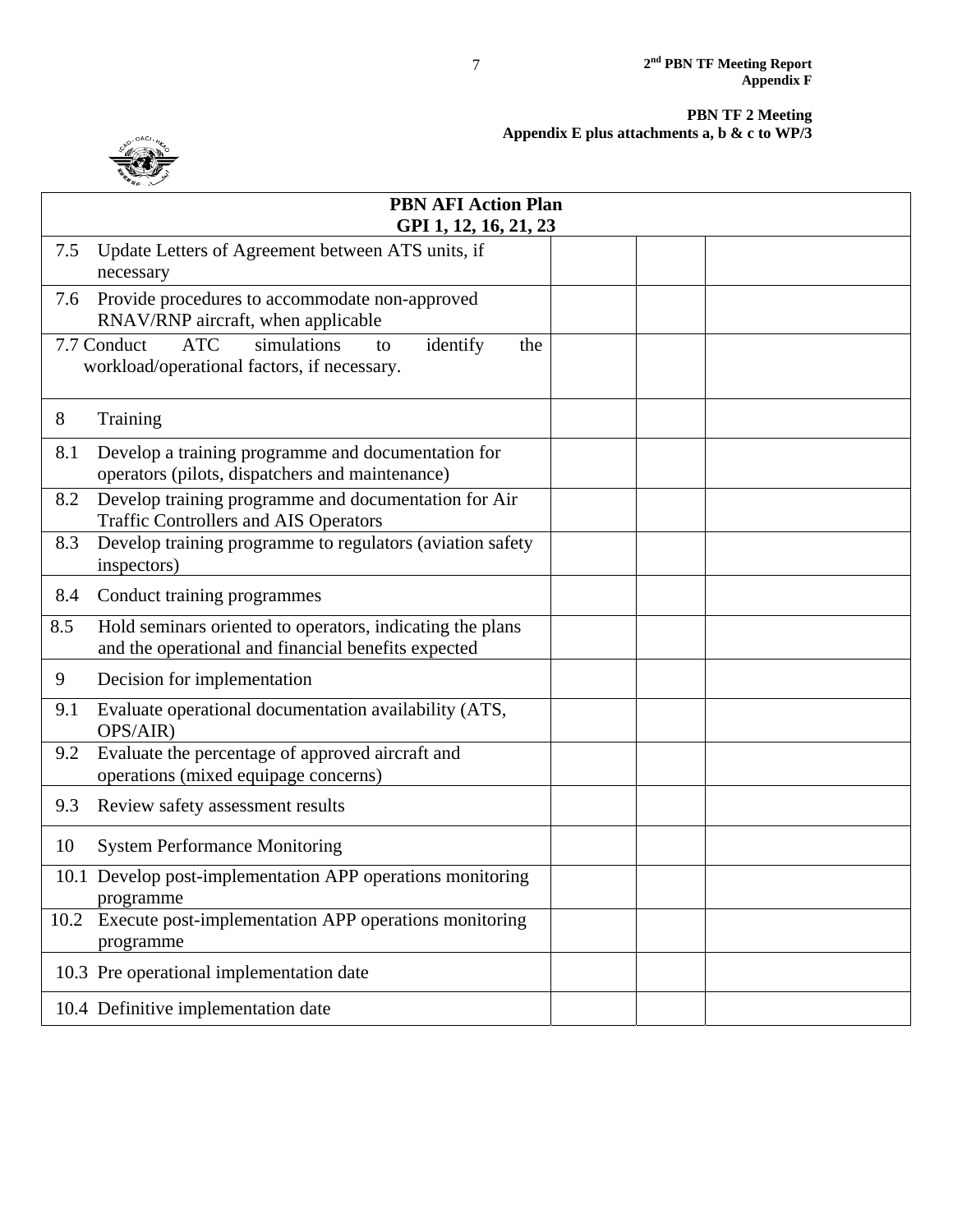| PBN AFI Action Plan<br>GPI 1, 12, 16, 21, 23 | | | |
|---|---|---|---|
| 7.5 Update Letters of Agreement between ATS units, if necessary | | | |
| 7.6 Provide procedures to accommodate non-approved RNAV/RNP aircraft, when applicable | | | |
| 7.7 Conduct ATC simulations to identify the workload/operational factors, if necessary. | | | |
| 8 Training | | | |
| 8.1 Develop a training programme and documentation for operators (pilots, dispatchers and maintenance) | | | |
| 8.2 Develop training programme and documentation for Air Traffic Controllers and AIS Operators | | | |
| 8.3 Develop training programme to regulators (aviation safety inspectors) | | | |
| 8.4 Conduct training programmes | | | |
| 8.5 Hold seminars oriented to operators, indicating the plans and the operational and financial benefits expected | | | |
| 9 Decision for implementation | | | |
| 9.1 Evaluate operational documentation availability (ATS, OPS/AIR) | | | |
| 9.2 Evaluate the percentage of approved aircraft and operations (mixed equipage concerns) | | | |
| 9.3 Review safety assessment results | | | |
| 10 System Performance Monitoring | | | |
| 10.1 Develop post-implementation APP operations monitoring programme | | | |
| 10.2 Execute post-implementation APP operations monitoring programme | | | |
| 10.3 Pre operational implementation date | | | |
| 10.4 Definitive implementation date | | | |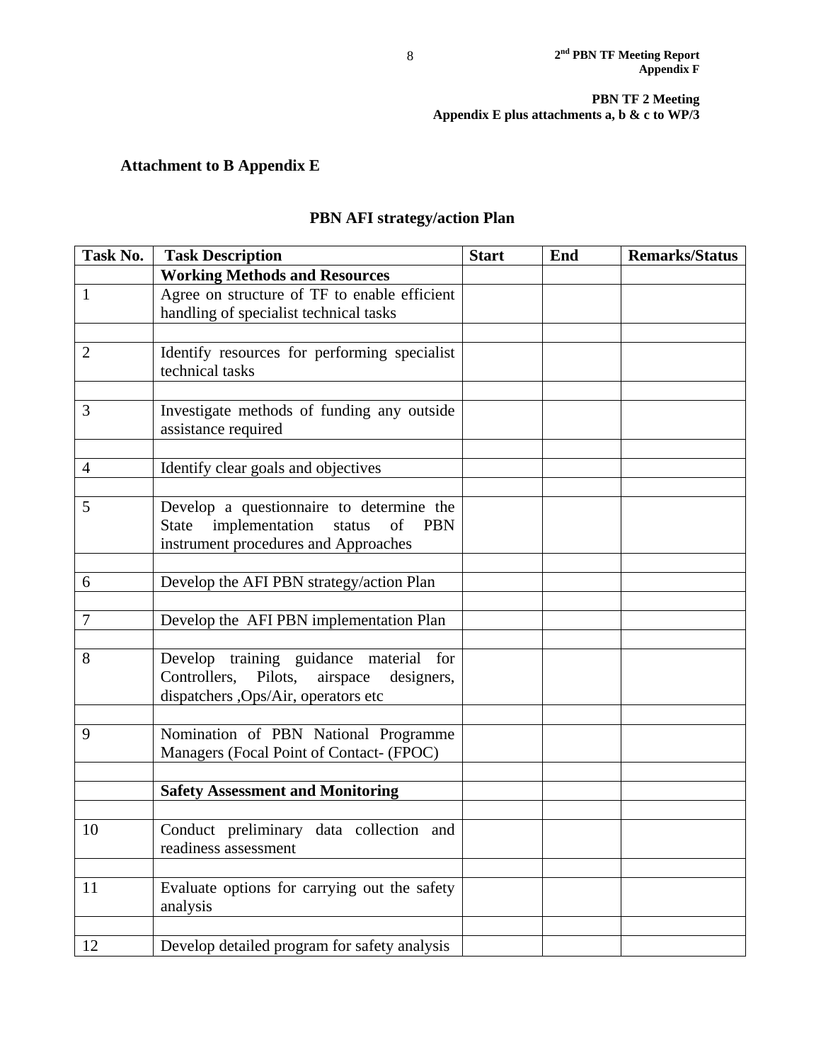PBN TF 2 Meeting
Appendix E plus attachments a, b & c to WP/3

**Attachment to B Appendix E**

**PBN AFI strategy/action Plan**

| Task No. | Task Description | Start | End | Remarks/Status |
|---|---|---|---|---|
| | **Working Methods and Resources** | | | |
| 1 | Agree on structure of TF to enable efficient handling of specialist technical tasks | | | |
| | | | | |
| 2 | Identify resources for performing specialist technical tasks | | | |
| | | | | |
| 3 | Investigate methods of funding any outside assistance required | | | |
| | | | | |
| 4 | Identify clear goals and objectives | | | |
| | | | | |
| 5 | Develop a questionnaire to determine the State implementation status of PBN instrument procedures and Approaches | | | |
| | | | | |
| 6 | Develop the AFI PBN strategy/action Plan | | | |
| | | | | |
| 7 | Develop the AFI PBN implementation Plan | | | |
| | | | | |
| 8 | Develop training guidance material for Controllers, Pilots, airspace designers, dispatchers ,Ops/Air, operators etc | | | |
| | | | | |
| 9 | Nomination of PBN National Programme Managers (Focal Point of Contact- (FPOC) | | | |
| | | | | |
| | **Safety Assessment and Monitoring** | | | |
| | | | | |
| 10 | Conduct preliminary data collection and readiness assessment | | | |
| | | | | |
| 11 | Evaluate options for carrying out the safety analysis | | | |
| | | | | |
| 12 | Develop detailed program for safety analysis | | | |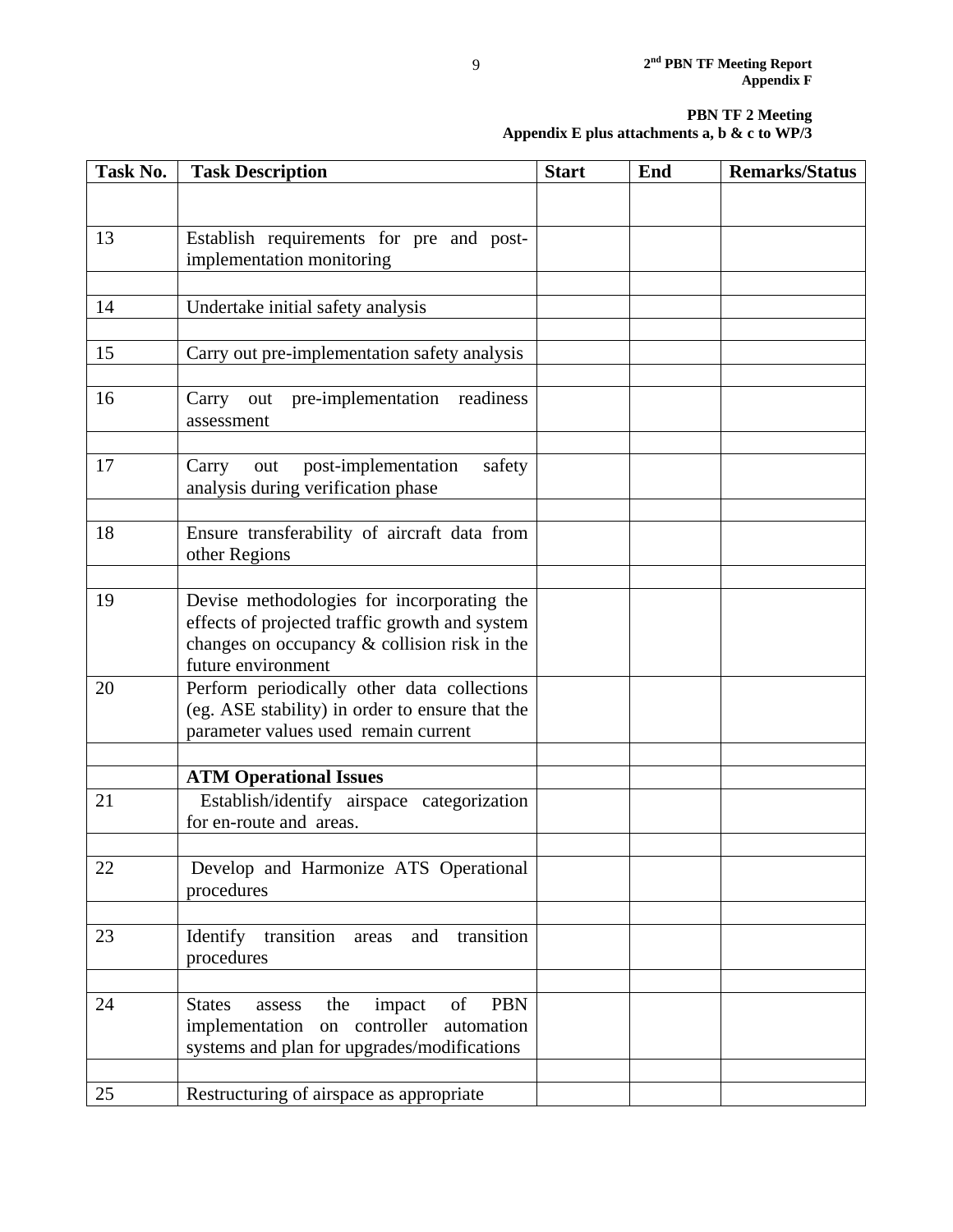**PBN TF 2 Meeting**
**Appendix E plus attachments a, b & c to WP/3**

| Task No. | Task Description | Start | End | Remarks/Status |
|---|---|---|---|---|
| | | | | |
| 13 | Establish requirements for pre and post-implementation monitoring | | | |
| | | | | |
| 14 | Undertake initial safety analysis | | | |
| | | | | |
| 15 | Carry out pre-implementation safety analysis | | | |
| | | | | |
| 16 | Carry out pre-implementation readiness assessment | | | |
| | | | | |
| 17 | Carry out post-implementation safety analysis during verification phase | | | |
| | | | | |
| 18 | Ensure transferability of aircraft data from other Regions | | | |
| | | | | |
| 19 | Devise methodologies for incorporating the effects of projected traffic growth and system changes on occupancy & collision risk in the future environment | | | |
| 20 | Perform periodically other data collections (eg. ASE stability) in order to ensure that the parameter values used remain current | | | |
| | | | | |
| | **ATM Operational Issues** | | | |
| 21 | Establish/identify airspace categorization for en-route and areas. | | | |
| | | | | |
| 22 | Develop and Harmonize ATS Operational procedures | | | |
| | | | | |
| 23 | Identify transition areas and transition procedures | | | |
| | | | | |
| 24 | States assess the impact of PBN implementation on controller automation systems and plan for upgrades/modifications | | | |
| | | | | |
| 25 | Restructuring of airspace as appropriate | | | |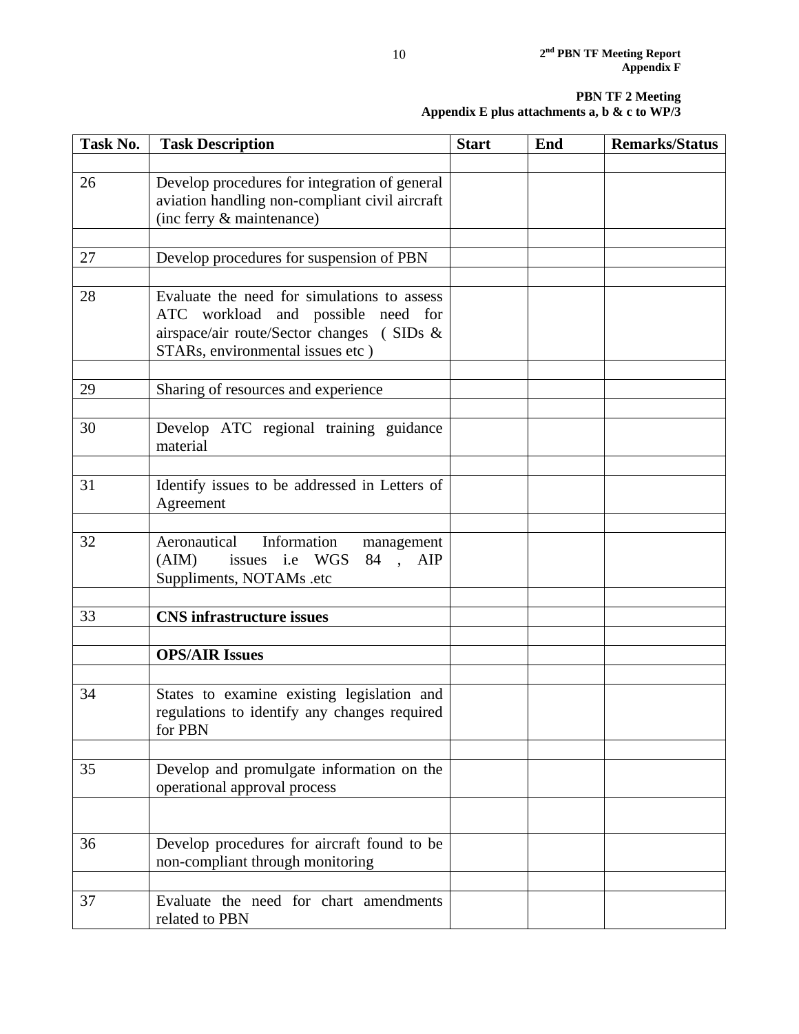**PBN TF 2 Meeting**
**Appendix E plus attachments a, b & c to WP/3**

| Task No. | Task Description | Start | End | Remarks/Status |
|---|---|---|---|---|
| | | | | |
| 26 | Develop procedures for integration of general aviation handling non-compliant civil aircraft (inc ferry & maintenance) | | | |
| | | | | |
| 27 | Develop procedures for suspension of PBN | | | |
| | | | | |
| 28 | Evaluate the need for simulations to assess ATC workload and possible need for airspace/air route/Sector changes ( SIDs & STARs, environmental issues etc ) | | | |
| | | | | |
| 29 | Sharing of resources and experience | | | |
| | | | | |
| 30 | Develop ATC regional training guidance material | | | |
| | | | | |
| 31 | Identify issues to be addressed in Letters of Agreement | | | |
| | | | | |
| 32 | Aeronautical Information management (AIM) issues i.e WGS 84 , AIP Suppliments, NOTAMs .etc | | | |
| | | | | |
| 33 | **CNS infrastructure issues** | | | |
| | | | | |
| | **OPS/AIR Issues** | | | |
| | | | | |
| 34 | States to examine existing legislation and regulations to identify any changes required for PBN | | | |
| | | | | |
| 35 | Develop and promulgate information on the operational approval process | | | |
| | | | | |
| 36 | Develop procedures for aircraft found to be non-compliant through monitoring | | | |
| | | | | |
| 37 | Evaluate the need for chart amendments related to PBN | | | |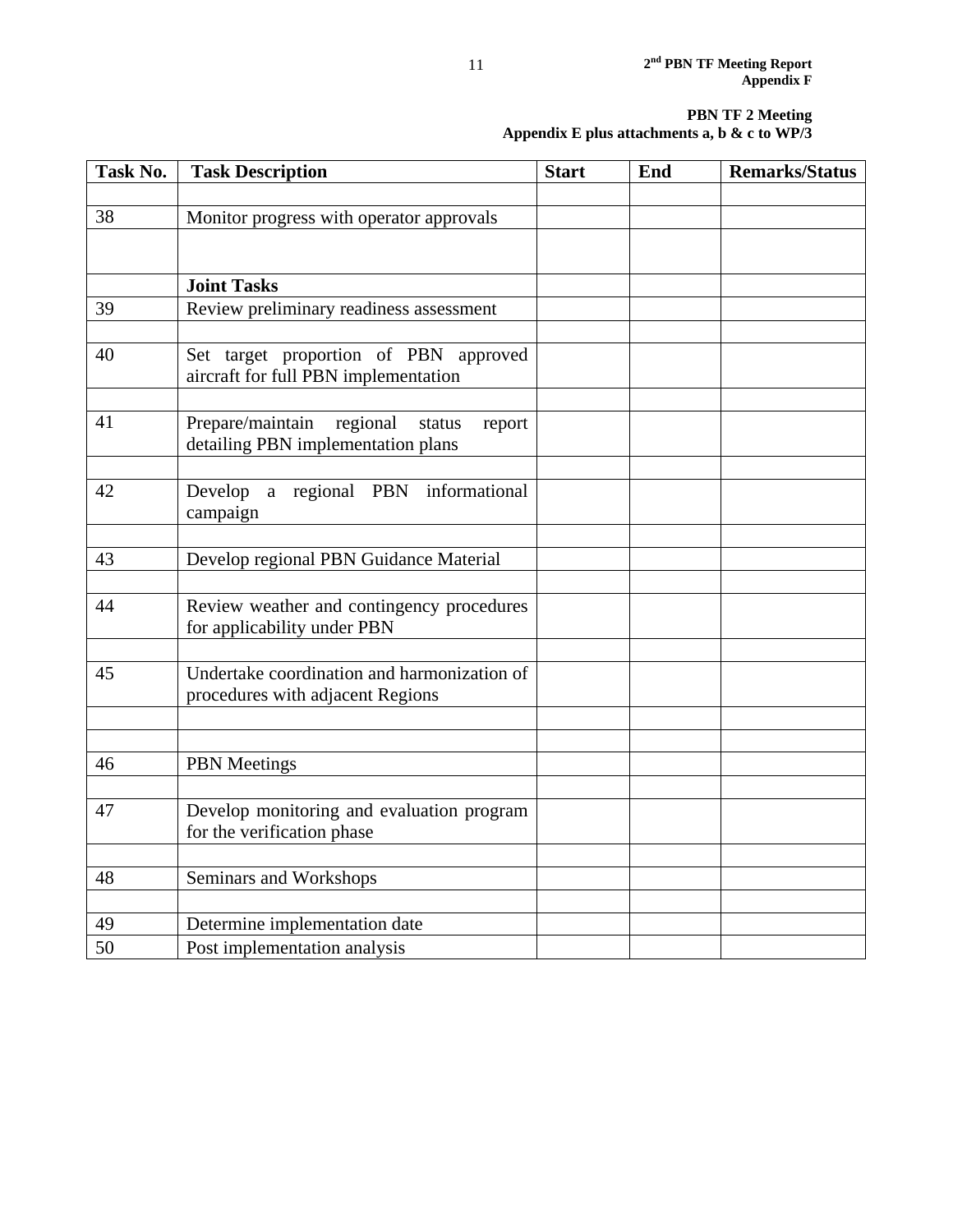**PBN TF 2 Meeting**
**Appendix E plus attachments a, b & c to WP/3**

| Task No. | Task Description | Start | End | Remarks/Status |
|---|---|---|---|---|
| | | | | |
| 38 | Monitor progress with operator approvals | | | |
| | | | | |
| | **Joint Tasks** | | | |
| 39 | Review preliminary readiness assessment | | | |
| | | | | |
| 40 | Set target proportion of PBN approved aircraft for full PBN implementation | | | |
| | | | | |
| 41 | Prepare/maintain regional status report detailing PBN implementation plans | | | |
| | | | | |
| 42 | Develop a regional PBN informational campaign | | | |
| | | | | |
| 43 | Develop regional PBN Guidance Material | | | |
| | | | | |
| 44 | Review weather and contingency procedures for applicability under PBN | | | |
| | | | | |
| 45 | Undertake coordination and harmonization of procedures with adjacent Regions | | | |
| | | | | |
| | | | | |
| 46 | PBN Meetings | | | |
| | | | | |
| 47 | Develop monitoring and evaluation program for the verification phase | | | |
| | | | | |
| 48 | Seminars and Workshops | | | |
| | | | | |
| 49 | Determine implementation date | | | |
| 50 | Post implementation analysis | | | |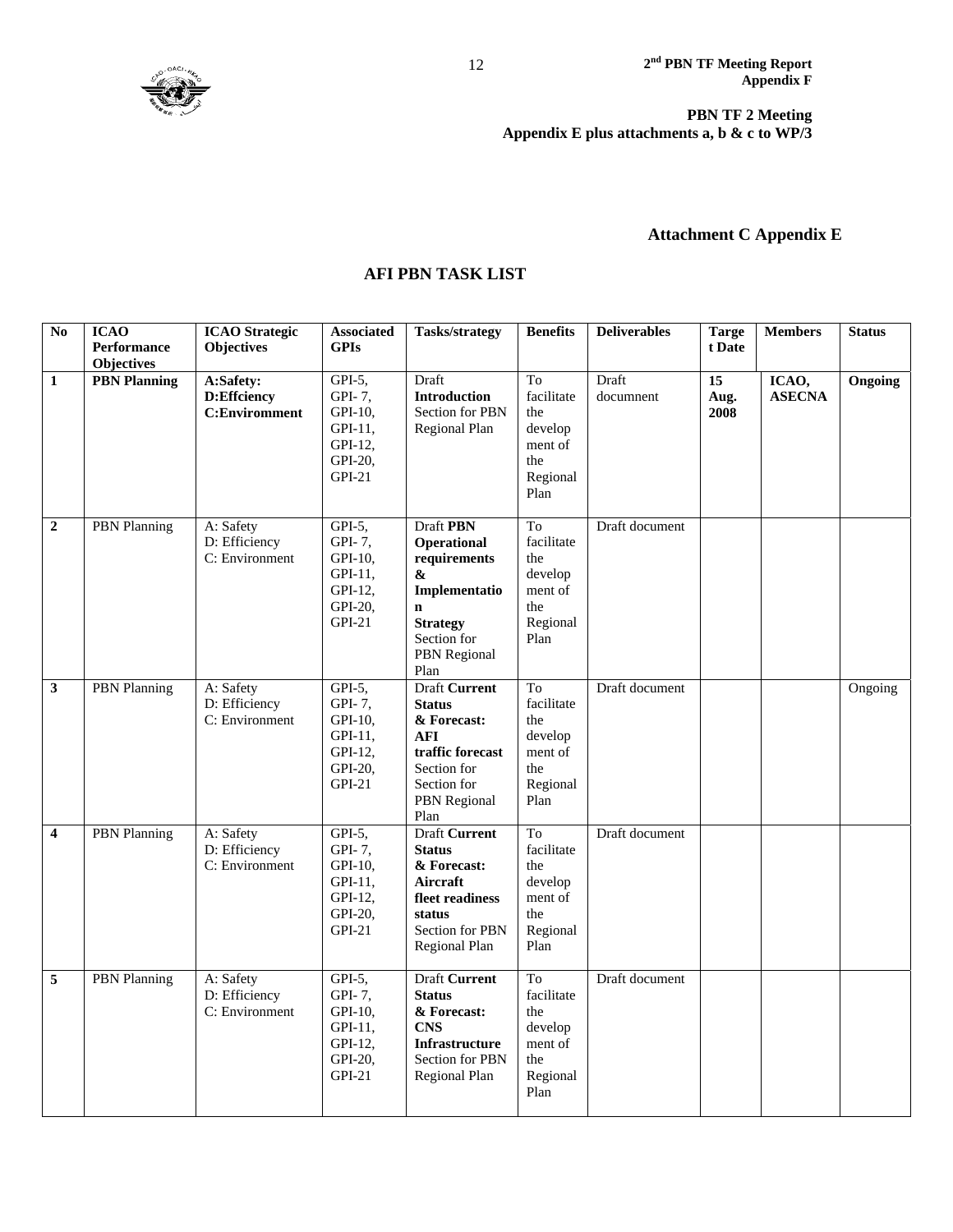**PBN TF 2 Meeting**
**Appendix E plus attachments a, b & c to WP/3**

## Attachment C Appendix E

## AFI PBN TASK LIST

| No | ICAO Performance Objectives | ICAO Strategic Objectives | Associated GPIs | Tasks/strategy | Benefits | Deliverables | Target Date | Members | Status |
|---|---|---|---|---|---|---|---|---|---|
| **1** | **PBN Planning** | **A:Safety: D:Effciency C:Environmment** | GPI-5, GPI- 7, GPI-10, GPI-11, GPI-12, GPI-20, GPI-21 | Draft **Introduction** Section for PBN Regional Plan | To facilitate the development of the Regional Plan | Draft documnent | **15 Aug. 2008** | **ICAO, ASECNA** | **Ongoing** |
| **2** | PBN Planning | A: Safety D: Efficiency C: Environment | GPI-5, GPI- 7, GPI-10, GPI-11, GPI-12, GPI-20, GPI-21 | Draft **PBN Operational requirements & Implementation Strategy** Section for PBN Regional Plan | To facilitate the development of the Regional Plan | Draft document | | | |
| **3** | PBN Planning | A: Safety D: Efficiency C: Environment | GPI-5, GPI- 7, GPI-10, GPI-11, GPI-12, GPI-20, GPI-21 | Draft **Current Status & Forecast: AFI traffic forecast** Section for Section for PBN Regional Plan | To facilitate the development of the Regional Plan | Draft document | | | Ongoing |
| **4** | PBN Planning | A: Safety D: Efficiency C: Environment | GPI-5, GPI- 7, GPI-10, GPI-11, GPI-12, GPI-20, GPI-21 | Draft **Current Status & Forecast: Aircraft fleet readiness status** Section for PBN Regional Plan | To facilitate the development of the Regional Plan | Draft document | | | |
| **5** | PBN Planning | A: Safety D: Efficiency C: Environment | GPI-5, GPI- 7, GPI-10, GPI-11, GPI-12, GPI-20, GPI-21 | Draft **Current Status & Forecast: CNS Infrastructure** Section for PBN Regional Plan | To facilitate the development of the Regional Plan | Draft document | | | |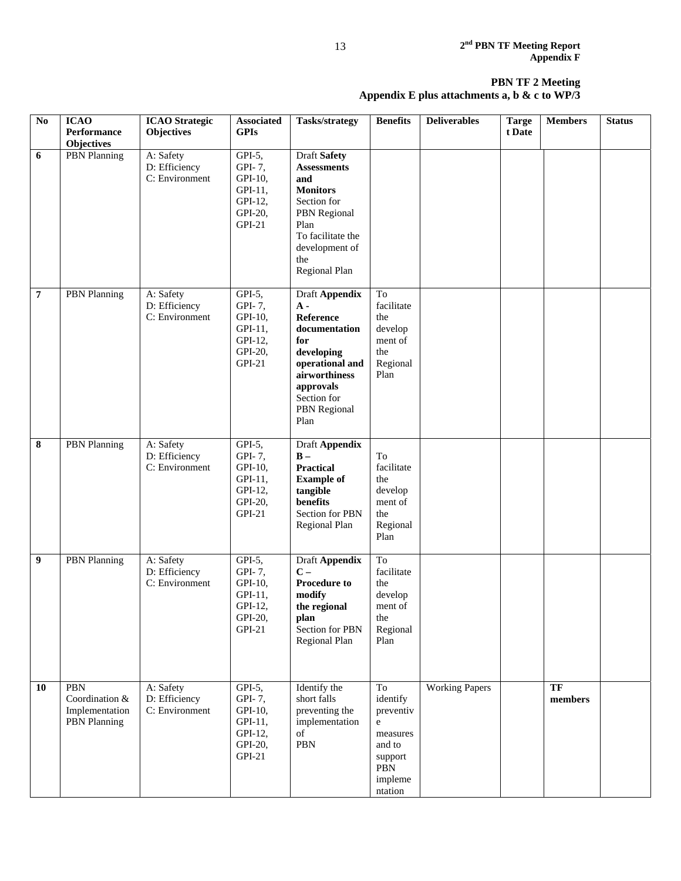**PBN TF 2 Meeting**
**Appendix E plus attachments a, b & c to WP/3**

| No | ICAO Performance Objectives | ICAO Strategic Objectives | Associated GPIs | Tasks/strategy | Benefits | Deliverables | Target Date | Members | Status |
|---|---|---|---|---|---|---|---|---|---|
| 6 | PBN Planning | A: Safety D: Efficiency C: Environment | GPI-5, GPI- 7, GPI-10, GPI-11, GPI-12, GPI-20, GPI-21 | Draft **Safety Assessments and Monitors** Section for PBN Regional Plan To facilitate the development of the Regional Plan | | | | | |
| 7 | PBN Planning | A: Safety D: Efficiency C: Environment | GPI-5, GPI- 7, GPI-10, GPI-11, GPI-12, GPI-20, GPI-21 | Draft **Appendix A - Reference documentation for developing operational and airworthiness approvals** Section for PBN Regional Plan | To facilitate the development of the Regional Plan | | | | |
| 8 | PBN Planning | A: Safety D: Efficiency C: Environment | GPI-5, GPI- 7, GPI-10, GPI-11, GPI-12, GPI-20, GPI-21 | Draft **Appendix B – Practical Example of tangible benefits** Section for PBN Regional Plan | To facilitate the development of the Regional Plan | | | | |
| 9 | PBN Planning | A: Safety D: Efficiency C: Environment | GPI-5, GPI- 7, GPI-10, GPI-11, GPI-12, GPI-20, GPI-21 | Draft **Appendix C – Procedure to modify the regional plan** Section for PBN Regional Plan | To facilitate the development of the Regional Plan | | | | |
| 10 | PBN Coordination & Implementation PBN Planning | A: Safety D: Efficiency C: Environment | GPI-5, GPI- 7, GPI-10, GPI-11, GPI-12, GPI-20, GPI-21 | Identify the short falls preventing the implementation of PBN | To identify preventive measures and to support PBN implementation | Working Papers | | **TF members** | |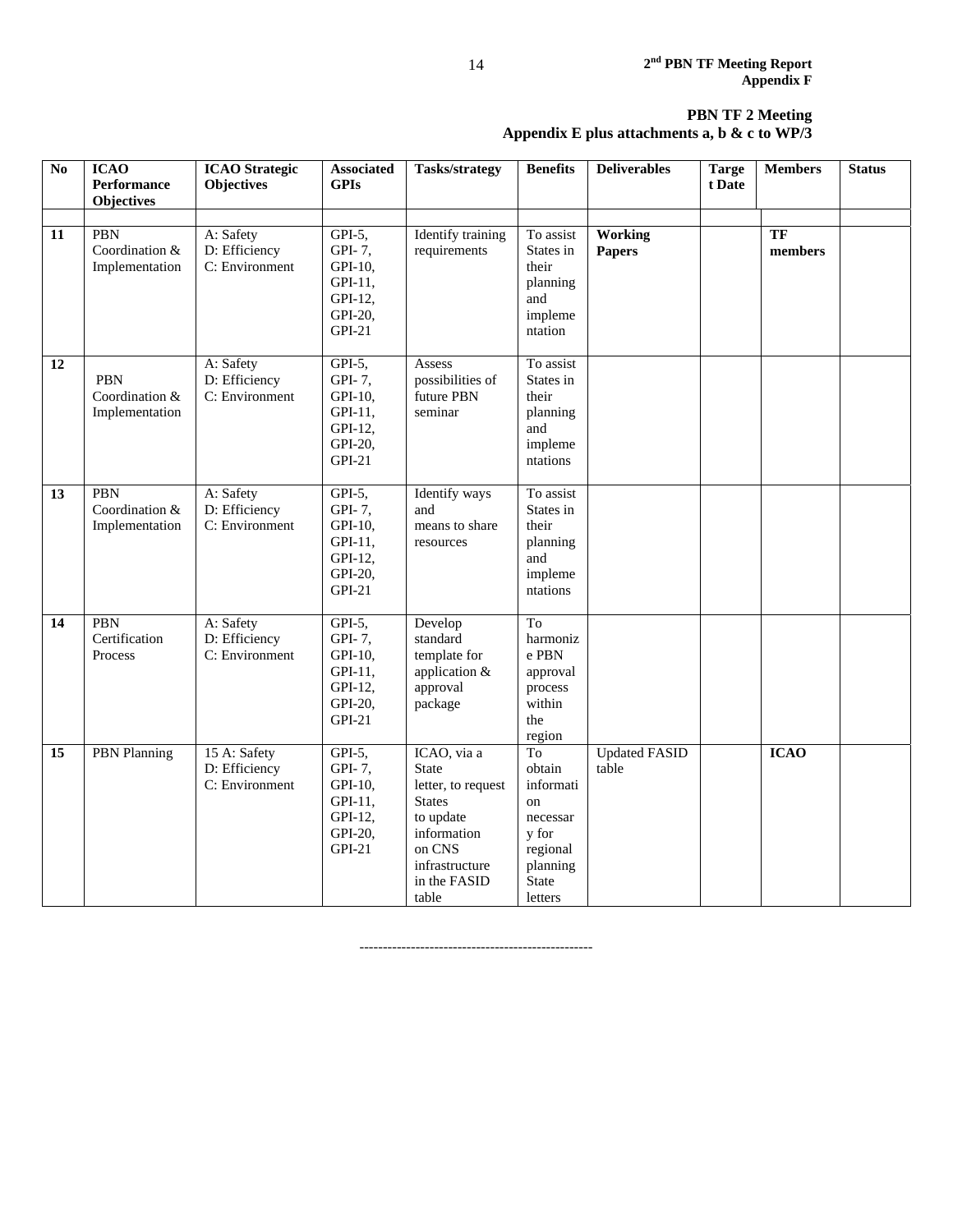**PBN TF 2 Meeting**
**Appendix E plus attachments a, b & c to WP/3**

| No | ICAO Performance Objectives | ICAO Strategic Objectives | Associated GPIs | Tasks/strategy | Benefits | Deliverables | Target Date | Members | Status |
|---|---|---|---|---|---|---|---|---|---|
| | | | | | | | | | |
| **11** | PBN Coordination & Implementation | A: Safety D: Efficiency C: Environment | GPI-5, GPI- 7, GPI-10, GPI-11, GPI-12, GPI-20, GPI-21 | Identify training requirements | To assist States in their planning and implementation | **Working Papers** | | **TF members** | |
| **12** | PBN Coordination & Implementation | A: Safety D: Efficiency C: Environment | GPI-5, GPI- 7, GPI-10, GPI-11, GPI-12, GPI-20, GPI-21 | Assess possibilities of future PBN seminar | To assist States in their planning and implementations | | | | |
| **13** | PBN Coordination & Implementation | A: Safety D: Efficiency C: Environment | GPI-5, GPI- 7, GPI-10, GPI-11, GPI-12, GPI-20, GPI-21 | Identify ways and means to share resources | To assist States in their planning and implementations | | | | |
| **14** | PBN Certification Process | A: Safety D: Efficiency C: Environment | GPI-5, GPI- 7, GPI-10, GPI-11, GPI-12, GPI-20, GPI-21 | Develop standard template for application & approval package | To harmonize PBN approval process within the region | | | | |
| **15** | PBN Planning | 15 A: Safety D: Efficiency C: Environment | GPI-5, GPI- 7, GPI-10, GPI-11, GPI-12, GPI-20, GPI-21 | ICAO, via a State letter, to request States to update information on CNS infrastructure in the FASID table | To obtain information necessary for regional planning State letters | Updated FASID table | | **ICAO** | |

---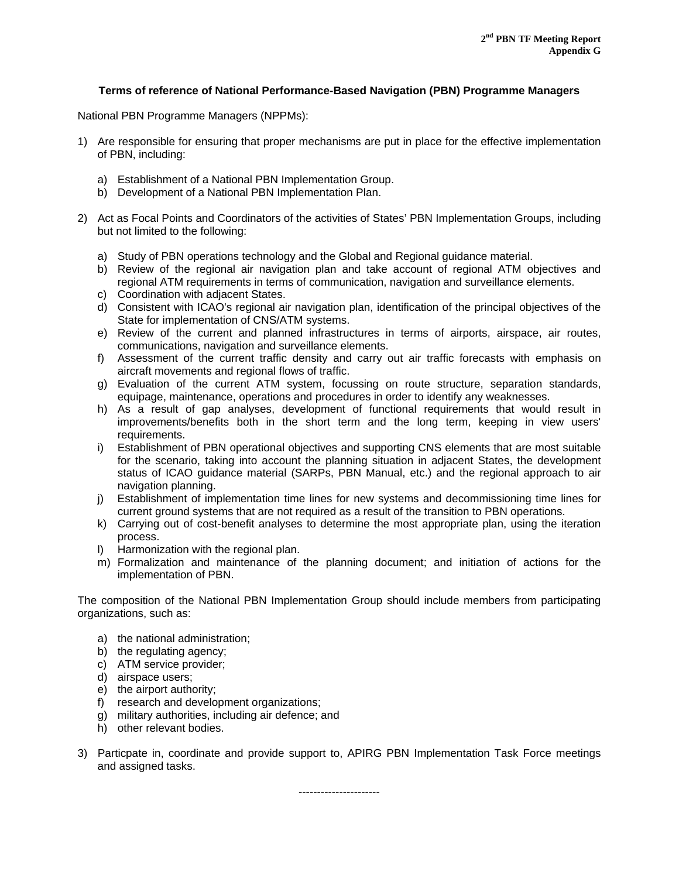### Terms of reference of National Performance-Based Navigation (PBN) Programme Managers

National PBN Programme Managers (NPPMs):

1) Are responsible for ensuring that proper mechanisms are put in place for the effective implementation of PBN, including:

    a) Establishment of a National PBN Implementation Group.
    b) Development of a National PBN Implementation Plan.

2) Act as Focal Points and Coordinators of the activities of States' PBN Implementation Groups, including but not limited to the following:

    a) Study of PBN operations technology and the Global and Regional guidance material.
    b) Review of the regional air navigation plan and take account of regional ATM objectives and regional ATM requirements in terms of communication, navigation and surveillance elements.
    c) Coordination with adjacent States.
    d) Consistent with ICAO's regional air navigation plan, identification of the principal objectives of the State for implementation of CNS/ATM systems.
    e) Review of the current and planned infrastructures in terms of airports, airspace, air routes, communications, navigation and surveillance elements.
    f) Assessment of the current traffic density and carry out air traffic forecasts with emphasis on aircraft movements and regional flows of traffic.
    g) Evaluation of the current ATM system, focussing on route structure, separation standards, equipage, maintenance, operations and procedures in order to identify any weaknesses.
    h) As a result of gap analyses, development of functional requirements that would result in improvements/benefits both in the short term and the long term, keeping in view users' requirements.
    i) Establishment of PBN operational objectives and supporting CNS elements that are most suitable for the scenario, taking into account the planning situation in adjacent States, the development status of ICAO guidance material (SARPs, PBN Manual, etc.) and the regional approach to air navigation planning.
    j) Establishment of implementation time lines for new systems and decommissioning time lines for current ground systems that are not required as a result of the transition to PBN operations.
    k) Carrying out of cost-benefit analyses to determine the most appropriate plan, using the iteration process.
    l) Harmonization with the regional plan.
    m) Formalization and maintenance of the planning document; and initiation of actions for the implementation of PBN.

The composition of the National PBN Implementation Group should include members from participating organizations, such as:

a) the national administration;
b) the regulating agency;
c) ATM service provider;
d) airspace users;
e) the airport authority;
f) research and development organizations;
g) military authorities, including air defence; and
h) other relevant bodies.

3) Particpate in, coordinate and provide support to, APIRG PBN Implementation Task Force meetings and assigned tasks.

---------------------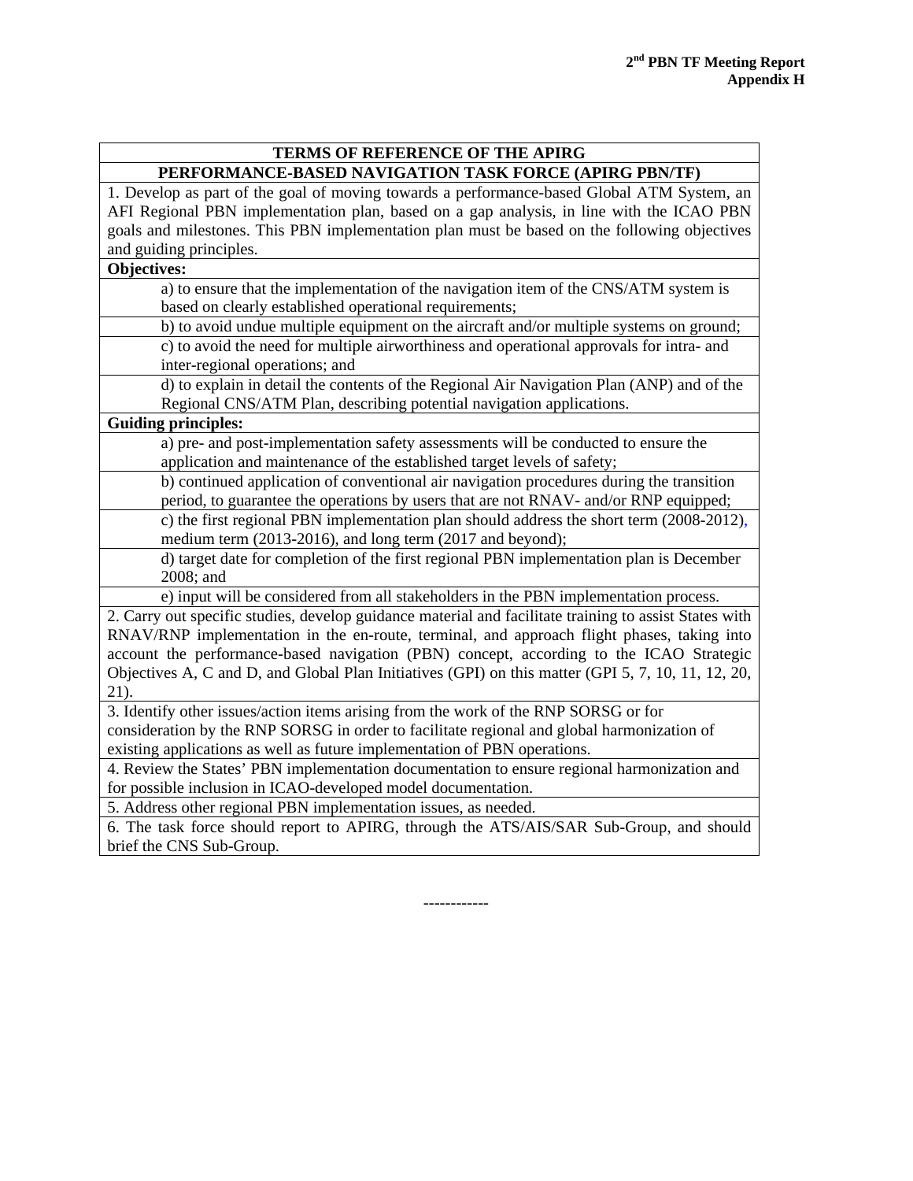| TERMS OF REFERENCE OF THE APIRG<br>PERFORMANCE-BASED NAVIGATION TASK FORCE (APIRG PBN/TF) |
|---|
| 1. Develop as part of the goal of moving towards a performance-based Global ATM System, an AFI Regional PBN implementation plan, based on a gap analysis, in line with the ICAO PBN goals and milestones. This PBN implementation plan must be based on the following objectives and guiding principles. |
| **Objectives:** |
| a) to ensure that the implementation of the navigation item of the CNS/ATM system is based on clearly established operational requirements; |
| b) to avoid undue multiple equipment on the aircraft and/or multiple systems on ground; |
| c) to avoid the need for multiple airworthiness and operational approvals for intra- and inter-regional operations; and |
| d) to explain in detail the contents of the Regional Air Navigation Plan (ANP) and of the Regional CNS/ATM Plan, describing potential navigation applications. |
| **Guiding principles:** |
| a) pre- and post-implementation safety assessments will be conducted to ensure the application and maintenance of the established target levels of safety; |
| b) continued application of conventional air navigation procedures during the transition period, to guarantee the operations by users that are not RNAV- and/or RNP equipped; |
| c) the first regional PBN implementation plan should address the short term (2008-2012), medium term (2013-2016), and long term (2017 and beyond); |
| d) target date for completion of the first regional PBN implementation plan is December 2008; and |
| e) input will be considered from all stakeholders in the PBN implementation process. |
| 2. Carry out specific studies, develop guidance material and facilitate training to assist States with RNAV/RNP implementation in the en-route, terminal, and approach flight phases, taking into account the performance-based navigation (PBN) concept, according to the ICAO Strategic Objectives A, C and D, and Global Plan Initiatives (GPI) on this matter (GPI 5, 7, 10, 11, 12, 20, 21). |
| 3. Identify other issues/action items arising from the work of the RNP SORSG or for consideration by the RNP SORSG in order to facilitate regional and global harmonization of existing applications as well as future implementation of PBN operations. |
| 4. Review the States' PBN implementation documentation to ensure regional harmonization and for possible inclusion in ICAO-developed model documentation. |
| 5. Address other regional PBN implementation issues, as needed. |
| 6. The task force should report to APIRG, through the ATS/AIS/SAR Sub-Group, and should brief the CNS Sub-Group. |

------------